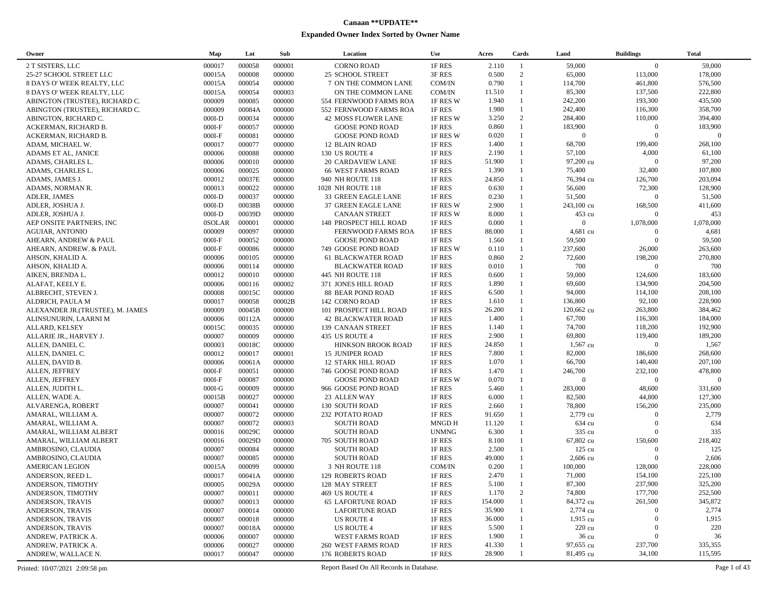# Canaan **UPDATE**

## Expanded Owner Index Sorted by Owner Name

| Owner | Map | Lot | Sub | Location | Use | Acres | Cards | Land | Buildings | Total |
|---|---|---|---|---|---|---|---|---|---|---|
| 2 T SISTERS, LLC | 000017 | 000058 | 000001 | CORNO ROAD | 1F RES | 2.110 | 1 | 59,000 | 0 | 59,000 |
| 25-27 SCHOOL STREET LLC | 00015A | 000008 | 000000 | 25 SCHOOL STREET | 3F RES | 0.500 | 2 | 65,000 | 113,000 | 178,000 |
| 8 DAYS O' WEEK REALTY, LLC | 00015A | 000054 | 000000 | 7 ON THE COMMON LANE | COM/IN | 0.790 | 1 | 114,700 | 461,800 | 576,500 |
| 8 DAYS O' WEEK REALTY, LLC | 00015A | 000054 | 000003 | ON THE COMMON LANE | COM/IN | 11.510 | 1 | 85,300 | 137,500 | 222,800 |
| ABINGTON (TRUSTEE), RICHARD C. | 000009 | 000085 | 000000 | 554 FERNWOOD FARMS ROA | 1F RES W | 1.940 | 1 | 242,200 | 193,300 | 435,500 |
| ABINGTON (TRUSTEE), RICHARD C. | 000009 | 00084A | 000000 | 552 FERNWOOD FARMS ROA | 1F RES | 1.980 | 1 | 242,400 | 116,300 | 358,700 |
| ABINGTON, RICHARD C. | 000I-D | 000034 | 000000 | 42 MOSS FLOWER LANE | 1F RES W | 3.250 | 2 | 284,400 | 110,000 | 394,400 |
| ACKERMAN, RICHARD B. | 000I-F | 000057 | 000000 | GOOSE POND ROAD | 1F RES | 0.860 | 1 | 183,900 | 0 | 183,900 |
| ACKERMAN, RICHARD B. | 000I-F | 000081 | 000000 | GOOSE POND ROAD | 1F RES W | 0.020 | 1 | 0 | 0 | 0 |
| ADAM, MICHAEL W. | 000017 | 000077 | 000000 | 12 BLAIN ROAD | 1F RES | 1.400 | 1 | 68,700 | 199,400 | 268,100 |
| ADAMS ET AL, JANICE | 000006 | 000088 | 000000 | 130 US ROUTE 4 | 1F RES | 2.190 | 1 | 57,100 | 4,000 | 61,100 |
| ADAMS, CHARLES L. | 000006 | 000010 | 000000 | 20 CARDAVIEW LANE | 1F RES | 51.900 | 1 | 97,200 cu | 0 | 97,200 |
| ADAMS, CHARLES L. | 000006 | 000025 | 000000 | 66 WEST FARMS ROAD | 1F RES | 1.390 | 1 | 75,400 | 32,400 | 107,800 |
| ADAMS, JAMES J. | 000012 | 00037E | 000000 | 940 NH ROUTE 118 | 1F RES | 24.850 | 1 | 76,394 cu | 126,700 | 203,094 |
| ADAMS, NORMAN R. | 000013 | 000022 | 000000 | 1028 NH ROUTE 118 | 1F RES | 0.630 | 1 | 56,600 | 72,300 | 128,900 |
| ADLER, JAMES | 000I-D | 000037 | 000000 | 33 GREEN EAGLE LANE | 1F RES | 0.230 | 1 | 51,500 | 0 | 51,500 |
| ADLER, JOSHUA J. | 000I-D | 00038B | 000000 | 37 GREEN EAGLE LANE | 1F RES W | 2.900 | 1 | 243,100 cu | 168,500 | 411,600 |
| ADLER, JOSHUA J. | 000I-D | 00039D | 000000 | CANAAN STREET | 1F RES W | 8.000 | 1 | 453 cu | 0 | 453 |
| AEP ONSITE PARTNERS, INC | 0SOLAR | 000001 | 000000 | 148 PROSPECT HILL ROAD | 1F RES | 0.000 | 1 | 0 | 1,078,000 | 1,078,000 |
| AGUIAR, ANTONIO | 000009 | 000097 | 000000 | FERNWOOD FARMS ROA | 1F RES | 88.000 | 1 | 4,681 cu | 0 | 4,681 |
| AHEARN, ANDREW & PAUL | 000I-F | 000052 | 000000 | GOOSE POND ROAD | 1F RES | 1.560 | 1 | 59,500 | 0 | 59,500 |
| AHEARN, ANDREW. & PAUL | 000I-F | 000086 | 000000 | 749 GOOSE POND ROAD | 1F RES W | 0.110 | 1 | 237,600 | 26,000 | 263,600 |
| AHSON, KHALID A. | 000006 | 000105 | 000000 | 61 BLACKWATER ROAD | 1F RES | 0.860 | 2 | 72,600 | 198,200 | 270,800 |
| AHSON, KHALID A. | 000006 | 000114 | 000000 | BLACKWATER ROAD | 1F RES | 0.010 | 1 | 700 | 0 | 700 |
| AIKEN, BRENDA L. | 000012 | 000010 | 000000 | 445 NH ROUTE 118 | 1F RES | 0.600 | 1 | 59,000 | 124,600 | 183,600 |
| ALAFAT, KEELY E. | 000006 | 000116 | 000002 | 371 JONES HILL ROAD | 1F RES | 1.890 | 1 | 69,600 | 134,900 | 204,500 |
| ALBRECHT, STEVEN J. | 000008 | 00015C | 000000 | 88 BEAR POND ROAD | 1F RES | 6.500 | 1 | 94,000 | 114,100 | 208,100 |
| ALDRICH, PAULA M | 000017 | 000058 | 00002B | 142 CORNO ROAD | 1F RES | 1.610 | 1 | 136,800 | 92,100 | 228,900 |
| ALEXANDER JR.(TRUSTEE), M. JAMES | 000009 | 00045B | 000000 | 101 PROSPECT HILL ROAD | 1F RES | 26.200 | 1 | 120,662 cu | 263,800 | 384,462 |
| ALINSUNURIN, LAARNI M | 000006 | 00112A | 000000 | 42 BLACKWATER ROAD | 1F RES | 1.400 | 1 | 67,700 | 116,300 | 184,000 |
| ALLARD, KELSEY | 00015C | 000035 | 000000 | 139 CANAAN STREET | 1F RES | 1.140 | 1 | 74,700 | 118,200 | 192,900 |
| ALLARIE JR., HARVEY J. | 000007 | 000009 | 000000 | 435 US ROUTE 4 | 1F RES | 2.900 | 1 | 69,800 | 119,400 | 189,200 |
| ALLEN, DANIEL C. | 000003 | 00018C | 000000 | HINKSON BROOK ROAD | 1F RES | 24.850 | 1 | 1,567 cu | 0 | 1,567 |
| ALLEN, DANIEL C. | 000012 | 000017 | 000001 | 15 JUNIPER ROAD | 1F RES | 7.800 | 1 | 82,000 | 186,600 | 268,600 |
| ALLEN, DAVID B. | 000006 | 00061A | 000000 | 12 STARK HILL ROAD | 1F RES | 1.070 | 1 | 66,700 | 140,400 | 207,100 |
| ALLEN, JEFFREY | 000I-F | 000051 | 000000 | 746 GOOSE POND ROAD | 1F RES | 1.470 | 1 | 246,700 | 232,100 | 478,800 |
| ALLEN, JEFFREY | 000I-F | 000087 | 000000 | GOOSE POND ROAD | 1F RES W | 0.070 | 1 | 0 | 0 | 0 |
| ALLEN, JUDITH L. | 000I-G | 000009 | 000000 | 966 GOOSE POND ROAD | 1F RES | 5.460 | 1 | 283,000 | 48,600 | 331,600 |
| ALLEN, WADE A. | 00015B | 000027 | 000000 | 23 ALLEN WAY | 1F RES | 6.000 | 1 | 82,500 | 44,800 | 127,300 |
| ALVARENGA, ROBERT | 000007 | 000041 | 000000 | 130 SOUTH ROAD | 1F RES | 2.660 | 1 | 78,800 | 156,200 | 235,000 |
| AMARAL, WILLIAM A. | 000007 | 000072 | 000000 | 232 POTATO ROAD | 1F RES | 91.650 | 1 | 2,779 cu | 0 | 2,779 |
| AMARAL, WILLIAM A. | 000007 | 000072 | 000003 | SOUTH ROAD | MNGD H | 11.120 | 1 | 634 cu | 0 | 634 |
| AMARAL, WILLIAM ALBERT | 000016 | 00029C | 000000 | SOUTH ROAD | UNMNG | 6.300 | 1 | 335 cu | 0 | 335 |
| AMARAL, WILLIAM ALBERT | 000016 | 00029D | 000000 | 705 SOUTH ROAD | 1F RES | 8.100 | 1 | 67,802 cu | 150,600 | 218,402 |
| AMBROSINO, CLAUDIA | 000007 | 000084 | 000000 | SOUTH ROAD | 1F RES | 2.500 | 1 | 125 cu | 0 | 125 |
| AMBROSINO, CLAUDIA | 000007 | 000085 | 000000 | SOUTH ROAD | 1F RES | 49.000 | 1 | 2,606 cu | 0 | 2,606 |
| AMERICAN LEGION | 00015A | 000099 | 000000 | 3 NH ROUTE 118 | COM/IN | 0.200 | 1 | 100,000 | 128,000 | 228,000 |
| ANDERSON, REED L. | 000017 | 00041A | 000000 | 129 ROBERTS ROAD | 1F RES | 2.470 | 1 | 71,000 | 154,100 | 225,100 |
| ANDERSON, TIMOTHY | 000005 | 00029A | 000000 | 128 MAY STREET | 1F RES | 5.100 | 1 | 87,300 | 237,900 | 325,200 |
| ANDERSON, TIMOTHY | 000007 | 000011 | 000000 | 469 US ROUTE 4 | 1F RES | 1.170 | 2 | 74,800 | 177,700 | 252,500 |
| ANDERSON, TRAVIS | 000007 | 000013 | 000000 | 65 LAFORTUNE ROAD | 1F RES | 154.000 | 1 | 84,372 cu | 261,500 | 345,872 |
| ANDERSON, TRAVIS | 000007 | 000014 | 000000 | LAFORTUNE ROAD | 1F RES | 35.900 | 1 | 2,774 cu | 0 | 2,774 |
| ANDERSON, TRAVIS | 000007 | 000018 | 000000 | US ROUTE 4 | 1F RES | 36.000 | 1 | 1,915 cu | 0 | 1,915 |
| ANDERSON, TRAVIS | 000007 | 00018A | 000000 | US ROUTE 4 | 1F RES | 5.500 | 1 | 220 cu | 0 | 220 |
| ANDREW, PATRICK A. | 000006 | 000007 | 000000 | WEST FARMS ROAD | 1F RES | 1.900 | 1 | 36 cu | 0 | 36 |
| ANDREW, PATRICK A. | 000006 | 000027 | 000000 | 260 WEST FARMS ROAD | 1F RES | 41.330 | 1 | 97,655 cu | 237,700 | 335,355 |
| ANDREW, WALLACE N. | 000017 | 000047 | 000000 | 176 ROBERTS ROAD | 1F RES | 28.900 | 1 | 81,495 cu | 34,100 | 115,595 |

Printed: 10/07/2021 2:09:58 pm — Report Based On All Records in Database.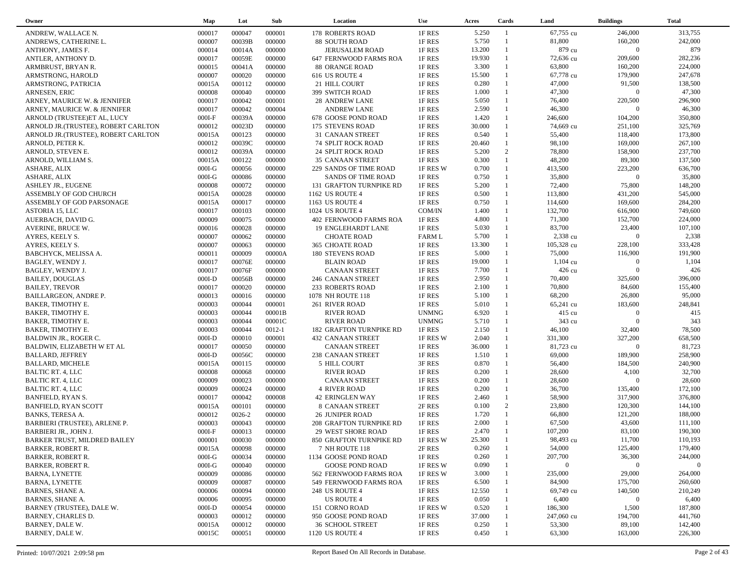| Owner | Map | Lot | Sub | Location | Use | Acres | Cards | Land | Buildings | Total |
|---|---|---|---|---|---|---|---|---|---|---|
| ANDREW, WALLACE N. | 000017 | 000047 | 000001 | 178 ROBERTS ROAD | 1F RES | 5.250 | 1 | 67,755 cu | 246,000 | 313,755 |
| ANDREWS, CATHERINE L. | 000007 | 00039B | 000000 | 88 SOUTH ROAD | 1F RES | 5.750 | 1 | 81,800 | 160,200 | 242,000 |
| ANTHONY, JAMES F. | 000014 | 00014A | 000000 | JERUSALEM ROAD | 1F RES | 13.200 | 1 | 879 cu | 0 | 879 |
| ANTLER, ANTHONY D. | 000017 | 00059E | 000000 | 647 FERNWOOD FARMS ROA | 1F RES | 19.930 | 1 | 72,636 cu | 209,600 | 282,236 |
| ARMBRUST, BRYAN R. | 000015 | 00041A | 000000 | 88 ORANGE ROAD | 1F RES | 3.300 | 1 | 63,800 | 160,200 | 224,000 |
| ARMSTRONG, HAROLD | 000007 | 000020 | 000000 | 616 US ROUTE 4 | 1F RES | 15.500 | 1 | 67,778 cu | 179,900 | 247,678 |
| ARMSTRONG, PATRICIA | 00015A | 000112 | 000000 | 21 HILL COURT | 1F RES | 0.280 | 1 | 47,000 | 91,500 | 138,500 |
| ARNESEN, ERIC | 000008 | 000040 | 000000 | 399 SWITCH ROAD | 1F RES | 1.000 | 1 | 47,300 | 0 | 47,300 |
| ARNEY, MAURICE W. & JENNIFER | 000017 | 000042 | 000001 | 28 ANDREW LANE | 1F RES | 5.050 | 1 | 76,400 | 220,500 | 296,900 |
| ARNEY, MAURICE W. & JENNIFER | 000017 | 000042 | 000004 | ANDREW LANE | 1F RES | 2.590 | 1 | 46,300 | 0 | 46,300 |
| ARNOLD (TRUSTEE)ET AL, LUCY | 000I-F | 00039A | 000000 | 678 GOOSE POND ROAD | 1F RES | 1.420 | 1 | 246,600 | 104,200 | 350,800 |
| ARNOLD JR.(TRUSTEE), ROBERT CARLTON | 000012 | 00023D | 000000 | 175 STEVENS ROAD | 1F RES | 30.000 | 1 | 74,669 cu | 251,100 | 325,769 |
| ARNOLD JR.(TRUSTEE), ROBERT CARLTON | 00015A | 000123 | 000000 | 31 CANAAN STREET | 1F RES | 0.540 | 1 | 55,400 | 118,400 | 173,800 |
| ARNOLD, PETER K. | 000012 | 00039C | 000000 | 74 SPLIT ROCK ROAD | 1F RES | 20.460 | 1 | 98,100 | 169,000 | 267,100 |
| ARNOLD, STEVEN E. | 000012 | 00039A | 000000 | 24 SPLIT ROCK ROAD | 1F RES | 5.200 | 2 | 78,800 | 158,900 | 237,700 |
| ARNOLD, WILLIAM S. | 00015A | 000122 | 000000 | 35 CANAAN STREET | 1F RES | 0.300 | 1 | 48,200 | 89,300 | 137,500 |
| ASHARE, ALIX | 000I-G | 000056 | 000000 | 229 SANDS OF TIME ROAD | 1F RES W | 0.700 | 1 | 413,500 | 223,200 | 636,700 |
| ASHARE, ALIX | 000I-G | 000086 | 000000 | SANDS OF TIME ROAD | 1F RES | 0.750 | 1 | 35,800 | 0 | 35,800 |
| ASHLEY JR., EUGENE | 000008 | 000072 | 000000 | 131 GRAFTON TURNPIKE RD | 1F RES | 5.200 | 1 | 72,400 | 75,800 | 148,200 |
| ASSEMBLY OF GOD CHURCH | 00015A | 000028 | 000000 | 1162 US ROUTE 4 | 1F RES | 0.500 | 1 | 113,800 | 431,200 | 545,000 |
| ASSEMBLY OF GOD PARSONAGE | 00015A | 000017 | 000000 | 1163 US ROUTE 4 | 1F RES | 0.750 | 1 | 114,600 | 169,600 | 284,200 |
| ASTORIA 15, LLC | 000017 | 000103 | 000000 | 1024 US ROUTE 4 | COM/IN | 1.400 | 1 | 132,700 | 616,900 | 749,600 |
| AUERBACH, DAVID G. | 000009 | 000075 | 000000 | 402 FERNWOOD FARMS ROA | 1F RES | 4.800 | 1 | 71,300 | 152,700 | 224,000 |
| AVERINE, BRUCE W. | 000016 | 000028 | 000000 | 19 ENGLEHARDT LANE | 1F RES | 5.030 | 1 | 83,700 | 23,400 | 107,100 |
| AYRES, KEELY S. | 000007 | 000062 | 000000 | CHOATE ROAD | FARM L | 5.700 | 1 | 2,338 cu | 0 | 2,338 |
| AYRES, KEELY S. | 000007 | 000063 | 000000 | 365 CHOATE ROAD | 1F RES | 13.300 | 1 | 105,328 cu | 228,100 | 333,428 |
| BABCHYCK, MELISSA A. | 000011 | 000009 | 00000A | 180 STEVENS ROAD | 1F RES | 5.000 | 1 | 75,000 | 116,900 | 191,900 |
| BAGLEY, WENDY J. | 000017 | 00076E | 000000 | BLAIN ROAD | 1F RES | 19.000 | 1 | 1,104 cu | 0 | 1,104 |
| BAGLEY, WENDY J. | 000017 | 00076F | 000000 | CANAAN STREET | 1F RES | 7.700 | 1 | 426 cu | 0 | 426 |
| BAILEY, DOUGLAS | 000I-D | 00056B | 000000 | 246 CANAAN STREET | 1F RES | 2.950 | 1 | 70,400 | 325,600 | 396,000 |
| BAILEY, TREVOR | 000017 | 000020 | 000000 | 233 ROBERTS ROAD | 1F RES | 2.100 | 1 | 70,800 | 84,600 | 155,400 |
| BAILLARGEON, ANDRE P. | 000013 | 000016 | 000000 | 1078 NH ROUTE 118 | 1F RES | 5.100 | 1 | 68,200 | 26,800 | 95,000 |
| BAKER, TIMOTHY E. | 000003 | 000044 | 000001 | 261 RIVER ROAD | 1F RES | 5.010 | 1 | 65,241 cu | 183,600 | 248,841 |
| BAKER, TIMOTHY E. | 000003 | 000044 | 00001B | RIVER ROAD | UNMNG | 6.920 | 1 | 415 cu | 0 | 415 |
| BAKER, TIMOTHY E. | 000003 | 000044 | 00001C | RIVER ROAD | UNMNG | 5.710 | 1 | 343 cu | 0 | 343 |
| BAKER, TIMOTHY E. | 000003 | 000044 | 0012-1 | 182 GRAFTON TURNPIKE RD | 1F RES | 2.150 | 1 | 46,100 | 32,400 | 78,500 |
| BALDWIN JR., ROGER C. | 000I-D | 000010 | 000001 | 432 CANAAN STREET | 1F RES W | 2.040 | 1 | 331,300 | 327,200 | 658,500 |
| BALDWIN, ELIZABETH W ET AL | 000017 | 000050 | 000000 | CANAAN STREET | 1F RES | 36.000 | 1 | 81,723 cu | 0 | 81,723 |
| BALLARD, JEFFREY | 000I-D | 00056C | 000000 | 238 CANAAN STREET | 1F RES | 1.510 | 1 | 69,000 | 189,900 | 258,900 |
| BALLARD, MICHELE | 00015A | 000115 | 000000 | 5 HILL COURT | 3F RES | 0.870 | 1 | 56,400 | 184,500 | 240,900 |
| BALTIC RT. 4, LLC | 000008 | 000068 | 000000 | RIVER ROAD | 1F RES | 0.200 | 1 | 28,600 | 4,100 | 32,700 |
| BALTIC RT. 4, LLC | 000009 | 000023 | 000000 | CANAAN STREET | 1F RES | 0.200 | 1 | 28,600 | 0 | 28,600 |
| BALTIC RT. 4, LLC | 000009 | 000024 | 000000 | 4 RIVER ROAD | 1F RES | 0.200 | 1 | 36,700 | 135,400 | 172,100 |
| BANFIELD, RYAN S. | 000017 | 000042 | 000008 | 42 ERINGLEN WAY | 1F RES | 2.460 | 1 | 58,900 | 317,900 | 376,800 |
| BANFIELD, RYAN SCOTT | 00015A | 000101 | 000000 | 8 CANAAN STREET | 2F RES | 0.100 | 2 | 23,800 | 120,300 | 144,100 |
| BANKS, TERESA A. | 000012 | 0026-2 | 000000 | 26 JUNIPER ROAD | 1F RES | 1.720 | 1 | 66,800 | 121,200 | 188,000 |
| BARBIERI (TRUSTEE), ARLENE P. | 000003 | 000043 | 000000 | 208 GRAFTON TURNPIKE RD | 1F RES | 2.000 | 1 | 67,500 | 43,600 | 111,100 |
| BARBIERI JR., JOHN J. | 000I-F | 000013 | 000000 | 29 WEST SHORE ROAD | 1F RES | 2.470 | 1 | 107,200 | 83,100 | 190,300 |
| BARKER TRUST, MILDRED BAILEY | 000001 | 000030 | 000000 | 850 GRAFTON TURNPIKE RD | 1F RES W | 25.300 | 1 | 98,493 cu | 11,700 | 110,193 |
| BARKER, ROBERT R. | 00015A | 000098 | 000000 | 7 NH ROUTE 118 | 2F RES | 0.260 | 1 | 54,000 | 125,400 | 179,400 |
| BARKER, ROBERT R. | 000I-G | 000034 | 000000 | 1134 GOOSE POND ROAD | 1F RES | 0.260 | 1 | 207,700 | 36,300 | 244,000 |
| BARKER, ROBERT R. | 000I-G | 000040 | 000000 | GOOSE POND ROAD | 1F RES W | 0.090 | 1 | 0 | 0 | 0 |
| BARNA, LYNETTE | 000009 | 000086 | 000000 | 562 FERNWOOD FARMS ROA | 1F RES W | 3.000 | 1 | 235,000 | 29,000 | 264,000 |
| BARNA, LYNETTE | 000009 | 000087 | 000000 | 549 FERNWOOD FARMS ROA | 1F RES | 6.500 | 1 | 84,900 | 175,700 | 260,600 |
| BARNES, SHANE A. | 000006 | 000094 | 000000 | 248 US ROUTE 4 | 1F RES | 12.550 | 1 | 69,749 cu | 140,500 | 210,249 |
| BARNES, SHANE A. | 000006 | 000095 | 000000 | US ROUTE 4 | 1F RES | 0.050 | 1 | 6,400 | 0 | 6,400 |
| BARNEY (TRUSTEE), DALE W. | 000I-D | 000054 | 000000 | 151 CORNO ROAD | 1F RES W | 0.520 | 1 | 186,300 | 1,500 | 187,800 |
| BARNEY, CHARLES D. | 000003 | 000012 | 000000 | 950 GOOSE POND ROAD | 1F RES | 37.000 | 1 | 247,060 cu | 194,700 | 441,760 |
| BARNEY, DALE W. | 00015A | 000012 | 000000 | 36 SCHOOL STREET | 1F RES | 0.250 | 1 | 53,300 | 89,100 | 142,400 |
| BARNEY, DALE W. | 00015C | 000051 | 000000 | 1120 US ROUTE 4 | 1F RES | 0.450 | 1 | 63,300 | 163,000 | 226,300 |

Printed: 10/07/2021 2:09:58 pm — Report Based On All Records in Database.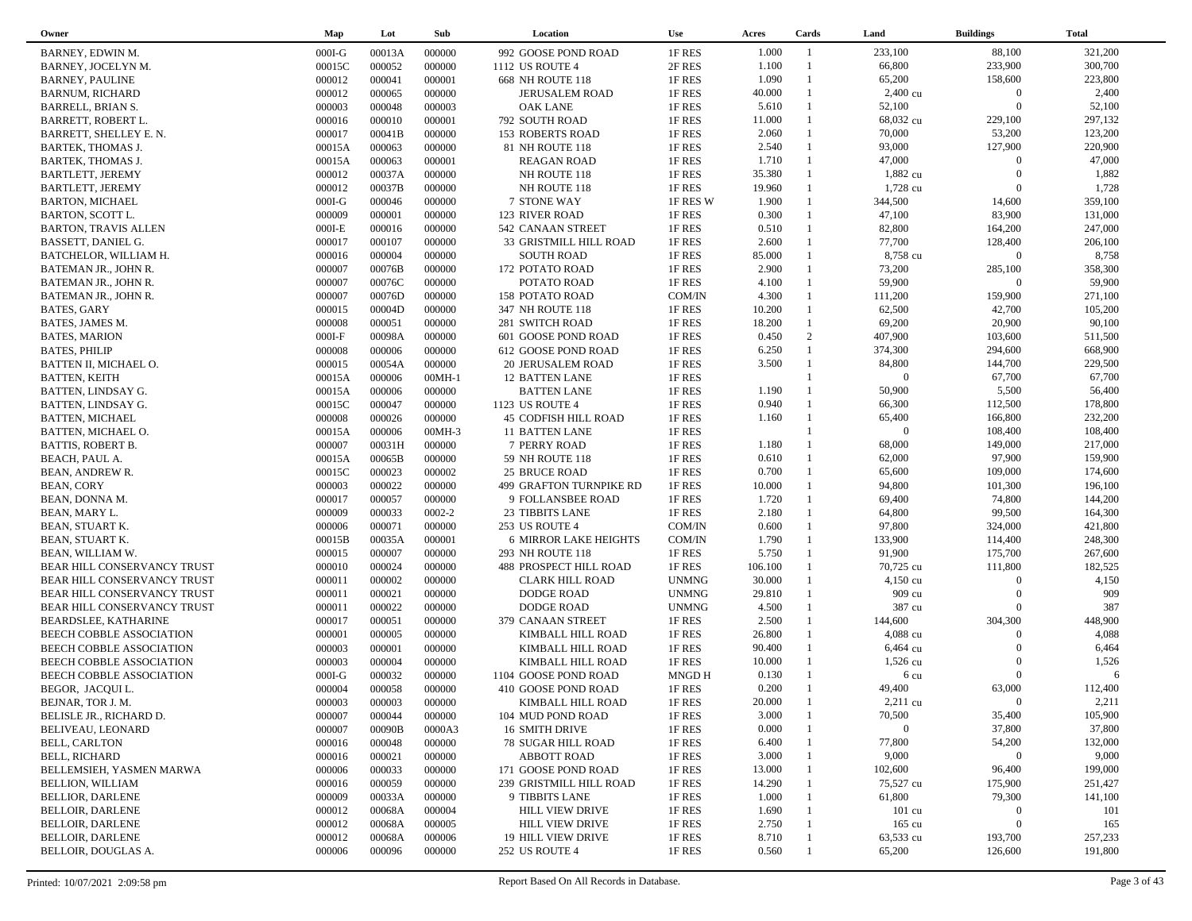| Owner | Map | Lot | Sub | Location | Use | Acres | Cards | Land | Buildings | Total |
|---|---|---|---|---|---|---|---|---|---|---|
| BARNEY, EDWIN M. | 000I-G | 00013A | 000000 | 992 GOOSE POND ROAD | 1F RES | 1.000 | 1 | 233,100 | 88,100 | 321,200 |
| BARNEY, JOCELYN M. | 00015C | 000052 | 000000 | 1112 US ROUTE 4 | 2F RES | 1.100 | 1 | 66,800 | 233,900 | 300,700 |
| BARNEY, PAULINE | 000012 | 000041 | 000001 | 668 NH ROUTE 118 | 1F RES | 1.090 | 1 | 65,200 | 158,600 | 223,800 |
| BARNUM, RICHARD | 000012 | 000065 | 000000 | JERUSALEM ROAD | 1F RES | 40.000 | 1 | 2,400 cu | 0 | 2,400 |
| BARRELL, BRIAN S. | 000003 | 000048 | 000003 | OAK LANE | 1F RES | 5.610 | 1 | 52,100 | 0 | 52,100 |
| BARRETT, ROBERT L. | 000016 | 000010 | 000001 | 792 SOUTH ROAD | 1F RES | 11.000 | 1 | 68,032 cu | 229,100 | 297,132 |
| BARRETT, SHELLEY E. N. | 000017 | 00041B | 000000 | 153 ROBERTS ROAD | 1F RES | 2.060 | 1 | 70,000 | 53,200 | 123,200 |
| BARTEK, THOMAS J. | 00015A | 000063 | 000000 | 81 NH ROUTE 118 | 1F RES | 2.540 | 1 | 93,000 | 127,900 | 220,900 |
| BARTEK, THOMAS J. | 00015A | 000063 | 000001 | REAGAN ROAD | 1F RES | 1.710 | 1 | 47,000 | 0 | 47,000 |
| BARTLETT, JEREMY | 000012 | 00037A | 000000 | NH ROUTE 118 | 1F RES | 35.380 | 1 | 1,882 cu | 0 | 1,882 |
| BARTLETT, JEREMY | 000012 | 00037B | 000000 | NH ROUTE 118 | 1F RES | 19.960 | 1 | 1,728 cu | 0 | 1,728 |
| BARTON, MICHAEL | 000I-G | 000046 | 000000 | 7 STONE WAY | 1F RES W | 1.900 | 1 | 344,500 | 14,600 | 359,100 |
| BARTON, SCOTT L. | 000009 | 000001 | 000000 | 123 RIVER ROAD | 1F RES | 0.300 | 1 | 47,100 | 83,900 | 131,000 |
| BARTON, TRAVIS ALLEN | 000I-E | 000016 | 000000 | 542 CANAAN STREET | 1F RES | 0.510 | 1 | 82,800 | 164,200 | 247,000 |
| BASSETT, DANIEL G. | 000017 | 000107 | 000000 | 33 GRISTMILL HILL ROAD | 1F RES | 2.600 | 1 | 77,700 | 128,400 | 206,100 |
| BATCHELOR, WILLIAM H. | 000016 | 000004 | 000000 | SOUTH ROAD | 1F RES | 85.000 | 1 | 8,758 cu | 0 | 8,758 |
| BATEMAN JR., JOHN R. | 000007 | 00076B | 000000 | 172 POTATO ROAD | 1F RES | 2.900 | 1 | 73,200 | 285,100 | 358,300 |
| BATEMAN JR., JOHN R. | 000007 | 00076C | 000000 | POTATO ROAD | 1F RES | 4.100 | 1 | 59,900 | 0 | 59,900 |
| BATEMAN JR., JOHN R. | 000007 | 00076D | 000000 | 158 POTATO ROAD | COM/IN | 4.300 | 1 | 111,200 | 159,900 | 271,100 |
| BATES, GARY | 000015 | 00004D | 000000 | 347 NH ROUTE 118 | 1F RES | 10.200 | 1 | 62,500 | 42,700 | 105,200 |
| BATES, JAMES M. | 000008 | 000051 | 000000 | 281 SWITCH ROAD | 1F RES | 18.200 | 1 | 69,200 | 20,900 | 90,100 |
| BATES, MARION | 000I-F | 00098A | 000000 | 601 GOOSE POND ROAD | 1F RES | 0.450 | 2 | 407,900 | 103,600 | 511,500 |
| BATES, PHILIP | 000008 | 000006 | 000000 | 612 GOOSE POND ROAD | 1F RES | 6.250 | 1 | 374,300 | 294,600 | 668,900 |
| BATTEN II, MICHAEL O. | 000015 | 00054A | 000000 | 20 JERUSALEM ROAD | 1F RES | 3.500 | 1 | 84,800 | 144,700 | 229,500 |
| BATTEN, KEITH | 00015A | 000006 | 00MH-1 | 12 BATTEN LANE | 1F RES | | 1 | 0 | 67,700 | 67,700 |
| BATTEN, LINDSAY G. | 00015A | 000006 | 000000 | BATTEN LANE | 1F RES | 1.190 | 1 | 50,900 | 5,500 | 56,400 |
| BATTEN, LINDSAY G. | 00015C | 000047 | 000000 | 1123 US ROUTE 4 | 1F RES | 0.940 | 1 | 66,300 | 112,500 | 178,800 |
| BATTEN, MICHAEL | 000008 | 000026 | 000000 | 45 CODFISH HILL ROAD | 1F RES | 1.160 | 1 | 65,400 | 166,800 | 232,200 |
| BATTEN, MICHAEL O. | 00015A | 000006 | 00MH-3 | 11 BATTEN LANE | 1F RES | | 1 | 0 | 108,400 | 108,400 |
| BATTIS, ROBERT B. | 000007 | 00031H | 000000 | 7 PERRY ROAD | 1F RES | 1.180 | 1 | 68,000 | 149,000 | 217,000 |
| BEACH, PAUL A. | 00015A | 00065B | 000000 | 59 NH ROUTE 118 | 1F RES | 0.610 | 1 | 62,000 | 97,900 | 159,900 |
| BEAN, ANDREW R. | 00015C | 000023 | 000002 | 25 BRUCE ROAD | 1F RES | 0.700 | 1 | 65,600 | 109,000 | 174,600 |
| BEAN, CORY | 000003 | 000022 | 000000 | 499 GRAFTON TURNPIKE RD | 1F RES | 10.000 | 1 | 94,800 | 101,300 | 196,100 |
| BEAN, DONNA M. | 000017 | 000057 | 000000 | 9 FOLLANSBEE ROAD | 1F RES | 1.720 | 1 | 69,400 | 74,800 | 144,200 |
| BEAN, MARY L. | 000009 | 000033 | 0002-2 | 23 TIBBITS LANE | 1F RES | 2.180 | 1 | 64,800 | 99,500 | 164,300 |
| BEAN, STUART K. | 000006 | 000071 | 000000 | 253 US ROUTE 4 | COM/IN | 0.600 | 1 | 97,800 | 324,000 | 421,800 |
| BEAN, STUART K. | 00015B | 00035A | 000001 | 6 MIRROR LAKE HEIGHTS | COM/IN | 1.790 | 1 | 133,900 | 114,400 | 248,300 |
| BEAN, WILLIAM W. | 000015 | 000007 | 000000 | 293 NH ROUTE 118 | 1F RES | 5.750 | 1 | 91,900 | 175,700 | 267,600 |
| BEAR HILL CONSERVANCY TRUST | 000010 | 000024 | 000000 | 488 PROSPECT HILL ROAD | 1F RES | 106.100 | 1 | 70,725 cu | 111,800 | 182,525 |
| BEAR HILL CONSERVANCY TRUST | 000011 | 000002 | 000000 | CLARK HILL ROAD | UNMNG | 30.000 | 1 | 4,150 cu | 0 | 4,150 |
| BEAR HILL CONSERVANCY TRUST | 000011 | 000021 | 000000 | DODGE ROAD | UNMNG | 29.810 | 1 | 909 cu | 0 | 909 |
| BEAR HILL CONSERVANCY TRUST | 000011 | 000022 | 000000 | DODGE ROAD | UNMNG | 4.500 | 1 | 387 cu | 0 | 387 |
| BEARDSLEE, KATHARINE | 000017 | 000051 | 000000 | 379 CANAAN STREET | 1F RES | 2.500 | 1 | 144,600 | 304,300 | 448,900 |
| BEECH COBBLE ASSOCIATION | 000001 | 000005 | 000000 | KIMBALL HILL ROAD | 1F RES | 26.800 | 1 | 4,088 cu | 0 | 4,088 |
| BEECH COBBLE ASSOCIATION | 000003 | 000001 | 000000 | KIMBALL HILL ROAD | 1F RES | 90.400 | 1 | 6,464 cu | 0 | 6,464 |
| BEECH COBBLE ASSOCIATION | 000003 | 000004 | 000000 | KIMBALL HILL ROAD | 1F RES | 10.000 | 1 | 1,526 cu | 0 | 1,526 |
| BEECH COBBLE ASSOCIATION | 000I-G | 000032 | 000000 | 1104 GOOSE POND ROAD | MNGD H | 0.130 | 1 | 6 cu | 0 | 6 |
| BEGOR, JACQUI L. | 000004 | 000058 | 000000 | 410 GOOSE POND ROAD | 1F RES | 0.200 | 1 | 49,400 | 63,000 | 112,400 |
| BEJNAR, TOR J. M. | 000003 | 000003 | 000000 | KIMBALL HILL ROAD | 1F RES | 20.000 | 1 | 2,211 cu | 0 | 2,211 |
| BELISLE JR., RICHARD D. | 000007 | 000044 | 000000 | 104 MUD POND ROAD | 1F RES | 3.000 | 1 | 70,500 | 35,400 | 105,900 |
| BELIVEAU, LEONARD | 000007 | 00090B | 0000A3 | 16 SMITH DRIVE | 1F RES | 0.000 | 1 | 0 | 37,800 | 37,800 |
| BELL, CARLTON | 000016 | 000048 | 000000 | 78 SUGAR HILL ROAD | 1F RES | 6.400 | 1 | 77,800 | 54,200 | 132,000 |
| BELL, RICHARD | 000016 | 000021 | 000000 | ABBOTT ROAD | 1F RES | 3.000 | 1 | 9,000 | 0 | 9,000 |
| BELLEMSIEH, YASMEN MARWA | 000006 | 000033 | 000000 | 171 GOOSE POND ROAD | 1F RES | 13.000 | 1 | 102,600 | 96,400 | 199,000 |
| BELLION, WILLIAM | 000016 | 000059 | 000000 | 239 GRISTMILL HILL ROAD | 1F RES | 14.290 | 1 | 75,527 cu | 175,900 | 251,427 |
| BELLIOR, DARLENE | 000009 | 00033A | 000000 | 9 TIBBITS LANE | 1F RES | 1.000 | 1 | 61,800 | 79,300 | 141,100 |
| BELLOIR, DARLENE | 000012 | 00068A | 000004 | HILL VIEW DRIVE | 1F RES | 1.690 | 1 | 101 cu | 0 | 101 |
| BELLOIR, DARLENE | 000012 | 00068A | 000005 | HILL VIEW DRIVE | 1F RES | 2.750 | 1 | 165 cu | 0 | 165 |
| BELLOIR, DARLENE | 000012 | 00068A | 000006 | 19 HILL VIEW DRIVE | 1F RES | 8.710 | 1 | 63,533 cu | 193,700 | 257,233 |
| BELLOIR, DOUGLAS A. | 000006 | 000096 | 000000 | 252 US ROUTE 4 | 1F RES | 0.560 | 1 | 65,200 | 126,600 | 191,800 |

Printed: 10/07/2021 2:09:58 pm

Report Based On All Records in Database.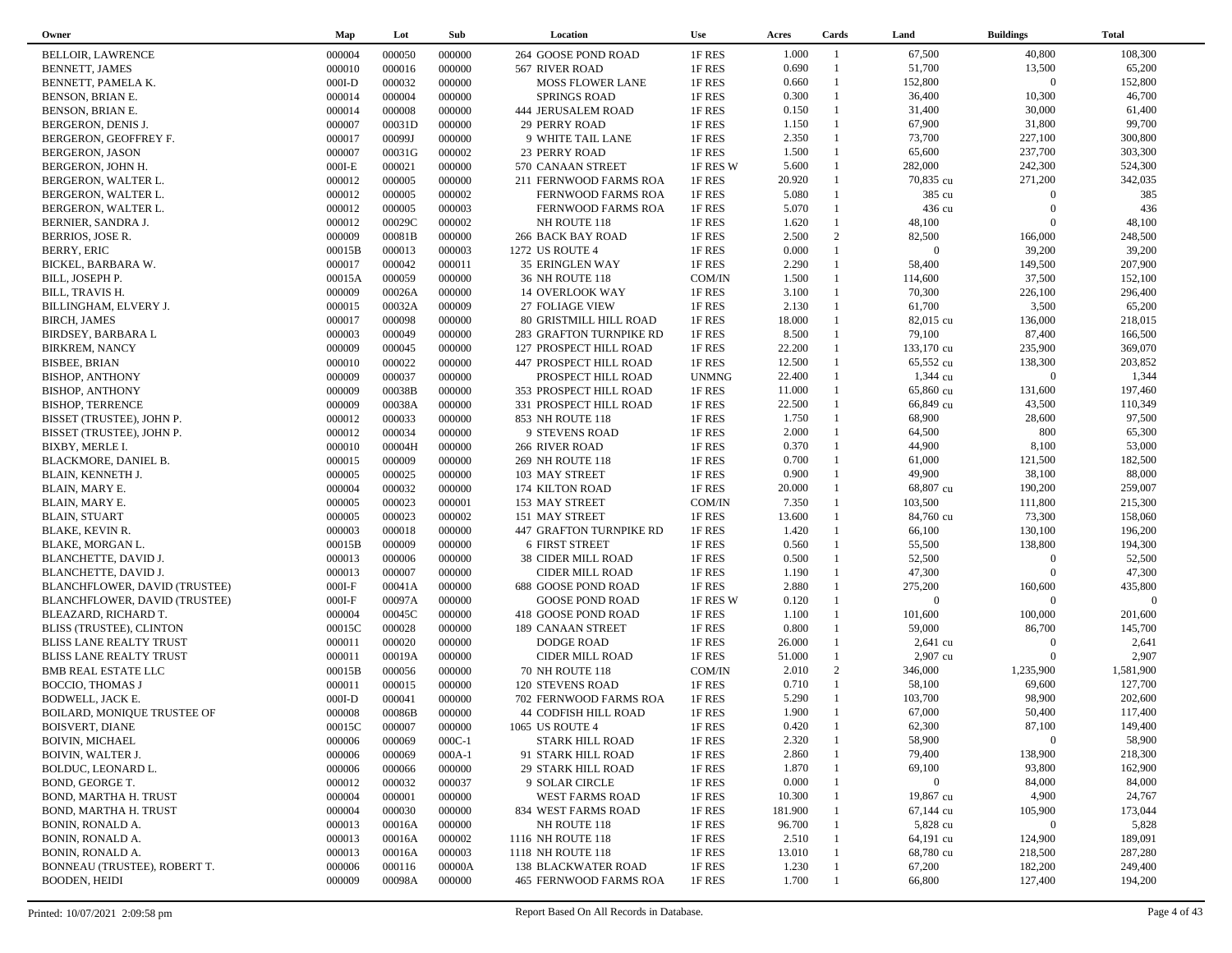| Owner | Map | Lot | Sub | Location | Use | Acres | Cards | Land | Buildings | Total |
|---|---|---|---|---|---|---|---|---|---|---|
| BELLOIR, LAWRENCE | 000004 | 000050 | 000000 | 264 GOOSE POND ROAD | 1F RES | 1.000 | 1 | 67,500 | 40,800 | 108,300 |
| BENNETT, JAMES | 000010 | 000016 | 000000 | 567 RIVER ROAD | 1F RES | 0.690 | 1 | 51,700 | 13,500 | 65,200 |
| BENNETT, PAMELA K. | 000I-D | 000032 | 000000 | MOSS FLOWER LANE | 1F RES | 0.660 | 1 | 152,800 | 0 | 152,800 |
| BENSON, BRIAN E. | 000014 | 000004 | 000000 | SPRINGS ROAD | 1F RES | 0.300 | 1 | 36,400 | 10,300 | 46,700 |
| BENSON, BRIAN E. | 000014 | 000008 | 000000 | 444 JERUSALEM ROAD | 1F RES | 0.150 | 1 | 31,400 | 30,000 | 61,400 |
| BERGERON, DENIS J. | 000007 | 00031D | 000000 | 29 PERRY ROAD | 1F RES | 1.150 | 1 | 67,900 | 31,800 | 99,700 |
| BERGERON, GEOFFREY F. | 000017 | 00099J | 000000 | 9 WHITE TAIL LANE | 1F RES | 2.350 | 1 | 73,700 | 227,100 | 300,800 |
| BERGERON, JASON | 000007 | 00031G | 000002 | 23 PERRY ROAD | 1F RES | 1.500 | 1 | 65,600 | 237,700 | 303,300 |
| BERGERON, JOHN H. | 000I-E | 000021 | 000000 | 570 CANAAN STREET | 1F RES W | 5.600 | 1 | 282,000 | 242,300 | 524,300 |
| BERGERON, WALTER L. | 000012 | 000005 | 000000 | 211 FERNWOOD FARMS ROA | 1F RES | 20.920 | 1 | 70,835 cu | 271,200 | 342,035 |
| BERGERON, WALTER L. | 000012 | 000005 | 000002 | FERNWOOD FARMS ROA | 1F RES | 5.080 | 1 | 385 cu | 0 | 385 |
| BERGERON, WALTER L. | 000012 | 000005 | 000003 | FERNWOOD FARMS ROA | 1F RES | 5.070 | 1 | 436 cu | 0 | 436 |
| BERNIER, SANDRA J. | 000012 | 00029C | 000002 | NH ROUTE 118 | 1F RES | 1.620 | 1 | 48,100 | 0 | 48,100 |
| BERRIOS, JOSE R. | 000009 | 00081B | 000000 | 266 BACK BAY ROAD | 1F RES | 2.500 | 2 | 82,500 | 166,000 | 248,500 |
| BERRY, ERIC | 00015B | 000013 | 000003 | 1272 US ROUTE 4 | 1F RES | 0.000 | 1 | 0 | 39,200 | 39,200 |
| BICKEL, BARBARA W. | 000017 | 000042 | 000011 | 35 ERINGLEN WAY | 1F RES | 2.290 | 1 | 58,400 | 149,500 | 207,900 |
| BILL, JOSEPH P. | 00015A | 000059 | 000000 | 36 NH ROUTE 118 | COM/IN | 1.500 | 1 | 114,600 | 37,500 | 152,100 |
| BILL, TRAVIS H. | 000009 | 00026A | 000000 | 14 OVERLOOK WAY | 1F RES | 3.100 | 1 | 70,300 | 226,100 | 296,400 |
| BILLINGHAM, ELVERY J. | 000015 | 00032A | 000009 | 27 FOLIAGE VIEW | 1F RES | 2.130 | 1 | 61,700 | 3,500 | 65,200 |
| BIRCH, JAMES | 000017 | 000098 | 000000 | 80 GRISTMILL HILL ROAD | 1F RES | 18.000 | 1 | 82,015 cu | 136,000 | 218,015 |
| BIRDSEY, BARBARA L | 000003 | 000049 | 000000 | 283 GRAFTON TURNPIKE RD | 1F RES | 8.500 | 1 | 79,100 | 87,400 | 166,500 |
| BIRKREM, NANCY | 000009 | 000045 | 000000 | 127 PROSPECT HILL ROAD | 1F RES | 22.200 | 1 | 133,170 cu | 235,900 | 369,070 |
| BISBEE, BRIAN | 000010 | 000022 | 000000 | 447 PROSPECT HILL ROAD | 1F RES | 12.500 | 1 | 65,552 cu | 138,300 | 203,852 |
| BISHOP, ANTHONY | 000009 | 000037 | 000000 | PROSPECT HILL ROAD | UNMNG | 22.400 | 1 | 1,344 cu | 0 | 1,344 |
| BISHOP, ANTHONY | 000009 | 00038B | 000000 | 353 PROSPECT HILL ROAD | 1F RES | 11.000 | 1 | 65,860 cu | 131,600 | 197,460 |
| BISHOP, TERRENCE | 000009 | 00038A | 000000 | 331 PROSPECT HILL ROAD | 1F RES | 22.500 | 1 | 66,849 cu | 43,500 | 110,349 |
| BISSET (TRUSTEE), JOHN P. | 000012 | 000033 | 000000 | 853 NH ROUTE 118 | 1F RES | 1.750 | 1 | 68,900 | 28,600 | 97,500 |
| BISSET (TRUSTEE), JOHN P. | 000012 | 000034 | 000000 | 9 STEVENS ROAD | 1F RES | 2.000 | 1 | 64,500 | 800 | 65,300 |
| BIXBY, MERLE I. | 000010 | 00004H | 000000 | 266 RIVER ROAD | 1F RES | 0.370 | 1 | 44,900 | 8,100 | 53,000 |
| BLACKMORE, DANIEL B. | 000015 | 000009 | 000000 | 269 NH ROUTE 118 | 1F RES | 0.700 | 1 | 61,000 | 121,500 | 182,500 |
| BLAIN, KENNETH J. | 000005 | 000025 | 000000 | 103 MAY STREET | 1F RES | 0.900 | 1 | 49,900 | 38,100 | 88,000 |
| BLAIN, MARY E. | 000004 | 000032 | 000000 | 174 KILTON ROAD | 1F RES | 20.000 | 1 | 68,807 cu | 190,200 | 259,007 |
| BLAIN, MARY E. | 000005 | 000023 | 000001 | 153 MAY STREET | COM/IN | 7.350 | 1 | 103,500 | 111,800 | 215,300 |
| BLAIN, STUART | 000005 | 000023 | 000002 | 151 MAY STREET | 1F RES | 13.600 | 1 | 84,760 cu | 73,300 | 158,060 |
| BLAKE, KEVIN R. | 000003 | 000018 | 000000 | 447 GRAFTON TURNPIKE RD | 1F RES | 1.420 | 1 | 66,100 | 130,100 | 196,200 |
| BLAKE, MORGAN L. | 00015B | 000009 | 000000 | 6 FIRST STREET | 1F RES | 0.560 | 1 | 55,500 | 138,800 | 194,300 |
| BLANCHETTE, DAVID J. | 000013 | 000006 | 000000 | 38 CIDER MILL ROAD | 1F RES | 0.500 | 1 | 52,500 | 0 | 52,500 |
| BLANCHETTE, DAVID J. | 000013 | 000007 | 000000 | CIDER MILL ROAD | 1F RES | 1.190 | 1 | 47,300 | 0 | 47,300 |
| BLANCHFLOWER, DAVID (TRUSTEE) | 000I-F | 00041A | 000000 | 688 GOOSE POND ROAD | 1F RES | 2.880 | 1 | 275,200 | 160,600 | 435,800 |
| BLANCHFLOWER, DAVID (TRUSTEE) | 000I-F | 00097A | 000000 | GOOSE POND ROAD | 1F RES W | 0.120 | 1 | 0 | 0 | 0 |
| BLEAZARD, RICHARD T. | 000004 | 00045C | 000000 | 418 GOOSE POND ROAD | 1F RES | 1.100 | 1 | 101,600 | 100,000 | 201,600 |
| BLISS (TRUSTEE), CLINTON | 00015C | 000028 | 000000 | 189 CANAAN STREET | 1F RES | 0.800 | 1 | 59,000 | 86,700 | 145,700 |
| BLISS LANE REALTY TRUST | 000011 | 000020 | 000000 | DODGE ROAD | 1F RES | 26.000 | 1 | 2,641 cu | 0 | 2,641 |
| BLISS LANE REALTY TRUST | 000011 | 00019A | 000000 | CIDER MILL ROAD | 1F RES | 51.000 | 1 | 2,907 cu | 0 | 2,907 |
| BMB REAL ESTATE LLC | 00015B | 000056 | 000000 | 70 NH ROUTE 118 | COM/IN | 2.010 | 2 | 346,000 | 1,235,900 | 1,581,900 |
| BOCCIO, THOMAS J | 000011 | 000015 | 000000 | 120 STEVENS ROAD | 1F RES | 0.710 | 1 | 58,100 | 69,600 | 127,700 |
| BODWELL, JACK E. | 000I-D | 000041 | 000000 | 702 FERNWOOD FARMS ROA | 1F RES | 5.290 | 1 | 103,700 | 98,900 | 202,600 |
| BOILARD, MONIQUE TRUSTEE OF | 000008 | 00086B | 000000 | 44 CODFISH HILL ROAD | 1F RES | 1.900 | 1 | 67,000 | 50,400 | 117,400 |
| BOISVERT, DIANE | 00015C | 000007 | 000000 | 1065 US ROUTE 4 | 1F RES | 0.420 | 1 | 62,300 | 87,100 | 149,400 |
| BOIVIN, MICHAEL | 000006 | 000069 | 000C-1 | STARK HILL ROAD | 1F RES | 2.320 | 1 | 58,900 | 0 | 58,900 |
| BOIVIN, WALTER J. | 000006 | 000069 | 000A-1 | 91 STARK HILL ROAD | 1F RES | 2.860 | 1 | 79,400 | 138,900 | 218,300 |
| BOLDUC, LEONARD L. | 000006 | 000066 | 000000 | 29 STARK HILL ROAD | 1F RES | 1.870 | 1 | 69,100 | 93,800 | 162,900 |
| BOND, GEORGE T. | 000012 | 000032 | 000037 | 9 SOLAR CIRCLE | 1F RES | 0.000 | 1 | 0 | 84,000 | 84,000 |
| BOND, MARTHA H. TRUST | 000004 | 000001 | 000000 | WEST FARMS ROAD | 1F RES | 10.300 | 1 | 19,867 cu | 4,900 | 24,767 |
| BOND, MARTHA H. TRUST | 000004 | 000030 | 000000 | 834 WEST FARMS ROAD | 1F RES | 181.900 | 1 | 67,144 cu | 105,900 | 173,044 |
| BONIN, RONALD A. | 000013 | 00016A | 000000 | NH ROUTE 118 | 1F RES | 96.700 | 1 | 5,828 cu | 0 | 5,828 |
| BONIN, RONALD A. | 000013 | 00016A | 000002 | 1116 NH ROUTE 118 | 1F RES | 2.510 | 1 | 64,191 cu | 124,900 | 189,091 |
| BONIN, RONALD A. | 000013 | 00016A | 000003 | 1118 NH ROUTE 118 | 1F RES | 13.010 | 1 | 68,780 cu | 218,500 | 287,280 |
| BONNEAU (TRUSTEE), ROBERT T. | 000006 | 000116 | 00000A | 138 BLACKWATER ROAD | 1F RES | 1.230 | 1 | 67,200 | 182,200 | 249,400 |
| BOODEN, HEIDI | 000009 | 00098A | 000000 | 465 FERNWOOD FARMS ROA | 1F RES | 1.700 | 1 | 66,800 | 127,400 | 194,200 |

Printed: 10/07/2021 2:09:58 pm

Report Based On All Records in Database.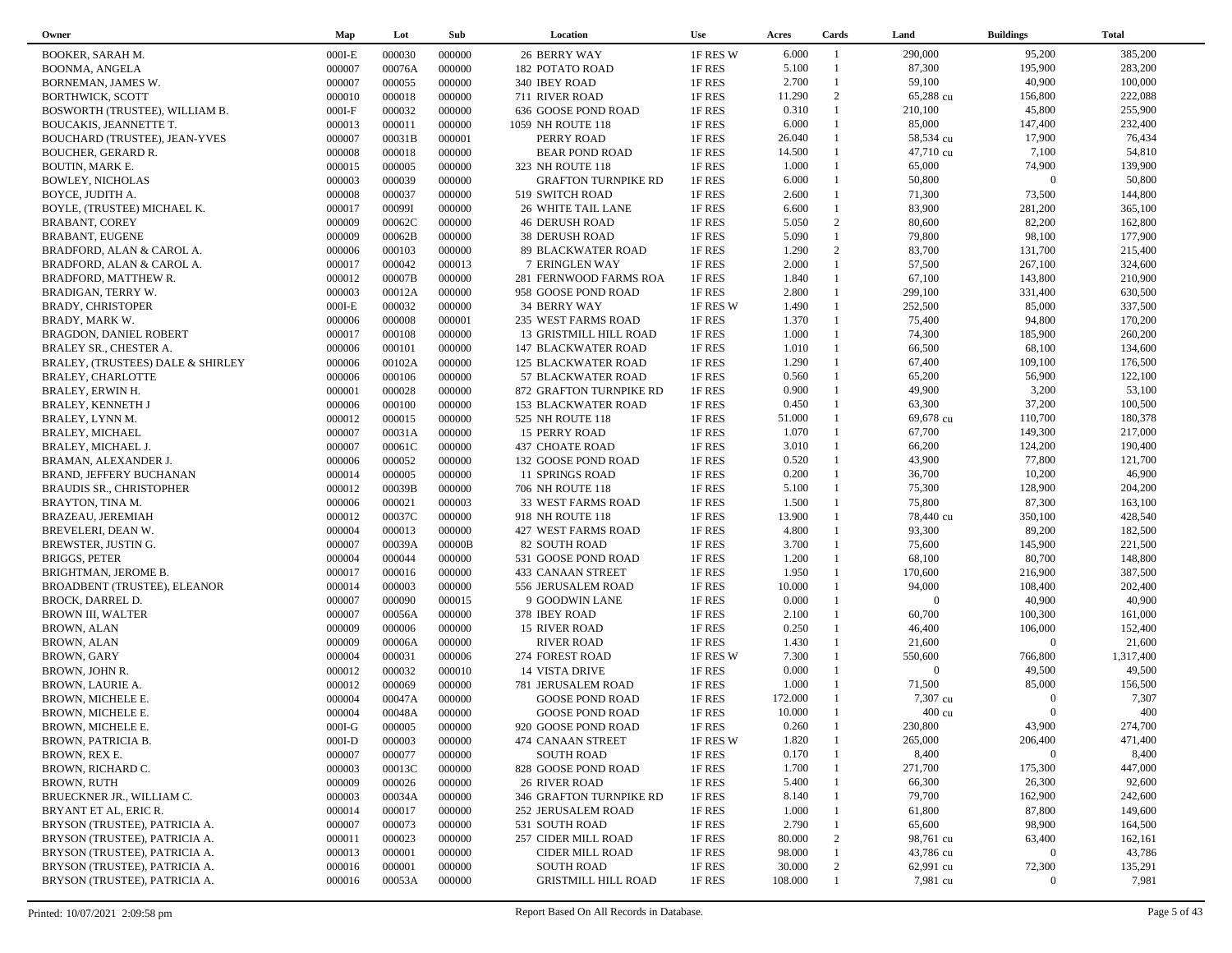| Owner | Map | Lot | Sub | Location | Use | Acres | Cards | Land | Buildings | Total |
|---|---|---|---|---|---|---|---|---|---|---|
| BOOKER, SARAH M. | 000I-E | 000030 | 000000 | 26 BERRY WAY | 1F RES W | 6.000 | 1 | 290,000 | 95,200 | 385,200 |
| BOONMA, ANGELA | 000007 | 00076A | 000000 | 182 POTATO ROAD | 1F RES | 5.100 | 1 | 87,300 | 195,900 | 283,200 |
| BORNEMAN, JAMES W. | 000007 | 000055 | 000000 | 340 IBEY ROAD | 1F RES | 2.700 | 1 | 59,100 | 40,900 | 100,000 |
| BORTHWICK, SCOTT | 000010 | 000018 | 000000 | 711 RIVER ROAD | 1F RES | 11.290 | 2 | 65,288 cu | 156,800 | 222,088 |
| BOSWORTH (TRUSTEE), WILLIAM B. | 000I-F | 000032 | 000000 | 636 GOOSE POND ROAD | 1F RES | 0.310 | 1 | 210,100 | 45,800 | 255,900 |
| BOUCAKIS, JEANNETTE T. | 000013 | 000011 | 000000 | 1059 NH ROUTE 118 | 1F RES | 6.000 | 1 | 85,000 | 147,400 | 232,400 |
| BOUCHARD (TRUSTEE), JEAN-YVES | 000007 | 00031B | 000001 | PERRY ROAD | 1F RES | 26.040 | 1 | 58,534 cu | 17,900 | 76,434 |
| BOUCHER, GERARD R. | 000008 | 000018 | 000000 | BEAR POND ROAD | 1F RES | 14.500 | 1 | 47,710 cu | 7,100 | 54,810 |
| BOUTIN, MARK E. | 000015 | 000005 | 000000 | 323 NH ROUTE 118 | 1F RES | 1.000 | 1 | 65,000 | 74,900 | 139,900 |
| BOWLEY, NICHOLAS | 000003 | 000039 | 000000 | GRAFTON TURNPIKE RD | 1F RES | 6.000 | 1 | 50,800 | 0 | 50,800 |
| BOYCE, JUDITH A. | 000008 | 000037 | 000000 | 519 SWITCH ROAD | 1F RES | 2.600 | 1 | 71,300 | 73,500 | 144,800 |
| BOYLE, (TRUSTEE) MICHAEL K. | 000017 | 00099I | 000000 | 26 WHITE TAIL LANE | 1F RES | 6.600 | 1 | 83,900 | 281,200 | 365,100 |
| BRABANT, COREY | 000009 | 00062C | 000000 | 46 DERUSH ROAD | 1F RES | 5.050 | 2 | 80,600 | 82,200 | 162,800 |
| BRABANT, EUGENE | 000009 | 00062B | 000000 | 38 DERUSH ROAD | 1F RES | 5.090 | 1 | 79,800 | 98,100 | 177,900 |
| BRADFORD, ALAN & CAROL A. | 000006 | 000103 | 000000 | 89 BLACKWATER ROAD | 1F RES | 1.290 | 2 | 83,700 | 131,700 | 215,400 |
| BRADFORD, ALAN & CAROL A. | 000017 | 000042 | 000013 | 7 ERINGLEN WAY | 1F RES | 2.000 | 1 | 57,500 | 267,100 | 324,600 |
| BRADFORD, MATTHEW R. | 000012 | 00007B | 000000 | 281 FERNWOOD FARMS ROA | 1F RES | 1.840 | 1 | 67,100 | 143,800 | 210,900 |
| BRADIGAN, TERRY W. | 000003 | 00012A | 000000 | 958 GOOSE POND ROAD | 1F RES | 2.800 | 1 | 299,100 | 331,400 | 630,500 |
| BRADY, CHRISTOPHER | 000I-E | 000032 | 000000 | 34 BERRY WAY | 1F RES W | 1.490 | 1 | 252,500 | 85,000 | 337,500 |
| BRADY, MARK W. | 000006 | 000008 | 000001 | 235 WEST FARMS ROAD | 1F RES | 1.370 | 1 | 75,400 | 94,800 | 170,200 |
| BRAGDON, DANIEL ROBERT | 000017 | 000108 | 000000 | 13 GRISTMILL HILL ROAD | 1F RES | 1.000 | 1 | 74,300 | 185,900 | 260,200 |
| BRALEY SR., CHESTER A. | 000006 | 000101 | 000000 | 147 BLACKWATER ROAD | 1F RES | 1.010 | 1 | 66,500 | 68,100 | 134,600 |
| BRALEY, (TRUSTEES) DALE & SHIRLEY | 000006 | 00102A | 000000 | 125 BLACKWATER ROAD | 1F RES | 1.290 | 1 | 67,400 | 109,100 | 176,500 |
| BRALEY, CHARLOTTE | 000006 | 000106 | 000000 | 57 BLACKWATER ROAD | 1F RES | 0.560 | 1 | 65,200 | 56,900 | 122,100 |
| BRALEY, ERWIN H. | 000001 | 000028 | 000000 | 872 GRAFTON TURNPIKE RD | 1F RES | 0.900 | 1 | 49,900 | 3,200 | 53,100 |
| BRALEY, KENNETH J | 000006 | 000100 | 000000 | 153 BLACKWATER ROAD | 1F RES | 0.450 | 1 | 63,300 | 37,200 | 100,500 |
| BRALEY, LYNN M. | 000012 | 000015 | 000000 | 525 NH ROUTE 118 | 1F RES | 51.000 | 1 | 69,678 cu | 110,700 | 180,378 |
| BRALEY, MICHAEL | 000007 | 00031A | 000000 | 15 PERRY ROAD | 1F RES | 1.070 | 1 | 67,700 | 149,300 | 217,000 |
| BRALEY, MICHAEL J. | 000007 | 00061C | 000000 | 437 CHOATE ROAD | 1F RES | 3.010 | 1 | 66,200 | 124,200 | 190,400 |
| BRAMAN, ALEXANDER J. | 000006 | 000052 | 000000 | 132 GOOSE POND ROAD | 1F RES | 0.520 | 1 | 43,900 | 77,800 | 121,700 |
| BRAND, JEFFERY BUCHANAN | 000014 | 000005 | 000000 | 11 SPRINGS ROAD | 1F RES | 0.200 | 1 | 36,700 | 10,200 | 46,900 |
| BRAUDIS SR., CHRISTOPHER | 000012 | 00039B | 000000 | 706 NH ROUTE 118 | 1F RES | 5.100 | 1 | 75,300 | 128,900 | 204,200 |
| BRAYTON, TINA M. | 000006 | 000021 | 000003 | 33 WEST FARMS ROAD | 1F RES | 1.500 | 1 | 75,800 | 87,300 | 163,100 |
| BRAZEAU, JEREMIAH | 000012 | 00037C | 000000 | 918 NH ROUTE 118 | 1F RES | 13.900 | 1 | 78,440 cu | 350,100 | 428,540 |
| BREVELERI, DEAN W. | 000004 | 000013 | 000000 | 427 WEST FARMS ROAD | 1F RES | 4.800 | 1 | 93,300 | 89,200 | 182,500 |
| BREWSTER, JUSTIN G. | 000007 | 00039A | 00000B | 82 SOUTH ROAD | 1F RES | 3.700 | 1 | 75,600 | 145,900 | 221,500 |
| BRIGGS, PETER | 000004 | 000044 | 000000 | 531 GOOSE POND ROAD | 1F RES | 1.200 | 1 | 68,100 | 80,700 | 148,800 |
| BRIGHTMAN, JEROME B. | 000017 | 000016 | 000000 | 433 CANAAN STREET | 1F RES | 1.950 | 1 | 170,600 | 216,900 | 387,500 |
| BROADBENT (TRUSTEE), ELEANOR | 000014 | 000003 | 000000 | 556 JERUSALEM ROAD | 1F RES | 10.000 | 1 | 94,000 | 108,400 | 202,400 |
| BROCK, DARREL D. | 000007 | 000090 | 000015 | 9 GOODWIN LANE | 1F RES | 0.000 | 1 | 0 | 40,900 | 40,900 |
| BROWN III, WALTER | 000007 | 00056A | 000000 | 378 IBEY ROAD | 1F RES | 2.100 | 1 | 60,700 | 100,300 | 161,000 |
| BROWN, ALAN | 000009 | 000006 | 000000 | 15 RIVER ROAD | 1F RES | 0.250 | 1 | 46,400 | 106,000 | 152,400 |
| BROWN, ALAN | 000009 | 00006A | 000000 | RIVER ROAD | 1F RES | 1.430 | 1 | 21,600 | 0 | 21,600 |
| BROWN, GARY | 000004 | 000031 | 000006 | 274 FOREST ROAD | 1F RES W | 7.300 | 1 | 550,600 | 766,800 | 1,317,400 |
| BROWN, JOHN R. | 000012 | 000032 | 000010 | 14 VISTA DRIVE | 1F RES | 0.000 | 1 | 0 | 49,500 | 49,500 |
| BROWN, LAURIE A. | 000012 | 000069 | 000000 | 781 JERUSALEM ROAD | 1F RES | 1.000 | 1 | 71,500 | 85,000 | 156,500 |
| BROWN, MICHELE E. | 000004 | 00047A | 000000 | GOOSE POND ROAD | 1F RES | 172.000 | 1 | 7,307 cu | 0 | 7,307 |
| BROWN, MICHELE E. | 000004 | 00048A | 000000 | GOOSE POND ROAD | 1F RES | 10.000 | 1 | 400 cu | 0 | 400 |
| BROWN, MICHELE E. | 000I-G | 000005 | 000000 | 920 GOOSE POND ROAD | 1F RES | 0.260 | 1 | 230,800 | 43,900 | 274,700 |
| BROWN, PATRICIA B. | 000I-D | 000003 | 000000 | 474 CANAAN STREET | 1F RES W | 1.820 | 1 | 265,000 | 206,400 | 471,400 |
| BROWN, REX E. | 000007 | 000077 | 000000 | SOUTH ROAD | 1F RES | 0.170 | 1 | 8,400 | 0 | 8,400 |
| BROWN, RICHARD C. | 000003 | 00013C | 000000 | 828 GOOSE POND ROAD | 1F RES | 1.700 | 1 | 271,700 | 175,300 | 447,000 |
| BROWN, RUTH | 000009 | 000026 | 000000 | 26 RIVER ROAD | 1F RES | 5.400 | 1 | 66,300 | 26,300 | 92,600 |
| BRUECKNER JR., WILLIAM C. | 000003 | 00034A | 000000 | 346 GRAFTON TURNPIKE RD | 1F RES | 8.140 | 1 | 79,700 | 162,900 | 242,600 |
| BRYANT ET AL, ERIC R. | 000014 | 000017 | 000000 | 252 JERUSALEM ROAD | 1F RES | 1.000 | 1 | 61,800 | 87,800 | 149,600 |
| BRYSON (TRUSTEE), PATRICIA A. | 000007 | 000073 | 000000 | 531 SOUTH ROAD | 1F RES | 2.790 | 1 | 65,600 | 98,900 | 164,500 |
| BRYSON (TRUSTEE), PATRICIA A. | 000011 | 000023 | 000000 | 257 CIDER MILL ROAD | 1F RES | 80.000 | 2 | 98,761 cu | 63,400 | 162,161 |
| BRYSON (TRUSTEE), PATRICIA A. | 000013 | 000001 | 000000 | CIDER MILL ROAD | 1F RES | 98.000 | 1 | 43,786 cu | 0 | 43,786 |
| BRYSON (TRUSTEE), PATRICIA A. | 000016 | 000001 | 000000 | SOUTH ROAD | 1F RES | 30.000 | 2 | 62,991 cu | 72,300 | 135,291 |
| BRYSON (TRUSTEE), PATRICIA A. | 000016 | 00053A | 000000 | GRISTMILL HILL ROAD | 1F RES | 108.000 | 1 | 7,981 cu | 0 | 7,981 |

Printed: 10/07/2021 2:09:58 pm — Report Based On All Records in Database.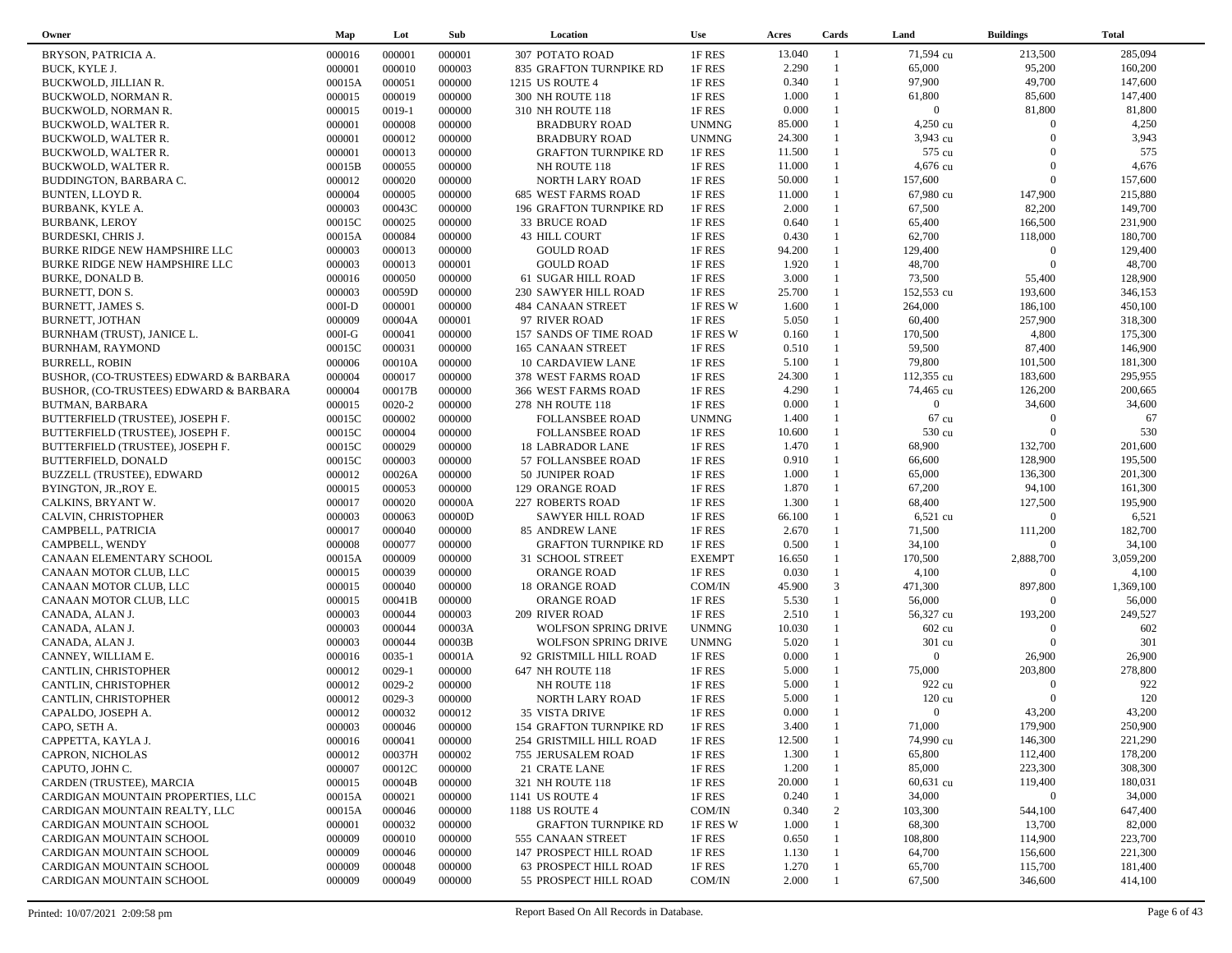| Owner | Map | Lot | Sub | Location | Use | Acres | Cards | Land | Buildings | Total |
|---|---|---|---|---|---|---|---|---|---|---|
| BRYSON, PATRICIA A. | 000016 | 000001 | 000001 | 307 POTATO ROAD | 1F RES | 13.040 | 1 | 71,594 cu | 213,500 | 285,094 |
| BUCK, KYLE J. | 000001 | 000010 | 000003 | 835 GRAFTON TURNPIKE RD | 1F RES | 2.290 | 1 | 65,000 | 95,200 | 160,200 |
| BUCKWOLD, JILLIAN R. | 00015A | 000051 | 000000 | 1215 US ROUTE 4 | 1F RES | 0.340 | 1 | 97,900 | 49,700 | 147,600 |
| BUCKWOLD, NORMAN R. | 000015 | 000019 | 000000 | 300 NH ROUTE 118 | 1F RES | 1.000 | 1 | 61,800 | 85,600 | 147,400 |
| BUCKWOLD, NORMAN R. | 000015 | 0019-1 | 000000 | 310 NH ROUTE 118 | 1F RES | 0.000 | 1 | 0 | 81,800 | 81,800 |
| BUCKWOLD, WALTER R. | 000001 | 000008 | 000000 | BRADBURY ROAD | UNMNG | 85.000 | 1 | 4,250 cu | 0 | 4,250 |
| BUCKWOLD, WALTER R. | 000001 | 000012 | 000000 | BRADBURY ROAD | UNMNG | 24.300 | 1 | 3,943 cu | 0 | 3,943 |
| BUCKWOLD, WALTER R. | 000001 | 000013 | 000000 | GRAFTON TURNPIKE RD | 1F RES | 11.500 | 1 | 575 cu | 0 | 575 |
| BUCKWOLD, WALTER R. | 00015B | 000055 | 000000 | NH ROUTE 118 | 1F RES | 11.000 | 1 | 4,676 cu | 0 | 4,676 |
| BUDDINGTON, BARBARA C. | 000012 | 000020 | 000000 | NORTH LARY ROAD | 1F RES | 50.000 | 1 | 157,600 | 0 | 157,600 |
| BUNTEN, LLOYD R. | 000004 | 000005 | 000000 | 685 WEST FARMS ROAD | 1F RES | 11.000 | 1 | 67,980 cu | 147,900 | 215,880 |
| BURBANK, KYLE A. | 000003 | 00043C | 000000 | 196 GRAFTON TURNPIKE RD | 1F RES | 2.000 | 1 | 67,500 | 82,200 | 149,700 |
| BURBANK, LEROY | 00015C | 000025 | 000000 | 33 BRUCE ROAD | 1F RES | 0.640 | 1 | 65,400 | 166,500 | 231,900 |
| BURDESKI, CHRIS J. | 00015A | 000084 | 000000 | 43 HILL COURT | 1F RES | 0.430 | 1 | 62,700 | 118,000 | 180,700 |
| BURKE RIDGE NEW HAMPSHIRE LLC | 000003 | 000013 | 000000 | GOULD ROAD | 1F RES | 94.200 | 1 | 129,400 | 0 | 129,400 |
| BURKE RIDGE NEW HAMPSHIRE LLC | 000003 | 000013 | 000001 | GOULD ROAD | 1F RES | 1.920 | 1 | 48,700 | 0 | 48,700 |
| BURKE, DONALD B. | 000016 | 000050 | 000000 | 61 SUGAR HILL ROAD | 1F RES | 3.000 | 1 | 73,500 | 55,400 | 128,900 |
| BURNETT, DON S. | 000003 | 00059D | 000000 | 230 SAWYER HILL ROAD | 1F RES | 25.700 | 1 | 152,553 cu | 193,600 | 346,153 |
| BURNETT, JAMES S. | 000I-D | 000001 | 000000 | 484 CANAAN STREET | 1F RES W | 1.600 | 1 | 264,000 | 186,100 | 450,100 |
| BURNETT, JOTHAN | 000009 | 00004A | 000001 | 97 RIVER ROAD | 1F RES | 5.050 | 1 | 60,400 | 257,900 | 318,300 |
| BURNHAM (TRUST), JANICE L. | 000I-G | 000041 | 000000 | 157 SANDS OF TIME ROAD | 1F RES W | 0.160 | 1 | 170,500 | 4,800 | 175,300 |
| BURNHAM, RAYMOND | 00015C | 000031 | 000000 | 165 CANAAN STREET | 1F RES | 0.510 | 1 | 59,500 | 87,400 | 146,900 |
| BURRELL, ROBIN | 000006 | 00010A | 000000 | 10 CARDAVIEW LANE | 1F RES | 5.100 | 1 | 79,800 | 101,500 | 181,300 |
| BUSHOR, (CO-TRUSTEES) EDWARD & BARBARA | 000004 | 000017 | 000000 | 378 WEST FARMS ROAD | 1F RES | 24.300 | 1 | 112,355 cu | 183,600 | 295,955 |
| BUSHOR, (CO-TRUSTEES) EDWARD & BARBARA | 000004 | 00017B | 000000 | 366 WEST FARMS ROAD | 1F RES | 4.290 | 1 | 74,465 cu | 126,200 | 200,665 |
| BUTMAN, BARBARA | 000015 | 0020-2 | 000000 | 278 NH ROUTE 118 | 1F RES | 0.000 | 1 | 0 | 34,600 | 34,600 |
| BUTTERFIELD (TRUSTEE), JOSEPH F. | 00015C | 000002 | 000000 | FOLLANSBEE ROAD | UNMNG | 1.400 | 1 | 67 cu | 0 | 67 |
| BUTTERFIELD (TRUSTEE), JOSEPH F. | 00015C | 000004 | 000000 | FOLLANSBEE ROAD | 1F RES | 10.600 | 1 | 530 cu | 0 | 530 |
| BUTTERFIELD (TRUSTEE), JOSEPH F. | 00015C | 000029 | 000000 | 18 LABRADOR LANE | 1F RES | 1.470 | 1 | 68,900 | 132,700 | 201,600 |
| BUTTERFIELD, DONALD | 00015C | 000003 | 000000 | 57 FOLLANSBEE ROAD | 1F RES | 0.910 | 1 | 66,600 | 128,900 | 195,500 |
| BUZZELL (TRUSTEE), EDWARD | 000012 | 00026A | 000000 | 50 JUNIPER ROAD | 1F RES | 1.000 | 1 | 65,000 | 136,300 | 201,300 |
| BYINGTON, JR.,ROY E. | 000015 | 000053 | 000000 | 129 ORANGE ROAD | 1F RES | 1.870 | 1 | 67,200 | 94,100 | 161,300 |
| CALKINS, BRYANT W. | 000017 | 000020 | 00000A | 227 ROBERTS ROAD | 1F RES | 1.300 | 1 | 68,400 | 127,500 | 195,900 |
| CALVIN, CHRISTOPHER | 000003 | 000063 | 00000D | SAWYER HILL ROAD | 1F RES | 66.100 | 1 | 6,521 cu | 0 | 6,521 |
| CAMPBELL, PATRICIA | 000017 | 000040 | 000000 | 85 ANDREW LANE | 1F RES | 2.670 | 1 | 71,500 | 111,200 | 182,700 |
| CAMPBELL, WENDY | 000008 | 000077 | 000000 | GRAFTON TURNPIKE RD | 1F RES | 0.500 | 1 | 34,100 | 0 | 34,100 |
| CANAAN ELEMENTARY SCHOOL | 00015A | 000009 | 000000 | 31 SCHOOL STREET | EXEMPT | 16.650 | 1 | 170,500 | 2,888,700 | 3,059,200 |
| CANAAN MOTOR CLUB, LLC | 000015 | 000039 | 000000 | ORANGE ROAD | 1F RES | 0.030 | 1 | 4,100 | 0 | 4,100 |
| CANAAN MOTOR CLUB, LLC | 000015 | 000040 | 000000 | 18 ORANGE ROAD | COM/IN | 45.900 | 3 | 471,300 | 897,800 | 1,369,100 |
| CANAAN MOTOR CLUB, LLC | 000015 | 00041B | 000000 | ORANGE ROAD | 1F RES | 5.530 | 1 | 56,000 | 0 | 56,000 |
| CANADA, ALAN J. | 000003 | 000044 | 000003 | 209 RIVER ROAD | 1F RES | 2.510 | 1 | 56,327 cu | 193,200 | 249,527 |
| CANADA, ALAN J. | 000003 | 000044 | 00003A | WOLFSON SPRING DRIVE | UNMNG | 10.030 | 1 | 602 cu | 0 | 602 |
| CANADA, ALAN J. | 000003 | 000044 | 00003B | WOLFSON SPRING DRIVE | UNMNG | 5.020 | 1 | 301 cu | 0 | 301 |
| CANNEY, WILLIAM E. | 000016 | 0035-1 | 00001A | 92 GRISTMILL HILL ROAD | 1F RES | 0.000 | 1 | 0 | 26,900 | 26,900 |
| CANTLIN, CHRISTOPHER | 000012 | 0029-1 | 000000 | 647 NH ROUTE 118 | 1F RES | 5.000 | 1 | 75,000 | 203,800 | 278,800 |
| CANTLIN, CHRISTOPHER | 000012 | 0029-2 | 000000 | NH ROUTE 118 | 1F RES | 5.000 | 1 | 922 cu | 0 | 922 |
| CANTLIN, CHRISTOPHER | 000012 | 0029-3 | 000000 | NORTH LARY ROAD | 1F RES | 5.000 | 1 | 120 cu | 0 | 120 |
| CAPALDO, JOSEPH A. | 000012 | 000032 | 000012 | 35 VISTA DRIVE | 1F RES | 0.000 | 1 | 0 | 43,200 | 43,200 |
| CAPO, SETH A. | 000003 | 000046 | 000000 | 154 GRAFTON TURNPIKE RD | 1F RES | 3.400 | 1 | 71,000 | 179,900 | 250,900 |
| CAPPETTA, KAYLA J. | 000016 | 000041 | 000000 | 254 GRISTMILL HILL ROAD | 1F RES | 12.500 | 1 | 74,990 cu | 146,300 | 221,290 |
| CAPRON, NICHOLAS | 000012 | 00037H | 000002 | 755 JERUSALEM ROAD | 1F RES | 1.300 | 1 | 65,800 | 112,400 | 178,200 |
| CAPUTO, JOHN C. | 000007 | 00012C | 000000 | 21 CRATE LANE | 1F RES | 1.200 | 1 | 85,000 | 223,300 | 308,300 |
| CARDEN (TRUSTEE), MARCIA | 000015 | 00004B | 000000 | 321 NH ROUTE 118 | 1F RES | 20.000 | 1 | 60,631 cu | 119,400 | 180,031 |
| CARDIGAN MOUNTAIN PROPERTIES, LLC | 00015A | 000021 | 000000 | 1141 US ROUTE 4 | 1F RES | 0.240 | 1 | 34,000 | 0 | 34,000 |
| CARDIGAN MOUNTAIN REALTY, LLC | 00015A | 000046 | 000000 | 1188 US ROUTE 4 | COM/IN | 0.340 | 2 | 103,300 | 544,100 | 647,400 |
| CARDIGAN MOUNTAIN SCHOOL | 000001 | 000032 | 000000 | GRAFTON TURNPIKE RD | 1F RES W | 1.000 | 1 | 68,300 | 13,700 | 82,000 |
| CARDIGAN MOUNTAIN SCHOOL | 000009 | 000010 | 000000 | 555 CANAAN STREET | 1F RES | 0.650 | 1 | 108,800 | 114,900 | 223,700 |
| CARDIGAN MOUNTAIN SCHOOL | 000009 | 000046 | 000000 | 147 PROSPECT HILL ROAD | 1F RES | 1.130 | 1 | 64,700 | 156,600 | 221,300 |
| CARDIGAN MOUNTAIN SCHOOL | 000009 | 000048 | 000000 | 63 PROSPECT HILL ROAD | 1F RES | 1.270 | 1 | 65,700 | 115,700 | 181,400 |
| CARDIGAN MOUNTAIN SCHOOL | 000009 | 000049 | 000000 | 55 PROSPECT HILL ROAD | COM/IN | 2.000 | 1 | 67,500 | 346,600 | 414,100 |

Printed: 10/07/2021 2:09:58 pm

Report Based On All Records in Database.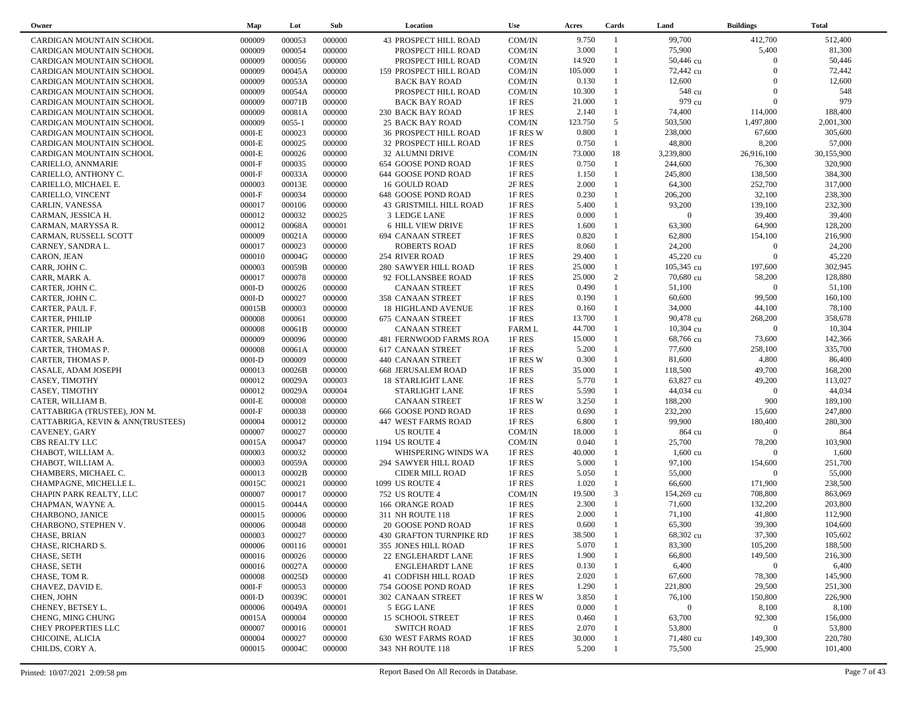| Owner | Map | Lot | Sub | Location | Use | Acres | Cards | Land | Buildings | Total |
|---|---|---|---|---|---|---|---|---|---|---|
| CARDIGAN MOUNTAIN SCHOOL | 000009 | 000053 | 000000 | 43 PROSPECT HILL ROAD | COM/IN | 9.750 | 1 | 99,700 | 412,700 | 512,400 |
| CARDIGAN MOUNTAIN SCHOOL | 000009 | 000054 | 000000 | PROSPECT HILL ROAD | COM/IN | 3.000 | 1 | 75,900 | 5,400 | 81,300 |
| CARDIGAN MOUNTAIN SCHOOL | 000009 | 000056 | 000000 | PROSPECT HILL ROAD | COM/IN | 14.920 | 1 | 50,446 cu | 0 | 50,446 |
| CARDIGAN MOUNTAIN SCHOOL | 000009 | 00045A | 000000 | 159 PROSPECT HILL ROAD | COM/IN | 105.000 | 1 | 72,442 cu | 0 | 72,442 |
| CARDIGAN MOUNTAIN SCHOOL | 000009 | 00053A | 000000 | BACK BAY ROAD | COM/IN | 0.130 | 1 | 12,600 | 0 | 12,600 |
| CARDIGAN MOUNTAIN SCHOOL | 000009 | 00054A | 000000 | PROSPECT HILL ROAD | COM/IN | 10.300 | 1 | 548 cu | 0 | 548 |
| CARDIGAN MOUNTAIN SCHOOL | 000009 | 00071B | 000000 | BACK BAY ROAD | 1F RES | 21.000 | 1 | 979 cu | 0 | 979 |
| CARDIGAN MOUNTAIN SCHOOL | 000009 | 00081A | 000000 | 230 BACK BAY ROAD | 1F RES | 2.140 | 1 | 74,400 | 114,000 | 188,400 |
| CARDIGAN MOUNTAIN SCHOOL | 000009 | 0055-1 | 000000 | 25 BACK BAY ROAD | COM/IN | 123.750 | 5 | 503,500 | 1,497,800 | 2,001,300 |
| CARDIGAN MOUNTAIN SCHOOL | 000I-E | 000023 | 000000 | 36 PROSPECT HILL ROAD | 1F RES W | 0.800 | 1 | 238,000 | 67,600 | 305,600 |
| CARDIGAN MOUNTAIN SCHOOL | 000I-E | 000025 | 000000 | 32 PROSPECT HILL ROAD | 1F RES | 0.750 | 1 | 48,800 | 8,200 | 57,000 |
| CARDIGAN MOUNTAIN SCHOOL | 000I-E | 000026 | 000000 | 32 ALUMNI DRIVE | COM/IN | 73.000 | 18 | 3,239,800 | 26,916,100 | 30,155,900 |
| CARIELLO, ANNMARIE | 000I-F | 000035 | 000000 | 654 GOOSE POND ROAD | 1F RES | 0.750 | 1 | 244,600 | 76,300 | 320,900 |
| CARIELLO, ANTHONY C. | 000I-F | 00033A | 000000 | 644 GOOSE POND ROAD | 1F RES | 1.150 | 1 | 245,800 | 138,500 | 384,300 |
| CARIELLO, MICHAEL E. | 000003 | 00013E | 000000 | 16 GOULD ROAD | 2F RES | 2.000 | 1 | 64,300 | 252,700 | 317,000 |
| CARIELLO, VINCENT | 000I-F | 000034 | 000000 | 648 GOOSE POND ROAD | 1F RES | 0.230 | 1 | 206,200 | 32,100 | 238,300 |
| CARLIN, VANESSA | 000017 | 000106 | 000000 | 43 GRISTMILL HILL ROAD | 1F RES | 5.400 | 1 | 93,200 | 139,100 | 232,300 |
| CARMAN, JESSICA H. | 000012 | 000032 | 000025 | 3 LEDGE LANE | 1F RES | 0.000 | 1 | 0 | 39,400 | 39,400 |
| CARMAN, MARYSSA R. | 000012 | 00068A | 000001 | 6 HILL VIEW DRIVE | 1F RES | 1.600 | 1 | 63,300 | 64,900 | 128,200 |
| CARMAN, RUSSELL SCOTT | 000009 | 00021A | 000000 | 694 CANAAN STREET | 1F RES | 0.820 | 1 | 62,800 | 154,100 | 216,900 |
| CARNEY, SANDRA L. | 000017 | 000023 | 000000 | ROBERTS ROAD | 1F RES | 8.060 | 1 | 24,200 | 0 | 24,200 |
| CARON, JEAN | 000010 | 00004G | 000000 | 254 RIVER ROAD | 1F RES | 29.400 | 1 | 45,220 cu | 0 | 45,220 |
| CARR, JOHN C. | 000003 | 00059B | 000000 | 280 SAWYER HILL ROAD | 1F RES | 25.000 | 1 | 105,345 cu | 197,600 | 302,945 |
| CARR, MARK A. | 000017 | 000078 | 000000 | 92 FOLLANSBEE ROAD | 1F RES | 25.000 | 2 | 70,680 cu | 58,200 | 128,880 |
| CARTER, JOHN C. | 000I-D | 000026 | 000000 | CANAAN STREET | 1F RES | 0.490 | 1 | 51,100 | 0 | 51,100 |
| CARTER, JOHN C. | 000I-D | 000027 | 000000 | 358 CANAAN STREET | 1F RES | 0.190 | 1 | 60,600 | 99,500 | 160,100 |
| CARTER, PAUL F. | 00015B | 000003 | 000000 | 18 HIGHLAND AVENUE | 1F RES | 0.160 | 1 | 34,000 | 44,100 | 78,100 |
| CARTER, PHILIP | 000008 | 000061 | 000000 | 675 CANAAN STREET | 1F RES | 13.700 | 1 | 90,478 cu | 268,200 | 358,678 |
| CARTER, PHILIP | 000008 | 00061B | 000000 | CANAAN STREET | FARM L | 44.700 | 1 | 10,304 cu | 0 | 10,304 |
| CARTER, SARAH A. | 000009 | 000096 | 000000 | 481 FERNWOOD FARMS ROA | 1F RES | 15.000 | 1 | 68,766 cu | 73,600 | 142,366 |
| CARTER, THOMAS P. | 000008 | 00061A | 000000 | 617 CANAAN STREET | 1F RES | 5.200 | 1 | 77,600 | 258,100 | 335,700 |
| CARTER, THOMAS P. | 000I-D | 000009 | 000000 | 440 CANAAN STREET | 1F RES W | 0.300 | 1 | 81,600 | 4,800 | 86,400 |
| CASALE, ADAM JOSEPH | 000013 | 00026B | 000000 | 668 JERUSALEM ROAD | 1F RES | 35.000 | 1 | 118,500 | 49,700 | 168,200 |
| CASEY, TIMOTHY | 000012 | 00029A | 000003 | 18 STARLIGHT LANE | 1F RES | 5.770 | 1 | 63,827 cu | 49,200 | 113,027 |
| CASEY, TIMOTHY | 000012 | 00029A | 000004 | STARLIGHT LANE | 1F RES | 5.590 | 1 | 44,034 cu | 0 | 44,034 |
| CATER, WILLIAM B. | 000I-E | 000008 | 000000 | CANAAN STREET | 1F RES W | 3.250 | 1 | 188,200 | 900 | 189,100 |
| CATTABRIGA (TRUSTEE), JON M. | 000I-F | 000038 | 000000 | 666 GOOSE POND ROAD | 1F RES | 0.690 | 1 | 232,200 | 15,600 | 247,800 |
| CATTABRIGA, KEVIN & ANN(TRUSTEES) | 000004 | 000012 | 000000 | 447 WEST FARMS ROAD | 1F RES | 6.800 | 1 | 99,900 | 180,400 | 280,300 |
| CAVENEY, GARY | 000007 | 000027 | 000000 | US ROUTE 4 | COM/IN | 18.000 | 1 | 864 cu | 0 | 864 |
| CBS REALTY LLC | 00015A | 000047 | 000000 | 1194 US ROUTE 4 | COM/IN | 0.040 | 1 | 25,700 | 78,200 | 103,900 |
| CHABOT, WILLIAM A. | 000003 | 000032 | 000000 | WHISPERING WINDS WA | 1F RES | 40.000 | 1 | 1,600 cu | 0 | 1,600 |
| CHABOT, WILLIAM A. | 000003 | 00059A | 000000 | 294 SAWYER HILL ROAD | 1F RES | 5.000 | 1 | 97,100 | 154,600 | 251,700 |
| CHAMBERS, MICHAEL C. | 000013 | 00002B | 000000 | CIDER MILL ROAD | 1F RES | 5.050 | 1 | 55,000 | 0 | 55,000 |
| CHAMPAGNE, MICHELLE L. | 00015C | 000021 | 000000 | 1099 US ROUTE 4 | 1F RES | 1.020 | 1 | 66,600 | 171,900 | 238,500 |
| CHAPIN PARK REALTY, LLC | 000007 | 000017 | 000000 | 752 US ROUTE 4 | COM/IN | 19.500 | 3 | 154,269 cu | 708,800 | 863,069 |
| CHAPMAN, WAYNE A. | 000015 | 00044A | 000000 | 166 ORANGE ROAD | 1F RES | 2.300 | 1 | 71,600 | 132,200 | 203,800 |
| CHARBONO, JANICE | 000015 | 000006 | 000000 | 311 NH ROUTE 118 | 1F RES | 2.000 | 1 | 71,100 | 41,800 | 112,900 |
| CHARBONO, STEPHEN V. | 000006 | 000048 | 000000 | 20 GOOSE POND ROAD | 1F RES | 0.600 | 1 | 65,300 | 39,300 | 104,600 |
| CHASE, BRIAN | 000003 | 000027 | 000000 | 430 GRAFTON TURNPIKE RD | 1F RES | 38.500 | 1 | 68,302 cu | 37,300 | 105,602 |
| CHASE, RICHARD S. | 000006 | 000116 | 000001 | 355 JONES HILL ROAD | 1F RES | 5.070 | 1 | 83,300 | 105,200 | 188,500 |
| CHASE, SETH | 000016 | 000026 | 000000 | 22 ENGLEHARDT LANE | 1F RES | 1.900 | 1 | 66,800 | 149,500 | 216,300 |
| CHASE, SETH | 000016 | 00027A | 000000 | ENGLEHARDT LANE | 1F RES | 0.130 | 1 | 6,400 | 0 | 6,400 |
| CHASE, TOM R. | 000008 | 00025D | 000000 | 41 CODFISH HILL ROAD | 1F RES | 2.020 | 1 | 67,600 | 78,300 | 145,900 |
| CHAVEZ, DAVID E. | 000I-F | 000053 | 000000 | 754 GOOSE POND ROAD | 1F RES | 1.290 | 1 | 221,800 | 29,500 | 251,300 |
| CHEN, JOHN | 000I-D | 00039C | 000001 | 302 CANAAN STREET | 1F RES W | 3.850 | 1 | 76,100 | 150,800 | 226,900 |
| CHENEY, BETSEY L. | 000006 | 00049A | 000001 | 5 EGG LANE | 1F RES | 0.000 | 1 | 0 | 8,100 | 8,100 |
| CHENG, MING CHUNG | 00015A | 000004 | 000000 | 15 SCHOOL STREET | 1F RES | 0.460 | 1 | 63,700 | 92,300 | 156,000 |
| CHEY PROPERTIES LLC | 000007 | 000016 | 000001 | SWITCH ROAD | 1F RES | 2.070 | 1 | 53,800 | 0 | 53,800 |
| CHICOINE, ALICIA | 000004 | 000027 | 000000 | 630 WEST FARMS ROAD | 1F RES | 30.000 | 1 | 71,480 cu | 149,300 | 220,780 |
| CHILDS, CORY A. | 000015 | 00004C | 000000 | 343 NH ROUTE 118 | 1F RES | 5.200 | 1 | 75,500 | 25,900 | 101,400 |

Printed: 10/07/2021 2:09:58 pm    Report Based On All Records in Database.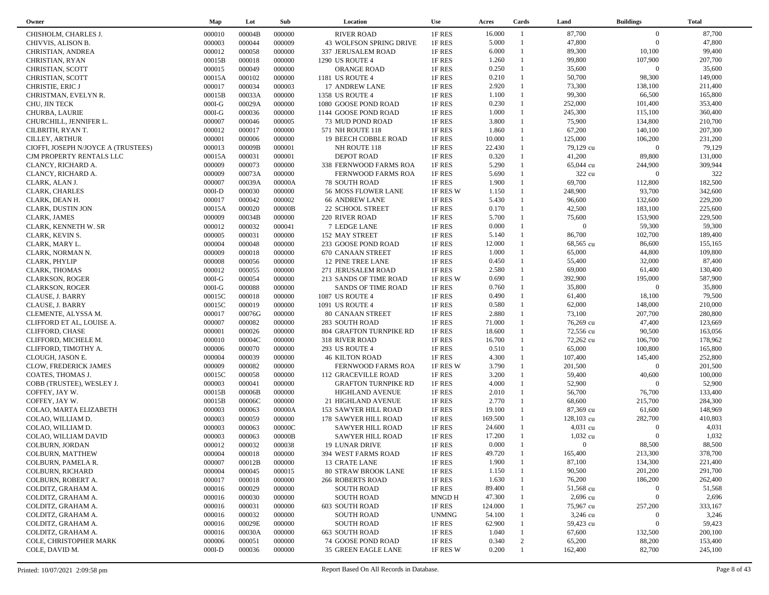| Owner | Map | Lot | Sub | Location | Use | Acres | Cards | Land | Buildings | Total |
|---|---|---|---|---|---|---|---|---|---|---|
| CHISHOLM, CHARLES J. | 000010 | 00004B | 000000 | RIVER ROAD | 1F RES | 16.000 | 1 | 87,700 | 0 | 87,700 |
| CHIVVIS, ALISON B. | 000003 | 000044 | 000009 | 43 WOLFSON SPRING DRIVE | 1F RES | 5.000 | 1 | 47,800 | 0 | 47,800 |
| CHRISTIAN, ANDREA | 000012 | 000058 | 000000 | 337 JERUSALEM ROAD | 1F RES | 6.000 | 1 | 89,300 | 10,100 | 99,400 |
| CHRISTIAN, RYAN | 00015B | 000018 | 000000 | 1290 US ROUTE 4 | 1F RES | 1.260 | 1 | 99,800 | 107,900 | 207,700 |
| CHRISTIAN, SCOTT | 000015 | 000049 | 000000 | ORANGE ROAD | 1F RES | 0.250 | 1 | 35,600 | 0 | 35,600 |
| CHRISTIAN, SCOTT | 00015A | 000102 | 000000 | 1181 US ROUTE 4 | 1F RES | 0.210 | 1 | 50,700 | 98,300 | 149,000 |
| CHRISTIE, ERIC J | 000017 | 000034 | 000003 | 17 ANDREW LANE | 1F RES | 2.920 | 1 | 73,300 | 138,100 | 211,400 |
| CHRISTMAN, EVELYN R. | 00015B | 00033A | 000000 | 1358 US ROUTE 4 | 1F RES | 1.100 | 1 | 99,300 | 66,500 | 165,800 |
| CHU, JIN TECK | 000I-G | 00029A | 000000 | 1080 GOOSE POND ROAD | 1F RES | 0.230 | 1 | 252,000 | 101,400 | 353,400 |
| CHURBA, LAURIE | 000I-G | 000036 | 000000 | 1144 GOOSE POND ROAD | 1F RES | 1.000 | 1 | 245,300 | 115,100 | 360,400 |
| CHURCHILL, JENNIFER L. | 000007 | 000046 | 000005 | 73 MUD POND ROAD | 1F RES | 3.800 | 1 | 75,900 | 134,800 | 210,700 |
| CILBRITH, RYAN T. | 000012 | 000017 | 000000 | 571 NH ROUTE 118 | 1F RES | 1.860 | 1 | 67,200 | 140,100 | 207,300 |
| CILLEY, ARTHUR | 000001 | 000006 | 000000 | 19 BEECH COBBLE ROAD | 1F RES | 10.000 | 1 | 125,000 | 106,200 | 231,200 |
| CIOFFI, JOSEPH N/JOYCE A (TRUSTEES) | 000013 | 00009B | 000001 | NH ROUTE 118 | 1F RES | 22.430 | 1 | 79,129 cu | 0 | 79,129 |
| CJM PROPERTY RENTALS LLC | 00015A | 000031 | 000001 | DEPOT ROAD | 1F RES | 0.320 | 1 | 41,200 | 89,800 | 131,000 |
| CLANCY, RICHARD A. | 000009 | 000073 | 000000 | 338 FERNWOOD FARMS ROA | 1F RES | 5.290 | 1 | 65,044 cu | 244,900 | 309,944 |
| CLANCY, RICHARD A. | 000009 | 00073A | 000000 | FERNWOOD FARMS ROA | 1F RES | 5.690 | 1 | 322 cu | 0 | 322 |
| CLARK, ALAN J. | 000007 | 00039A | 00000A | 78 SOUTH ROAD | 1F RES | 1.900 | 1 | 69,700 | 112,800 | 182,500 |
| CLARK, CHARLES | 000I-D | 000030 | 000000 | 56 MOSS FLOWER LANE | 1F RES W | 1.150 | 1 | 248,900 | 93,700 | 342,600 |
| CLARK, DEAN H. | 000017 | 000042 | 000002 | 66 ANDREW LANE | 1F RES | 5.430 | 1 | 96,600 | 132,600 | 229,200 |
| CLARK, DUSTIN JON | 00015A | 000020 | 00000B | 22 SCHOOL STREET | 1F RES | 0.170 | 1 | 42,500 | 183,100 | 225,600 |
| CLARK, JAMES | 000009 | 00034B | 000000 | 220 RIVER ROAD | 1F RES | 5.700 | 1 | 75,600 | 153,900 | 229,500 |
| CLARK, KENNETH W. SR | 000012 | 000032 | 000041 | 7 LEDGE LANE | 1F RES | 0.000 | 1 | 0 | 59,300 | 59,300 |
| CLARK, KEVIN S. | 000005 | 000031 | 000000 | 152 MAY STREET | 1F RES | 5.140 | 1 | 86,700 | 102,700 | 189,400 |
| CLARK, MARY L. | 000004 | 000048 | 000000 | 233 GOOSE POND ROAD | 1F RES | 12.000 | 1 | 68,565 cu | 86,600 | 155,165 |
| CLARK, NORMAN N. | 000009 | 000018 | 000000 | 670 CANAAN STREET | 1F RES | 1.000 | 1 | 65,000 | 44,800 | 109,800 |
| CLARK, PHYLIP | 000008 | 000056 | 000000 | 12 PINE TREE LANE | 1F RES | 0.450 | 1 | 55,400 | 32,000 | 87,400 |
| CLARK, THOMAS | 000012 | 000055 | 000000 | 271 JERUSALEM ROAD | 1F RES | 2.580 | 1 | 69,000 | 61,400 | 130,400 |
| CLARKSON, ROGER | 000I-G | 000054 | 000000 | 213 SANDS OF TIME ROAD | 1F RES W | 0.690 | 1 | 392,900 | 195,000 | 587,900 |
| CLARKSON, ROGER | 000I-G | 000088 | 000000 | SANDS OF TIME ROAD | 1F RES | 0.760 | 1 | 35,800 | 0 | 35,800 |
| CLAUSE, J. BARRY | 00015C | 000018 | 000000 | 1087 US ROUTE 4 | 1F RES | 0.490 | 1 | 61,400 | 18,100 | 79,500 |
| CLAUSE, J. BARRY | 00015C | 000019 | 000000 | 1091 US ROUTE 4 | 1F RES | 0.580 | 1 | 62,000 | 148,000 | 210,000 |
| CLEMENTE, ALYSSA M. | 000017 | 00076G | 000000 | 80 CANAAN STREET | 1F RES | 2.880 | 1 | 73,100 | 207,700 | 280,800 |
| CLIFFORD ET AL, LOUISE A. | 000007 | 000082 | 000000 | 283 SOUTH ROAD | 1F RES | 71.000 | 1 | 76,269 cu | 47,400 | 123,669 |
| CLIFFORD, CHASE | 000001 | 000026 | 000000 | 804 GRAFTON TURNPIKE RD | 1F RES | 18.600 | 1 | 72,556 cu | 90,500 | 163,056 |
| CLIFFORD, MICHELE M. | 000010 | 00004C | 000000 | 318 RIVER ROAD | 1F RES | 16.700 | 1 | 72,262 cu | 106,700 | 178,962 |
| CLIFFORD, TIMOTHY A. | 000006 | 000070 | 000000 | 293 US ROUTE 4 | 1F RES | 0.510 | 1 | 65,000 | 100,800 | 165,800 |
| CLOUGH, JASON E. | 000004 | 000039 | 000000 | 46 KILTON ROAD | 1F RES | 4.300 | 1 | 107,400 | 145,400 | 252,800 |
| CLOW, FREDERICK JAMES | 000009 | 000082 | 000000 | FERNWOOD FARMS ROA | 1F RES W | 3.790 | 1 | 201,500 | 0 | 201,500 |
| COATES, THOMAS J. | 00015C | 000058 | 000000 | 112 GRACEVILLE ROAD | 1F RES | 3.200 | 1 | 59,400 | 40,600 | 100,000 |
| COBB (TRUSTEE), WESLEY J. | 000003 | 000041 | 000000 | GRAFTON TURNPIKE RD | 1F RES | 4.000 | 1 | 52,900 | 0 | 52,900 |
| COFFEY, JAY W. | 00015B | 00006B | 000000 | HIGHLAND AVENUE | 1F RES | 2.010 | 1 | 56,700 | 76,700 | 133,400 |
| COFFEY, JAY W. | 00015B | 00006C | 000000 | 21 HIGHLAND AVENUE | 1F RES | 2.770 | 1 | 68,600 | 215,700 | 284,300 |
| COLAO, MARTA ELIZABETH | 000003 | 000063 | 00000A | 153 SAWYER HILL ROAD | 1F RES | 19.100 | 1 | 87,369 cu | 61,600 | 148,969 |
| COLAO, WILLIAM D. | 000003 | 000059 | 000000 | 178 SAWYER HILL ROAD | 1F RES | 169.500 | 1 | 128,103 cu | 282,700 | 410,803 |
| COLAO, WILLIAM D. | 000003 | 000063 | 00000C | SAWYER HILL ROAD | 1F RES | 24.600 | 1 | 4,031 cu | 0 | 4,031 |
| COLAO, WILLIAM DAVID | 000003 | 000063 | 00000B | SAWYER HILL ROAD | 1F RES | 17.200 | 1 | 1,032 cu | 0 | 1,032 |
| COLBURN, JORDAN | 000012 | 000032 | 000038 | 19 LUNAR DRIVE | 1F RES | 0.000 | 1 | 0 | 88,500 | 88,500 |
| COLBURN, MATTHEW | 000004 | 000018 | 000000 | 394 WEST FARMS ROAD | 1F RES | 49.720 | 1 | 165,400 | 213,300 | 378,700 |
| COLBURN, PAMELA R. | 000007 | 00012B | 000000 | 13 CRATE LANE | 1F RES | 1.900 | 1 | 87,100 | 134,300 | 221,400 |
| COLBURN, RICHARD | 000004 | 000045 | 000015 | 80 STRAW BROOK LANE | 1F RES | 1.150 | 1 | 90,500 | 201,200 | 291,700 |
| COLBURN, ROBERT A. | 000017 | 000018 | 000000 | 266 ROBERTS ROAD | 1F RES | 1.630 | 1 | 76,200 | 186,200 | 262,400 |
| COLDITZ, GRAHAM A. | 000016 | 000029 | 000000 | SOUTH ROAD | 1F RES | 89.400 | 1 | 51,568 cu | 0 | 51,568 |
| COLDITZ, GRAHAM A. | 000016 | 000030 | 000000 | SOUTH ROAD | MNGD H | 47.300 | 1 | 2,696 cu | 0 | 2,696 |
| COLDITZ, GRAHAM A. | 000016 | 000031 | 000000 | 603 SOUTH ROAD | 1F RES | 124.000 | 1 | 75,967 cu | 257,200 | 333,167 |
| COLDITZ, GRAHAM A. | 000016 | 000032 | 000000 | SOUTH ROAD | UNMNG | 54.100 | 1 | 3,246 cu | 0 | 3,246 |
| COLDITZ, GRAHAM A. | 000016 | 00029E | 000000 | SOUTH ROAD | 1F RES | 62.900 | 1 | 59,423 cu | 0 | 59,423 |
| COLDITZ, GRAHAM A. | 000016 | 00030A | 000000 | 663 SOUTH ROAD | 1F RES | 1.040 | 1 | 67,600 | 132,500 | 200,100 |
| COLE, CHRISTOPHER MARK | 000006 | 000051 | 000000 | 74 GOOSE POND ROAD | 1F RES | 0.340 | 2 | 65,200 | 88,200 | 153,400 |
| COLE, DAVID M. | 000I-D | 000036 | 000000 | 35 GREEN EAGLE LANE | 1F RES W | 0.200 | 1 | 162,400 | 82,700 | 245,100 |

Printed: 10/07/2021 2:09:58 pm — Report Based On All Records in Database.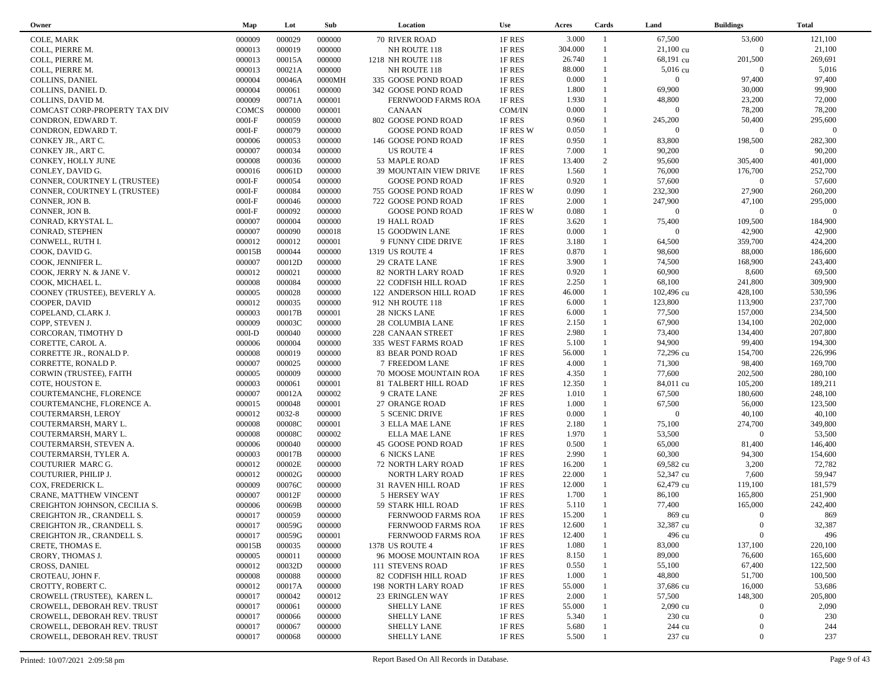| Owner | Map | Lot | Sub | Location | Use | Acres | Cards | Land | Buildings | Total |
|---|---|---|---|---|---|---|---|---|---|---|
| COLE, MARK | 000009 | 000029 | 000000 | 70 RIVER ROAD | 1F RES | 3.000 | 1 | 67,500 | 53,600 | 121,100 |
| COLL, PIERRE M. | 000013 | 000019 | 000000 | NH ROUTE 118 | 1F RES | 304.000 | 1 | 21,100 cu | 0 | 21,100 |
| COLL, PIERRE M. | 000013 | 00015A | 000000 | 1218 NH ROUTE 118 | 1F RES | 26.740 | 1 | 68,191 cu | 201,500 | 269,691 |
| COLL, PIERRE M. | 000013 | 00021A | 000000 | NH ROUTE 118 | 1F RES | 88.000 | 1 | 5,016 cu | 0 | 5,016 |
| COLLINS, DANIEL | 000004 | 00046A | 0000MH | 335 GOOSE POND ROAD | 1F RES | 0.000 | 1 | 0 | 97,400 | 97,400 |
| COLLINS, DANIEL D. | 000004 | 000061 | 000000 | 342 GOOSE POND ROAD | 1F RES | 1.800 | 1 | 69,900 | 30,000 | 99,900 |
| COLLINS, DAVID M. | 000009 | 00071A | 000001 | FERNWOOD FARMS ROA | 1F RES | 1.930 | 1 | 48,800 | 23,200 | 72,000 |
| COMCAST CORP-PROPERTY TAX DIV | COMCS | 000000 | 000001 | CANAAN | COM/IN | 0.000 | 1 | 0 | 78,200 | 78,200 |
| CONDRON, EDWARD T. | 000I-F | 000059 | 000000 | 802 GOOSE POND ROAD | 1F RES | 0.960 | 1 | 245,200 | 50,400 | 295,600 |
| CONDRON, EDWARD T. | 000I-F | 000079 | 000000 | GOOSE POND ROAD | 1F RES W | 0.050 | 1 | 0 | 0 | 0 |
| CONKEY JR., ART C. | 000006 | 000053 | 000000 | 146 GOOSE POND ROAD | 1F RES | 0.950 | 1 | 83,800 | 198,500 | 282,300 |
| CONKEY JR., ART C. | 000007 | 000034 | 000000 | US ROUTE 4 | 1F RES | 7.000 | 1 | 90,200 | 0 | 90,200 |
| CONKEY, HOLLY JUNE | 000008 | 000036 | 000000 | 53 MAPLE ROAD | 1F RES | 13.400 | 2 | 95,600 | 305,400 | 401,000 |
| CONLEY, DAVID G. | 000016 | 00061D | 000000 | 39 MOUNTAIN VIEW DRIVE | 1F RES | 1.560 | 1 | 76,000 | 176,700 | 252,700 |
| CONNER, COURTNEY L (TRUSTEE) | 000I-F | 000054 | 000000 | GOOSE POND ROAD | 1F RES | 0.920 | 1 | 57,600 | 0 | 57,600 |
| CONNER, COURTNEY L (TRUSTEE) | 000I-F | 000084 | 000000 | 755 GOOSE POND ROAD | 1F RES W | 0.090 | 1 | 232,300 | 27,900 | 260,200 |
| CONNER, JON B. | 000I-F | 000046 | 000000 | 722 GOOSE POND ROAD | 1F RES | 2.000 | 1 | 247,900 | 47,100 | 295,000 |
| CONNER, JON B. | 000I-F | 000092 | 000000 | GOOSE POND ROAD | 1F RES W | 0.080 | 1 | 0 | 0 | 0 |
| CONRAD, KRYSTAL L. | 000007 | 000004 | 000000 | 19 HALL ROAD | 1F RES | 3.620 | 1 | 75,400 | 109,500 | 184,900 |
| CONRAD, STEPHEN | 000007 | 000090 | 000018 | 15 GOODWIN LANE | 1F RES | 0.000 | 1 | 0 | 42,900 | 42,900 |
| CONWELL, RUTH I. | 000012 | 000012 | 000001 | 9 FUNNY CIDE DRIVE | 1F RES | 3.180 | 1 | 64,500 | 359,700 | 424,200 |
| COOK, DAVID G. | 00015B | 000044 | 000000 | 1319 US ROUTE 4 | 1F RES | 0.870 | 1 | 98,600 | 88,000 | 186,600 |
| COOK, JENNIFER L. | 000007 | 00012D | 000000 | 29 CRATE LANE | 1F RES | 3.900 | 1 | 74,500 | 168,900 | 243,400 |
| COOK, JERRY N. & JANE V. | 000012 | 000021 | 000000 | 82 NORTH LARY ROAD | 1F RES | 0.920 | 1 | 60,900 | 8,600 | 69,500 |
| COOK, MICHAEL L. | 000008 | 000084 | 000000 | 22 CODFISH HILL ROAD | 1F RES | 2.250 | 1 | 68,100 | 241,800 | 309,900 |
| COONEY (TRUSTEE), BEVERLY A. | 000005 | 000028 | 000000 | 122 ANDERSON HILL ROAD | 1F RES | 46.000 | 1 | 102,496 cu | 428,100 | 530,596 |
| COOPER, DAVID | 000012 | 000035 | 000000 | 912 NH ROUTE 118 | 1F RES | 6.000 | 1 | 123,800 | 113,900 | 237,700 |
| COPELAND, CLARK J. | 000003 | 00017B | 000001 | 28 NICKS LANE | 1F RES | 6.000 | 1 | 77,500 | 157,000 | 234,500 |
| COPP, STEVEN J. | 000009 | 00003C | 000000 | 28 COLUMBIA LANE | 1F RES | 2.150 | 1 | 67,900 | 134,100 | 202,000 |
| CORCORAN, TIMOTHY D | 000I-D | 000040 | 000000 | 228 CANAAN STREET | 1F RES | 2.980 | 1 | 73,400 | 134,400 | 207,800 |
| CORETTE, CAROL A. | 000006 | 000004 | 000000 | 335 WEST FARMS ROAD | 1F RES | 5.100 | 1 | 94,900 | 99,400 | 194,300 |
| CORRETTE JR., RONALD P. | 000008 | 000019 | 000000 | 83 BEAR POND ROAD | 1F RES | 56.000 | 1 | 72,296 cu | 154,700 | 226,996 |
| CORRETTE, RONALD P. | 000007 | 000025 | 000000 | 7 FREEDOM LANE | 1F RES | 4.000 | 1 | 71,300 | 98,400 | 169,700 |
| CORWIN (TRUSTEE), FAITH | 000005 | 000009 | 000000 | 70 MOOSE MOUNTAIN ROA | 1F RES | 4.350 | 1 | 77,600 | 202,500 | 280,100 |
| COTE, HOUSTON E. | 000003 | 000061 | 000001 | 81 TALBERT HILL ROAD | 1F RES | 12.350 | 1 | 84,011 cu | 105,200 | 189,211 |
| COURTEMANCHE, FLORENCE | 000007 | 00012A | 000002 | 9 CRATE LANE | 2F RES | 1.010 | 1 | 67,500 | 180,600 | 248,100 |
| COURTEMANCHE, FLORENCE A. | 000015 | 000048 | 000001 | 27 ORANGE ROAD | 1F RES | 1.000 | 1 | 67,500 | 56,000 | 123,500 |
| COUTERMARSH, LEROY | 000012 | 0032-8 | 000000 | 5 SCENIC DRIVE | 1F RES | 0.000 | 1 | 0 | 40,100 | 40,100 |
| COUTERMARSH, MARY L. | 000008 | 00008C | 000001 | 3 ELLA MAE LANE | 1F RES | 2.180 | 1 | 75,100 | 274,700 | 349,800 |
| COUTERMARSH, MARY L. | 000008 | 00008C | 000002 | ELLA MAE LANE | 1F RES | 1.970 | 1 | 53,500 | 0 | 53,500 |
| COUTERMARSH, STEVEN A. | 000006 | 000040 | 000000 | 45 GOOSE POND ROAD | 1F RES | 0.500 | 1 | 65,000 | 81,400 | 146,400 |
| COUTERMARSH, TYLER A. | 000003 | 00017B | 000000 | 6 NICKS LANE | 1F RES | 2.990 | 1 | 60,300 | 94,300 | 154,600 |
| COUTURIER MARC G. | 000012 | 00002E | 000000 | 72 NORTH LARY ROAD | 1F RES | 16.200 | 1 | 69,582 cu | 3,200 | 72,782 |
| COUTURIER, PHILIP J. | 000012 | 00002G | 000000 | NORTH LARY ROAD | 1F RES | 22.000 | 1 | 52,347 cu | 7,600 | 59,947 |
| COX, FREDERICK L. | 000009 | 00076C | 000000 | 31 RAVEN HILL ROAD | 1F RES | 12.000 | 1 | 62,479 cu | 119,100 | 181,579 |
| CRANE, MATTHEW VINCENT | 000007 | 00012F | 000000 | 5 HERSEY WAY | 1F RES | 1.700 | 1 | 86,100 | 165,800 | 251,900 |
| CREIGHTON JOHNSON, CECILIA S. | 000006 | 00069B | 000000 | 59 STARK HILL ROAD | 1F RES | 5.110 | 1 | 77,400 | 165,000 | 242,400 |
| CREIGHTON JR., CRANDELL S. | 000017 | 000059 | 000000 | FERNWOOD FARMS ROA | 1F RES | 15.200 | 1 | 869 cu | 0 | 869 |
| CREIGHTON JR., CRANDELL S. | 000017 | 00059G | 000000 | FERNWOOD FARMS ROA | 1F RES | 12.600 | 1 | 32,387 cu | 0 | 32,387 |
| CREIGHTON JR., CRANDELL S. | 000017 | 00059G | 000001 | FERNWOOD FARMS ROA | 1F RES | 12.400 | 1 | 496 cu | 0 | 496 |
| CRETE, THOMAS E. | 00015B | 000035 | 000000 | 1378 US ROUTE 4 | 1F RES | 1.080 | 1 | 83,000 | 137,100 | 220,100 |
| CRORY, THOMAS J. | 000005 | 000011 | 000000 | 96 MOOSE MOUNTAIN ROA | 1F RES | 8.150 | 1 | 89,000 | 76,600 | 165,600 |
| CROSS, DANIEL | 000012 | 00032D | 000000 | 111 STEVENS ROAD | 1F RES | 0.550 | 1 | 55,100 | 67,400 | 122,500 |
| CROTEAU, JOHN F. | 000008 | 000088 | 000000 | 82 CODFISH HILL ROAD | 1F RES | 1.000 | 1 | 48,800 | 51,700 | 100,500 |
| CROTTY, ROBERT C. | 000012 | 00017A | 000000 | 198 NORTH LARY ROAD | 1F RES | 55.000 | 1 | 37,686 cu | 16,000 | 53,686 |
| CROWELL (TRUSTEE), KAREN L. | 000017 | 000042 | 000012 | 23 ERINGLEN WAY | 1F RES | 2.000 | 1 | 57,500 | 148,300 | 205,800 |
| CROWELL, DEBORAH REV. TRUST | 000017 | 000061 | 000000 | SHELLY LANE | 1F RES | 55.000 | 1 | 2,090 cu | 0 | 2,090 |
| CROWELL, DEBORAH REV. TRUST | 000017 | 000066 | 000000 | SHELLY LANE | 1F RES | 5.340 | 1 | 230 cu | 0 | 230 |
| CROWELL, DEBORAH REV. TRUST | 000017 | 000067 | 000000 | SHELLY LANE | 1F RES | 5.680 | 1 | 244 cu | 0 | 244 |
| CROWELL, DEBORAH REV. TRUST | 000017 | 000068 | 000000 | SHELLY LANE | 1F RES | 5.500 | 1 | 237 cu | 0 | 237 |

Printed: 10/07/2021 2:09:58 pm — Report Based On All Records in Database.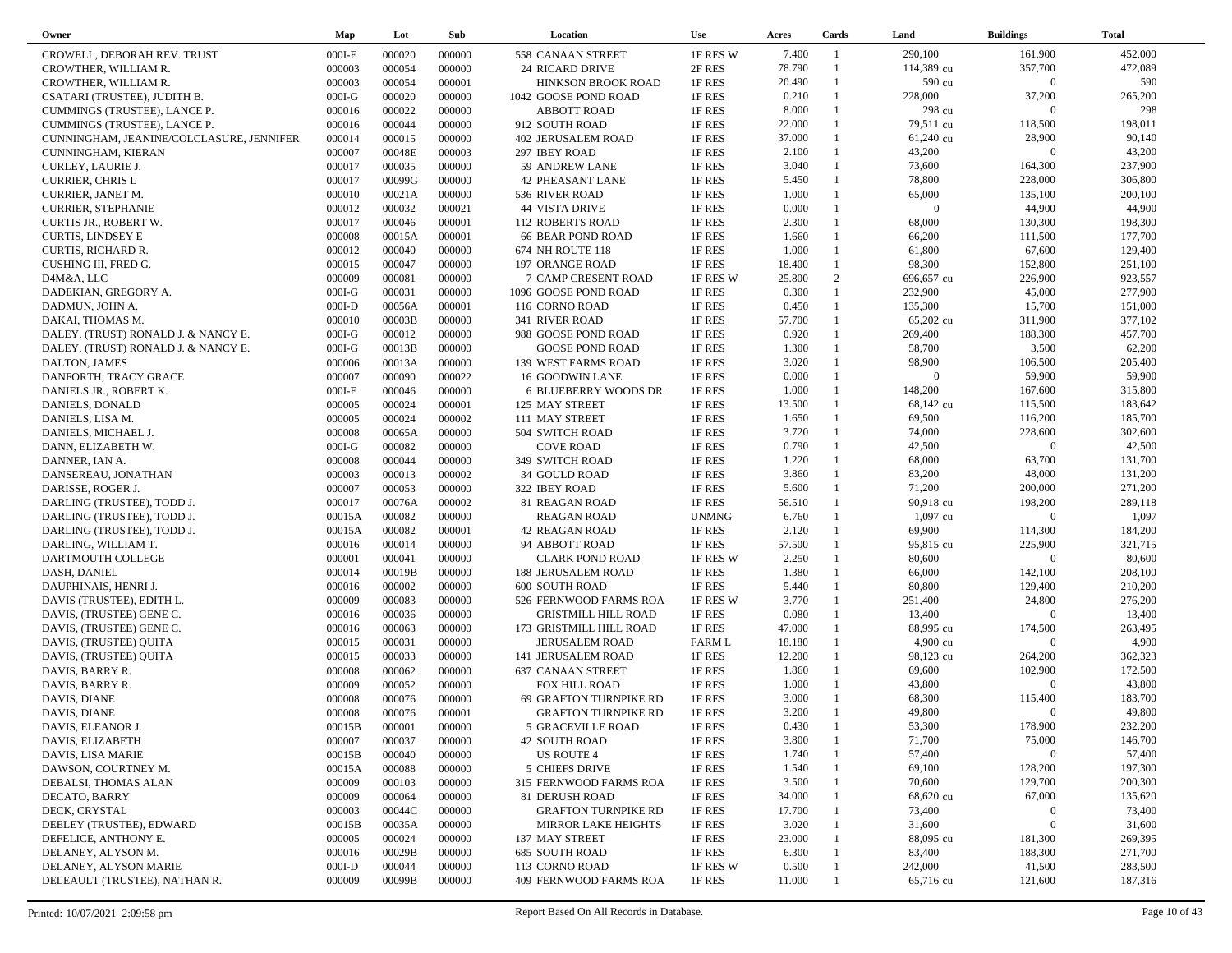| Owner | Map | Lot | Sub | Location | Use | Acres | Cards | Land | Buildings | Total |
|---|---|---|---|---|---|---|---|---|---|---|
| CROWELL, DEBORAH REV. TRUST | 000I-E | 000020 | 000000 | 558 CANAAN STREET | 1F RES W | 7.400 | 1 | 290,100 | 161,900 | 452,000 |
| CROWTHER, WILLIAM R. | 000003 | 000054 | 000000 | 24 RICARD DRIVE | 2F RES | 78.790 | 1 | 114,389 cu | 357,700 | 472,089 |
| CROWTHER, WILLIAM R. | 000003 | 000054 | 000001 | HINKSON BROOK ROAD | 1F RES | 20.490 | 1 | 590 cu | 0 | 590 |
| CSATARI (TRUSTEE), JUDITH B. | 000I-G | 000020 | 000000 | 1042 GOOSE POND ROAD | 1F RES | 0.210 | 1 | 228,000 | 37,200 | 265,200 |
| CUMMINGS (TRUSTEE), LANCE P. | 000016 | 000022 | 000000 | ABBOTT ROAD | 1F RES | 8.000 | 1 | 298 cu | 0 | 298 |
| CUMMINGS (TRUSTEE), LANCE P. | 000016 | 000044 | 000000 | 912 SOUTH ROAD | 1F RES | 22.000 | 1 | 79,511 cu | 118,500 | 198,011 |
| CUNNINGHAM, JEANINE/COLCLASURE, JENNIFER | 000014 | 000015 | 000000 | 402 JERUSALEM ROAD | 1F RES | 37.000 | 1 | 61,240 cu | 28,900 | 90,140 |
| CUNNINGHAM, KIERAN | 000007 | 00048E | 000003 | 297 IBEY ROAD | 1F RES | 2.100 | 1 | 43,200 | 0 | 43,200 |
| CURLEY, LAURIE J. | 000017 | 000035 | 000000 | 59 ANDREW LANE | 1F RES | 3.040 | 1 | 73,600 | 164,300 | 237,900 |
| CURRIER, CHRIS L | 000017 | 00099G | 000000 | 42 PHEASANT LANE | 1F RES | 5.450 | 1 | 78,800 | 228,000 | 306,800 |
| CURRIER, JANET M. | 000010 | 00021A | 000000 | 536 RIVER ROAD | 1F RES | 1.000 | 1 | 65,000 | 135,100 | 200,100 |
| CURRIER, STEPHANIE | 000012 | 000032 | 000021 | 44 VISTA DRIVE | 1F RES | 0.000 | 1 | 0 | 44,900 | 44,900 |
| CURTIS JR., ROBERT W. | 000017 | 000046 | 000001 | 112 ROBERTS ROAD | 1F RES | 2.300 | 1 | 68,000 | 130,300 | 198,300 |
| CURTIS, LINDSEY E | 000008 | 00015A | 000001 | 66 BEAR POND ROAD | 1F RES | 1.660 | 1 | 66,200 | 111,500 | 177,700 |
| CURTIS, RICHARD R. | 000012 | 000040 | 000000 | 674 NH ROUTE 118 | 1F RES | 1.000 | 1 | 61,800 | 67,600 | 129,400 |
| CUSHING III, FRED G. | 000015 | 000047 | 000000 | 197 ORANGE ROAD | 1F RES | 18.400 | 1 | 98,300 | 152,800 | 251,100 |
| D4M&A, LLC | 000009 | 000081 | 000000 | 7 CAMP CRESENT ROAD | 1F RES W | 25.800 | 2 | 696,657 cu | 226,900 | 923,557 |
| DADEKIAN, GREGORY A. | 000I-G | 000031 | 000000 | 1096 GOOSE POND ROAD | 1F RES | 0.300 | 1 | 232,900 | 45,000 | 277,900 |
| DADMUN, JOHN A. | 000I-D | 00056A | 000001 | 116 CORNO ROAD | 1F RES | 0.450 | 1 | 135,300 | 15,700 | 151,000 |
| DAKAI, THOMAS M. | 000010 | 00003B | 000000 | 341 RIVER ROAD | 1F RES | 57.700 | 1 | 65,202 cu | 311,900 | 377,102 |
| DALEY, (TRUST) RONALD J. & NANCY E. | 000I-G | 000012 | 000000 | 988 GOOSE POND ROAD | 1F RES | 0.920 | 1 | 269,400 | 188,300 | 457,700 |
| DALEY, (TRUST) RONALD J. & NANCY E. | 000I-G | 00013B | 000000 | GOOSE POND ROAD | 1F RES | 1.300 | 1 | 58,700 | 3,500 | 62,200 |
| DALTON, JAMES | 000006 | 00013A | 000000 | 139 WEST FARMS ROAD | 1F RES | 3.020 | 1 | 98,900 | 106,500 | 205,400 |
| DANFORTH, TRACY GRACE | 000007 | 000090 | 000022 | 16 GOODWIN LANE | 1F RES | 0.000 | 1 | 0 | 59,900 | 59,900 |
| DANIELS JR., ROBERT K. | 000I-E | 000046 | 000000 | 6 BLUEBERRY WOODS DR. | 1F RES | 1.000 | 1 | 148,200 | 167,600 | 315,800 |
| DANIELS, DONALD | 000005 | 000024 | 000001 | 125 MAY STREET | 1F RES | 13.500 | 1 | 68,142 cu | 115,500 | 183,642 |
| DANIELS, LISA M. | 000005 | 000024 | 000002 | 111 MAY STREET | 1F RES | 1.650 | 1 | 69,500 | 116,200 | 185,700 |
| DANIELS, MICHAEL J. | 000008 | 00065A | 000000 | 504 SWITCH ROAD | 1F RES | 3.720 | 1 | 74,000 | 228,600 | 302,600 |
| DANN, ELIZABETH W. | 000I-G | 000082 | 000000 | COVE ROAD | 1F RES | 0.790 | 1 | 42,500 | 0 | 42,500 |
| DANNER, IAN A. | 000008 | 000044 | 000000 | 349 SWITCH ROAD | 1F RES | 1.220 | 1 | 68,000 | 63,700 | 131,700 |
| DANSEREAU, JONATHAN | 000003 | 000013 | 000002 | 34 GOULD ROAD | 1F RES | 3.860 | 1 | 83,200 | 48,000 | 131,200 |
| DARISSE, ROGER J. | 000007 | 000053 | 000000 | 322 IBEY ROAD | 1F RES | 5.600 | 1 | 71,200 | 200,000 | 271,200 |
| DARLING (TRUSTEE), TODD J. | 000017 | 00076A | 000002 | 81 REAGAN ROAD | 1F RES | 56.510 | 1 | 90,918 cu | 198,200 | 289,118 |
| DARLING (TRUSTEE), TODD J. | 00015A | 000082 | 000000 | REAGAN ROAD | UNMNG | 6.760 | 1 | 1,097 cu | 0 | 1,097 |
| DARLING (TRUSTEE), TODD J. | 00015A | 000082 | 000001 | 42 REAGAN ROAD | 1F RES | 2.120 | 1 | 69,900 | 114,300 | 184,200 |
| DARLING, WILLIAM T. | 000016 | 000014 | 000000 | 94 ABBOTT ROAD | 1F RES | 57.500 | 1 | 95,815 cu | 225,900 | 321,715 |
| DARTMOUTH COLLEGE | 000001 | 000041 | 000000 | CLARK POND ROAD | 1F RES W | 2.250 | 1 | 80,600 | 0 | 80,600 |
| DASH, DANIEL | 000014 | 00019B | 000000 | 188 JERUSALEM ROAD | 1F RES | 1.380 | 1 | 66,000 | 142,100 | 208,100 |
| DAUPHINAIS, HENRI J. | 000016 | 000002 | 000000 | 600 SOUTH ROAD | 1F RES | 5.440 | 1 | 80,800 | 129,400 | 210,200 |
| DAVIS (TRUSTEE), EDITH L. | 000009 | 000083 | 000000 | 526 FERNWOOD FARMS ROA | 1F RES W | 3.770 | 1 | 251,400 | 24,800 | 276,200 |
| DAVIS, (TRUSTEE) GENE C. | 000016 | 000036 | 000000 | GRISTMILL HILL ROAD | 1F RES | 0.080 | 1 | 13,400 | 0 | 13,400 |
| DAVIS, (TRUSTEE) GENE C. | 000016 | 000063 | 000000 | 173 GRISTMILL HILL ROAD | 1F RES | 47.000 | 1 | 88,995 cu | 174,500 | 263,495 |
| DAVIS, (TRUSTEE) QUITA | 000015 | 000031 | 000000 | JERUSALEM ROAD | FARM L | 18.180 | 1 | 4,900 cu | 0 | 4,900 |
| DAVIS, (TRUSTEE) QUITA | 000015 | 000033 | 000000 | 141 JERUSALEM ROAD | 1F RES | 12.200 | 1 | 98,123 cu | 264,200 | 362,323 |
| DAVIS, BARRY R. | 000008 | 000062 | 000000 | 637 CANAAN STREET | 1F RES | 1.860 | 1 | 69,600 | 102,900 | 172,500 |
| DAVIS, BARRY R. | 000009 | 000052 | 000000 | FOX HILL ROAD | 1F RES | 1.000 | 1 | 43,800 | 0 | 43,800 |
| DAVIS, DIANE | 000008 | 000076 | 000000 | 69 GRAFTON TURNPIKE RD | 1F RES | 3.000 | 1 | 68,300 | 115,400 | 183,700 |
| DAVIS, DIANE | 000008 | 000076 | 000001 | GRAFTON TURNPIKE RD | 1F RES | 3.200 | 1 | 49,800 | 0 | 49,800 |
| DAVIS, ELEANOR J. | 00015B | 000001 | 000000 | 5 GRACEVILLE ROAD | 1F RES | 0.430 | 1 | 53,300 | 178,900 | 232,200 |
| DAVIS, ELIZABETH | 000007 | 000037 | 000000 | 42 SOUTH ROAD | 1F RES | 3.800 | 1 | 71,700 | 75,000 | 146,700 |
| DAVIS, LISA MARIE | 00015B | 000040 | 000000 | US ROUTE 4 | 1F RES | 1.740 | 1 | 57,400 | 0 | 57,400 |
| DAWSON, COURTNEY M. | 00015A | 000088 | 000000 | 5 CHIEFS DRIVE | 1F RES | 1.540 | 1 | 69,100 | 128,200 | 197,300 |
| DEBALSI, THOMAS ALAN | 000009 | 000103 | 000000 | 315 FERNWOOD FARMS ROA | 1F RES | 3.500 | 1 | 70,600 | 129,700 | 200,300 |
| DECATO, BARRY | 000009 | 000064 | 000000 | 81 DERUSH ROAD | 1F RES | 34.000 | 1 | 68,620 cu | 67,000 | 135,620 |
| DECK, CRYSTAL | 000003 | 00044C | 000000 | GRAFTON TURNPIKE RD | 1F RES | 17.700 | 1 | 73,400 | 0 | 73,400 |
| DEELEY (TRUSTEE), EDWARD | 00015B | 00035A | 000000 | MIRROR LAKE HEIGHTS | 1F RES | 3.020 | 1 | 31,600 | 0 | 31,600 |
| DEFELICE, ANTHONY E. | 000005 | 000024 | 000000 | 137 MAY STREET | 1F RES | 23.000 | 1 | 88,095 cu | 181,300 | 269,395 |
| DELANEY, ALYSON M. | 000016 | 00029B | 000000 | 685 SOUTH ROAD | 1F RES | 6.300 | 1 | 83,400 | 188,300 | 271,700 |
| DELANEY, ALYSON MARIE | 000I-D | 000044 | 000000 | 113 CORNO ROAD | 1F RES W | 0.500 | 1 | 242,000 | 41,500 | 283,500 |
| DELEAULT (TRUSTEE), NATHAN R. | 000009 | 00099B | 000000 | 409 FERNWOOD FARMS ROA | 1F RES | 11.000 | 1 | 65,716 cu | 121,600 | 187,316 |

Printed: 10/07/2021 2:09:58 pm — Report Based On All Records in Database.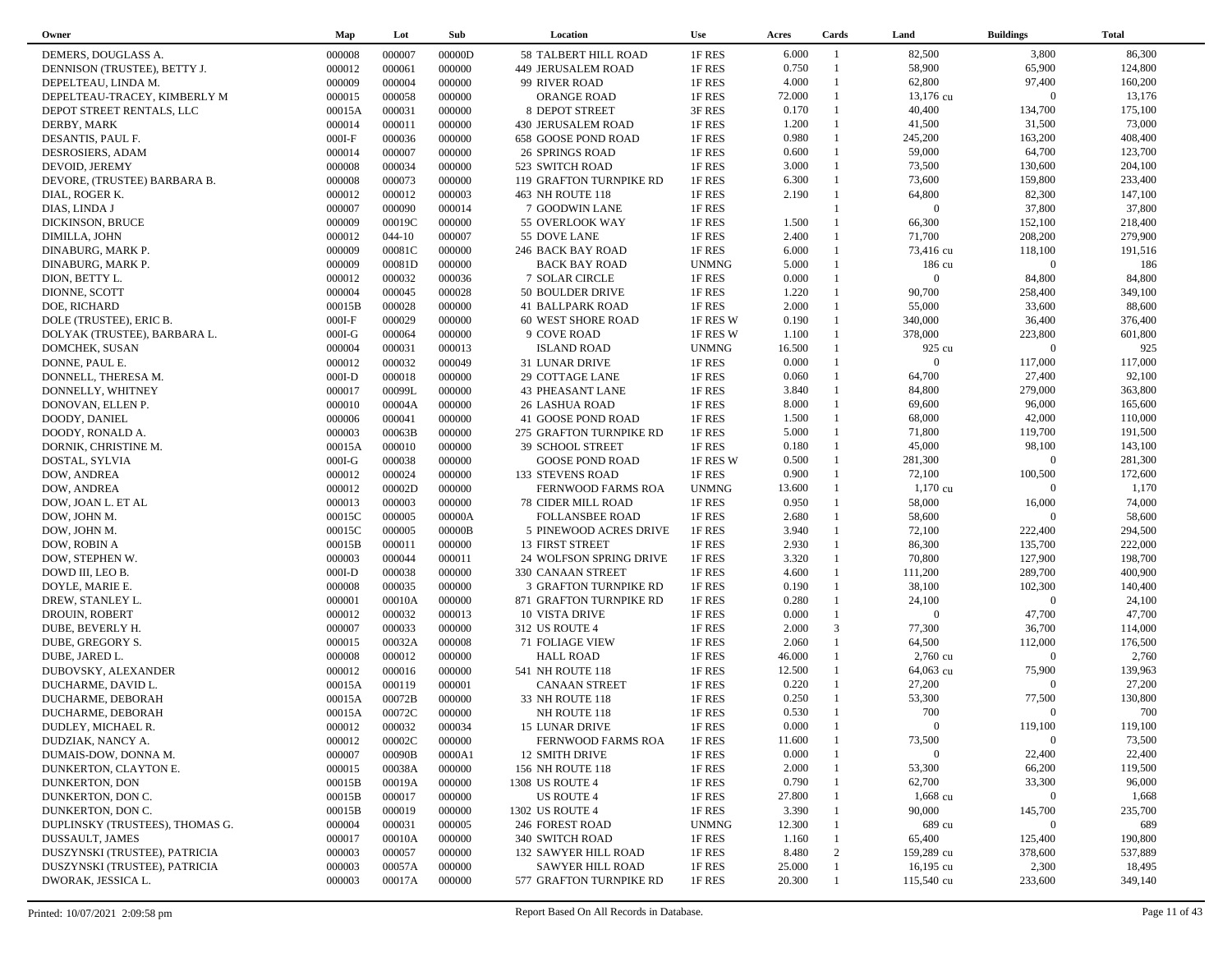| Owner | Map | Lot | Sub | Location | Use | Acres | Cards | Land | Buildings | Total |
|---|---|---|---|---|---|---|---|---|---|---|
| DEMERS, DOUGLASS A. | 000008 | 000007 | 00000D | 58 TALBERT HILL ROAD | 1F RES | 6.000 | 1 | 82,500 | 3,800 | 86,300 |
| DENNISON (TRUSTEE), BETTY J. | 000012 | 000061 | 000000 | 449 JERUSALEM ROAD | 1F RES | 0.750 | 1 | 58,900 | 65,900 | 124,800 |
| DEPELTEAU, LINDA M. | 000009 | 000004 | 000000 | 99 RIVER ROAD | 1F RES | 4.000 | 1 | 62,800 | 97,400 | 160,200 |
| DEPELTEAU-TRACEY, KIMBERLY M | 000015 | 000058 | 000000 | ORANGE ROAD | 1F RES | 72.000 | 1 | 13,176 cu | 0 | 13,176 |
| DEPOT STREET RENTALS, LLC | 00015A | 000031 | 000000 | 8 DEPOT STREET | 3F RES | 0.170 | 1 | 40,400 | 134,700 | 175,100 |
| DERBY, MARK | 000014 | 000011 | 000000 | 430 JERUSALEM ROAD | 1F RES | 1.200 | 1 | 41,500 | 31,500 | 73,000 |
| DESANTIS, PAUL F. | 000I-F | 000036 | 000000 | 658 GOOSE POND ROAD | 1F RES | 0.980 | 1 | 245,200 | 163,200 | 408,400 |
| DESROSIERS, ADAM | 000014 | 000007 | 000000 | 26 SPRINGS ROAD | 1F RES | 0.600 | 1 | 59,000 | 64,700 | 123,700 |
| DEVOID, JEREMY | 000008 | 000034 | 000000 | 523 SWITCH ROAD | 1F RES | 3.000 | 1 | 73,500 | 130,600 | 204,100 |
| DEVORE, (TRUSTEE) BARBARA B. | 000008 | 000073 | 000000 | 119 GRAFTON TURNPIKE RD | 1F RES | 6.300 | 1 | 73,600 | 159,800 | 233,400 |
| DIAL, ROGER K. | 000012 | 000012 | 000003 | 463 NH ROUTE 118 | 1F RES | 2.190 | 1 | 64,800 | 82,300 | 147,100 |
| DIAS, LINDA J | 000007 | 000090 | 000014 | 7 GOODWIN LANE | 1F RES | | 1 | 0 | 37,800 | 37,800 |
| DICKINSON, BRUCE | 000009 | 00019C | 000000 | 55 OVERLOOK WAY | 1F RES | 1.500 | 1 | 66,300 | 152,100 | 218,400 |
| DIMILLA, JOHN | 000012 | 044-10 | 000007 | 55 DOVE LANE | 1F RES | 2.400 | 1 | 71,700 | 208,200 | 279,900 |
| DINABURG, MARK P. | 000009 | 00081C | 000000 | 246 BACK BAY ROAD | 1F RES | 6.000 | 1 | 73,416 cu | 118,100 | 191,516 |
| DINABURG, MARK P. | 000009 | 00081D | 000000 | BACK BAY ROAD | UNMNG | 5.000 | 1 | 186 cu | 0 | 186 |
| DION, BETTY L. | 000012 | 000032 | 000036 | 7 SOLAR CIRCLE | 1F RES | 0.000 | 1 | 0 | 84,800 | 84,800 |
| DIONNE, SCOTT | 000004 | 000045 | 000028 | 50 BOULDER DRIVE | 1F RES | 1.220 | 1 | 90,700 | 258,400 | 349,100 |
| DOE, RICHARD | 00015B | 000028 | 000000 | 41 BALLPARK ROAD | 1F RES | 2.000 | 1 | 55,000 | 33,600 | 88,600 |
| DOLE (TRUSTEE), ERIC B. | 000I-F | 000029 | 000000 | 60 WEST SHORE ROAD | 1F RES W | 0.190 | 1 | 340,000 | 36,400 | 376,400 |
| DOLYAK (TRUSTEE), BARBARA L. | 000I-G | 000064 | 000000 | 9 COVE ROAD | 1F RES W | 1.100 | 1 | 378,000 | 223,800 | 601,800 |
| DOMCHEK, SUSAN | 000004 | 000031 | 000013 | ISLAND ROAD | UNMNG | 16.500 | 1 | 925 cu | 0 | 925 |
| DONNE, PAUL E. | 000012 | 000032 | 000049 | 31 LUNAR DRIVE | 1F RES | 0.000 | 1 | 0 | 117,000 | 117,000 |
| DONNELL, THERESA M. | 000I-D | 000018 | 000000 | 29 COTTAGE LANE | 1F RES | 0.060 | 1 | 64,700 | 27,400 | 92,100 |
| DONNELLY, WHITNEY | 000017 | 00099L | 000000 | 43 PHEASANT LANE | 1F RES | 3.840 | 1 | 84,800 | 279,000 | 363,800 |
| DONOVAN, ELLEN P. | 000010 | 00004A | 000000 | 26 LASHUA ROAD | 1F RES | 8.000 | 1 | 69,600 | 96,000 | 165,600 |
| DOODY, DANIEL | 000006 | 000041 | 000000 | 41 GOOSE POND ROAD | 1F RES | 1.500 | 1 | 68,000 | 42,000 | 110,000 |
| DOODY, RONALD A. | 000003 | 00063B | 000000 | 275 GRAFTON TURNPIKE RD | 1F RES | 5.000 | 1 | 71,800 | 119,700 | 191,500 |
| DORNIK, CHRISTINE M. | 00015A | 000010 | 000000 | 39 SCHOOL STREET | 1F RES | 0.180 | 1 | 45,000 | 98,100 | 143,100 |
| DOSTAL, SYLVIA | 000I-G | 000038 | 000000 | GOOSE POND ROAD | 1F RES W | 0.500 | 1 | 281,300 | 0 | 281,300 |
| DOW, ANDREA | 000012 | 000024 | 000000 | 133 STEVENS ROAD | 1F RES | 0.900 | 1 | 72,100 | 100,500 | 172,600 |
| DOW, ANDREA | 000012 | 00002D | 000000 | FERNWOOD FARMS ROA | UNMNG | 13.600 | 1 | 1,170 cu | 0 | 1,170 |
| DOW, JOAN L. ET AL | 000013 | 000003 | 000000 | 78 CIDER MILL ROAD | 1F RES | 0.950 | 1 | 58,000 | 16,000 | 74,000 |
| DOW, JOHN M. | 00015C | 000005 | 00000A | FOLLANSBEE ROAD | 1F RES | 2.680 | 1 | 58,600 | 0 | 58,600 |
| DOW, JOHN M. | 00015C | 000005 | 00000B | 5 PINEWOOD ACRES DRIVE | 1F RES | 3.940 | 1 | 72,100 | 222,400 | 294,500 |
| DOW, ROBIN A | 00015B | 000011 | 000000 | 13 FIRST STREET | 1F RES | 2.930 | 1 | 86,300 | 135,700 | 222,000 |
| DOW, STEPHEN W. | 000003 | 000044 | 000011 | 24 WOLFSON SPRING DRIVE | 1F RES | 3.320 | 1 | 70,800 | 127,900 | 198,700 |
| DOWD III, LEO B. | 000I-D | 000038 | 000000 | 330 CANAAN STREET | 1F RES | 4.600 | 1 | 111,200 | 289,700 | 400,900 |
| DOYLE, MARIE E. | 000008 | 000035 | 000000 | 3 GRAFTON TURNPIKE RD | 1F RES | 0.190 | 1 | 38,100 | 102,300 | 140,400 |
| DREW, STANLEY L. | 000001 | 00010A | 000000 | 871 GRAFTON TURNPIKE RD | 1F RES | 0.280 | 1 | 24,100 | 0 | 24,100 |
| DROUIN, ROBERT | 000012 | 000032 | 000013 | 10 VISTA DRIVE | 1F RES | 0.000 | 1 | 0 | 47,700 | 47,700 |
| DUBE, BEVERLY H. | 000007 | 000033 | 000000 | 312 US ROUTE 4 | 1F RES | 2.000 | 3 | 77,300 | 36,700 | 114,000 |
| DUBE, GREGORY S. | 000015 | 00032A | 000008 | 71 FOLIAGE VIEW | 1F RES | 2.060 | 1 | 64,500 | 112,000 | 176,500 |
| DUBE, JARED L. | 000008 | 000012 | 000000 | HALL ROAD | 1F RES | 46.000 | 1 | 2,760 cu | 0 | 2,760 |
| DUBOVSKY, ALEXANDER | 000012 | 000016 | 000000 | 541 NH ROUTE 118 | 1F RES | 12.500 | 1 | 64,063 cu | 75,900 | 139,963 |
| DUCHARME, DAVID L. | 00015A | 000119 | 000001 | CANAAN STREET | 1F RES | 0.220 | 1 | 27,200 | 0 | 27,200 |
| DUCHARME, DEBORAH | 00015A | 00072B | 000000 | 33 NH ROUTE 118 | 1F RES | 0.250 | 1 | 53,300 | 77,500 | 130,800 |
| DUCHARME, DEBORAH | 00015A | 00072C | 000000 | NH ROUTE 118 | 1F RES | 0.530 | 1 | 700 | 0 | 700 |
| DUDLEY, MICHAEL R. | 000012 | 000032 | 000034 | 15 LUNAR DRIVE | 1F RES | 0.000 | 1 | 0 | 119,100 | 119,100 |
| DUDZIAK, NANCY A. | 000012 | 00002C | 000000 | FERNWOOD FARMS ROA | 1F RES | 11.600 | 1 | 73,500 | 0 | 73,500 |
| DUMAIS-DOW, DONNA M. | 000007 | 00090B | 0000A1 | 12 SMITH DRIVE | 1F RES | 0.000 | 1 | 0 | 22,400 | 22,400 |
| DUNKERTON, CLAYTON E. | 000015 | 00038A | 000000 | 156 NH ROUTE 118 | 1F RES | 2.000 | 1 | 53,300 | 66,200 | 119,500 |
| DUNKERTON, DON | 00015B | 00019A | 000000 | 1308 US ROUTE 4 | 1F RES | 0.790 | 1 | 62,700 | 33,300 | 96,000 |
| DUNKERTON, DON C. | 00015B | 000017 | 000000 | US ROUTE 4 | 1F RES | 27.800 | 1 | 1,668 cu | 0 | 1,668 |
| DUNKERTON, DON C. | 00015B | 000019 | 000000 | 1302 US ROUTE 4 | 1F RES | 3.390 | 1 | 90,000 | 145,700 | 235,700 |
| DUPLINSKY (TRUSTEES), THOMAS G. | 000004 | 000031 | 000005 | 246 FOREST ROAD | UNMNG | 12.300 | 1 | 689 cu | 0 | 689 |
| DUSSAULT, JAMES | 000017 | 00010A | 000000 | 340 SWITCH ROAD | 1F RES | 1.160 | 1 | 65,400 | 125,400 | 190,800 |
| DUSZYNSKI (TRUSTEE), PATRICIA | 000003 | 000057 | 000000 | 132 SAWYER HILL ROAD | 1F RES | 8.480 | 2 | 159,289 cu | 378,600 | 537,889 |
| DUSZYNSKI (TRUSTEE), PATRICIA | 000003 | 00057A | 000000 | SAWYER HILL ROAD | 1F RES | 25.000 | 1 | 16,195 cu | 2,300 | 18,495 |
| DWORAK, JESSICA L. | 000003 | 00017A | 000000 | 577 GRAFTON TURNPIKE RD | 1F RES | 20.300 | 1 | 115,540 cu | 233,600 | 349,140 |

Printed: 10/07/2021 2:09:58 pm | Report Based On All Records in Database.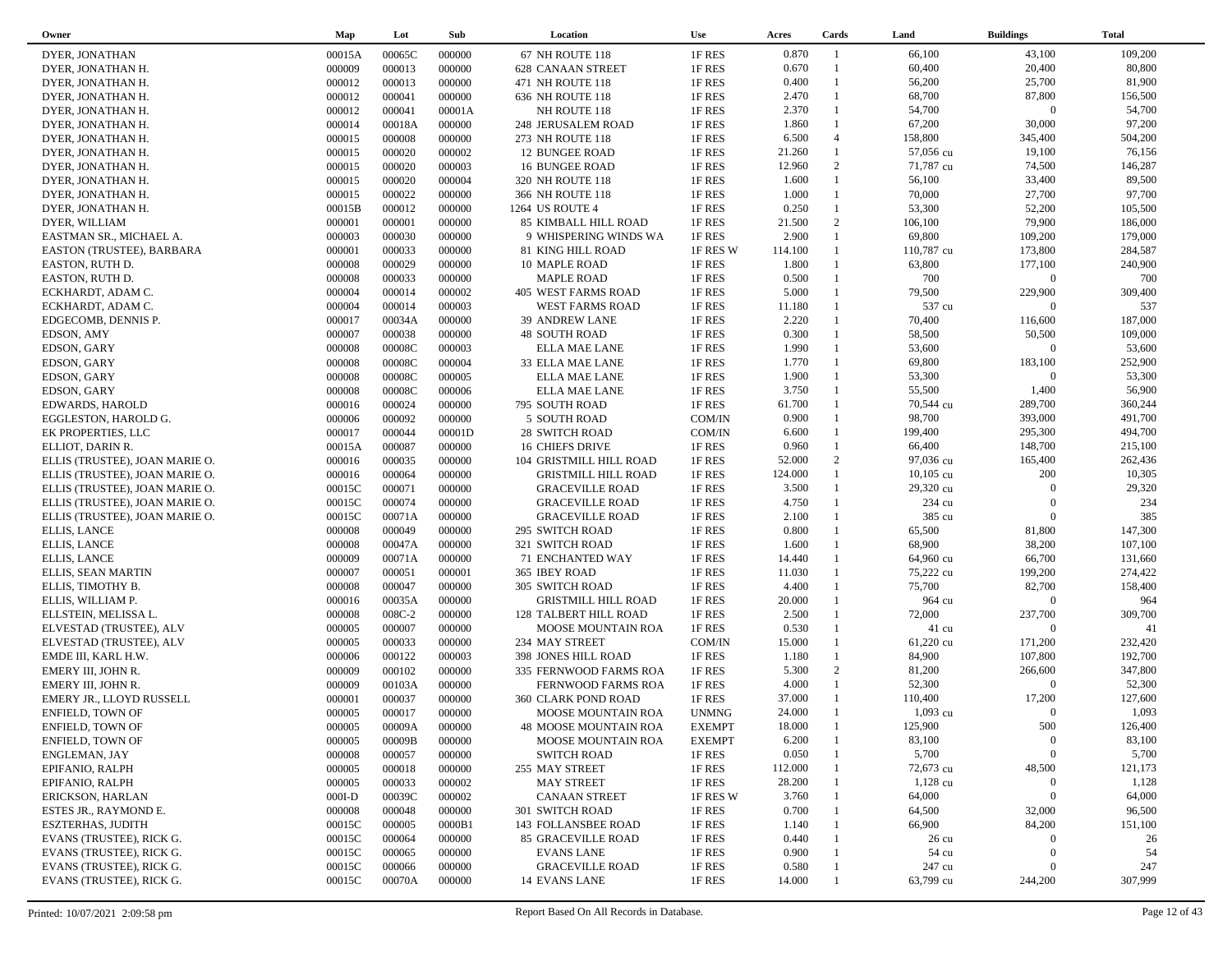| Owner | Map | Lot | Sub | Location | Use | Acres | Cards | Land | Buildings | Total |
|---|---|---|---|---|---|---|---|---|---|---|
| DYER, JONATHAN | 00015A | 00065C | 000000 | 67 NH ROUTE 118 | 1F RES | 0.870 | 1 | 66,100 | 43,100 | 109,200 |
| DYER, JONATHAN H. | 000009 | 000013 | 000000 | 628 CANAAN STREET | 1F RES | 0.670 | 1 | 60,400 | 20,400 | 80,800 |
| DYER, JONATHAN H. | 000012 | 000013 | 000000 | 471 NH ROUTE 118 | 1F RES | 0.400 | 1 | 56,200 | 25,700 | 81,900 |
| DYER, JONATHAN H. | 000012 | 000041 | 000000 | 636 NH ROUTE 118 | 1F RES | 2.470 | 1 | 68,700 | 87,800 | 156,500 |
| DYER, JONATHAN H. | 000012 | 000041 | 00001A | NH ROUTE 118 | 1F RES | 2.370 | 1 | 54,700 | 0 | 54,700 |
| DYER, JONATHAN H. | 000014 | 00018A | 000000 | 248 JERUSALEM ROAD | 1F RES | 1.860 | 1 | 67,200 | 30,000 | 97,200 |
| DYER, JONATHAN H. | 000015 | 000008 | 000000 | 273 NH ROUTE 118 | 1F RES | 6.500 | 4 | 158,800 | 345,400 | 504,200 |
| DYER, JONATHAN H. | 000015 | 000020 | 000002 | 12 BUNGEE ROAD | 1F RES | 21.260 | 1 | 57,056 cu | 19,100 | 76,156 |
| DYER, JONATHAN H. | 000015 | 000020 | 000003 | 16 BUNGEE ROAD | 1F RES | 12.960 | 2 | 71,787 cu | 74,500 | 146,287 |
| DYER, JONATHAN H. | 000015 | 000020 | 000004 | 320 NH ROUTE 118 | 1F RES | 1.600 | 1 | 56,100 | 33,400 | 89,500 |
| DYER, JONATHAN H. | 000015 | 000022 | 000000 | 366 NH ROUTE 118 | 1F RES | 1.000 | 1 | 70,000 | 27,700 | 97,700 |
| DYER, JONATHAN H. | 00015B | 000012 | 000000 | 1264 US ROUTE 4 | 1F RES | 0.250 | 1 | 53,300 | 52,200 | 105,500 |
| DYER, WILLIAM | 000001 | 000001 | 000000 | 85 KIMBALL HILL ROAD | 1F RES | 21.500 | 2 | 106,100 | 79,900 | 186,000 |
| EASTMAN SR., MICHAEL A. | 000003 | 000030 | 000000 | 9 WHISPERING WINDS WA | 1F RES | 2.900 | 1 | 69,800 | 109,200 | 179,000 |
| EASTON (TRUSTEE), BARBARA | 000001 | 000033 | 000000 | 81 KING HILL ROAD | 1F RES W | 114.100 | 1 | 110,787 cu | 173,800 | 284,587 |
| EASTON, RUTH D. | 000008 | 000029 | 000000 | 10 MAPLE ROAD | 1F RES | 1.800 | 1 | 63,800 | 177,100 | 240,900 |
| EASTON, RUTH D. | 000008 | 000033 | 000000 | MAPLE ROAD | 1F RES | 0.500 | 1 | 700 | 0 | 700 |
| ECKHARDT, ADAM C. | 000004 | 000014 | 000002 | 405 WEST FARMS ROAD | 1F RES | 5.000 | 1 | 79,500 | 229,900 | 309,400 |
| ECKHARDT, ADAM C. | 000004 | 000014 | 000003 | WEST FARMS ROAD | 1F RES | 11.180 | 1 | 537 cu | 0 | 537 |
| EDGECOMB, DENNIS P. | 000017 | 00034A | 000000 | 39 ANDREW LANE | 1F RES | 2.220 | 1 | 70,400 | 116,600 | 187,000 |
| EDSON, AMY | 000007 | 000038 | 000000 | 48 SOUTH ROAD | 1F RES | 0.300 | 1 | 58,500 | 50,500 | 109,000 |
| EDSON, GARY | 000008 | 00008C | 000003 | ELLA MAE LANE | 1F RES | 1.990 | 1 | 53,600 | 0 | 53,600 |
| EDSON, GARY | 000008 | 00008C | 000004 | 33 ELLA MAE LANE | 1F RES | 1.770 | 1 | 69,800 | 183,100 | 252,900 |
| EDSON, GARY | 000008 | 00008C | 000005 | ELLA MAE LANE | 1F RES | 1.900 | 1 | 53,300 | 0 | 53,300 |
| EDSON, GARY | 000008 | 00008C | 000006 | ELLA MAE LANE | 1F RES | 3.750 | 1 | 55,500 | 1,400 | 56,900 |
| EDWARDS, HAROLD | 000016 | 000024 | 000000 | 795 SOUTH ROAD | 1F RES | 61.700 | 1 | 70,544 cu | 289,700 | 360,244 |
| EGGLESTON, HAROLD G. | 000006 | 000092 | 000000 | 5 SOUTH ROAD | COM/IN | 0.900 | 1 | 98,700 | 393,000 | 491,700 |
| EK PROPERTIES, LLC | 000017 | 000044 | 00001D | 28 SWITCH ROAD | COM/IN | 6.600 | 1 | 199,400 | 295,300 | 494,700 |
| ELLIOT, DARIN R. | 00015A | 000087 | 000000 | 16 CHIEFS DRIVE | 1F RES | 0.960 | 1 | 66,400 | 148,700 | 215,100 |
| ELLIS (TRUSTEE), JOAN MARIE O. | 000016 | 000035 | 000000 | 104 GRISTMILL HILL ROAD | 1F RES | 52.000 | 2 | 97,036 cu | 165,400 | 262,436 |
| ELLIS (TRUSTEE), JOAN MARIE O. | 000016 | 000064 | 000000 | GRISTMILL HILL ROAD | 1F RES | 124.000 | 1 | 10,105 cu | 200 | 10,305 |
| ELLIS (TRUSTEE), JOAN MARIE O. | 00015C | 000071 | 000000 | GRACEVILLE ROAD | 1F RES | 3.500 | 1 | 29,320 cu | 0 | 29,320 |
| ELLIS (TRUSTEE), JOAN MARIE O. | 00015C | 000074 | 000000 | GRACEVILLE ROAD | 1F RES | 4.750 | 1 | 234 cu | 0 | 234 |
| ELLIS (TRUSTEE), JOAN MARIE O. | 00015C | 00071A | 000000 | GRACEVILLE ROAD | 1F RES | 2.100 | 1 | 385 cu | 0 | 385 |
| ELLIS, LANCE | 000008 | 000049 | 000000 | 295 SWITCH ROAD | 1F RES | 0.800 | 1 | 65,500 | 81,800 | 147,300 |
| ELLIS, LANCE | 000008 | 00047A | 000000 | 321 SWITCH ROAD | 1F RES | 1.600 | 1 | 68,900 | 38,200 | 107,100 |
| ELLIS, LANCE | 000009 | 00071A | 000000 | 71 ENCHANTED WAY | 1F RES | 14.440 | 1 | 64,960 cu | 66,700 | 131,660 |
| ELLIS, SEAN MARTIN | 000007 | 000051 | 000001 | 365 IBEY ROAD | 1F RES | 11.030 | 1 | 75,222 cu | 199,200 | 274,422 |
| ELLIS, TIMOTHY B. | 000008 | 000047 | 000000 | 305 SWITCH ROAD | 1F RES | 4.400 | 1 | 75,700 | 82,700 | 158,400 |
| ELLIS, WILLIAM P. | 000016 | 00035A | 000000 | GRISTMILL HILL ROAD | 1F RES | 20.000 | 1 | 964 cu | 0 | 964 |
| ELLSTEIN, MELISSA L. | 000008 | 008C-2 | 000000 | 128 TALBERT HILL ROAD | 1F RES | 2.500 | 1 | 72,000 | 237,700 | 309,700 |
| ELVESTAD (TRUSTEE), ALV | 000005 | 000007 | 000000 | MOOSE MOUNTAIN ROA | 1F RES | 0.530 | 1 | 41 cu | 0 | 41 |
| ELVESTAD (TRUSTEE), ALV | 000005 | 000033 | 000000 | 234 MAY STREET | COM/IN | 15.000 | 1 | 61,220 cu | 171,200 | 232,420 |
| EMDE III, KARL H.W. | 000006 | 000122 | 000003 | 398 JONES HILL ROAD | 1F RES | 1.180 | 1 | 84,900 | 107,800 | 192,700 |
| EMERY III, JOHN R. | 000009 | 000102 | 000000 | 335 FERNWOOD FARMS ROA | 1F RES | 5.300 | 2 | 81,200 | 266,600 | 347,800 |
| EMERY III, JOHN R. | 000009 | 00103A | 000000 | FERNWOOD FARMS ROA | 1F RES | 4.000 | 1 | 52,300 | 0 | 52,300 |
| EMERY JR., LLOYD RUSSELL | 000001 | 000037 | 000000 | 360 CLARK POND ROAD | 1F RES | 37.000 | 1 | 110,400 | 17,200 | 127,600 |
| ENFIELD, TOWN OF | 000005 | 000017 | 000000 | MOOSE MOUNTAIN ROA | UNMNG | 24.000 | 1 | 1,093 cu | 0 | 1,093 |
| ENFIELD, TOWN OF | 000005 | 00009A | 000000 | 48 MOOSE MOUNTAIN ROA | EXEMPT | 18.000 | 1 | 125,900 | 500 | 126,400 |
| ENFIELD, TOWN OF | 000005 | 00009B | 000000 | MOOSE MOUNTAIN ROA | EXEMPT | 6.200 | 1 | 83,100 | 0 | 83,100 |
| ENGLEMAN, JAY | 000008 | 000057 | 000000 | SWITCH ROAD | 1F RES | 0.050 | 1 | 5,700 | 0 | 5,700 |
| EPIFANIO, RALPH | 000005 | 000018 | 000000 | 255 MAY STREET | 1F RES | 112.000 | 1 | 72,673 cu | 48,500 | 121,173 |
| EPIFANIO, RALPH | 000005 | 000033 | 000002 | MAY STREET | 1F RES | 28.200 | 1 | 1,128 cu | 0 | 1,128 |
| ERICKSON, HARLAN | 000I-D | 00039C | 000002 | CANAAN STREET | 1F RES W | 3.760 | 1 | 64,000 | 0 | 64,000 |
| ESTES JR., RAYMOND E. | 000008 | 000048 | 000000 | 301 SWITCH ROAD | 1F RES | 0.700 | 1 | 64,500 | 32,000 | 96,500 |
| ESZTERHAS, JUDITH | 00015C | 000005 | 0000B1 | 143 FOLLANSBEE ROAD | 1F RES | 1.140 | 1 | 66,900 | 84,200 | 151,100 |
| EVANS (TRUSTEE), RICK G. | 00015C | 000064 | 000000 | 85 GRACEVILLE ROAD | 1F RES | 0.440 | 1 | 26 cu | 0 | 26 |
| EVANS (TRUSTEE), RICK G. | 00015C | 000065 | 000000 | EVANS LANE | 1F RES | 0.900 | 1 | 54 cu | 0 | 54 |
| EVANS (TRUSTEE), RICK G. | 00015C | 000066 | 000000 | GRACEVILLE ROAD | 1F RES | 0.580 | 1 | 247 cu | 0 | 247 |
| EVANS (TRUSTEE), RICK G. | 00015C | 00070A | 000000 | 14 EVANS LANE | 1F RES | 14.000 | 1 | 63,799 cu | 244,200 | 307,999 |

Printed: 10/07/2021 2:09:58 pm — Report Based On All Records in Database.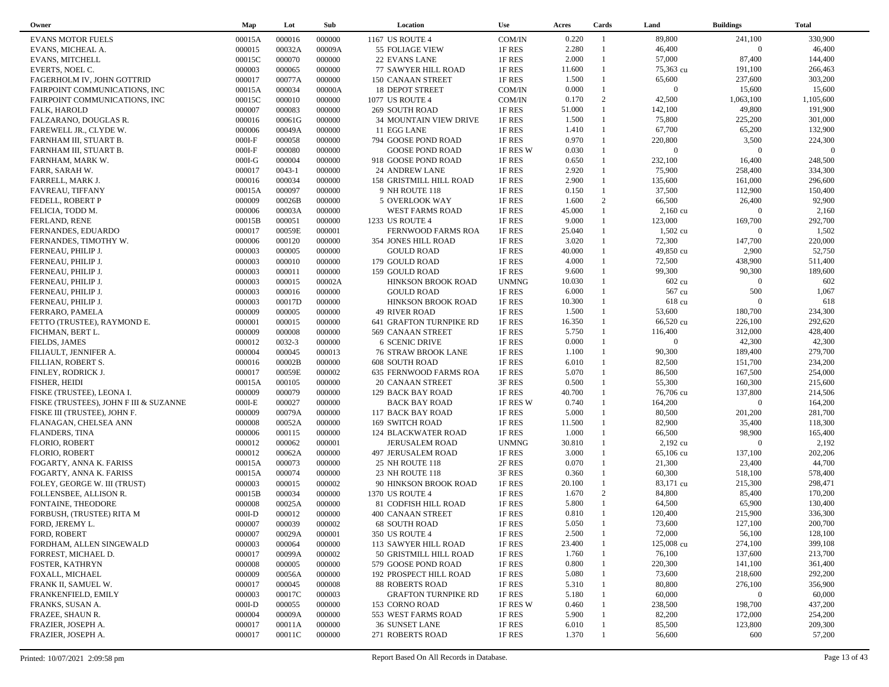| Owner | Map | Lot | Sub | Location | Use | Acres | Cards | Land | Buildings | Total |
|---|---|---|---|---|---|---|---|---|---|---|
| EVANS MOTOR FUELS | 00015A | 000016 | 000000 | 1167 US ROUTE 4 | COM/IN | 0.220 | 1 | 89,800 | 241,100 | 330,900 |
| EVANS, MICHEAL A. | 000015 | 00032A | 00009A | 55 FOLIAGE VIEW | 1F RES | 2.280 | 1 | 46,400 | 0 | 46,400 |
| EVANS, MITCHELL | 00015C | 000070 | 000000 | 22 EVANS LANE | 1F RES | 2.000 | 1 | 57,000 | 87,400 | 144,400 |
| EVERTS, NOEL C. | 000003 | 000065 | 000000 | 77 SAWYER HILL ROAD | 1F RES | 11.600 | 1 | 75,363 cu | 191,100 | 266,463 |
| FAGERHOLM IV, JOHN GOTTRID | 000017 | 00077A | 000000 | 150 CANAAN STREET | 1F RES | 1.500 | 1 | 65,600 | 237,600 | 303,200 |
| FAIRPOINT COMMUNICATIONS, INC | 00015A | 000034 | 00000A | 18 DEPOT STREET | COM/IN | 0.000 | 1 | 0 | 15,600 | 15,600 |
| FAIRPOINT COMMUNICATIONS, INC | 00015C | 000010 | 000000 | 1077 US ROUTE 4 | COM/IN | 0.170 | 2 | 42,500 | 1,063,100 | 1,105,600 |
| FALK, HAROLD | 000007 | 000083 | 000000 | 269 SOUTH ROAD | 1F RES | 51.000 | 1 | 142,100 | 49,800 | 191,900 |
| FALZARANO, DOUGLAS R. | 000016 | 00061G | 000000 | 34 MOUNTAIN VIEW DRIVE | 1F RES | 1.500 | 1 | 75,800 | 225,200 | 301,000 |
| FAREWELL JR., CLYDE W. | 000006 | 00049A | 000000 | 11 EGG LANE | 1F RES | 1.410 | 1 | 67,700 | 65,200 | 132,900 |
| FARNHAM III, STUART B. | 000I-F | 000058 | 000000 | 794 GOOSE POND ROAD | 1F RES | 0.970 | 1 | 220,800 | 3,500 | 224,300 |
| FARNHAM III, STUART B. | 000I-F | 000080 | 000000 | GOOSE POND ROAD | 1F RES W | 0.030 | 1 | 0 | 0 | 0 |
| FARNHAM, MARK W. | 000I-G | 000004 | 000000 | 918 GOOSE POND ROAD | 1F RES | 0.650 | 1 | 232,100 | 16,400 | 248,500 |
| FARR, SARAH W. | 000017 | 0043-1 | 000000 | 24 ANDREW LANE | 1F RES | 2.920 | 1 | 75,900 | 258,400 | 334,300 |
| FARRELL, MARK J. | 000016 | 000034 | 000000 | 158 GRISTMILL HILL ROAD | 1F RES | 2.900 | 1 | 135,600 | 161,000 | 296,600 |
| FAVREAU, TIFFANY | 00015A | 000097 | 000000 | 9 NH ROUTE 118 | 1F RES | 0.150 | 1 | 37,500 | 112,900 | 150,400 |
| FEDELL, ROBERT P | 000009 | 00026B | 000000 | 5 OVERLOOK WAY | 1F RES | 1.600 | 2 | 66,500 | 26,400 | 92,900 |
| FELICIA, TODD M. | 000006 | 00003A | 000000 | WEST FARMS ROAD | 1F RES | 45.000 | 1 | 2,160 cu | 0 | 2,160 |
| FERLAND, RENE | 00015B | 000051 | 000000 | 1233 US ROUTE 4 | 1F RES | 9.000 | 1 | 123,000 | 169,700 | 292,700 |
| FERNANDES, EDUARDO | 000017 | 00059E | 000001 | FERNWOOD FARMS ROA | 1F RES | 25.040 | 1 | 1,502 cu | 0 | 1,502 |
| FERNANDES, TIMOTHY W. | 000006 | 000120 | 000000 | 354 JONES HILL ROAD | 1F RES | 3.020 | 1 | 72,300 | 147,700 | 220,000 |
| FERNEAU, PHILIP J. | 000003 | 000005 | 000000 | GOULD ROAD | 1F RES | 40.000 | 1 | 49,850 cu | 2,900 | 52,750 |
| FERNEAU, PHILIP J. | 000003 | 000010 | 000000 | 179 GOULD ROAD | 1F RES | 4.000 | 1 | 72,500 | 438,900 | 511,400 |
| FERNEAU, PHILIP J. | 000003 | 000011 | 000000 | 159 GOULD ROAD | 1F RES | 9.600 | 1 | 99,300 | 90,300 | 189,600 |
| FERNEAU, PHILIP J. | 000003 | 000015 | 00002A | HINKSON BROOK ROAD | UNMNG | 10.030 | 1 | 602 cu | 0 | 602 |
| FERNEAU, PHILIP J. | 000003 | 000016 | 000000 | GOULD ROAD | 1F RES | 6.000 | 1 | 567 cu | 500 | 1,067 |
| FERNEAU, PHILIP J. | 000003 | 00017D | 000000 | HINKSON BROOK ROAD | 1F RES | 10.300 | 1 | 618 cu | 0 | 618 |
| FERRARO, PAMELA | 000009 | 000005 | 000000 | 49 RIVER ROAD | 1F RES | 1.500 | 1 | 53,600 | 180,700 | 234,300 |
| FETTO (TRUSTEE), RAYMOND E. | 000001 | 000015 | 000000 | 641 GRAFTON TURNPIKE RD | 1F RES | 16.350 | 1 | 66,520 cu | 226,100 | 292,620 |
| FICHMAN, BERT L. | 000009 | 000008 | 000000 | 569 CANAAN STREET | 1F RES | 5.750 | 1 | 116,400 | 312,000 | 428,400 |
| FIELDS, JAMES | 000012 | 0032-3 | 000000 | 6 SCENIC DRIVE | 1F RES | 0.000 | 1 | 0 | 42,300 | 42,300 |
| FILIAULT, JENNIFER A. | 000004 | 000045 | 000013 | 76 STRAW BROOK LANE | 1F RES | 1.100 | 1 | 90,300 | 189,400 | 279,700 |
| FILLIAN, ROBERT S. | 000016 | 00002B | 000000 | 608 SOUTH ROAD | 1F RES | 6.010 | 1 | 82,500 | 151,700 | 234,200 |
| FINLEY, RODRICK J. | 000017 | 00059E | 000002 | 635 FERNWOOD FARMS ROA | 1F RES | 5.070 | 1 | 86,500 | 167,500 | 254,000 |
| FISHER, HEIDI | 00015A | 000105 | 000000 | 20 CANAAN STREET | 3F RES | 0.500 | 1 | 55,300 | 160,300 | 215,600 |
| FISKE (TRUSTEE), LEONA I. | 000009 | 000079 | 000000 | 129 BACK BAY ROAD | 1F RES | 40.700 | 1 | 76,706 cu | 137,800 | 214,506 |
| FISKE (TRUSTEES), JOHN F III & SUZANNE | 000I-E | 000027 | 000000 | BACK BAY ROAD | 1F RES W | 0.740 | 1 | 164,200 | 0 | 164,200 |
| FISKE III (TRUSTEE), JOHN F. | 000009 | 00079A | 000000 | 117 BACK BAY ROAD | 1F RES | 5.000 | 1 | 80,500 | 201,200 | 281,700 |
| FLANAGAN, CHELSEA ANN | 000008 | 00052A | 000000 | 169 SWITCH ROAD | 1F RES | 11.500 | 1 | 82,900 | 35,400 | 118,300 |
| FLANDERS, TINA | 000006 | 000115 | 000000 | 124 BLACKWATER ROAD | 1F RES | 1.000 | 1 | 66,500 | 98,900 | 165,400 |
| FLORIO, ROBERT | 000012 | 000062 | 000001 | JERUSALEM ROAD | UNMNG | 30.810 | 1 | 2,192 cu | 0 | 2,192 |
| FLORIO, ROBERT | 000012 | 00062A | 000000 | 497 JERUSALEM ROAD | 1F RES | 3.000 | 1 | 65,106 cu | 137,100 | 202,206 |
| FOGARTY, ANNA K. FARISS | 00015A | 000073 | 000000 | 25 NH ROUTE 118 | 2F RES | 0.070 | 1 | 21,300 | 23,400 | 44,700 |
| FOGARTY, ANNA K. FARISS | 00015A | 000074 | 000000 | 23 NH ROUTE 118 | 3F RES | 0.360 | 1 | 60,300 | 518,100 | 578,400 |
| FOLEY, GEORGE W. III (TRUST) | 000003 | 000015 | 000002 | 90 HINKSON BROOK ROAD | 1F RES | 20.100 | 1 | 83,171 cu | 215,300 | 298,471 |
| FOLLENSBEE, ALLISON R. | 00015B | 000034 | 000000 | 1370 US ROUTE 4 | 1F RES | 1.670 | 2 | 84,800 | 85,400 | 170,200 |
| FONTAINE, THEODORE | 000008 | 00025A | 000000 | 81 CODFISH HILL ROAD | 1F RES | 5.800 | 1 | 64,500 | 65,900 | 130,400 |
| FORBUSH, (TRUSTEE) RITA M | 000I-D | 000012 | 000000 | 400 CANAAN STREET | 1F RES | 0.810 | 1 | 120,400 | 215,900 | 336,300 |
| FORD, JEREMY L. | 000007 | 000039 | 000002 | 68 SOUTH ROAD | 1F RES | 5.050 | 1 | 73,600 | 127,100 | 200,700 |
| FORD, ROBERT | 000007 | 00029A | 000001 | 350 US ROUTE 4 | 1F RES | 2.500 | 1 | 72,000 | 56,100 | 128,100 |
| FORDHAM, ALLEN SINGEWALD | 000003 | 000064 | 000000 | 113 SAWYER HILL ROAD | 1F RES | 23.400 | 1 | 125,008 cu | 274,100 | 399,108 |
| FORREST, MICHAEL D. | 000017 | 00099A | 000002 | 50 GRISTMILL HILL ROAD | 1F RES | 1.760 | 1 | 76,100 | 137,600 | 213,700 |
| FOSTER, KATHRYN | 000008 | 000005 | 000000 | 579 GOOSE POND ROAD | 1F RES | 0.800 | 1 | 220,300 | 141,100 | 361,400 |
| FOXALL, MICHAEL | 000009 | 00056A | 000000 | 192 PROSPECT HILL ROAD | 1F RES | 5.080 | 1 | 73,600 | 218,600 | 292,200 |
| FRANK II, SAMUEL W. | 000017 | 000045 | 000008 | 88 ROBERTS ROAD | 1F RES | 5.310 | 1 | 80,800 | 276,100 | 356,900 |
| FRANKENFIELD, EMILY | 000003 | 00017C | 000003 | GRAFTON TURNPIKE RD | 1F RES | 5.180 | 1 | 60,000 | 0 | 60,000 |
| FRANKS, SUSAN A. | 000I-D | 000055 | 000000 | 153 CORNO ROAD | 1F RES W | 0.460 | 1 | 238,500 | 198,700 | 437,200 |
| FRAZEE, SHAUN R. | 000004 | 00009A | 000000 | 553 WEST FARMS ROAD | 1F RES | 5.900 | 1 | 82,200 | 172,000 | 254,200 |
| FRAZIER, JOSEPH A. | 000017 | 00011A | 000000 | 36 SUNSET LANE | 1F RES | 6.010 | 1 | 85,500 | 123,800 | 209,300 |
| FRAZIER, JOSEPH A. | 000017 | 00011C | 000000 | 271 ROBERTS ROAD | 1F RES | 1.370 | 1 | 56,600 | 600 | 57,200 |

Printed: 10/07/2021 2:09:58 pm — Report Based On All Records in Database.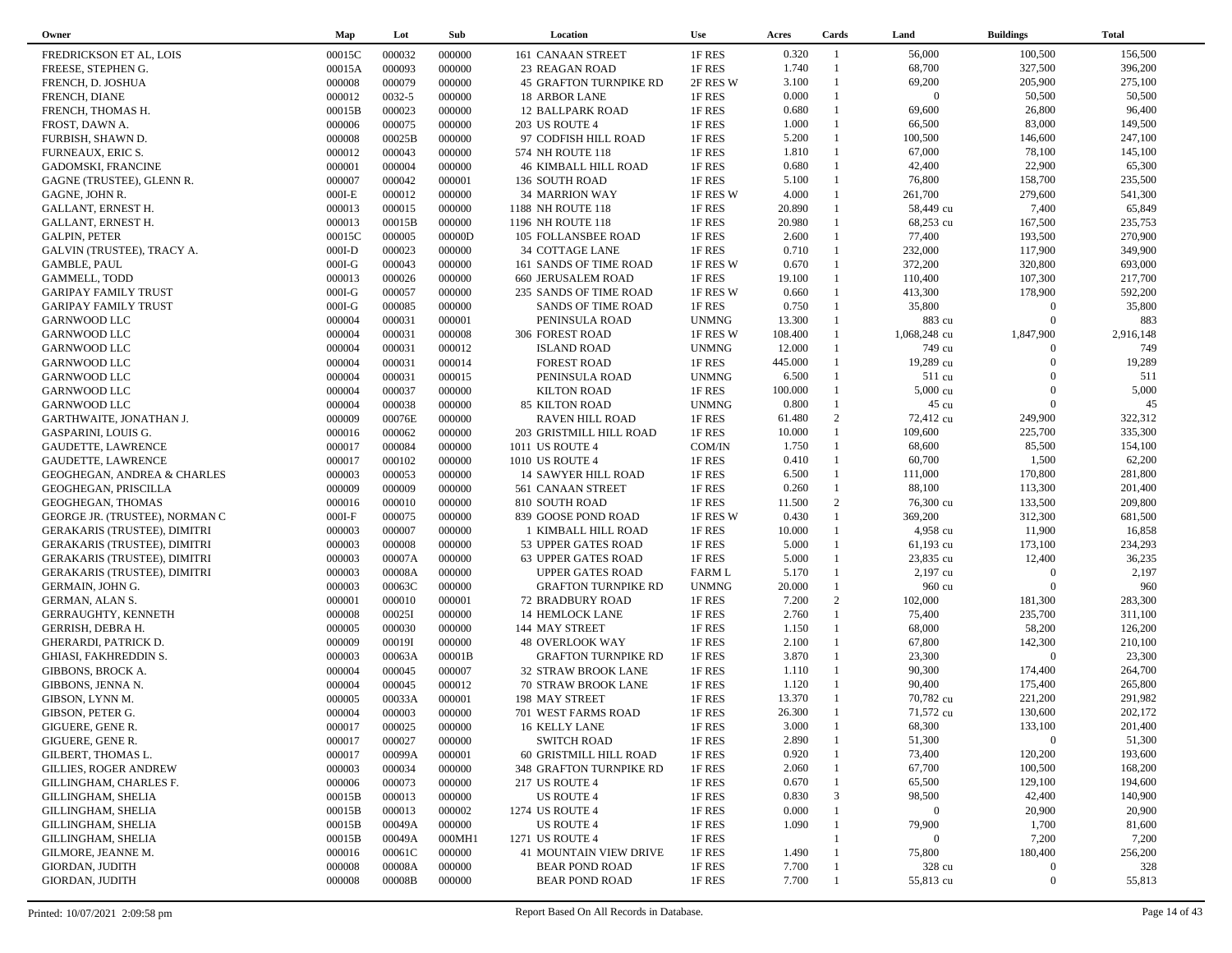| Owner | Map | Lot | Sub | Location | Use | Acres | Cards | Land | Buildings | Total |
|---|---|---|---|---|---|---|---|---|---|---|
| FREDRICKSON ET AL, LOIS | 00015C | 000032 | 000000 | 161 CANAAN STREET | 1F RES | 0.320 | 1 | 56,000 | 100,500 | 156,500 |
| FREESE, STEPHEN G. | 00015A | 000093 | 000000 | 23 REAGAN ROAD | 1F RES | 1.740 | 1 | 68,700 | 327,500 | 396,200 |
| FRENCH, D. JOSHUA | 000008 | 000079 | 000000 | 45 GRAFTON TURNPIKE RD | 2F RES W | 3.100 | 1 | 69,200 | 205,900 | 275,100 |
| FRENCH, DIANE | 000012 | 0032-5 | 000000 | 18 ARBOR LANE | 1F RES | 0.000 | 1 | 0 | 50,500 | 50,500 |
| FRENCH, THOMAS H. | 00015B | 000023 | 000000 | 12 BALLPARK ROAD | 1F RES | 0.680 | 1 | 69,600 | 26,800 | 96,400 |
| FROST, DAWN A. | 000006 | 000075 | 000000 | 203 US ROUTE 4 | 1F RES | 1.000 | 1 | 66,500 | 83,000 | 149,500 |
| FURBISH, SHAWN D. | 000008 | 00025B | 000000 | 97 CODFISH HILL ROAD | 1F RES | 5.200 | 1 | 100,500 | 146,600 | 247,100 |
| FURNEAUX, ERIC S. | 000012 | 000043 | 000000 | 574 NH ROUTE 118 | 1F RES | 1.810 | 1 | 67,000 | 78,100 | 145,100 |
| GADOMSKI, FRANCINE | 000001 | 000004 | 000000 | 46 KIMBALL HILL ROAD | 1F RES | 0.680 | 1 | 42,400 | 22,900 | 65,300 |
| GAGNE (TRUSTEE), GLENN R. | 000007 | 000042 | 000001 | 136 SOUTH ROAD | 1F RES | 5.100 | 1 | 76,800 | 158,700 | 235,500 |
| GAGNE, JOHN R. | 000I-E | 000012 | 000000 | 34 MARRION WAY | 1F RES W | 4.000 | 1 | 261,700 | 279,600 | 541,300 |
| GALLANT, ERNEST H. | 000013 | 000015 | 000000 | 1188 NH ROUTE 118 | 1F RES | 20.890 | 1 | 58,449 cu | 7,400 | 65,849 |
| GALLANT, ERNEST H. | 000013 | 00015B | 000000 | 1196 NH ROUTE 118 | 1F RES | 20.980 | 1 | 68,253 cu | 167,500 | 235,753 |
| GALPIN, PETER | 00015C | 000005 | 00000D | 105 FOLLANSBEE ROAD | 1F RES | 2.600 | 1 | 77,400 | 193,500 | 270,900 |
| GALVIN (TRUSTEE), TRACY A. | 000I-D | 000023 | 000000 | 34 COTTAGE LANE | 1F RES | 0.710 | 1 | 232,000 | 117,900 | 349,900 |
| GAMBLE, PAUL | 000I-G | 000043 | 000000 | 161 SANDS OF TIME ROAD | 1F RES W | 0.670 | 1 | 372,200 | 320,800 | 693,000 |
| GAMMELL, TODD | 000013 | 000026 | 000000 | 660 JERUSALEM ROAD | 1F RES | 19.100 | 1 | 110,400 | 107,300 | 217,700 |
| GARIPAY FAMILY TRUST | 000I-G | 000057 | 000000 | 235 SANDS OF TIME ROAD | 1F RES W | 0.660 | 1 | 413,300 | 178,900 | 592,200 |
| GARIPAY FAMILY TRUST | 000I-G | 000085 | 000000 | SANDS OF TIME ROAD | 1F RES | 0.750 | 1 | 35,800 | 0 | 35,800 |
| GARNWOOD LLC | 000004 | 000031 | 000001 | PENINSULA ROAD | UNMNG | 13.300 | 1 | 883 cu | 0 | 883 |
| GARNWOOD LLC | 000004 | 000031 | 000008 | 306 FOREST ROAD | 1F RES W | 108.400 | 1 | 1,068,248 cu | 1,847,900 | 2,916,148 |
| GARNWOOD LLC | 000004 | 000031 | 000012 | ISLAND ROAD | UNMNG | 12.000 | 1 | 749 cu | 0 | 749 |
| GARNWOOD LLC | 000004 | 000031 | 000014 | FOREST ROAD | 1F RES | 445.000 | 1 | 19,289 cu | 0 | 19,289 |
| GARNWOOD LLC | 000004 | 000031 | 000015 | PENINSULA ROAD | UNMNG | 6.500 | 1 | 511 cu | 0 | 511 |
| GARNWOOD LLC | 000004 | 000037 | 000000 | KILTON ROAD | 1F RES | 100.000 | 1 | 5,000 cu | 0 | 5,000 |
| GARNWOOD LLC | 000004 | 000038 | 000000 | 85 KILTON ROAD | UNMNG | 0.800 | 1 | 45 cu | 0 | 45 |
| GARTHWAITE, JONATHAN J. | 000009 | 00076E | 000000 | RAVEN HILL ROAD | 1F RES | 61.480 | 2 | 72,412 cu | 249,900 | 322,312 |
| GASPARINI, LOUIS G. | 000016 | 000062 | 000000 | 203 GRISTMILL HILL ROAD | 1F RES | 10.000 | 1 | 109,600 | 225,700 | 335,300 |
| GAUDETTE, LAWRENCE | 000017 | 000084 | 000000 | 1011 US ROUTE 4 | COM/IN | 1.750 | 1 | 68,600 | 85,500 | 154,100 |
| GAUDETTE, LAWRENCE | 000017 | 000102 | 000000 | 1010 US ROUTE 4 | 1F RES | 0.410 | 1 | 60,700 | 1,500 | 62,200 |
| GEOGHEGAN, ANDREA & CHARLES | 000003 | 000053 | 000000 | 14 SAWYER HILL ROAD | 1F RES | 6.500 | 1 | 111,000 | 170,800 | 281,800 |
| GEOGHEGAN, PRISCILLA | 000009 | 000009 | 000000 | 561 CANAAN STREET | 1F RES | 0.260 | 1 | 88,100 | 113,300 | 201,400 |
| GEOGHEGAN, THOMAS | 000016 | 000010 | 000000 | 810 SOUTH ROAD | 1F RES | 11.500 | 2 | 76,300 cu | 133,500 | 209,800 |
| GEORGE JR. (TRUSTEE), NORMAN C | 000I-F | 000075 | 000000 | 839 GOOSE POND ROAD | 1F RES W | 0.430 | 1 | 369,200 | 312,300 | 681,500 |
| GERAKARIS (TRUSTEE), DIMITRI | 000003 | 000007 | 000000 | 1 KIMBALL HILL ROAD | 1F RES | 10.000 | 1 | 4,958 cu | 11,900 | 16,858 |
| GERAKARIS (TRUSTEE), DIMITRI | 000003 | 000008 | 000000 | 53 UPPER GATES ROAD | 1F RES | 5.000 | 1 | 61,193 cu | 173,100 | 234,293 |
| GERAKARIS (TRUSTEE), DIMITRI | 000003 | 00007A | 000000 | 63 UPPER GATES ROAD | 1F RES | 5.000 | 1 | 23,835 cu | 12,400 | 36,235 |
| GERAKARIS (TRUSTEE), DIMITRI | 000003 | 00008A | 000000 | UPPER GATES ROAD | FARM L | 5.170 | 1 | 2,197 cu | 0 | 2,197 |
| GERMAIN, JOHN G. | 000003 | 00063C | 000000 | GRAFTON TURNPIKE RD | UNMNG | 20.000 | 1 | 960 cu | 0 | 960 |
| GERMAN, ALAN S. | 000001 | 000010 | 000001 | 72 BRADBURY ROAD | 1F RES | 7.200 | 2 | 102,000 | 181,300 | 283,300 |
| GERRAUGHTY, KENNETH | 000008 | 00025I | 000000 | 14 HEMLOCK LANE | 1F RES | 2.760 | 1 | 75,400 | 235,700 | 311,100 |
| GERRISH, DEBRA H. | 000005 | 000030 | 000000 | 144 MAY STREET | 1F RES | 1.150 | 1 | 68,000 | 58,200 | 126,200 |
| GHERARDI, PATRICK D. | 000009 | 00019I | 000000 | 48 OVERLOOK WAY | 1F RES | 2.100 | 1 | 67,800 | 142,300 | 210,100 |
| GHIASI, FAKHREDDIN S. | 000003 | 00063A | 00001B | GRAFTON TURNPIKE RD | 1F RES | 3.870 | 1 | 23,300 | 0 | 23,300 |
| GIBBONS, BROCK A. | 000004 | 000045 | 000007 | 32 STRAW BROOK LANE | 1F RES | 1.110 | 1 | 90,300 | 174,400 | 264,700 |
| GIBBONS, JENNA N. | 000004 | 000045 | 000012 | 70 STRAW BROOK LANE | 1F RES | 1.120 | 1 | 90,400 | 175,400 | 265,800 |
| GIBSON, LYNN M. | 000005 | 00033A | 000001 | 198 MAY STREET | 1F RES | 13.370 | 1 | 70,782 cu | 221,200 | 291,982 |
| GIBSON, PETER G. | 000004 | 000003 | 000000 | 701 WEST FARMS ROAD | 1F RES | 26.300 | 1 | 71,572 cu | 130,600 | 202,172 |
| GIGUERE, GENE R. | 000017 | 000025 | 000000 | 16 KELLY LANE | 1F RES | 3.000 | 1 | 68,300 | 133,100 | 201,400 |
| GIGUERE, GENE R. | 000017 | 000027 | 000000 | SWITCH ROAD | 1F RES | 2.890 | 1 | 51,300 | 0 | 51,300 |
| GILBERT, THOMAS L. | 000017 | 00099A | 000001 | 60 GRISTMILL HILL ROAD | 1F RES | 0.920 | 1 | 73,400 | 120,200 | 193,600 |
| GILLIES, ROGER ANDREW | 000003 | 000034 | 000000 | 348 GRAFTON TURNPIKE RD | 1F RES | 2.060 | 1 | 67,700 | 100,500 | 168,200 |
| GILLINGHAM, CHARLES F. | 000006 | 000073 | 000000 | 217 US ROUTE 4 | 1F RES | 0.670 | 1 | 65,500 | 129,100 | 194,600 |
| GILLINGHAM, SHELIA | 00015B | 000013 | 000000 | US ROUTE 4 | 1F RES | 0.830 | 3 | 98,500 | 42,400 | 140,900 |
| GILLINGHAM, SHELIA | 00015B | 000013 | 000002 | 1274 US ROUTE 4 | 1F RES | 0.000 | 1 | 0 | 20,900 | 20,900 |
| GILLINGHAM, SHELIA | 00015B | 00049A | 000000 | US ROUTE 4 | 1F RES | 1.090 | 1 | 79,900 | 1,700 | 81,600 |
| GILLINGHAM, SHELIA | 00015B | 00049A | 000MH1 | 1271 US ROUTE 4 | 1F RES | | 1 | 0 | 7,200 | 7,200 |
| GILMORE, JEANNE M. | 000016 | 00061C | 000000 | 41 MOUNTAIN VIEW DRIVE | 1F RES | 1.490 | 1 | 75,800 | 180,400 | 256,200 |
| GIORDAN, JUDITH | 000008 | 00008A | 000000 | BEAR POND ROAD | 1F RES | 7.700 | 1 | 328 cu | 0 | 328 |
| GIORDAN, JUDITH | 000008 | 00008B | 000000 | BEAR POND ROAD | 1F RES | 7.700 | 1 | 55,813 cu | 0 | 55,813 |

Printed: 10/07/2021 2:09:58 pm — Report Based On All Records in Database.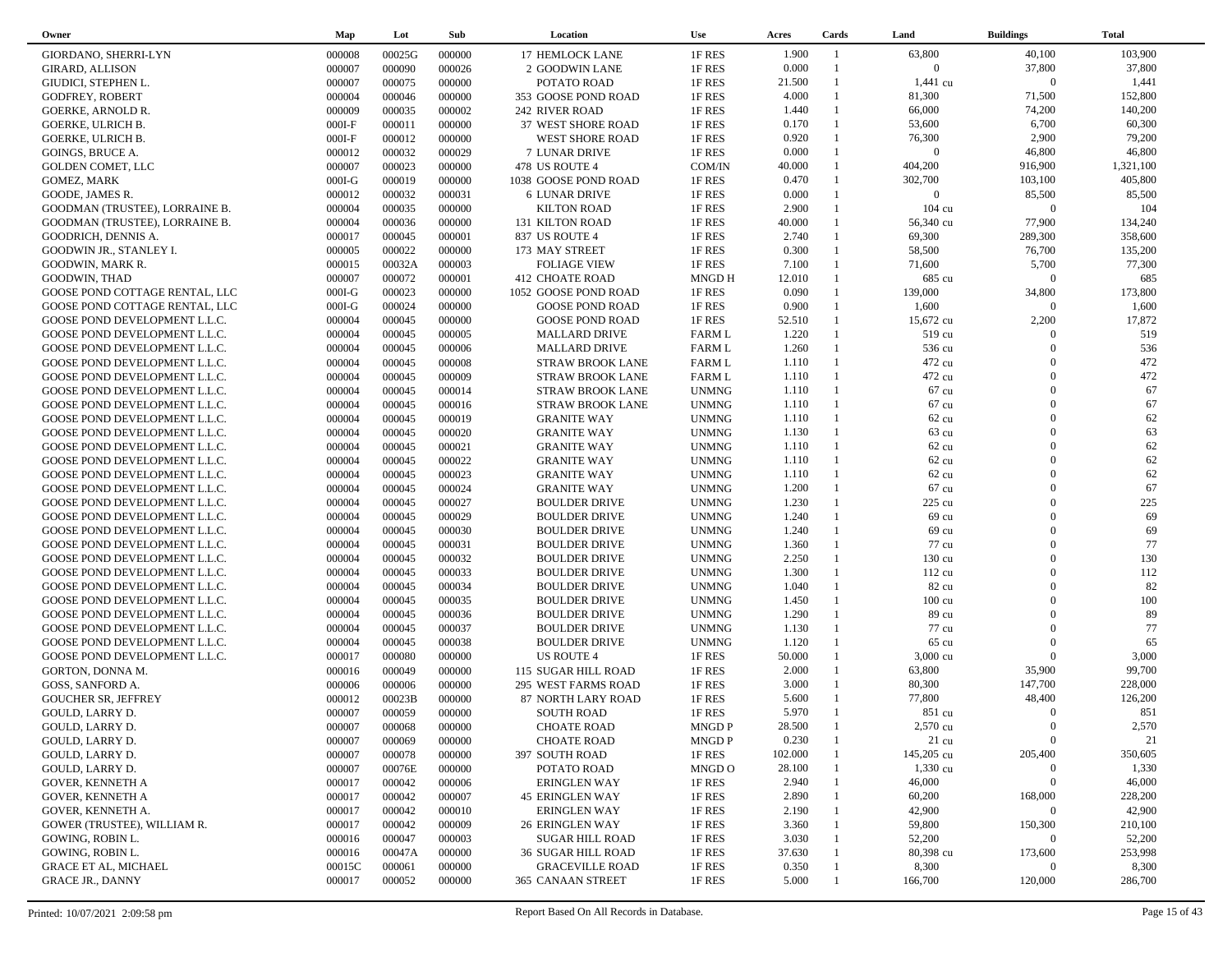| Owner | Map | Lot | Sub | Location | Use | Acres | Cards | Land | Buildings | Total |
|---|---|---|---|---|---|---|---|---|---|---|
| GIORDANO, SHERRI-LYN | 000008 | 00025G | 000000 | 17 HEMLOCK LANE | 1F RES | 1.900 | 1 | 63,800 | 40,100 | 103,900 |
| GIRARD, ALLISON | 000007 | 000090 | 000026 | 2 GOODWIN LANE | 1F RES | 0.000 | 1 | 0 | 37,800 | 37,800 |
| GIUDICI, STEPHEN L. | 000007 | 000075 | 000000 | POTATO ROAD | 1F RES | 21.500 | 1 | 1,441 cu | 0 | 1,441 |
| GODFREY, ROBERT | 000004 | 000046 | 000000 | 353 GOOSE POND ROAD | 1F RES | 4.000 | 1 | 81,300 | 71,500 | 152,800 |
| GOERKE, ARNOLD R. | 000009 | 000035 | 000002 | 242 RIVER ROAD | 1F RES | 1.440 | 1 | 66,000 | 74,200 | 140,200 |
| GOERKE, ULRICH B. | 000I-F | 000011 | 000000 | 37 WEST SHORE ROAD | 1F RES | 0.170 | 1 | 53,600 | 6,700 | 60,300 |
| GOERKE, ULRICH B. | 000I-F | 000012 | 000000 | WEST SHORE ROAD | 1F RES | 0.920 | 1 | 76,300 | 2,900 | 79,200 |
| GOINGS, BRUCE A. | 000012 | 000032 | 000029 | 7 LUNAR DRIVE | 1F RES | 0.000 | 1 | 0 | 46,800 | 46,800 |
| GOLDEN COMET, LLC | 000007 | 000023 | 000000 | 478 US ROUTE 4 | COM/IN | 40.000 | 1 | 404,200 | 916,900 | 1,321,100 |
| GOMEZ, MARK | 000I-G | 000019 | 000000 | 1038 GOOSE POND ROAD | 1F RES | 0.470 | 1 | 302,700 | 103,100 | 405,800 |
| GOODE, JAMES R. | 000012 | 000032 | 000031 | 6 LUNAR DRIVE | 1F RES | 0.000 | 1 | 0 | 85,500 | 85,500 |
| GOODMAN (TRUSTEE), LORRAINE B. | 000004 | 000035 | 000000 | KILTON ROAD | 1F RES | 2.900 | 1 | 104 cu | 0 | 104 |
| GOODMAN (TRUSTEE), LORRAINE B. | 000004 | 000036 | 000000 | 131 KILTON ROAD | 1F RES | 40.000 | 1 | 56,340 cu | 77,900 | 134,240 |
| GOODRICH, DENNIS A. | 000017 | 000045 | 000001 | 837 US ROUTE 4 | 1F RES | 2.740 | 1 | 69,300 | 289,300 | 358,600 |
| GOODWIN JR., STANLEY I. | 000005 | 000022 | 000000 | 173 MAY STREET | 1F RES | 0.300 | 1 | 58,500 | 76,700 | 135,200 |
| GOODWIN, MARK R. | 000015 | 00032A | 000003 | FOLIAGE VIEW | 1F RES | 7.100 | 1 | 71,600 | 5,700 | 77,300 |
| GOODWIN, THAD | 000007 | 000072 | 000001 | 412 CHOATE ROAD | MNGD H | 12.010 | 1 | 685 cu | 0 | 685 |
| GOOSE POND COTTAGE RENTAL, LLC | 000I-G | 000023 | 000000 | 1052 GOOSE POND ROAD | 1F RES | 0.090 | 1 | 139,000 | 34,800 | 173,800 |
| GOOSE POND COTTAGE RENTAL, LLC | 000I-G | 000024 | 000000 | GOOSE POND ROAD | 1F RES | 0.900 | 1 | 1,600 | 0 | 1,600 |
| GOOSE POND DEVELOPMENT L.L.C. | 000004 | 000045 | 000000 | GOOSE POND ROAD | 1F RES | 52.510 | 1 | 15,672 cu | 2,200 | 17,872 |
| GOOSE POND DEVELOPMENT L.L.C. | 000004 | 000045 | 000005 | MALLARD DRIVE | FARM L | 1.220 | 1 | 519 cu | 0 | 519 |
| GOOSE POND DEVELOPMENT L.L.C. | 000004 | 000045 | 000006 | MALLARD DRIVE | FARM L | 1.260 | 1 | 536 cu | 0 | 536 |
| GOOSE POND DEVELOPMENT L.L.C. | 000004 | 000045 | 000008 | STRAW BROOK LANE | FARM L | 1.110 | 1 | 472 cu | 0 | 472 |
| GOOSE POND DEVELOPMENT L.L.C. | 000004 | 000045 | 000009 | STRAW BROOK LANE | FARM L | 1.110 | 1 | 472 cu | 0 | 472 |
| GOOSE POND DEVELOPMENT L.L.C. | 000004 | 000045 | 000014 | STRAW BROOK LANE | UNMNG | 1.110 | 1 | 67 cu | 0 | 67 |
| GOOSE POND DEVELOPMENT L.L.C. | 000004 | 000045 | 000016 | STRAW BROOK LANE | UNMNG | 1.110 | 1 | 67 cu | 0 | 67 |
| GOOSE POND DEVELOPMENT L.L.C. | 000004 | 000045 | 000019 | GRANITE WAY | UNMNG | 1.110 | 1 | 62 cu | 0 | 62 |
| GOOSE POND DEVELOPMENT L.L.C. | 000004 | 000045 | 000020 | GRANITE WAY | UNMNG | 1.130 | 1 | 63 cu | 0 | 63 |
| GOOSE POND DEVELOPMENT L.L.C. | 000004 | 000045 | 000021 | GRANITE WAY | UNMNG | 1.110 | 1 | 62 cu | 0 | 62 |
| GOOSE POND DEVELOPMENT L.L.C. | 000004 | 000045 | 000022 | GRANITE WAY | UNMNG | 1.110 | 1 | 62 cu | 0 | 62 |
| GOOSE POND DEVELOPMENT L.L.C. | 000004 | 000045 | 000023 | GRANITE WAY | UNMNG | 1.110 | 1 | 62 cu | 0 | 62 |
| GOOSE POND DEVELOPMENT L.L.C. | 000004 | 000045 | 000024 | GRANITE WAY | UNMNG | 1.200 | 1 | 67 cu | 0 | 67 |
| GOOSE POND DEVELOPMENT L.L.C. | 000004 | 000045 | 000027 | BOULDER DRIVE | UNMNG | 1.230 | 1 | 225 cu | 0 | 225 |
| GOOSE POND DEVELOPMENT L.L.C. | 000004 | 000045 | 000029 | BOULDER DRIVE | UNMNG | 1.240 | 1 | 69 cu | 0 | 69 |
| GOOSE POND DEVELOPMENT L.L.C. | 000004 | 000045 | 000030 | BOULDER DRIVE | UNMNG | 1.240 | 1 | 69 cu | 0 | 69 |
| GOOSE POND DEVELOPMENT L.L.C. | 000004 | 000045 | 000031 | BOULDER DRIVE | UNMNG | 1.360 | 1 | 77 cu | 0 | 77 |
| GOOSE POND DEVELOPMENT L.L.C. | 000004 | 000045 | 000032 | BOULDER DRIVE | UNMNG | 2.250 | 1 | 130 cu | 0 | 130 |
| GOOSE POND DEVELOPMENT L.L.C. | 000004 | 000045 | 000033 | BOULDER DRIVE | UNMNG | 1.300 | 1 | 112 cu | 0 | 112 |
| GOOSE POND DEVELOPMENT L.L.C. | 000004 | 000045 | 000034 | BOULDER DRIVE | UNMNG | 1.040 | 1 | 82 cu | 0 | 82 |
| GOOSE POND DEVELOPMENT L.L.C. | 000004 | 000045 | 000035 | BOULDER DRIVE | UNMNG | 1.450 | 1 | 100 cu | 0 | 100 |
| GOOSE POND DEVELOPMENT L.L.C. | 000004 | 000045 | 000036 | BOULDER DRIVE | UNMNG | 1.290 | 1 | 89 cu | 0 | 89 |
| GOOSE POND DEVELOPMENT L.L.C. | 000004 | 000045 | 000037 | BOULDER DRIVE | UNMNG | 1.130 | 1 | 77 cu | 0 | 77 |
| GOOSE POND DEVELOPMENT L.L.C. | 000004 | 000045 | 000038 | BOULDER DRIVE | UNMNG | 1.120 | 1 | 65 cu | 0 | 65 |
| GOOSE POND DEVELOPMENT L.L.C. | 000017 | 000080 | 000000 | US ROUTE 4 | 1F RES | 50.000 | 1 | 3,000 cu | 0 | 3,000 |
| GORTON, DONNA M. | 000016 | 000049 | 000000 | 115 SUGAR HILL ROAD | 1F RES | 2.000 | 1 | 63,800 | 35,900 | 99,700 |
| GOSS, SANFORD A. | 000006 | 000006 | 000000 | 295 WEST FARMS ROAD | 1F RES | 3.000 | 1 | 80,300 | 147,700 | 228,000 |
| GOUCHER SR, JEFFREY | 000012 | 00023B | 000000 | 87 NORTH LARY ROAD | 1F RES | 5.600 | 1 | 77,800 | 48,400 | 126,200 |
| GOULD, LARRY D. | 000007 | 000059 | 000000 | SOUTH ROAD | 1F RES | 5.970 | 1 | 851 cu | 0 | 851 |
| GOULD, LARRY D. | 000007 | 000068 | 000000 | CHOATE ROAD | MNGD P | 28.500 | 1 | 2,570 cu | 0 | 2,570 |
| GOULD, LARRY D. | 000007 | 000069 | 000000 | CHOATE ROAD | MNGD P | 0.230 | 1 | 21 cu | 0 | 21 |
| GOULD, LARRY D. | 000007 | 000078 | 000000 | 397 SOUTH ROAD | 1F RES | 102.000 | 1 | 145,205 cu | 205,400 | 350,605 |
| GOULD, LARRY D. | 000007 | 00076E | 000000 | POTATO ROAD | MNGD O | 28.100 | 1 | 1,330 cu | 0 | 1,330 |
| GOVER, KENNETH A | 000017 | 000042 | 000006 | ERINGLEN WAY | 1F RES | 2.940 | 1 | 46,000 | 0 | 46,000 |
| GOVER, KENNETH A | 000017 | 000042 | 000007 | 45 ERINGLEN WAY | 1F RES | 2.890 | 1 | 60,200 | 168,000 | 228,200 |
| GOVER, KENNETH A. | 000017 | 000042 | 000010 | ERINGLEN WAY | 1F RES | 2.190 | 1 | 42,900 | 0 | 42,900 |
| GOWER (TRUSTEE), WILLIAM R. | 000017 | 000042 | 000009 | 26 ERINGLEN WAY | 1F RES | 3.360 | 1 | 59,800 | 150,300 | 210,100 |
| GOWING, ROBIN L. | 000016 | 000047 | 000003 | SUGAR HILL ROAD | 1F RES | 3.030 | 1 | 52,200 | 0 | 52,200 |
| GOWING, ROBIN L. | 000016 | 00047A | 000000 | 36 SUGAR HILL ROAD | 1F RES | 37.630 | 1 | 80,398 cu | 173,600 | 253,998 |
| GRACE ET AL, MICHAEL | 00015C | 000061 | 000000 | GRACEVILLE ROAD | 1F RES | 0.350 | 1 | 8,300 | 0 | 8,300 |
| GRACE JR., DANNY | 000017 | 000052 | 000000 | 365 CANAAN STREET | 1F RES | 5.000 | 1 | 166,700 | 120,000 | 286,700 |

Printed: 10/07/2021 2:09:58 pm — Report Based On All Records in Database.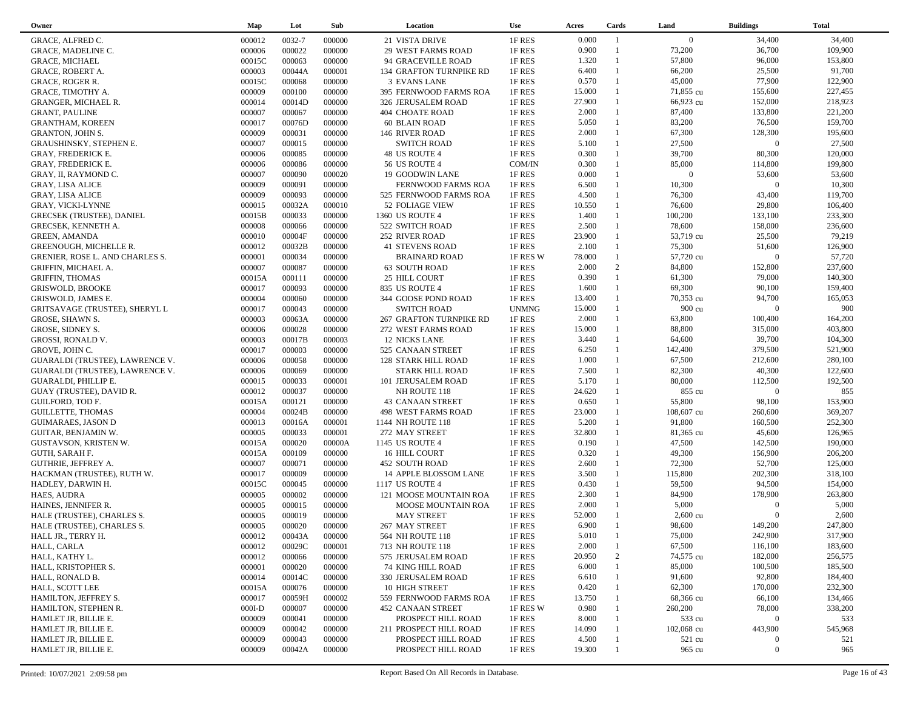| Owner | Map | Lot | Sub | Location | Use | Acres | Cards | Land | Buildings | Total |
|---|---|---|---|---|---|---|---|---|---|---|
| GRACE, ALFRED C. | 000012 | 0032-7 | 000000 | 21 VISTA DRIVE | 1F RES | 0.000 | 1 | 0 | 34,400 | 34,400 |
| GRACE, MADELINE C. | 000006 | 000022 | 000000 | 29 WEST FARMS ROAD | 1F RES | 0.900 | 1 | 73,200 | 36,700 | 109,900 |
| GRACE, MICHAEL | 00015C | 000063 | 000000 | 94 GRACEVILLE ROAD | 1F RES | 1.320 | 1 | 57,800 | 96,000 | 153,800 |
| GRACE, ROBERT A. | 000003 | 00044A | 000001 | 134 GRAFTON TURNPIKE RD | 1F RES | 6.400 | 1 | 66,200 | 25,500 | 91,700 |
| GRACE, ROGER R. | 00015C | 000068 | 000000 | 3 EVANS LANE | 1F RES | 0.570 | 1 | 45,000 | 77,900 | 122,900 |
| GRACE, TIMOTHY A. | 000009 | 000100 | 000000 | 395 FERNWOOD FARMS ROA | 1F RES | 15.000 | 1 | 71,855 cu | 155,600 | 227,455 |
| GRANGER, MICHAEL R. | 000014 | 00014D | 000000 | 326 JERUSALEM ROAD | 1F RES | 27.900 | 1 | 66,923 cu | 152,000 | 218,923 |
| GRANT, PAULINE | 000007 | 000067 | 000000 | 404 CHOATE ROAD | 1F RES | 2.000 | 1 | 87,400 | 133,800 | 221,200 |
| GRANTHAM, KOREEN | 000017 | 00076D | 000000 | 60 BLAIN ROAD | 1F RES | 5.050 | 1 | 83,200 | 76,500 | 159,700 |
| GRANTON, JOHN S. | 000009 | 000031 | 000000 | 146 RIVER ROAD | 1F RES | 2.000 | 1 | 67,300 | 128,300 | 195,600 |
| GRAUSHINSKY, STEPHEN E. | 000007 | 000015 | 000000 | SWITCH ROAD | 1F RES | 5.100 | 1 | 27,500 | 0 | 27,500 |
| GRAY, FREDERICK E. | 000006 | 000085 | 000000 | 48 US ROUTE 4 | 1F RES | 0.300 | 1 | 39,700 | 80,300 | 120,000 |
| GRAY, FREDERICK E. | 000006 | 000086 | 000000 | 56 US ROUTE 4 | COM/IN | 0.300 | 1 | 85,000 | 114,800 | 199,800 |
| GRAY, II, RAYMOND C. | 000007 | 000090 | 000020 | 19 GOODWIN LANE | 1F RES | 0.000 | 1 | 0 | 53,600 | 53,600 |
| GRAY, LISA ALICE | 000009 | 000091 | 000000 | FERNWOOD FARMS ROA | 1F RES | 6.500 | 1 | 10,300 | 0 | 10,300 |
| GRAY, LISA ALICE | 000009 | 000093 | 000000 | 525 FERNWOOD FARMS ROA | 1F RES | 4.500 | 1 | 76,300 | 43,400 | 119,700 |
| GRAY, VICKI-LYNNE | 000015 | 00032A | 000010 | 52 FOLIAGE VIEW | 1F RES | 10.550 | 1 | 76,600 | 29,800 | 106,400 |
| GRECSEK (TRUSTEE), DANIEL | 00015B | 000033 | 000000 | 1360 US ROUTE 4 | 1F RES | 1.400 | 1 | 100,200 | 133,100 | 233,300 |
| GRECSEK, KENNETH A. | 000008 | 000066 | 000000 | 522 SWITCH ROAD | 1F RES | 2.500 | 1 | 78,600 | 158,000 | 236,600 |
| GREEN, AMANDA | 000010 | 00004F | 000000 | 252 RIVER ROAD | 1F RES | 23.900 | 1 | 53,719 cu | 25,500 | 79,219 |
| GREENOUGH, MICHELLE R. | 000012 | 00032B | 000000 | 41 STEVENS ROAD | 1F RES | 2.100 | 1 | 75,300 | 51,600 | 126,900 |
| GRENIER, ROSE L. AND CHARLES S. | 000001 | 000034 | 000000 | BRAINARD ROAD | 1F RES W | 78.000 | 1 | 57,720 cu | 0 | 57,720 |
| GRIFFIN, MICHAEL A. | 000007 | 000087 | 000000 | 63 SOUTH ROAD | 1F RES | 2.000 | 2 | 84,800 | 152,800 | 237,600 |
| GRIFFIN, THOMAS | 00015A | 000111 | 000000 | 25 HILL COURT | 1F RES | 0.390 | 1 | 61,300 | 79,000 | 140,300 |
| GRISWOLD, BROOKE | 000017 | 000093 | 000000 | 835 US ROUTE 4 | 1F RES | 1.600 | 1 | 69,300 | 90,100 | 159,400 |
| GRISWOLD, JAMES E. | 000004 | 000060 | 000000 | 344 GOOSE POND ROAD | 1F RES | 13.400 | 1 | 70,353 cu | 94,700 | 165,053 |
| GRITSAVAGE (TRUSTEE), SHERYL L | 000017 | 000043 | 000000 | SWITCH ROAD | UNMNG | 15.000 | 1 | 900 cu | 0 | 900 |
| GROSE, SHAWN S. | 000003 | 00063A | 000000 | 267 GRAFTON TURNPIKE RD | 1F RES | 2.000 | 1 | 63,800 | 100,400 | 164,200 |
| GROSE, SIDNEY S. | 000006 | 000028 | 000000 | 272 WEST FARMS ROAD | 1F RES | 15.000 | 1 | 88,800 | 315,000 | 403,800 |
| GROSSI, RONALD V. | 000003 | 00017B | 000003 | 12 NICKS LANE | 1F RES | 3.440 | 1 | 64,600 | 39,700 | 104,300 |
| GROVE, JOHN C. | 000017 | 000003 | 000000 | 525 CANAAN STREET | 1F RES | 6.250 | 1 | 142,400 | 379,500 | 521,900 |
| GUARALDI (TRUSTEE), LAWRENCE V. | 000006 | 000058 | 000000 | 128 STARK HILL ROAD | 1F RES | 1.000 | 1 | 67,500 | 212,600 | 280,100 |
| GUARALDI (TRUSTEE), LAWRENCE V. | 000006 | 000069 | 000000 | STARK HILL ROAD | 1F RES | 7.500 | 1 | 82,300 | 40,300 | 122,600 |
| GUARALDI, PHILLIP E. | 000015 | 000033 | 000001 | 101 JERUSALEM ROAD | 1F RES | 5.170 | 1 | 80,000 | 112,500 | 192,500 |
| GUAY (TRUSTEE), DAVID R. | 000012 | 000037 | 000000 | NH ROUTE 118 | 1F RES | 24.620 | 1 | 855 cu | 0 | 855 |
| GUILFORD, TOD F. | 00015A | 000121 | 000000 | 43 CANAAN STREET | 1F RES | 0.650 | 1 | 55,800 | 98,100 | 153,900 |
| GUILLETTE, THOMAS | 000004 | 00024B | 000000 | 498 WEST FARMS ROAD | 1F RES | 23.000 | 1 | 108,607 cu | 260,600 | 369,207 |
| GUIMARAES, JASON D | 000013 | 00016A | 000001 | 1144 NH ROUTE 118 | 1F RES | 5.200 | 1 | 91,800 | 160,500 | 252,300 |
| GUITAR, BENJAMIN W. | 000005 | 000033 | 000001 | 272 MAY STREET | 1F RES | 32.800 | 1 | 81,365 cu | 45,600 | 126,965 |
| GUSTAVSON, KRISTEN W. | 00015A | 000020 | 00000A | 1145 US ROUTE 4 | 1F RES | 0.190 | 1 | 47,500 | 142,500 | 190,000 |
| GUTH, SARAH F. | 00015A | 000109 | 000000 | 16 HILL COURT | 1F RES | 0.320 | 1 | 49,300 | 156,900 | 206,200 |
| GUTHRIE, JEFFREY A. | 000007 | 000071 | 000000 | 452 SOUTH ROAD | 1F RES | 2.600 | 1 | 72,300 | 52,700 | 125,000 |
| HACKMAN (TRUSTEE), RUTH W. | 000017 | 000009 | 000000 | 14 APPLE BLOSSOM LANE | 1F RES | 3.500 | 1 | 115,800 | 202,300 | 318,100 |
| HADLEY, DARWIN H. | 00015C | 000045 | 000000 | 1117 US ROUTE 4 | 1F RES | 0.430 | 1 | 59,500 | 94,500 | 154,000 |
| HAES, AUDRA | 000005 | 000002 | 000000 | 121 MOOSE MOUNTAIN ROA | 1F RES | 2.300 | 1 | 84,900 | 178,900 | 263,800 |
| HAINES, JENNIFER R. | 000005 | 000015 | 000000 | MOOSE MOUNTAIN ROA | 1F RES | 2.000 | 1 | 5,000 | 0 | 5,000 |
| HALE (TRUSTEE), CHARLES S. | 000005 | 000019 | 000000 | MAY STREET | 1F RES | 52.000 | 1 | 2,600 cu | 0 | 2,600 |
| HALE (TRUSTEE), CHARLES S. | 000005 | 000020 | 000000 | 267 MAY STREET | 1F RES | 6.900 | 1 | 98,600 | 149,200 | 247,800 |
| HALL JR., TERRY H. | 000012 | 00043A | 000000 | 564 NH ROUTE 118 | 1F RES | 5.010 | 1 | 75,000 | 242,900 | 317,900 |
| HALL, CARLA | 000012 | 00029C | 000001 | 713 NH ROUTE 118 | 1F RES | 2.000 | 1 | 67,500 | 116,100 | 183,600 |
| HALL, KATHY L. | 000012 | 000066 | 000000 | 575 JERUSALEM ROAD | 1F RES | 20.950 | 2 | 74,575 cu | 182,000 | 256,575 |
| HALL, KRISTOPHER S. | 000001 | 000020 | 000000 | 74 KING HILL ROAD | 1F RES | 6.000 | 1 | 85,000 | 100,500 | 185,500 |
| HALL, RONALD B. | 000014 | 00014C | 000000 | 330 JERUSALEM ROAD | 1F RES | 6.610 | 1 | 91,600 | 92,800 | 184,400 |
| HALL, SCOTT LEE | 00015A | 000076 | 000000 | 10 HIGH STREET | 1F RES | 0.420 | 1 | 62,300 | 170,000 | 232,300 |
| HAMILTON, JEFFREY S. | 000017 | 00059H | 000002 | 559 FERNWOOD FARMS ROA | 1F RES | 13.750 | 1 | 68,366 cu | 66,100 | 134,466 |
| HAMILTON, STEPHEN R. | 000I-D | 000007 | 000000 | 452 CANAAN STREET | 1F RES W | 0.980 | 1 | 260,200 | 78,000 | 338,200 |
| HAMLET JR, BILLIE E. | 000009 | 000041 | 000000 | PROSPECT HILL ROAD | 1F RES | 8.000 | 1 | 533 cu | 0 | 533 |
| HAMLET JR, BILLIE E. | 000009 | 000042 | 000000 | 211 PROSPECT HILL ROAD | 1F RES | 14.090 | 1 | 102,068 cu | 443,900 | 545,968 |
| HAMLET JR, BILLIE E. | 000009 | 000043 | 000000 | PROSPECT HILL ROAD | 1F RES | 4.500 | 1 | 521 cu | 0 | 521 |
| HAMLET JR, BILLIE E. | 000009 | 00042A | 000000 | PROSPECT HILL ROAD | 1F RES | 19.300 | 1 | 965 cu | 0 | 965 |

Printed: 10/07/2021 2:09:58 pm — Report Based On All Records in Database.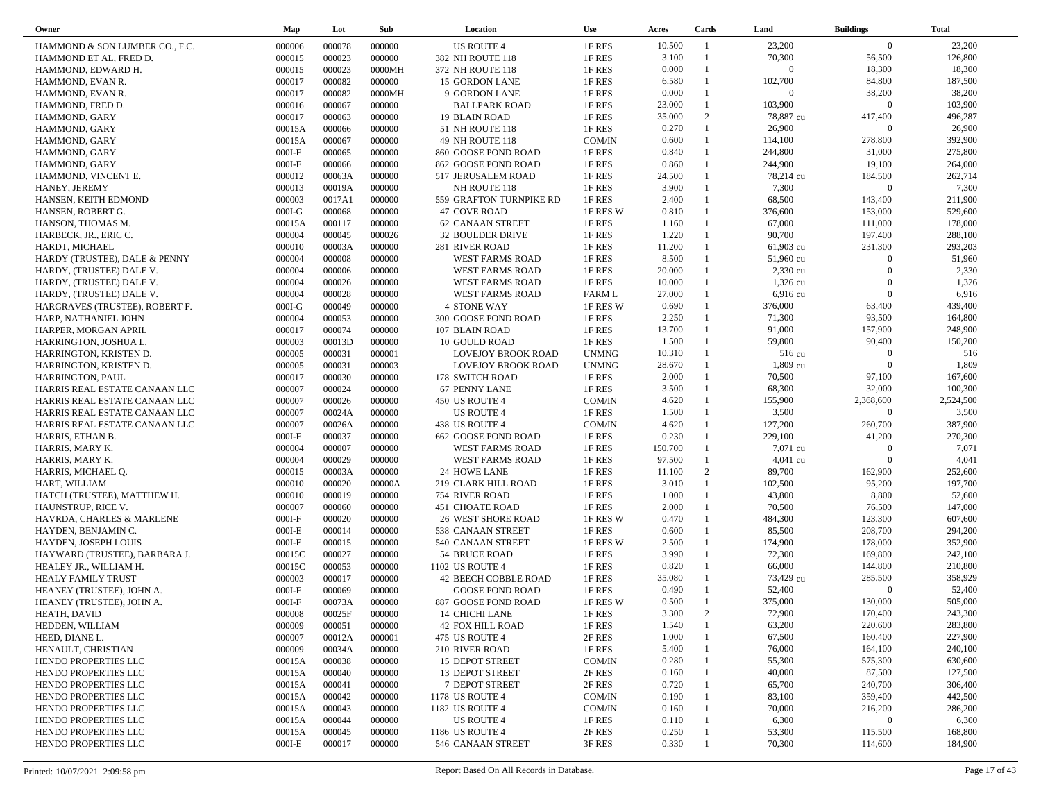| Owner | Map | Lot | Sub | Location | Use | Acres | Cards | Land | Buildings | Total |
|---|---|---|---|---|---|---|---|---|---|---|
| HAMMOND & SON LUMBER CO., F.C. | 000006 | 000078 | 000000 | US ROUTE 4 | 1F RES | 10.500 | 1 | 23,200 | 0 | 23,200 |
| HAMMOND ET AL, FRED D. | 000015 | 000023 | 000000 | 382 NH ROUTE 118 | 1F RES | 3.100 | 1 | 70,300 | 56,500 | 126,800 |
| HAMMOND, EDWARD H. | 000015 | 000023 | 0000MH | 372 NH ROUTE 118 | 1F RES | 0.000 | 1 | 0 | 18,300 | 18,300 |
| HAMMOND, EVAN R. | 000017 | 000082 | 000000 | 15 GORDON LANE | 1F RES | 6.580 | 1 | 102,700 | 84,800 | 187,500 |
| HAMMOND, EVAN R. | 000017 | 000082 | 0000MH | 9 GORDON LANE | 1F RES | 0.000 | 1 | 0 | 38,200 | 38,200 |
| HAMMOND, FRED D. | 000016 | 000067 | 000000 | BALLPARK ROAD | 1F RES | 23.000 | 1 | 103,900 | 0 | 103,900 |
| HAMMOND, GARY | 000017 | 000063 | 000000 | 19 BLAIN ROAD | 1F RES | 35.000 | 2 | 78,887 cu | 417,400 | 496,287 |
| HAMMOND, GARY | 00015A | 000066 | 000000 | 51 NH ROUTE 118 | 1F RES | 0.270 | 1 | 26,900 | 0 | 26,900 |
| HAMMOND, GARY | 00015A | 000067 | 000000 | 49 NH ROUTE 118 | COM/IN | 0.600 | 1 | 114,100 | 278,800 | 392,900 |
| HAMMOND, GARY | 000I-F | 000065 | 000000 | 860 GOOSE POND ROAD | 1F RES | 0.840 | 1 | 244,800 | 31,000 | 275,800 |
| HAMMOND, GARY | 000I-F | 000066 | 000000 | 862 GOOSE POND ROAD | 1F RES | 0.860 | 1 | 244,900 | 19,100 | 264,000 |
| HAMMOND, VINCENT E. | 000012 | 00063A | 000000 | 517 JERUSALEM ROAD | 1F RES | 24.500 | 1 | 78,214 cu | 184,500 | 262,714 |
| HANEY, JEREMY | 000013 | 00019A | 000000 | NH ROUTE 118 | 1F RES | 3.900 | 1 | 7,300 | 0 | 7,300 |
| HANSEN, KEITH EDMOND | 000003 | 0017A1 | 000000 | 559 GRAFTON TURNPIKE RD | 1F RES | 2.400 | 1 | 68,500 | 143,400 | 211,900 |
| HANSEN, ROBERT G. | 000I-G | 000068 | 000000 | 47 COVE ROAD | 1F RES W | 0.810 | 1 | 376,600 | 153,000 | 529,600 |
| HANSON, THOMAS M. | 00015A | 000117 | 000000 | 62 CANAAN STREET | 1F RES | 1.160 | 1 | 67,000 | 111,000 | 178,000 |
| HARBECK, JR., ERIC C. | 000004 | 000045 | 000026 | 32 BOULDER DRIVE | 1F RES | 1.220 | 1 | 90,700 | 197,400 | 288,100 |
| HARDT, MICHAEL | 000010 | 00003A | 000000 | 281 RIVER ROAD | 1F RES | 11.200 | 1 | 61,903 cu | 231,300 | 293,203 |
| HARDY (TRUSTEE), DALE & PENNY | 000004 | 000008 | 000000 | WEST FARMS ROAD | 1F RES | 8.500 | 1 | 51,960 cu | 0 | 51,960 |
| HARDY, (TRUSTEE) DALE V. | 000004 | 000006 | 000000 | WEST FARMS ROAD | 1F RES | 20.000 | 1 | 2,330 cu | 0 | 2,330 |
| HARDY, (TRUSTEE) DALE V. | 000004 | 000026 | 000000 | WEST FARMS ROAD | 1F RES | 10.000 | 1 | 1,326 cu | 0 | 1,326 |
| HARDY, (TRUSTEE) DALE V. | 000004 | 000028 | 000000 | WEST FARMS ROAD | FARM L | 27.000 | 1 | 6,916 cu | 0 | 6,916 |
| HARGRAVES (TRUSTEE), ROBERT F. | 000I-G | 000049 | 000000 | 4 STONE WAY | 1F RES W | 0.690 | 1 | 376,000 | 63,400 | 439,400 |
| HARP, NATHANIEL JOHN | 000004 | 000053 | 000000 | 300 GOOSE POND ROAD | 1F RES | 2.250 | 1 | 71,300 | 93,500 | 164,800 |
| HARPER, MORGAN APRIL | 000017 | 000074 | 000000 | 107 BLAIN ROAD | 1F RES | 13.700 | 1 | 91,000 | 157,900 | 248,900 |
| HARRINGTON, JOSHUA L. | 000003 | 00013D | 000000 | 10 GOULD ROAD | 1F RES | 1.500 | 1 | 59,800 | 90,400 | 150,200 |
| HARRINGTON, KRISTEN D. | 000005 | 000031 | 000001 | LOVEJOY BROOK ROAD | UNMNG | 10.310 | 1 | 516 cu | 0 | 516 |
| HARRINGTON, KRISTEN D. | 000005 | 000031 | 000003 | LOVEJOY BROOK ROAD | UNMNG | 28.670 | 1 | 1,809 cu | 0 | 1,809 |
| HARRINGTON, PAUL | 000017 | 000030 | 000000 | 178 SWITCH ROAD | 1F RES | 2.000 | 1 | 70,500 | 97,100 | 167,600 |
| HARRIS REAL ESTATE CANAAN LLC | 000007 | 000024 | 000000 | 67 PENNY LANE | 1F RES | 3.500 | 1 | 68,300 | 32,000 | 100,300 |
| HARRIS REAL ESTATE CANAAN LLC | 000007 | 000026 | 000000 | 450 US ROUTE 4 | COM/IN | 4.620 | 1 | 155,900 | 2,368,600 | 2,524,500 |
| HARRIS REAL ESTATE CANAAN LLC | 000007 | 00024A | 000000 | US ROUTE 4 | 1F RES | 1.500 | 1 | 3,500 | 0 | 3,500 |
| HARRIS REAL ESTATE CANAAN LLC | 000007 | 00026A | 000000 | 438 US ROUTE 4 | COM/IN | 4.620 | 1 | 127,200 | 260,700 | 387,900 |
| HARRIS, ETHAN B. | 000I-F | 000037 | 000000 | 662 GOOSE POND ROAD | 1F RES | 0.230 | 1 | 229,100 | 41,200 | 270,300 |
| HARRIS, MARY K. | 000004 | 000007 | 000000 | WEST FARMS ROAD | 1F RES | 150.700 | 1 | 7,071 cu | 0 | 7,071 |
| HARRIS, MARY K. | 000004 | 000029 | 000000 | WEST FARMS ROAD | 1F RES | 97.500 | 1 | 4,041 cu | 0 | 4,041 |
| HARRIS, MICHAEL Q. | 000015 | 00003A | 000000 | 24 HOWE LANE | 1F RES | 11.100 | 2 | 89,700 | 162,900 | 252,600 |
| HART, WILLIAM | 000010 | 000020 | 00000A | 219 CLARK HILL ROAD | 1F RES | 3.010 | 1 | 102,500 | 95,200 | 197,700 |
| HATCH (TRUSTEE), MATTHEW H. | 000010 | 000019 | 000000 | 754 RIVER ROAD | 1F RES | 1.000 | 1 | 43,800 | 8,800 | 52,600 |
| HAUNSTRUP, RICE V. | 000007 | 000060 | 000000 | 451 CHOATE ROAD | 1F RES | 2.000 | 1 | 70,500 | 76,500 | 147,000 |
| HAVRDA, CHARLES & MARLENE | 000I-F | 000020 | 000000 | 26 WEST SHORE ROAD | 1F RES W | 0.470 | 1 | 484,300 | 123,300 | 607,600 |
| HAYDEN, BENJAMIN C. | 000I-E | 000014 | 000000 | 538 CANAAN STREET | 1F RES | 0.600 | 1 | 85,500 | 208,700 | 294,200 |
| HAYDEN, JOSEPH LOUIS | 000I-E | 000015 | 000000 | 540 CANAAN STREET | 1F RES W | 2.500 | 1 | 174,900 | 178,000 | 352,900 |
| HAYWARD (TRUSTEE), BARBARA J. | 00015C | 000027 | 000000 | 54 BRUCE ROAD | 1F RES | 3.990 | 1 | 72,300 | 169,800 | 242,100 |
| HEALEY JR., WILLIAM H. | 00015C | 000053 | 000000 | 1102 US ROUTE 4 | 1F RES | 0.820 | 1 | 66,000 | 144,800 | 210,800 |
| HEALY FAMILY TRUST | 000003 | 000017 | 000000 | 42 BEECH COBBLE ROAD | 1F RES | 35.080 | 1 | 73,429 cu | 285,500 | 358,929 |
| HEANEY (TRUSTEE), JOHN A. | 000I-F | 000069 | 000000 | GOOSE POND ROAD | 1F RES | 0.490 | 1 | 52,400 | 0 | 52,400 |
| HEANEY (TRUSTEE), JOHN A. | 000I-F | 00073A | 000000 | 887 GOOSE POND ROAD | 1F RES W | 0.500 | 1 | 375,000 | 130,000 | 505,000 |
| HEATH, DAVID | 000008 | 00025F | 000000 | 14 CHICHI LANE | 1F RES | 3.300 | 2 | 72,900 | 170,400 | 243,300 |
| HEDDEN, WILLIAM | 000009 | 000051 | 000000 | 42 FOX HILL ROAD | 1F RES | 1.540 | 1 | 63,200 | 220,600 | 283,800 |
| HEED, DIANE L. | 000007 | 00012A | 000001 | 475 US ROUTE 4 | 2F RES | 1.000 | 1 | 67,500 | 160,400 | 227,900 |
| HENAULT, CHRISTIAN | 000009 | 00034A | 000000 | 210 RIVER ROAD | 1F RES | 5.400 | 1 | 76,000 | 164,100 | 240,100 |
| HENDO PROPERTIES LLC | 00015A | 000038 | 000000 | 15 DEPOT STREET | COM/IN | 0.280 | 1 | 55,300 | 575,300 | 630,600 |
| HENDO PROPERTIES LLC | 00015A | 000040 | 000000 | 13 DEPOT STREET | 2F RES | 0.160 | 1 | 40,000 | 87,500 | 127,500 |
| HENDO PROPERTIES LLC | 00015A | 000041 | 000000 | 7 DEPOT STREET | 2F RES | 0.720 | 1 | 65,700 | 240,700 | 306,400 |
| HENDO PROPERTIES LLC | 00015A | 000042 | 000000 | 1178 US ROUTE 4 | COM/IN | 0.190 | 1 | 83,100 | 359,400 | 442,500 |
| HENDO PROPERTIES LLC | 00015A | 000043 | 000000 | 1182 US ROUTE 4 | COM/IN | 0.160 | 1 | 70,000 | 216,200 | 286,200 |
| HENDO PROPERTIES LLC | 00015A | 000044 | 000000 | US ROUTE 4 | 1F RES | 0.110 | 1 | 6,300 | 0 | 6,300 |
| HENDO PROPERTIES LLC | 00015A | 000045 | 000000 | 1186 US ROUTE 4 | 2F RES | 0.250 | 1 | 53,300 | 115,500 | 168,800 |
| HENDO PROPERTIES LLC | 000I-E | 000017 | 000000 | 546 CANAAN STREET | 3F RES | 0.330 | 1 | 70,300 | 114,600 | 184,900 |

Printed: 10/07/2021 2:09:58 pm    Report Based On All Records in Database.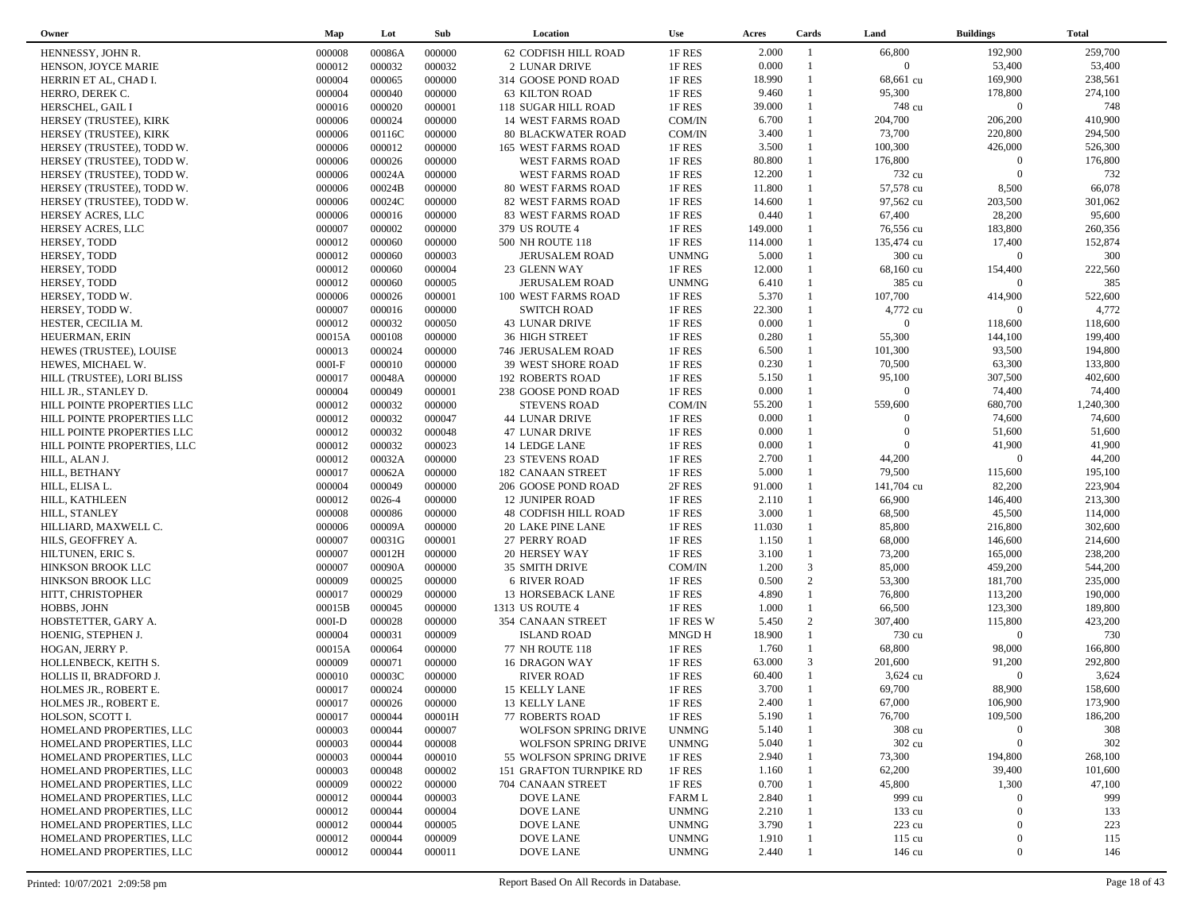| Owner | Map | Lot | Sub | Location | Use | Acres | Cards | Land | Buildings | Total |
|---|---|---|---|---|---|---|---|---|---|---|
| HENNESSY, JOHN R. | 000008 | 00086A | 000000 | 62 CODFISH HILL ROAD | 1F RES | 2.000 | 1 | 66,800 | 192,900 | 259,700 |
| HENSON, JOYCE MARIE | 000012 | 000032 | 000032 | 2 LUNAR DRIVE | 1F RES | 0.000 | 1 | 0 | 53,400 | 53,400 |
| HERRIN ET AL, CHAD I. | 000004 | 000065 | 000000 | 314 GOOSE POND ROAD | 1F RES | 18.990 | 1 | 68,661 cu | 169,900 | 238,561 |
| HERRO, DEREK C. | 000004 | 000040 | 000000 | 63 KILTON ROAD | 1F RES | 9.460 | 1 | 95,300 | 178,800 | 274,100 |
| HERSCHEL, GAIL I | 000016 | 000020 | 000001 | 118 SUGAR HILL ROAD | 1F RES | 39.000 | 1 | 748 cu | 0 | 748 |
| HERSEY (TRUSTEE), KIRK | 000006 | 000024 | 000000 | 14 WEST FARMS ROAD | COM/IN | 6.700 | 1 | 204,700 | 206,200 | 410,900 |
| HERSEY (TRUSTEE), KIRK | 000006 | 00116C | 000000 | 80 BLACKWATER ROAD | COM/IN | 3.400 | 1 | 73,700 | 220,800 | 294,500 |
| HERSEY (TRUSTEE), TODD W. | 000006 | 000012 | 000000 | 165 WEST FARMS ROAD | 1F RES | 3.500 | 1 | 100,300 | 426,000 | 526,300 |
| HERSEY (TRUSTEE), TODD W. | 000006 | 000026 | 000000 | WEST FARMS ROAD | 1F RES | 80.800 | 1 | 176,800 | 0 | 176,800 |
| HERSEY (TRUSTEE), TODD W. | 000006 | 00024A | 000000 | WEST FARMS ROAD | 1F RES | 12.200 | 1 | 732 cu | 0 | 732 |
| HERSEY (TRUSTEE), TODD W. | 000006 | 00024B | 000000 | 80 WEST FARMS ROAD | 1F RES | 11.800 | 1 | 57,578 cu | 8,500 | 66,078 |
| HERSEY (TRUSTEE), TODD W. | 000006 | 00024C | 000000 | 82 WEST FARMS ROAD | 1F RES | 14.600 | 1 | 97,562 cu | 203,500 | 301,062 |
| HERSEY ACRES, LLC | 000006 | 000016 | 000000 | 83 WEST FARMS ROAD | 1F RES | 0.440 | 1 | 67,400 | 28,200 | 95,600 |
| HERSEY ACRES, LLC | 000007 | 000002 | 000000 | 379 US ROUTE 4 | 1F RES | 149.000 | 1 | 76,556 cu | 183,800 | 260,356 |
| HERSEY, TODD | 000012 | 000060 | 000000 | 500 NH ROUTE 118 | 1F RES | 114.000 | 1 | 135,474 cu | 17,400 | 152,874 |
| HERSEY, TODD | 000012 | 000060 | 000003 | JERUSALEM ROAD | UNMNG | 5.000 | 1 | 300 cu | 0 | 300 |
| HERSEY, TODD | 000012 | 000060 | 000004 | 23 GLENN WAY | 1F RES | 12.000 | 1 | 68,160 cu | 154,400 | 222,560 |
| HERSEY, TODD | 000012 | 000060 | 000005 | JERUSALEM ROAD | UNMNG | 6.410 | 1 | 385 cu | 0 | 385 |
| HERSEY, TODD W. | 000006 | 000026 | 000001 | 100 WEST FARMS ROAD | 1F RES | 5.370 | 1 | 107,700 | 414,900 | 522,600 |
| HERSEY, TODD W. | 000007 | 000016 | 000000 | SWITCH ROAD | 1F RES | 22.300 | 1 | 4,772 cu | 0 | 4,772 |
| HESTER, CECILIA M. | 000012 | 000032 | 000050 | 43 LUNAR DRIVE | 1F RES | 0.000 | 1 | 0 | 118,600 | 118,600 |
| HEUERMAN, ERIN | 00015A | 000108 | 000000 | 36 HIGH STREET | 1F RES | 0.280 | 1 | 55,300 | 144,100 | 199,400 |
| HEWES (TRUSTEE), LOUISE | 000013 | 000024 | 000000 | 746 JERUSALEM ROAD | 1F RES | 6.500 | 1 | 101,300 | 93,500 | 194,800 |
| HEWES, MICHAEL W. | 000I-F | 000010 | 000000 | 39 WEST SHORE ROAD | 1F RES | 0.230 | 1 | 70,500 | 63,300 | 133,800 |
| HILL (TRUSTEE), LORI BLISS | 000017 | 00048A | 000000 | 192 ROBERTS ROAD | 1F RES | 5.150 | 1 | 95,100 | 307,500 | 402,600 |
| HILL JR., STANLEY D. | 000004 | 000049 | 000001 | 238 GOOSE POND ROAD | 1F RES | 0.000 | 1 | 0 | 74,400 | 74,400 |
| HILL POINTE PROPERTIES LLC | 000012 | 000032 | 000000 | STEVENS ROAD | COM/IN | 55.200 | 1 | 559,600 | 680,700 | 1,240,300 |
| HILL POINTE PROPERTIES LLC | 000012 | 000032 | 000047 | 44 LUNAR DRIVE | 1F RES | 0.000 | 1 | 0 | 74,600 | 74,600 |
| HILL POINTE PROPERTIES LLC | 000012 | 000032 | 000048 | 47 LUNAR DRIVE | 1F RES | 0.000 | 1 | 0 | 51,600 | 51,600 |
| HILL POINTE PROPERTIES, LLC | 000012 | 000032 | 000023 | 14 LEDGE LANE | 1F RES | 0.000 | 1 | 0 | 41,900 | 41,900 |
| HILL, ALAN J. | 000012 | 00032A | 000000 | 23 STEVENS ROAD | 1F RES | 2.700 | 1 | 44,200 | 0 | 44,200 |
| HILL, BETHANY | 000017 | 00062A | 000000 | 182 CANAAN STREET | 1F RES | 5.000 | 1 | 79,500 | 115,600 | 195,100 |
| HILL, ELISA L. | 000004 | 000049 | 000000 | 206 GOOSE POND ROAD | 2F RES | 91.000 | 1 | 141,704 cu | 82,200 | 223,904 |
| HILL, KATHLEEN | 000012 | 0026-4 | 000000 | 12 JUNIPER ROAD | 1F RES | 2.110 | 1 | 66,900 | 146,400 | 213,300 |
| HILL, STANLEY | 000008 | 000086 | 000000 | 48 CODFISH HILL ROAD | 1F RES | 3.000 | 1 | 68,500 | 45,500 | 114,000 |
| HILLIARD, MAXWELL C. | 000006 | 00009A | 000000 | 20 LAKE PINE LANE | 1F RES | 11.030 | 1 | 85,800 | 216,800 | 302,600 |
| HILS, GEOFFREY A. | 000007 | 00031G | 000001 | 27 PERRY ROAD | 1F RES | 1.150 | 1 | 68,000 | 146,600 | 214,600 |
| HILTUNEN, ERIC S. | 000007 | 00012H | 000000 | 20 HERSEY WAY | 1F RES | 3.100 | 1 | 73,200 | 165,000 | 238,200 |
| HINKSON BROOK LLC | 000007 | 00090A | 000000 | 35 SMITH DRIVE | COM/IN | 1.200 | 3 | 85,000 | 459,200 | 544,200 |
| HINKSON BROOK LLC | 000009 | 000025 | 000000 | 6 RIVER ROAD | 1F RES | 0.500 | 2 | 53,300 | 181,700 | 235,000 |
| HITT, CHRISTOPHER | 000017 | 000029 | 000000 | 13 HORSEBACK LANE | 1F RES | 4.890 | 1 | 76,800 | 113,200 | 190,000 |
| HOBBS, JOHN | 00015B | 000045 | 000000 | 1313 US ROUTE 4 | 1F RES | 1.000 | 1 | 66,500 | 123,300 | 189,800 |
| HOBSTETTER, GARY A. | 000I-D | 000028 | 000000 | 354 CANAAN STREET | 1F RES W | 5.450 | 2 | 307,400 | 115,800 | 423,200 |
| HOENIG, STEPHEN J. | 000004 | 000031 | 000009 | ISLAND ROAD | MNGD H | 18.900 | 1 | 730 cu | 0 | 730 |
| HOGAN, JERRY P. | 00015A | 000064 | 000000 | 77 NH ROUTE 118 | 1F RES | 1.760 | 1 | 68,800 | 98,000 | 166,800 |
| HOLLENBECK, KEITH S. | 000009 | 000071 | 000000 | 16 DRAGON WAY | 1F RES | 63.000 | 3 | 201,600 | 91,200 | 292,800 |
| HOLLIS II, BRADFORD J. | 000010 | 00003C | 000000 | RIVER ROAD | 1F RES | 60.400 | 1 | 3,624 cu | 0 | 3,624 |
| HOLMES JR., ROBERT E. | 000017 | 000024 | 000000 | 15 KELLY LANE | 1F RES | 3.700 | 1 | 69,700 | 88,900 | 158,600 |
| HOLMES JR., ROBERT E. | 000017 | 000026 | 000000 | 13 KELLY LANE | 1F RES | 2.400 | 1 | 67,000 | 106,900 | 173,900 |
| HOLSON, SCOTT I. | 000017 | 000044 | 00001H | 77 ROBERTS ROAD | 1F RES | 5.190 | 1 | 76,700 | 109,500 | 186,200 |
| HOMELAND PROPERTIES, LLC | 000003 | 000044 | 000007 | WOLFSON SPRING DRIVE | UNMNG | 5.140 | 1 | 308 cu | 0 | 308 |
| HOMELAND PROPERTIES, LLC | 000003 | 000044 | 000008 | WOLFSON SPRING DRIVE | UNMNG | 5.040 | 1 | 302 cu | 0 | 302 |
| HOMELAND PROPERTIES, LLC | 000003 | 000044 | 000010 | 55 WOLFSON SPRING DRIVE | 1F RES | 2.940 | 1 | 73,300 | 194,800 | 268,100 |
| HOMELAND PROPERTIES, LLC | 000003 | 000048 | 000002 | 151 GRAFTON TURNPIKE RD | 1F RES | 1.160 | 1 | 62,200 | 39,400 | 101,600 |
| HOMELAND PROPERTIES, LLC | 000009 | 000022 | 000000 | 704 CANAAN STREET | 1F RES | 0.700 | 1 | 45,800 | 1,300 | 47,100 |
| HOMELAND PROPERTIES, LLC | 000012 | 000044 | 000003 | DOVE LANE | FARM L | 2.840 | 1 | 999 cu | 0 | 999 |
| HOMELAND PROPERTIES, LLC | 000012 | 000044 | 000004 | DOVE LANE | UNMNG | 2.210 | 1 | 133 cu | 0 | 133 |
| HOMELAND PROPERTIES, LLC | 000012 | 000044 | 000005 | DOVE LANE | UNMNG | 3.790 | 1 | 223 cu | 0 | 223 |
| HOMELAND PROPERTIES, LLC | 000012 | 000044 | 000009 | DOVE LANE | UNMNG | 1.910 | 1 | 115 cu | 0 | 115 |
| HOMELAND PROPERTIES, LLC | 000012 | 000044 | 000011 | DOVE LANE | UNMNG | 2.440 | 1 | 146 cu | 0 | 146 |

Printed: 10/07/2021 2:09:58 pm — Report Based On All Records in Database.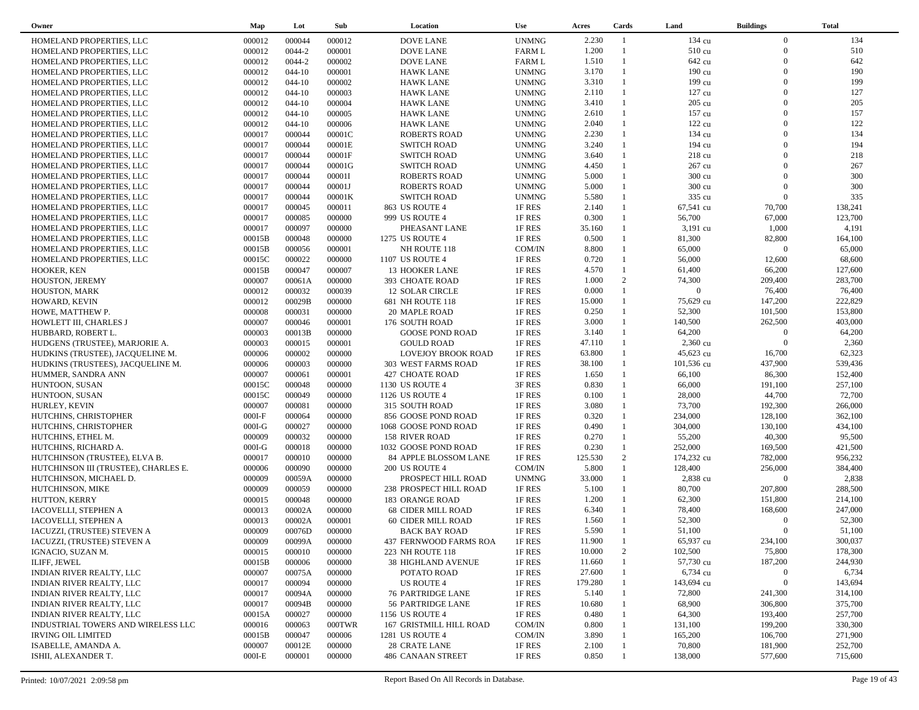| Owner | Map | Lot | Sub | Location | Use | Acres | Cards | Land | Buildings | Total |
|---|---|---|---|---|---|---|---|---|---|---|
| HOMELAND PROPERTIES, LLC | 000012 | 000044 | 000012 | DOVE LANE | UNMNG | 2.230 | 1 | 134 cu | 0 | 134 |
| HOMELAND PROPERTIES, LLC | 000012 | 0044-2 | 000001 | DOVE LANE | FARM L | 1.200 | 1 | 510 cu | 0 | 510 |
| HOMELAND PROPERTIES, LLC | 000012 | 0044-2 | 000002 | DOVE LANE | FARM L | 1.510 | 1 | 642 cu | 0 | 642 |
| HOMELAND PROPERTIES, LLC | 000012 | 044-10 | 000001 | HAWK LANE | UNMNG | 3.170 | 1 | 190 cu | 0 | 190 |
| HOMELAND PROPERTIES, LLC | 000012 | 044-10 | 000002 | HAWK LANE | UNMNG | 3.310 | 1 | 199 cu | 0 | 199 |
| HOMELAND PROPERTIES, LLC | 000012 | 044-10 | 000003 | HAWK LANE | UNMNG | 2.110 | 1 | 127 cu | 0 | 127 |
| HOMELAND PROPERTIES, LLC | 000012 | 044-10 | 000004 | HAWK LANE | UNMNG | 3.410 | 1 | 205 cu | 0 | 205 |
| HOMELAND PROPERTIES, LLC | 000012 | 044-10 | 000005 | HAWK LANE | UNMNG | 2.610 | 1 | 157 cu | 0 | 157 |
| HOMELAND PROPERTIES, LLC | 000012 | 044-10 | 000006 | HAWK LANE | UNMNG | 2.040 | 1 | 122 cu | 0 | 122 |
| HOMELAND PROPERTIES, LLC | 000017 | 000044 | 00001C | ROBERTS ROAD | UNMNG | 2.230 | 1 | 134 cu | 0 | 134 |
| HOMELAND PROPERTIES, LLC | 000017 | 000044 | 00001E | SWITCH ROAD | UNMNG | 3.240 | 1 | 194 cu | 0 | 194 |
| HOMELAND PROPERTIES, LLC | 000017 | 000044 | 00001F | SWITCH ROAD | UNMNG | 3.640 | 1 | 218 cu | 0 | 218 |
| HOMELAND PROPERTIES, LLC | 000017 | 000044 | 00001G | SWITCH ROAD | UNMNG | 4.450 | 1 | 267 cu | 0 | 267 |
| HOMELAND PROPERTIES, LLC | 000017 | 000044 | 00001I | ROBERTS ROAD | UNMNG | 5.000 | 1 | 300 cu | 0 | 300 |
| HOMELAND PROPERTIES, LLC | 000017 | 000044 | 00001J | ROBERTS ROAD | UNMNG | 5.000 | 1 | 300 cu | 0 | 300 |
| HOMELAND PROPERTIES, LLC | 000017 | 000044 | 00001K | SWITCH ROAD | UNMNG | 5.580 | 1 | 335 cu | 0 | 335 |
| HOMELAND PROPERTIES, LLC | 000017 | 000045 | 000011 | 863 US ROUTE 4 | 1F RES | 2.140 | 1 | 67,541 cu | 70,700 | 138,241 |
| HOMELAND PROPERTIES, LLC | 000017 | 000085 | 000000 | 999 US ROUTE 4 | 1F RES | 0.300 | 1 | 56,700 | 67,000 | 123,700 |
| HOMELAND PROPERTIES, LLC | 000017 | 000097 | 000000 | PHEASANT LANE | 1F RES | 35.160 | 1 | 3,191 cu | 1,000 | 4,191 |
| HOMELAND PROPERTIES, LLC | 00015B | 000048 | 000000 | 1275 US ROUTE 4 | 1F RES | 0.500 | 1 | 81,300 | 82,800 | 164,100 |
| HOMELAND PROPERTIES, LLC | 00015B | 000056 | 000001 | NH ROUTE 118 | COM/IN | 8.800 | 1 | 65,000 | 0 | 65,000 |
| HOMELAND PROPERTIES, LLC | 00015C | 000022 | 000000 | 1107 US ROUTE 4 | 1F RES | 0.720 | 1 | 56,000 | 12,600 | 68,600 |
| HOOKER, KEN | 00015B | 000047 | 000007 | 13 HOOKER LANE | 1F RES | 4.570 | 1 | 61,400 | 66,200 | 127,600 |
| HOUSTON, JEREMY | 000007 | 00061A | 000000 | 393 CHOATE ROAD | 1F RES | 1.000 | 2 | 74,300 | 209,400 | 283,700 |
| HOUSTON, MARK | 000012 | 000032 | 000039 | 12 SOLAR CIRCLE | 1F RES | 0.000 | 1 | 0 | 76,400 | 76,400 |
| HOWARD, KEVIN | 000012 | 00029B | 000000 | 681 NH ROUTE 118 | 1F RES | 15.000 | 1 | 75,629 cu | 147,200 | 222,829 |
| HOWE, MATTHEW P. | 000008 | 000031 | 000000 | 20 MAPLE ROAD | 1F RES | 0.250 | 1 | 52,300 | 101,500 | 153,800 |
| HOWLETT III, CHARLES J | 000007 | 000046 | 000001 | 176 SOUTH ROAD | 1F RES | 3.000 | 1 | 140,500 | 262,500 | 403,000 |
| HUBBARD, ROBERT L. | 000003 | 00013B | 000000 | GOOSE POND ROAD | 1F RES | 3.140 | 1 | 64,200 | 0 | 64,200 |
| HUDGENS (TRUSTEE), MARJORIE A. | 000003 | 000015 | 000001 | GOULD ROAD | 1F RES | 47.110 | 1 | 2,360 cu | 0 | 2,360 |
| HUDKINS (TRUSTEE), JACQUELINE M. | 000006 | 000002 | 000000 | LOVEJOY BROOK ROAD | 1F RES | 63.800 | 1 | 45,623 cu | 16,700 | 62,323 |
| HUDKINS (TRUSTEES), JACQUELINE M. | 000006 | 000003 | 000000 | 303 WEST FARMS ROAD | 1F RES | 38.100 | 1 | 101,536 cu | 437,900 | 539,436 |
| HUMMER, SANDRA ANN | 000007 | 000061 | 000001 | 427 CHOATE ROAD | 1F RES | 1.650 | 1 | 66,100 | 86,300 | 152,400 |
| HUNTOON, SUSAN | 00015C | 000048 | 000000 | 1130 US ROUTE 4 | 3F RES | 0.830 | 1 | 66,000 | 191,100 | 257,100 |
| HUNTOON, SUSAN | 00015C | 000049 | 000000 | 1126 US ROUTE 4 | 1F RES | 0.100 | 1 | 28,000 | 44,700 | 72,700 |
| HURLEY, KEVIN | 000007 | 000081 | 000000 | 315 SOUTH ROAD | 1F RES | 3.080 | 1 | 73,700 | 192,300 | 266,000 |
| HUTCHINS, CHRISTOPHER | 000I-F | 000064 | 000000 | 856 GOOSE POND ROAD | 1F RES | 0.320 | 1 | 234,000 | 128,100 | 362,100 |
| HUTCHINS, CHRISTOPHER | 000I-G | 000027 | 000000 | 1068 GOOSE POND ROAD | 1F RES | 0.490 | 1 | 304,000 | 130,100 | 434,100 |
| HUTCHINS, ETHEL M. | 000009 | 000032 | 000000 | 158 RIVER ROAD | 1F RES | 0.270 | 1 | 55,200 | 40,300 | 95,500 |
| HUTCHINS, RICHARD A. | 000I-G | 000018 | 000000 | 1032 GOOSE POND ROAD | 1F RES | 0.230 | 1 | 252,000 | 169,500 | 421,500 |
| HUTCHINSON (TRUSTEE), ELVA B. | 000017 | 000010 | 000000 | 84 APPLE BLOSSOM LANE | 1F RES | 125.530 | 2 | 174,232 cu | 782,000 | 956,232 |
| HUTCHINSON III (TRUSTEE), CHARLES E. | 000006 | 000090 | 000000 | 200 US ROUTE 4 | COM/IN | 5.800 | 1 | 128,400 | 256,000 | 384,400 |
| HUTCHINSON, MICHAEL D. | 000009 | 00059A | 000000 | PROSPECT HILL ROAD | UNMNG | 33.000 | 1 | 2,838 cu | 0 | 2,838 |
| HUTCHINSON, MIKE | 000009 | 000059 | 000000 | 238 PROSPECT HILL ROAD | 1F RES | 5.100 | 1 | 80,700 | 207,800 | 288,500 |
| HUTTON, KERRY | 000015 | 000048 | 000000 | 183 ORANGE ROAD | 1F RES | 1.200 | 1 | 62,300 | 151,800 | 214,100 |
| IACOVELLI, STEPHEN A | 000013 | 00002A | 000000 | 68 CIDER MILL ROAD | 1F RES | 6.340 | 1 | 78,400 | 168,600 | 247,000 |
| IACOVELLI, STEPHEN A | 000013 | 00002A | 000001 | 60 CIDER MILL ROAD | 1F RES | 1.560 | 1 | 52,300 | 0 | 52,300 |
| IACUZZI, (TRUSTEE) STEVEN A | 000009 | 00076D | 000000 | BACK BAY ROAD | 1F RES | 5.590 | 1 | 51,100 | 0 | 51,100 |
| IACUZZI, (TRUSTEE) STEVEN A | 000009 | 00099A | 000000 | 437 FERNWOOD FARMS ROA | 1F RES | 11.900 | 1 | 65,937 cu | 234,100 | 300,037 |
| IGNACIO, SUZAN M. | 000015 | 000010 | 000000 | 223 NH ROUTE 118 | 1F RES | 10.000 | 2 | 102,500 | 75,800 | 178,300 |
| ILIFF, JEWEL | 00015B | 000006 | 000000 | 38 HIGHLAND AVENUE | 1F RES | 11.660 | 1 | 57,730 cu | 187,200 | 244,930 |
| INDIAN RIVER REALTY, LLC | 000007 | 00075A | 000000 | POTATO ROAD | 1F RES | 27.600 | 1 | 6,734 cu | 0 | 6,734 |
| INDIAN RIVER REALTY, LLC | 000017 | 000094 | 000000 | US ROUTE 4 | 1F RES | 179.280 | 1 | 143,694 cu | 0 | 143,694 |
| INDIAN RIVER REALTY, LLC | 000017 | 00094A | 000000 | 76 PARTRIDGE LANE | 1F RES | 5.140 | 1 | 72,800 | 241,300 | 314,100 |
| INDIAN RIVER REALTY, LLC | 000017 | 00094B | 000000 | 56 PARTRIDGE LANE | 1F RES | 10.680 | 1 | 68,900 | 306,800 | 375,700 |
| INDIAN RIVER REALTY, LLC | 00015A | 000027 | 000000 | 1156 US ROUTE 4 | 1F RES | 0.480 | 1 | 64,300 | 193,400 | 257,700 |
| INDUSTRIAL TOWERS AND WIRELESS LLC | 000016 | 000063 | 000TWR | 167 GRISTMILL HILL ROAD | COM/IN | 0.800 | 1 | 131,100 | 199,200 | 330,300 |
| IRVING OIL LIMITED | 00015B | 000047 | 000006 | 1281 US ROUTE 4 | COM/IN | 3.890 | 1 | 165,200 | 106,700 | 271,900 |
| ISABELLE, AMANDA A. | 000007 | 00012E | 000000 | 28 CRATE LANE | 1F RES | 2.100 | 1 | 70,800 | 181,900 | 252,700 |
| ISHII, ALEXANDER T. | 000I-E | 000001 | 000000 | 486 CANAAN STREET | 1F RES | 0.850 | 1 | 138,000 | 577,600 | 715,600 |

Printed: 10/07/2021 2:09:58 pm — Report Based On All Records in Database.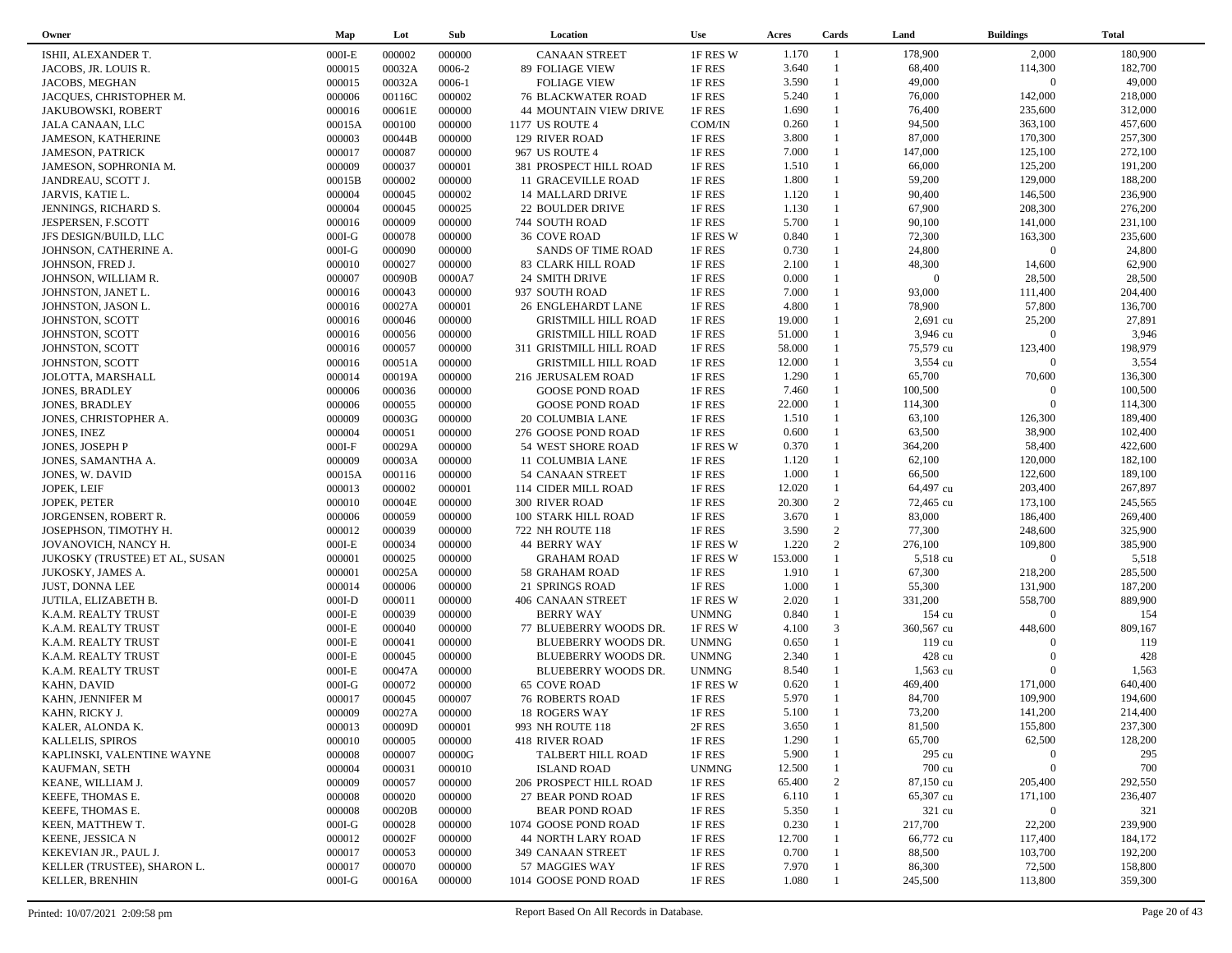| Owner | Map | Lot | Sub | Location | Use | Acres | Cards | Land | Buildings | Total |
|---|---|---|---|---|---|---|---|---|---|---|
| ISHII, ALEXANDER T. | 000I-E | 000002 | 000000 | CANAAN STREET | 1F RES W | 1.170 | 1 | 178,900 | 2,000 | 180,900 |
| JACOBS, JR. LOUIS R. | 000015 | 00032A | 0006-2 | 89 FOLIAGE VIEW | 1F RES | 3.640 | 1 | 68,400 | 114,300 | 182,700 |
| JACOBS, MEGHAN | 000015 | 00032A | 0006-1 | FOLIAGE VIEW | 1F RES | 3.590 | 1 | 49,000 | 0 | 49,000 |
| JACQUES, CHRISTOPHER M. | 000006 | 00116C | 000002 | 76 BLACKWATER ROAD | 1F RES | 5.240 | 1 | 76,000 | 142,000 | 218,000 |
| JAKUBOWSKI, ROBERT | 000016 | 00061E | 000000 | 44 MOUNTAIN VIEW DRIVE | 1F RES | 1.690 | 1 | 76,400 | 235,600 | 312,000 |
| JALA CANAAN, LLC | 00015A | 000100 | 000000 | 1177 US ROUTE 4 | COM/IN | 0.260 | 1 | 94,500 | 363,100 | 457,600 |
| JAMESON, KATHERINE | 000003 | 00044B | 000000 | 129 RIVER ROAD | 1F RES | 3.800 | 1 | 87,000 | 170,300 | 257,300 |
| JAMESON, PATRICK | 000017 | 000087 | 000000 | 967 US ROUTE 4 | 1F RES | 7.000 | 1 | 147,000 | 125,100 | 272,100 |
| JAMESON, SOPHRONIA M. | 000009 | 000037 | 000001 | 381 PROSPECT HILL ROAD | 1F RES | 1.510 | 1 | 66,000 | 125,200 | 191,200 |
| JANDREAU, SCOTT J. | 00015B | 000002 | 000000 | 11 GRACEVILLE ROAD | 1F RES | 1.800 | 1 | 59,200 | 129,000 | 188,200 |
| JARVIS, KATIE L. | 000004 | 000045 | 000002 | 14 MALLARD DRIVE | 1F RES | 1.120 | 1 | 90,400 | 146,500 | 236,900 |
| JENNINGS, RICHARD S. | 000004 | 000045 | 000025 | 22 BOULDER DRIVE | 1F RES | 1.130 | 1 | 67,900 | 208,300 | 276,200 |
| JESPERSEN, F.SCOTT | 000016 | 000009 | 000000 | 744 SOUTH ROAD | 1F RES | 5.700 | 1 | 90,100 | 141,000 | 231,100 |
| JFS DESIGN/BUILD, LLC | 000I-G | 000078 | 000000 | 36 COVE ROAD | 1F RES W | 0.840 | 1 | 72,300 | 163,300 | 235,600 |
| JOHNSON, CATHERINE A. | 000I-G | 000090 | 000000 | SANDS OF TIME ROAD | 1F RES | 0.730 | 1 | 24,800 | 0 | 24,800 |
| JOHNSON, FRED J. | 000010 | 000027 | 000000 | 83 CLARK HILL ROAD | 1F RES | 2.100 | 1 | 48,300 | 14,600 | 62,900 |
| JOHNSON, WILLIAM R. | 000007 | 00090B | 0000A7 | 24 SMITH DRIVE | 1F RES | 0.000 | 1 | 0 | 28,500 | 28,500 |
| JOHNSTON, JANET L. | 000016 | 000043 | 000000 | 937 SOUTH ROAD | 1F RES | 7.000 | 1 | 93,000 | 111,400 | 204,400 |
| JOHNSTON, JASON L. | 000016 | 00027A | 000001 | 26 ENGLEHARDT LANE | 1F RES | 4.800 | 1 | 78,900 | 57,800 | 136,700 |
| JOHNSTON, SCOTT | 000016 | 000046 | 000000 | GRISTMILL HILL ROAD | 1F RES | 19.000 | 1 | 2,691 cu | 25,200 | 27,891 |
| JOHNSTON, SCOTT | 000016 | 000056 | 000000 | GRISTMILL HILL ROAD | 1F RES | 51.000 | 1 | 3,946 cu | 0 | 3,946 |
| JOHNSTON, SCOTT | 000016 | 000057 | 000000 | 311 GRISTMILL HILL ROAD | 1F RES | 58.000 | 1 | 75,579 cu | 123,400 | 198,979 |
| JOHNSTON, SCOTT | 000016 | 00051A | 000000 | GRISTMILL HILL ROAD | 1F RES | 12.000 | 1 | 3,554 cu | 0 | 3,554 |
| JOLOTTA, MARSHALL | 000014 | 00019A | 000000 | 216 JERUSALEM ROAD | 1F RES | 1.290 | 1 | 65,700 | 70,600 | 136,300 |
| JONES, BRADLEY | 000006 | 000036 | 000000 | GOOSE POND ROAD | 1F RES | 7.460 | 1 | 100,500 | 0 | 100,500 |
| JONES, BRADLEY | 000006 | 000055 | 000000 | GOOSE POND ROAD | 1F RES | 22.000 | 1 | 114,300 | 0 | 114,300 |
| JONES, CHRISTOPHER A. | 000009 | 00003G | 000000 | 20 COLUMBIA LANE | 1F RES | 1.510 | 1 | 63,100 | 126,300 | 189,400 |
| JONES, INEZ | 000004 | 000051 | 000000 | 276 GOOSE POND ROAD | 1F RES | 0.600 | 1 | 63,500 | 38,900 | 102,400 |
| JONES, JOSEPH P | 000I-F | 00029A | 000000 | 54 WEST SHORE ROAD | 1F RES W | 0.370 | 1 | 364,200 | 58,400 | 422,600 |
| JONES, SAMANTHA A. | 000009 | 00003A | 000000 | 11 COLUMBIA LANE | 1F RES | 1.120 | 1 | 62,100 | 120,000 | 182,100 |
| JONES, W. DAVID | 00015A | 000116 | 000000 | 54 CANAAN STREET | 1F RES | 1.000 | 1 | 66,500 | 122,600 | 189,100 |
| JOPEK, LEIF | 000013 | 000002 | 000001 | 114 CIDER MILL ROAD | 1F RES | 12.020 | 1 | 64,497 cu | 203,400 | 267,897 |
| JOPEK, PETER | 000010 | 00004E | 000000 | 300 RIVER ROAD | 1F RES | 20.300 | 2 | 72,465 cu | 173,100 | 245,565 |
| JORGENSEN, ROBERT R. | 000006 | 000059 | 000000 | 100 STARK HILL ROAD | 1F RES | 3.670 | 1 | 83,000 | 186,400 | 269,400 |
| JOSEPHSON, TIMOTHY H. | 000012 | 000039 | 000000 | 722 NH ROUTE 118 | 1F RES | 3.590 | 2 | 77,300 | 248,600 | 325,900 |
| JOVANOVICH, NANCY H. | 000I-E | 000034 | 000000 | 44 BERRY WAY | 1F RES W | 1.220 | 2 | 276,100 | 109,800 | 385,900 |
| JUKOSKY (TRUSTEE) ET AL, SUSAN | 000001 | 000025 | 000000 | GRAHAM ROAD | 1F RES W | 153.000 | 1 | 5,518 cu | 0 | 5,518 |
| JUKOSKY, JAMES A. | 000001 | 00025A | 000000 | 58 GRAHAM ROAD | 1F RES | 1.910 | 1 | 67,300 | 218,200 | 285,500 |
| JUST, DONNA LEE | 000014 | 000006 | 000000 | 21 SPRINGS ROAD | 1F RES | 1.000 | 1 | 55,300 | 131,900 | 187,200 |
| JUTILA, ELIZABETH B. | 000I-D | 000011 | 000000 | 406 CANAAN STREET | 1F RES W | 2.020 | 1 | 331,200 | 558,700 | 889,900 |
| K.A.M. REALTY TRUST | 000I-E | 000039 | 000000 | BERRY WAY | UNMNG | 0.840 | 1 | 154 cu | 0 | 154 |
| K.A.M. REALTY TRUST | 000I-E | 000040 | 000000 | 77 BLUEBERRY WOODS DR. | 1F RES W | 4.100 | 3 | 360,567 cu | 448,600 | 809,167 |
| K.A.M. REALTY TRUST | 000I-E | 000041 | 000000 | BLUEBERRY WOODS DR. | UNMNG | 0.650 | 1 | 119 cu | 0 | 119 |
| K.A.M. REALTY TRUST | 000I-E | 000045 | 000000 | BLUEBERRY WOODS DR. | UNMNG | 2.340 | 1 | 428 cu | 0 | 428 |
| K.A.M. REALTY TRUST | 000I-E | 00047A | 000000 | BLUEBERRY WOODS DR. | UNMNG | 8.540 | 1 | 1,563 cu | 0 | 1,563 |
| KAHN, DAVID | 000I-G | 000072 | 000000 | 65 COVE ROAD | 1F RES W | 0.620 | 1 | 469,400 | 171,000 | 640,400 |
| KAHN, JENNIFER M | 000017 | 000045 | 000007 | 76 ROBERTS ROAD | 1F RES | 5.970 | 1 | 84,700 | 109,900 | 194,600 |
| KAHN, RICKY J. | 000009 | 00027A | 000000 | 18 ROGERS WAY | 1F RES | 5.100 | 1 | 73,200 | 141,200 | 214,400 |
| KALER, ALONDA K. | 000013 | 00009D | 000001 | 993 NH ROUTE 118 | 2F RES | 3.650 | 1 | 81,500 | 155,800 | 237,300 |
| KALLELIS, SPIROS | 000010 | 000005 | 000000 | 418 RIVER ROAD | 1F RES | 1.290 | 1 | 65,700 | 62,500 | 128,200 |
| KAPLINSKI, VALENTINE WAYNE | 000008 | 000007 | 00000G | TALBERT HILL ROAD | 1F RES | 5.900 | 1 | 295 cu | 0 | 295 |
| KAUFMAN, SETH | 000004 | 000031 | 000010 | ISLAND ROAD | UNMNG | 12.500 | 1 | 700 cu | 0 | 700 |
| KEANE, WILLIAM J. | 000009 | 000057 | 000000 | 206 PROSPECT HILL ROAD | 1F RES | 65.400 | 2 | 87,150 cu | 205,400 | 292,550 |
| KEEFE, THOMAS E. | 000008 | 000020 | 000000 | 27 BEAR POND ROAD | 1F RES | 6.110 | 1 | 65,307 cu | 171,100 | 236,407 |
| KEEFE, THOMAS E. | 000008 | 00020B | 000000 | BEAR POND ROAD | 1F RES | 5.350 | 1 | 321 cu | 0 | 321 |
| KEEN, MATTHEW T. | 000I-G | 000028 | 000000 | 1074 GOOSE POND ROAD | 1F RES | 0.230 | 1 | 217,700 | 22,200 | 239,900 |
| KEENE, JESSICA N | 000012 | 00002F | 000000 | 44 NORTH LARY ROAD | 1F RES | 12.700 | 1 | 66,772 cu | 117,400 | 184,172 |
| KEKEVIAN JR., PAUL J. | 000017 | 000053 | 000000 | 349 CANAAN STREET | 1F RES | 0.700 | 1 | 88,500 | 103,700 | 192,200 |
| KELLER (TRUSTEE), SHARON L. | 000017 | 000070 | 000000 | 57 MAGGIES WAY | 1F RES | 7.970 | 1 | 86,300 | 72,500 | 158,800 |
| KELLER, BRENHIN | 000I-G | 00016A | 000000 | 1014 GOOSE POND ROAD | 1F RES | 1.080 | 1 | 245,500 | 113,800 | 359,300 |

Printed: 10/07/2021 2:09:58 pm — Report Based On All Records in Database.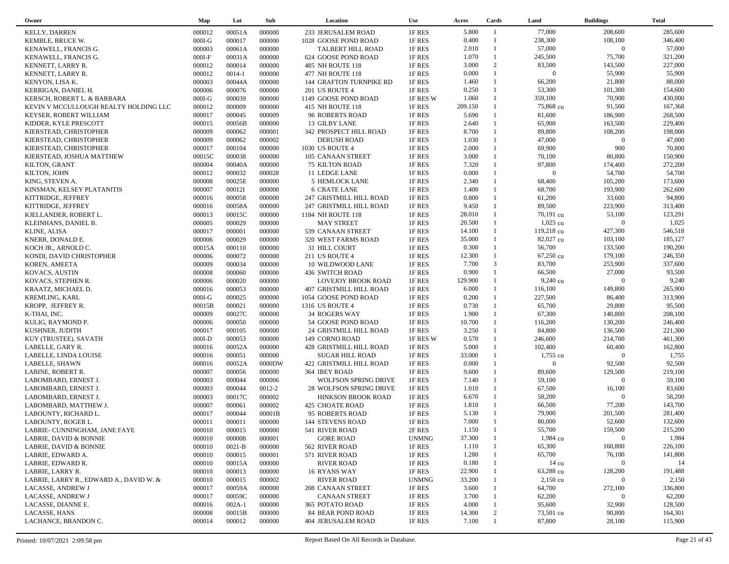| Owner | Map | Lot | Sub | Location | Use | Acres | Cards | Land | Buildings | Total |
|---|---|---|---|---|---|---|---|---|---|---|
| KELLY, DARREN | 000012 | 00051A | 000000 | 233 JERUSALEM ROAD | 1F RES | 5.800 | 1 | 77,000 | 208,600 | 285,600 |
| KEMBLE, BRUCE W. | 000I-G | 000017 | 000000 | 1028 GOOSE POND ROAD | 1F RES | 0.400 | 1 | 238,300 | 108,100 | 346,400 |
| KENAWELL, FRANCIS G. | 000003 | 00061A | 000000 | TALBERT HILL ROAD | 1F RES | 2.010 | 1 | 57,000 | 0 | 57,000 |
| KENAWELL, FRANCIS G. | 000I-F | 00031A | 000000 | 624 GOOSE POND ROAD | 1F RES | 1.070 | 1 | 245,500 | 75,700 | 321,200 |
| KENNETT, LARRY R. | 000012 | 000014 | 000000 | 485 NH ROUTE 118 | 1F RES | 3.000 | 2 | 83,500 | 143,500 | 227,000 |
| KENNETT, LARRY R. | 000012 | 0014-1 | 000000 | 477 NH ROUTE 118 | 1F RES | 0.000 | 1 | 0 | 55,900 | 55,900 |
| KENYON, LISA K. | 000003 | 00044A | 000000 | 144 GRAFTON TURNPIKE RD | 1F RES | 1.460 | 1 | 66,200 | 21,800 | 88,000 |
| KERRIGAN, DANIEL H. | 000006 | 000076 | 000000 | 201 US ROUTE 4 | 1F RES | 0.250 | 1 | 53,300 | 101,300 | 154,600 |
| KERSCH, ROBERT L. & BARBARA | 000I-G | 000039 | 000000 | 1149 GOOSE POND ROAD | 1F RES W | 1.060 | 1 | 359,100 | 70,900 | 430,000 |
| KEVIN V MCCULLOUGH REALTY HOLDING LLC | 000012 | 000009 | 000000 | 415 NH ROUTE 118 | 1F RES | 209.150 | 1 | 75,868 cu | 91,500 | 167,368 |
| KEYSER, ROBERT WILLIAM | 000017 | 000045 | 000009 | 96 ROBERTS ROAD | 1F RES | 5.690 | 1 | 81,600 | 186,900 | 268,500 |
| KIDDER, KYLE PRESCOTT | 000015 | 00056B | 000000 | 13 GILBY LANE | 1F RES | 2.640 | 1 | 65,900 | 163,500 | 229,400 |
| KIERSTEAD, CHRISTOPHER | 000009 | 000062 | 000001 | 342 PROSPECT HILL ROAD | 1F RES | 8.700 | 1 | 89,800 | 108,200 | 198,000 |
| KIERSTEAD, CHRISTOPHER | 000009 | 000062 | 000002 | DERUSH ROAD | 1F RES | 1.030 | 1 | 47,000 | 0 | 47,000 |
| KIERSTEAD, CHRISTOPHER | 000017 | 000104 | 000000 | 1030 US ROUTE 4 | 1F RES | 2.000 | 1 | 69,900 | 900 | 70,800 |
| KIERSTEAD, JOSHUA MATTHEW | 00015C | 000038 | 000000 | 105 CANAAN STREET | 1F RES | 3.000 | 1 | 70,100 | 80,800 | 150,900 |
| KILTON, GRANT | 000004 | 00040A | 000000 | 75 KILTON ROAD | 1F RES | 7.320 | 1 | 97,800 | 174,400 | 272,200 |
| KILTON, JOHN | 000012 | 000032 | 000028 | 11 LEDGE LANE | 1F RES | 0.000 | 1 | 0 | 54,700 | 54,700 |
| KING, STEVEN A. | 000008 | 00025E | 000000 | 5 HEMLOCK LANE | 1F RES | 2.340 | 1 | 68,400 | 105,200 | 173,600 |
| KINSMAN, KELSEY PLATANITIS | 000007 | 00012I | 000000 | 6 CRATE LANE | 1F RES | 1.400 | 1 | 68,700 | 193,900 | 262,600 |
| KITTRIDGE, JEFFREY | 000016 | 000058 | 000000 | 247 GRISTMILL HILL ROAD | 1F RES | 0.800 | 1 | 61,200 | 33,600 | 94,800 |
| KITTRIDGE, JEFFREY | 000016 | 00058A | 000000 | 247 GRISTMILL HILL ROAD | 1F RES | 9.450 | 1 | 89,500 | 223,900 | 313,400 |
| KJELLANDER, ROBERT L. | 000013 | 00015C | 000000 | 1184 NH ROUTE 118 | 1F RES | 28.010 | 1 | 70,191 cu | 53,100 | 123,291 |
| KLEINHANS, DANIEL B. | 000005 | 000029 | 000000 | MAY STREET | 1F RES | 20.500 | 1 | 1,025 cu | 0 | 1,025 |
| KLINE, ALISA | 000017 | 000001 | 000000 | 539 CANAAN STREET | 1F RES | 14.100 | 1 | 119,218 cu | 427,300 | 546,518 |
| KNERR, DONALD E. | 000006 | 000029 | 000000 | 320 WEST FARMS ROAD | 1F RES | 35.000 | 1 | 82,027 cu | 103,100 | 185,127 |
| KOCH JR., ARNOLD C. | 00015A | 000110 | 000000 | 31 HILL COURT | 1F RES | 0.300 | 1 | 56,700 | 133,500 | 190,200 |
| KONDI, DAVID CHRISTOPHER | 000006 | 000072 | 000000 | 211 US ROUTE 4 | 1F RES | 12.300 | 1 | 67,250 cu | 179,100 | 246,350 |
| KOREN, AMEETA | 000009 | 000034 | 000000 | 10 WILDWOOD LANE | 1F RES | 7.700 | 3 | 83,700 | 253,900 | 337,600 |
| KOVACS, AUSTIN | 000008 | 000060 | 000000 | 436 SWITCH ROAD | 1F RES | 0.900 | 1 | 66,500 | 27,000 | 93,500 |
| KOVACS, STEPHEN R. | 000006 | 000020 | 000000 | LOVEJOY BROOK ROAD | 1F RES | 129.900 | 1 | 9,240 cu | 0 | 9,240 |
| KRAATZ, MICHAEL D. | 000016 | 000053 | 000000 | 407 GRISTMILL HILL ROAD | 1F RES | 6.000 | 1 | 116,100 | 149,800 | 265,900 |
| KREMLING, KARL | 000I-G | 000025 | 000000 | 1054 GOOSE POND ROAD | 1F RES | 0.200 | 1 | 227,500 | 86,400 | 313,900 |
| KROPP, JEFFREY R. | 00015B | 000021 | 000000 | 1316 US ROUTE 4 | 1F RES | 0.730 | 1 | 65,700 | 29,800 | 95,500 |
| K-THAI, INC. | 000009 | 00027C | 000000 | 34 ROGERS WAY | 1F RES | 1.900 | 1 | 67,300 | 140,800 | 208,100 |
| KULIG, RAYMOND P. | 000006 | 000050 | 000000 | 54 GOOSE POND ROAD | 1F RES | 10.700 | 1 | 116,200 | 130,200 | 246,400 |
| KUSHNER, JUDITH | 000017 | 000105 | 000000 | 24 GRISTMILL HILL ROAD | 1F RES | 3.250 | 1 | 84,800 | 136,500 | 221,300 |
| KUY (TRUSTEE), SAVATH | 000I-D | 000053 | 000000 | 149 CORNO ROAD | 1F RES W | 0.570 | 1 | 246,600 | 214,700 | 461,300 |
| LABELLE, GARY R. | 000016 | 00052A | 000000 | 428 GRISTMILL HILL ROAD | 1F RES | 5.000 | 1 | 102,400 | 60,400 | 162,800 |
| LABELLE, LINDA LOUISE | 000016 | 000051 | 000000 | SUGAR HILL ROAD | 1F RES | 33.000 | 1 | 1,755 cu | 0 | 1,755 |
| LABELLE, SHAWN | 000016 | 00052A | 0000DW | 422 GRISTMILL HILL ROAD | 1F RES | 0.000 | 1 | 0 | 92,500 | 92,500 |
| LABINE, ROBERT R. | 000007 | 000056 | 000000 | 364 IBEY ROAD | 1F RES | 9.600 | 1 | 89,600 | 129,500 | 219,100 |
| LABOMBARD, ERNEST J. | 000003 | 000044 | 000006 | WOLFSON SPRING DRIVE | 1F RES | 7.140 | 1 | 59,100 | 0 | 59,100 |
| LABOMBARD, ERNEST J. | 000003 | 000044 | 0012-2 | 28 WOLFSON SPRING DRIVE | 1F RES | 1.010 | 1 | 67,500 | 16,100 | 83,600 |
| LABOMBARD, ERNEST J. | 000003 | 00017C | 000002 | HINKSON BROOK ROAD | 1F RES | 6.670 | 1 | 58,200 | 0 | 58,200 |
| LABOMBARD, MATTHEW J. | 000007 | 000061 | 000002 | 425 CHOATE ROAD | 1F RES | 1.810 | 1 | 66,500 | 77,200 | 143,700 |
| LABOUNTY, RICHARD L. | 000017 | 000044 | 00001B | 95 ROBERTS ROAD | 1F RES | 5.130 | 1 | 79,900 | 201,500 | 281,400 |
| LABOUNTY, ROGER L. | 000011 | 000011 | 000000 | 144 STEVENS ROAD | 1F RES | 7.000 | 1 | 80,000 | 52,600 | 132,600 |
| LABRIE- CUNNINGHAM, JANE FAYE | 000010 | 000015 | 000000 | 541 RIVER ROAD | 2F RES | 1.150 | 1 | 55,700 | 159,500 | 215,200 |
| LABRIE, DAVID & BONNIE | 000010 | 000008 | 000001 | GORE ROAD | UNMNG | 37.300 | 1 | 1,984 cu | 0 | 1,984 |
| LABRIE, DAVID & BONNIE | 000010 | 0021-B | 000000 | 562 RIVER ROAD | 1F RES | 1.110 | 1 | 65,300 | 160,800 | 226,100 |
| LABRIE, EDWARD A. | 000010 | 000015 | 000001 | 571 RIVER ROAD | 1F RES | 1.280 | 1 | 65,700 | 76,100 | 141,800 |
| LABRIE, EDWARD R. | 000010 | 00015A | 000000 | RIVER ROAD | 1F RES | 0.180 | 1 | 14 cu | 0 | 14 |
| LABRIE, LARRY R. | 000010 | 000013 | 000000 | 16 RYANS WAY | 1F RES | 22.900 | 1 | 63,288 cu | 128,200 | 191,488 |
| LABRIE, LARRY R., EDWARD A., DAVID W. & | 000010 | 000015 | 000002 | RIVER ROAD | UNMNG | 33.200 | 1 | 2,150 cu | 0 | 2,150 |
| LACASSE, ANDREW J | 000017 | 00059A | 000000 | 208 CANAAN STREET | 1F RES | 3.600 | 1 | 64,700 | 272,100 | 336,800 |
| LACASSE, ANDREW J | 000017 | 00059C | 000000 | CANAAN STREET | 1F RES | 3.700 | 1 | 62,200 | 0 | 62,200 |
| LACASSE, DIANNE E. | 000016 | 002A-1 | 000000 | 365 POTATO ROAD | 1F RES | 4.000 | 1 | 95,600 | 32,900 | 128,500 |
| LACASSE, HANS | 000008 | 00015B | 000000 | 84 BEAR POND ROAD | 1F RES | 14.300 | 2 | 73,501 cu | 90,800 | 164,301 |
| LACHANCE, BRANDON C. | 000014 | 000012 | 000000 | 404 JERUSALEM ROAD | 1F RES | 7.100 | 1 | 87,800 | 28,100 | 115,900 |

Printed: 10/07/2021 2:09:58 pm    Report Based On All Records in Database.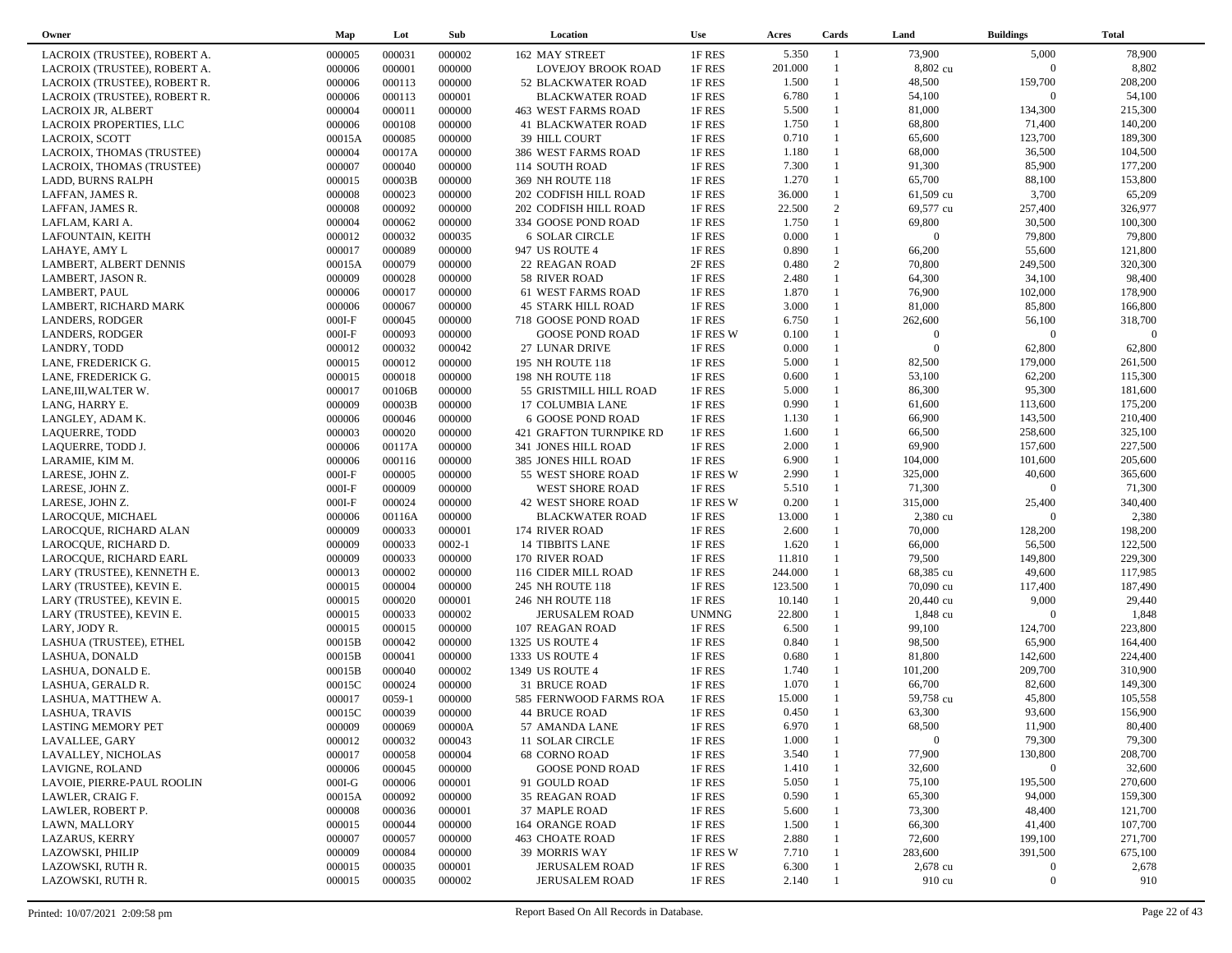| Owner | Map | Lot | Sub | Location | Use | Acres | Cards | Land | Buildings | Total |
|---|---|---|---|---|---|---|---|---|---|---|
| LACROIX (TRUSTEE), ROBERT A. | 000005 | 000031 | 000002 | 162 MAY STREET | 1F RES | 5.350 | 1 | 73,900 | 5,000 | 78,900 |
| LACROIX (TRUSTEE), ROBERT A. | 000006 | 000001 | 000000 | LOVEJOY BROOK ROAD | 1F RES | 201.000 | 1 | 8,802 cu | 0 | 8,802 |
| LACROIX (TRUSTEE), ROBERT R. | 000006 | 000113 | 000000 | 52 BLACKWATER ROAD | 1F RES | 1.500 | 1 | 48,500 | 159,700 | 208,200 |
| LACROIX (TRUSTEE), ROBERT R. | 000006 | 000113 | 000001 | BLACKWATER ROAD | 1F RES | 6.780 | 1 | 54,100 | 0 | 54,100 |
| LACROIX JR, ALBERT | 000004 | 000011 | 000000 | 463 WEST FARMS ROAD | 1F RES | 5.500 | 1 | 81,000 | 134,300 | 215,300 |
| LACROIX PROPERTIES, LLC | 000006 | 000108 | 000000 | 41 BLACKWATER ROAD | 1F RES | 1.750 | 1 | 68,800 | 71,400 | 140,200 |
| LACROIX, SCOTT | 00015A | 000085 | 000000 | 39 HILL COURT | 1F RES | 0.710 | 1 | 65,600 | 123,700 | 189,300 |
| LACROIX, THOMAS (TRUSTEE) | 000004 | 00017A | 000000 | 386 WEST FARMS ROAD | 1F RES | 1.180 | 1 | 68,000 | 36,500 | 104,500 |
| LACROIX, THOMAS (TRUSTEE) | 000007 | 000040 | 000000 | 114 SOUTH ROAD | 1F RES | 7.300 | 1 | 91,300 | 85,900 | 177,200 |
| LADD, BURNS RALPH | 000015 | 00003B | 000000 | 369 NH ROUTE 118 | 1F RES | 1.270 | 1 | 65,700 | 88,100 | 153,800 |
| LAFFAN, JAMES R. | 000008 | 000023 | 000000 | 202 CODFISH HILL ROAD | 1F RES | 36.000 | 1 | 61,509 cu | 3,700 | 65,209 |
| LAFFAN, JAMES R. | 000008 | 000092 | 000000 | 202 CODFISH HILL ROAD | 1F RES | 22.500 | 2 | 69,577 cu | 257,400 | 326,977 |
| LAFLAM, KARI A. | 000004 | 000062 | 000000 | 334 GOOSE POND ROAD | 1F RES | 1.750 | 1 | 69,800 | 30,500 | 100,300 |
| LAFOUNTAIN, KEITH | 000012 | 000032 | 000035 | 6 SOLAR CIRCLE | 1F RES | 0.000 | 1 | 0 | 79,800 | 79,800 |
| LAHAYE, AMY L | 000017 | 000089 | 000000 | 947 US ROUTE 4 | 1F RES | 0.890 | 1 | 66,200 | 55,600 | 121,800 |
| LAMBERT, ALBERT DENNIS | 00015A | 000079 | 000000 | 22 REAGAN ROAD | 2F RES | 0.480 | 2 | 70,800 | 249,500 | 320,300 |
| LAMBERT, JASON R. | 000009 | 000028 | 000000 | 58 RIVER ROAD | 1F RES | 2.480 | 1 | 64,300 | 34,100 | 98,400 |
| LAMBERT, PAUL | 000006 | 000017 | 000000 | 61 WEST FARMS ROAD | 1F RES | 1.870 | 1 | 76,900 | 102,000 | 178,900 |
| LAMBERT, RICHARD MARK | 000006 | 000067 | 000000 | 45 STARK HILL ROAD | 1F RES | 3.000 | 1 | 81,000 | 85,800 | 166,800 |
| LANDERS, RODGER | 000I-F | 000045 | 000000 | 718 GOOSE POND ROAD | 1F RES | 6.750 | 1 | 262,600 | 56,100 | 318,700 |
| LANDERS, RODGER | 000I-F | 000093 | 000000 | GOOSE POND ROAD | 1F RES W | 0.100 | 1 | 0 | 0 | 0 |
| LANDRY, TODD | 000012 | 000032 | 000042 | 27 LUNAR DRIVE | 1F RES | 0.000 | 1 | 0 | 62,800 | 62,800 |
| LANE, FREDERICK G. | 000015 | 000012 | 000000 | 195 NH ROUTE 118 | 1F RES | 5.000 | 1 | 82,500 | 179,000 | 261,500 |
| LANE, FREDERICK G. | 000015 | 000018 | 000000 | 198 NH ROUTE 118 | 1F RES | 0.600 | 1 | 53,100 | 62,200 | 115,300 |
| LANE,III,WALTER W. | 000017 | 00106B | 000000 | 55 GRISTMILL HILL ROAD | 1F RES | 5.000 | 1 | 86,300 | 95,300 | 181,600 |
| LANG, HARRY E. | 000009 | 00003B | 000000 | 17 COLUMBIA LANE | 1F RES | 0.990 | 1 | 61,600 | 113,600 | 175,200 |
| LANGLEY, ADAM K. | 000006 | 000046 | 000000 | 6 GOOSE POND ROAD | 1F RES | 1.130 | 1 | 66,900 | 143,500 | 210,400 |
| LAQUERRE, TODD | 000003 | 000020 | 000000 | 421 GRAFTON TURNPIKE RD | 1F RES | 1.600 | 1 | 66,500 | 258,600 | 325,100 |
| LAQUERRE, TODD J. | 000006 | 00117A | 000000 | 341 JONES HILL ROAD | 1F RES | 2.000 | 1 | 69,900 | 157,600 | 227,500 |
| LARAMIE, KIM M. | 000006 | 000116 | 000000 | 385 JONES HILL ROAD | 1F RES | 6.900 | 1 | 104,000 | 101,600 | 205,600 |
| LARESE, JOHN Z. | 000I-F | 000005 | 000000 | 55 WEST SHORE ROAD | 1F RES W | 2.990 | 1 | 325,000 | 40,600 | 365,600 |
| LARESE, JOHN Z. | 000I-F | 000009 | 000000 | WEST SHORE ROAD | 1F RES | 5.510 | 1 | 71,300 | 0 | 71,300 |
| LARESE, JOHN Z. | 000I-F | 000024 | 000000 | 42 WEST SHORE ROAD | 1F RES W | 0.200 | 1 | 315,000 | 25,400 | 340,400 |
| LAROCQUE, MICHAEL | 000006 | 00116A | 000000 | BLACKWATER ROAD | 1F RES | 13.000 | 1 | 2,380 cu | 0 | 2,380 |
| LAROCQUE, RICHARD ALAN | 000009 | 000033 | 000001 | 174 RIVER ROAD | 1F RES | 2.600 | 1 | 70,000 | 128,200 | 198,200 |
| LAROCQUE, RICHARD D. | 000009 | 000033 | 0002-1 | 14 TIBBITS LANE | 1F RES | 1.620 | 1 | 66,000 | 56,500 | 122,500 |
| LAROCQUE, RICHARD EARL | 000009 | 000033 | 000000 | 170 RIVER ROAD | 1F RES | 11.810 | 1 | 79,500 | 149,800 | 229,300 |
| LARY (TRUSTEE), KENNETH E. | 000013 | 000002 | 000000 | 116 CIDER MILL ROAD | 1F RES | 244.000 | 1 | 68,385 cu | 49,600 | 117,985 |
| LARY (TRUSTEE), KEVIN E. | 000015 | 000004 | 000000 | 245 NH ROUTE 118 | 1F RES | 123.500 | 1 | 70,090 cu | 117,400 | 187,490 |
| LARY (TRUSTEE), KEVIN E. | 000015 | 000020 | 000001 | 246 NH ROUTE 118 | 1F RES | 10.140 | 1 | 20,440 cu | 9,000 | 29,440 |
| LARY (TRUSTEE), KEVIN E. | 000015 | 000033 | 000002 | JERUSALEM ROAD | UNMNG | 22.800 | 1 | 1,848 cu | 0 | 1,848 |
| LARY, JODY R. | 000015 | 000015 | 000000 | 107 REAGAN ROAD | 1F RES | 6.500 | 1 | 99,100 | 124,700 | 223,800 |
| LASHUA (TRUSTEE), ETHEL | 00015B | 000042 | 000000 | 1325 US ROUTE 4 | 1F RES | 0.840 | 1 | 98,500 | 65,900 | 164,400 |
| LASHUA, DONALD | 00015B | 000041 | 000000 | 1333 US ROUTE 4 | 1F RES | 0.680 | 1 | 81,800 | 142,600 | 224,400 |
| LASHUA, DONALD E. | 00015B | 000040 | 000002 | 1349 US ROUTE 4 | 1F RES | 1.740 | 1 | 101,200 | 209,700 | 310,900 |
| LASHUA, GERALD R. | 00015C | 000024 | 000000 | 31 BRUCE ROAD | 1F RES | 1.070 | 1 | 66,700 | 82,600 | 149,300 |
| LASHUA, MATTHEW A. | 000017 | 0059-1 | 000000 | 585 FERNWOOD FARMS ROA | 1F RES | 15.000 | 1 | 59,758 cu | 45,800 | 105,558 |
| LASHUA, TRAVIS | 00015C | 000039 | 000000 | 44 BRUCE ROAD | 1F RES | 0.450 | 1 | 63,300 | 93,600 | 156,900 |
| LASTING MEMORY PET | 000009 | 000069 | 00000A | 57 AMANDA LANE | 1F RES | 6.970 | 1 | 68,500 | 11,900 | 80,400 |
| LAVALLEE, GARY | 000012 | 000032 | 000043 | 11 SOLAR CIRCLE | 1F RES | 1.000 | 1 | 0 | 79,300 | 79,300 |
| LAVALLEY, NICHOLAS | 000017 | 000058 | 000004 | 68 CORNO ROAD | 1F RES | 3.540 | 1 | 77,900 | 130,800 | 208,700 |
| LAVIGNE, ROLAND | 000006 | 000045 | 000000 | GOOSE POND ROAD | 1F RES | 1.410 | 1 | 32,600 | 0 | 32,600 |
| LAVOIE, PIERRE-PAUL ROOLIN | 000I-G | 000006 | 000001 | 91 GOULD ROAD | 1F RES | 5.050 | 1 | 75,100 | 195,500 | 270,600 |
| LAWLER, CRAIG F. | 00015A | 000092 | 000000 | 35 REAGAN ROAD | 1F RES | 0.590 | 1 | 65,300 | 94,000 | 159,300 |
| LAWLER, ROBERT P. | 000008 | 000036 | 000001 | 37 MAPLE ROAD | 1F RES | 5.600 | 1 | 73,300 | 48,400 | 121,700 |
| LAWN, MALLORY | 000015 | 000044 | 000000 | 164 ORANGE ROAD | 1F RES | 1.500 | 1 | 66,300 | 41,400 | 107,700 |
| LAZARUS, KERRY | 000007 | 000057 | 000000 | 463 CHOATE ROAD | 1F RES | 2.880 | 1 | 72,600 | 199,100 | 271,700 |
| LAZOWSKI, PHILIP | 000009 | 000084 | 000000 | 39 MORRIS WAY | 1F RES W | 7.710 | 1 | 283,600 | 391,500 | 675,100 |
| LAZOWSKI, RUTH R. | 000015 | 000035 | 000001 | JERUSALEM ROAD | 1F RES | 6.300 | 1 | 2,678 cu | 0 | 2,678 |
| LAZOWSKI, RUTH R. | 000015 | 000035 | 000002 | JERUSALEM ROAD | 1F RES | 2.140 | 1 | 910 cu | 0 | 910 |

Printed: 10/07/2021 2:09:58 pm — Report Based On All Records in Database.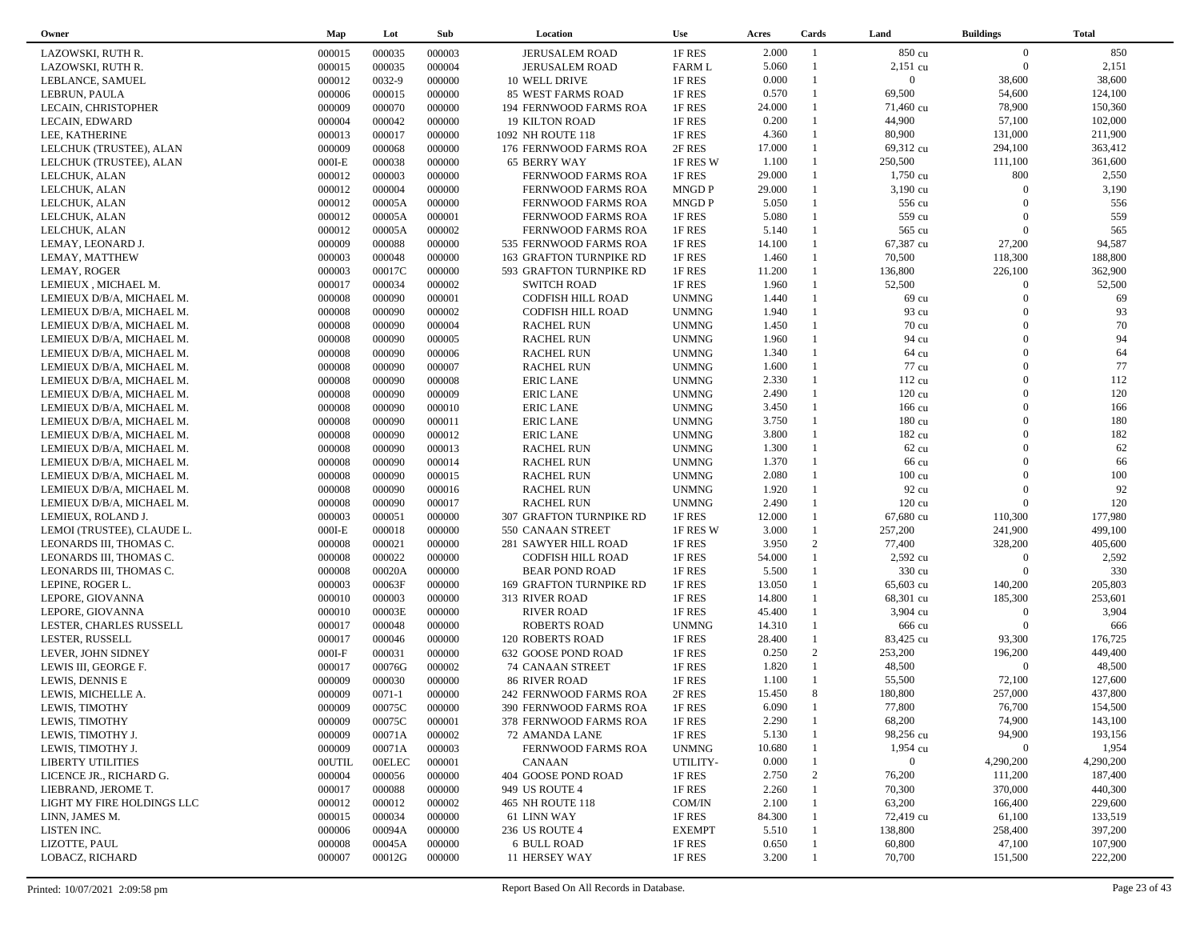| Owner | Map | Lot | Sub | Location | Use | Acres | Cards | Land | Buildings | Total |
|---|---|---|---|---|---|---|---|---|---|---|
| LAZOWSKI, RUTH R. | 000015 | 000035 | 000003 | JERUSALEM ROAD | 1F RES | 2.000 | 1 | 850 cu | 0 | 850 |
| LAZOWSKI, RUTH R. | 000015 | 000035 | 000004 | JERUSALEM ROAD | FARM L | 5.060 | 1 | 2,151 cu | 0 | 2,151 |
| LEBLANCE, SAMUEL | 000012 | 0032-9 | 000000 | 10 WELL DRIVE | 1F RES | 0.000 | 1 | 0 | 38,600 | 38,600 |
| LEBRUN, PAULA | 000006 | 000015 | 000000 | 85 WEST FARMS ROAD | 1F RES | 0.570 | 1 | 69,500 | 54,600 | 124,100 |
| LECAIN, CHRISTOPHER | 000009 | 000070 | 000000 | 194 FERNWOOD FARMS ROA | 1F RES | 24.000 | 1 | 71,460 cu | 78,900 | 150,360 |
| LECAIN, EDWARD | 000004 | 000042 | 000000 | 19 KILTON ROAD | 1F RES | 0.200 | 1 | 44,900 | 57,100 | 102,000 |
| LEE, KATHERINE | 000013 | 000017 | 000000 | 1092 NH ROUTE 118 | 1F RES | 4.360 | 1 | 80,900 | 131,000 | 211,900 |
| LELCHUK (TRUSTEE), ALAN | 000009 | 000068 | 000000 | 176 FERNWOOD FARMS ROA | 2F RES | 17.000 | 1 | 69,312 cu | 294,100 | 363,412 |
| LELCHUK (TRUSTEE), ALAN | 000I-E | 000038 | 000000 | 65 BERRY WAY | 1F RES W | 1.100 | 1 | 250,500 | 111,100 | 361,600 |
| LELCHUK, ALAN | 000012 | 000003 | 000000 | FERNWOOD FARMS ROA | 1F RES | 29.000 | 1 | 1,750 cu | 800 | 2,550 |
| LELCHUK, ALAN | 000012 | 000004 | 000000 | FERNWOOD FARMS ROA | MNGD P | 29.000 | 1 | 3,190 cu | 0 | 3,190 |
| LELCHUK, ALAN | 000012 | 00005A | 000000 | FERNWOOD FARMS ROA | MNGD P | 5.050 | 1 | 556 cu | 0 | 556 |
| LELCHUK, ALAN | 000012 | 00005A | 000001 | FERNWOOD FARMS ROA | 1F RES | 5.080 | 1 | 559 cu | 0 | 559 |
| LELCHUK, ALAN | 000012 | 00005A | 000002 | FERNWOOD FARMS ROA | 1F RES | 5.140 | 1 | 565 cu | 0 | 565 |
| LEMAY, LEONARD J. | 000009 | 000088 | 000000 | 535 FERNWOOD FARMS ROA | 1F RES | 14.100 | 1 | 67,387 cu | 27,200 | 94,587 |
| LEMAY, MATTHEW | 000003 | 000048 | 000000 | 163 GRAFTON TURNPIKE RD | 1F RES | 1.460 | 1 | 70,500 | 118,300 | 188,800 |
| LEMAY, ROGER | 000003 | 00017C | 000000 | 593 GRAFTON TURNPIKE RD | 1F RES | 11.200 | 1 | 136,800 | 226,100 | 362,900 |
| LEMIEUX , MICHAEL M. | 000017 | 000034 | 000002 | SWITCH ROAD | 1F RES | 1.960 | 1 | 52,500 | 0 | 52,500 |
| LEMIEUX D/B/A, MICHAEL M. | 000008 | 000090 | 000001 | CODFISH HILL ROAD | UNMNG | 1.440 | 1 | 69 cu | 0 | 69 |
| LEMIEUX D/B/A, MICHAEL M. | 000008 | 000090 | 000002 | CODFISH HILL ROAD | UNMNG | 1.940 | 1 | 93 cu | 0 | 93 |
| LEMIEUX D/B/A, MICHAEL M. | 000008 | 000090 | 000004 | RACHEL RUN | UNMNG | 1.450 | 1 | 70 cu | 0 | 70 |
| LEMIEUX D/B/A, MICHAEL M. | 000008 | 000090 | 000005 | RACHEL RUN | UNMNG | 1.960 | 1 | 94 cu | 0 | 94 |
| LEMIEUX D/B/A, MICHAEL M. | 000008 | 000090 | 000006 | RACHEL RUN | UNMNG | 1.340 | 1 | 64 cu | 0 | 64 |
| LEMIEUX D/B/A, MICHAEL M. | 000008 | 000090 | 000007 | RACHEL RUN | UNMNG | 1.600 | 1 | 77 cu | 0 | 77 |
| LEMIEUX D/B/A, MICHAEL M. | 000008 | 000090 | 000008 | ERIC LANE | UNMNG | 2.330 | 1 | 112 cu | 0 | 112 |
| LEMIEUX D/B/A, MICHAEL M. | 000008 | 000090 | 000009 | ERIC LANE | UNMNG | 2.490 | 1 | 120 cu | 0 | 120 |
| LEMIEUX D/B/A, MICHAEL M. | 000008 | 000090 | 000010 | ERIC LANE | UNMNG | 3.450 | 1 | 166 cu | 0 | 166 |
| LEMIEUX D/B/A, MICHAEL M. | 000008 | 000090 | 000011 | ERIC LANE | UNMNG | 3.750 | 1 | 180 cu | 0 | 180 |
| LEMIEUX D/B/A, MICHAEL M. | 000008 | 000090 | 000012 | ERIC LANE | UNMNG | 3.800 | 1 | 182 cu | 0 | 182 |
| LEMIEUX D/B/A, MICHAEL M. | 000008 | 000090 | 000013 | RACHEL RUN | UNMNG | 1.300 | 1 | 62 cu | 0 | 62 |
| LEMIEUX D/B/A, MICHAEL M. | 000008 | 000090 | 000014 | RACHEL RUN | UNMNG | 1.370 | 1 | 66 cu | 0 | 66 |
| LEMIEUX D/B/A, MICHAEL M. | 000008 | 000090 | 000015 | RACHEL RUN | UNMNG | 2.080 | 1 | 100 cu | 0 | 100 |
| LEMIEUX D/B/A, MICHAEL M. | 000008 | 000090 | 000016 | RACHEL RUN | UNMNG | 1.920 | 1 | 92 cu | 0 | 92 |
| LEMIEUX D/B/A, MICHAEL M. | 000008 | 000090 | 000017 | RACHEL RUN | UNMNG | 2.490 | 1 | 120 cu | 0 | 120 |
| LEMIEUX, ROLAND J. | 000003 | 000051 | 000000 | 307 GRAFTON TURNPIKE RD | 1F RES | 12.000 | 1 | 67,680 cu | 110,300 | 177,980 |
| LEMOI (TRUSTEE), CLAUDE L. | 000I-E | 000018 | 000000 | 550 CANAAN STREET | 1F RES W | 3.000 | 1 | 257,200 | 241,900 | 499,100 |
| LEONARDS III, THOMAS C. | 000008 | 000021 | 000000 | 281 SAWYER HILL ROAD | 1F RES | 3.950 | 2 | 77,400 | 328,200 | 405,600 |
| LEONARDS III, THOMAS C. | 000008 | 000022 | 000000 | CODFISH HILL ROAD | 1F RES | 54.000 | 1 | 2,592 cu | 0 | 2,592 |
| LEONARDS III, THOMAS C. | 000008 | 00020A | 000000 | BEAR POND ROAD | 1F RES | 5.500 | 1 | 330 cu | 0 | 330 |
| LEPINE, ROGER L. | 000003 | 00063F | 000000 | 169 GRAFTON TURNPIKE RD | 1F RES | 13.050 | 1 | 65,603 cu | 140,200 | 205,803 |
| LEPORE, GIOVANNA | 000010 | 000003 | 000000 | 313 RIVER ROAD | 1F RES | 14.800 | 1 | 68,301 cu | 185,300 | 253,601 |
| LEPORE, GIOVANNA | 000010 | 00003E | 000000 | RIVER ROAD | 1F RES | 45.400 | 1 | 3,904 cu | 0 | 3,904 |
| LESTER, CHARLES RUSSELL | 000017 | 000048 | 000000 | ROBERTS ROAD | UNMNG | 14.310 | 1 | 666 cu | 0 | 666 |
| LESTER, RUSSELL | 000017 | 000046 | 000000 | 120 ROBERTS ROAD | 1F RES | 28.400 | 1 | 83,425 cu | 93,300 | 176,725 |
| LEVER, JOHN SIDNEY | 000I-F | 000031 | 000000 | 632 GOOSE POND ROAD | 1F RES | 0.250 | 2 | 253,200 | 196,200 | 449,400 |
| LEWIS III, GEORGE F. | 000017 | 00076G | 000002 | 74 CANAAN STREET | 1F RES | 1.820 | 1 | 48,500 | 0 | 48,500 |
| LEWIS, DENNIS E | 000009 | 000030 | 000000 | 86 RIVER ROAD | 1F RES | 1.100 | 1 | 55,500 | 72,100 | 127,600 |
| LEWIS, MICHELLE A. | 000009 | 0071-1 | 000000 | 242 FERNWOOD FARMS ROA | 2F RES | 15.450 | 8 | 180,800 | 257,000 | 437,800 |
| LEWIS, TIMOTHY | 000009 | 00075C | 000000 | 390 FERNWOOD FARMS ROA | 1F RES | 6.090 | 1 | 77,800 | 76,700 | 154,500 |
| LEWIS, TIMOTHY | 000009 | 00075C | 000001 | 378 FERNWOOD FARMS ROA | 1F RES | 2.290 | 1 | 68,200 | 74,900 | 143,100 |
| LEWIS, TIMOTHY J. | 000009 | 00071A | 000002 | 72 AMANDA LANE | 1F RES | 5.130 | 1 | 98,256 cu | 94,900 | 193,156 |
| LEWIS, TIMOTHY J. | 000009 | 00071A | 000003 | FERNWOOD FARMS ROA | UNMNG | 10.680 | 1 | 1,954 cu | 0 | 1,954 |
| LIBERTY UTILITIES | 00UTIL | 00ELEC | 000001 | CANAAN | UTILITY- | 0.000 | 1 | 0 | 4,290,200 | 4,290,200 |
| LICENCE JR., RICHARD G. | 000004 | 000056 | 000000 | 404 GOOSE POND ROAD | 1F RES | 2.750 | 2 | 76,200 | 111,200 | 187,400 |
| LIEBRAND, JEROME T. | 000017 | 000088 | 000000 | 949 US ROUTE 4 | 1F RES | 2.260 | 1 | 70,300 | 370,000 | 440,300 |
| LIGHT MY FIRE HOLDINGS LLC | 000012 | 000012 | 000002 | 465 NH ROUTE 118 | COM/IN | 2.100 | 1 | 63,200 | 166,400 | 229,600 |
| LINN, JAMES M. | 000015 | 000034 | 000000 | 61 LINN WAY | 1F RES | 84.300 | 1 | 72,419 cu | 61,100 | 133,519 |
| LISTEN INC. | 000006 | 00094A | 000000 | 236 US ROUTE 4 | EXEMPT | 5.510 | 1 | 138,800 | 258,400 | 397,200 |
| LIZOTTE, PAUL | 000008 | 00045A | 000000 | 6 BULL ROAD | 1F RES | 0.650 | 1 | 60,800 | 47,100 | 107,900 |
| LOBACZ, RICHARD | 000007 | 00012G | 000000 | 11 HERSEY WAY | 1F RES | 3.200 | 1 | 70,700 | 151,500 | 222,200 |

Printed: 10/07/2021 2:09:58 pm

Report Based On All Records in Database.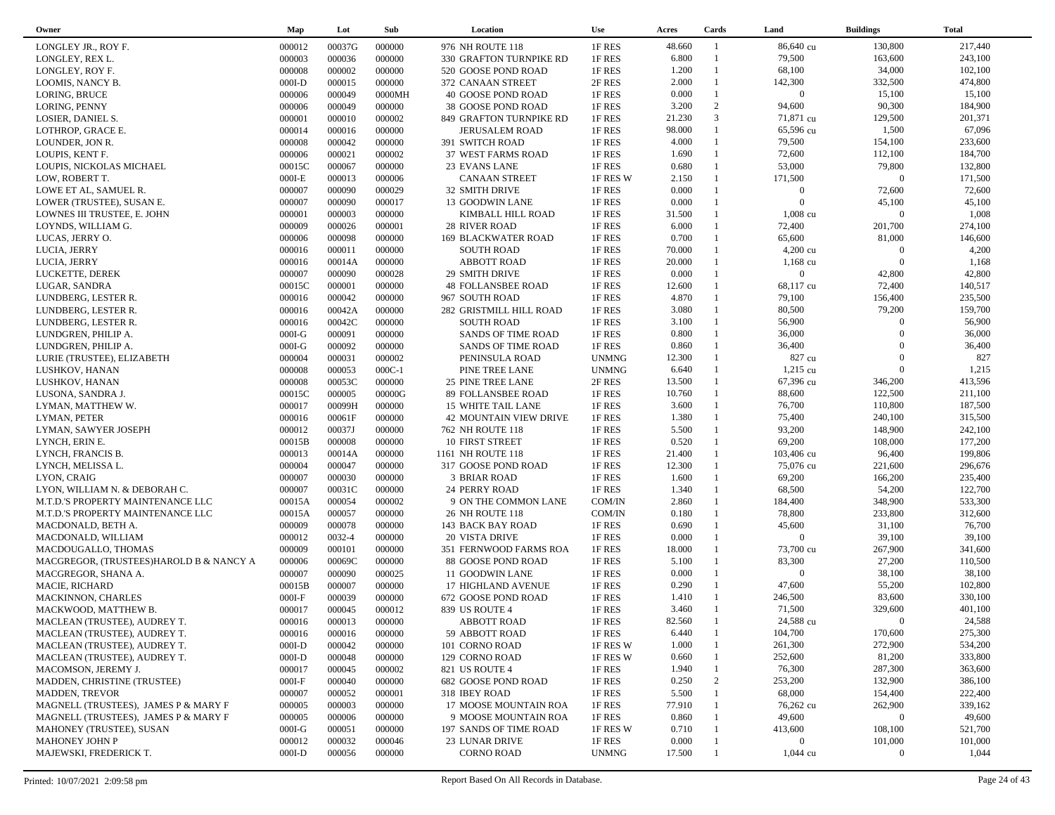| Owner | Map | Lot | Sub | Location | Use | Acres | Cards | Land | Buildings | Total |
|---|---|---|---|---|---|---|---|---|---|---|
| LONGLEY JR., ROY F. | 000012 | 00037G | 000000 | 976 NH ROUTE 118 | 1F RES | 48.660 | 1 | 86,640 cu | 130,800 | 217,440 |
| LONGLEY, REX L. | 000003 | 000036 | 000000 | 330 GRAFTON TURNPIKE RD | 1F RES | 6.800 | 1 | 79,500 | 163,600 | 243,100 |
| LONGLEY, ROY F. | 000008 | 000002 | 000000 | 520 GOOSE POND ROAD | 1F RES | 1.200 | 1 | 68,100 | 34,000 | 102,100 |
| LOOMIS, NANCY B. | 000I-D | 000015 | 000000 | 372 CANAAN STREET | 2F RES | 2.000 | 1 | 142,300 | 332,500 | 474,800 |
| LORING, BRUCE | 000006 | 000049 | 0000MH | 40 GOOSE POND ROAD | 1F RES | 0.000 | 1 | 0 | 15,100 | 15,100 |
| LORING, PENNY | 000006 | 000049 | 000000 | 38 GOOSE POND ROAD | 1F RES | 3.200 | 2 | 94,600 | 90,300 | 184,900 |
| LOSIER, DANIEL S. | 000001 | 000010 | 000002 | 849 GRAFTON TURNPIKE RD | 1F RES | 21.230 | 3 | 71,871 cu | 129,500 | 201,371 |
| LOTHROP, GRACE E. | 000014 | 000016 | 000000 | JERUSALEM ROAD | 1F RES | 98.000 | 1 | 65,596 cu | 1,500 | 67,096 |
| LOUNDER, JON R. | 000008 | 000042 | 000000 | 391 SWITCH ROAD | 1F RES | 4.000 | 1 | 79,500 | 154,100 | 233,600 |
| LOUPIS, KENT F. | 000006 | 000021 | 000002 | 37 WEST FARMS ROAD | 1F RES | 1.690 | 1 | 72,600 | 112,100 | 184,700 |
| LOUPIS, NICKOLAS MICHAEL | 00015C | 000067 | 000000 | 23 EVANS LANE | 1F RES | 0.680 | 1 | 53,000 | 79,800 | 132,800 |
| LOW, ROBERT T. | 000I-E | 000013 | 000006 | CANAAN STREET | 1F RES W | 2.150 | 1 | 171,500 | 0 | 171,500 |
| LOWE ET AL, SAMUEL R. | 000007 | 000090 | 000029 | 32 SMITH DRIVE | 1F RES | 0.000 | 1 | 0 | 72,600 | 72,600 |
| LOWER (TRUSTEE), SUSAN E. | 000007 | 000090 | 000017 | 13 GOODWIN LANE | 1F RES | 0.000 | 1 | 0 | 45,100 | 45,100 |
| LOWNES III TRUSTEE, E. JOHN | 000001 | 000003 | 000000 | KIMBALL HILL ROAD | 1F RES | 31.500 | 1 | 1,008 cu | 0 | 1,008 |
| LOYNDS, WILLIAM G. | 000009 | 000026 | 000001 | 28 RIVER ROAD | 1F RES | 6.000 | 1 | 72,400 | 201,700 | 274,100 |
| LUCAS, JERRY O. | 000006 | 000098 | 000000 | 169 BLACKWATER ROAD | 1F RES | 0.700 | 1 | 65,600 | 81,000 | 146,600 |
| LUCIA, JERRY | 000016 | 000011 | 000000 | SOUTH ROAD | 1F RES | 70.000 | 1 | 4,200 cu | 0 | 4,200 |
| LUCIA, JERRY | 000016 | 00014A | 000000 | ABBOTT ROAD | 1F RES | 20.000 | 1 | 1,168 cu | 0 | 1,168 |
| LUCKETTE, DEREK | 000007 | 000090 | 000028 | 29 SMITH DRIVE | 1F RES | 0.000 | 1 | 0 | 42,800 | 42,800 |
| LUGAR, SANDRA | 00015C | 000001 | 000000 | 48 FOLLANSBEE ROAD | 1F RES | 12.600 | 1 | 68,117 cu | 72,400 | 140,517 |
| LUNDBERG, LESTER R. | 000016 | 000042 | 000000 | 967 SOUTH ROAD | 1F RES | 4.870 | 1 | 79,100 | 156,400 | 235,500 |
| LUNDBERG, LESTER R. | 000016 | 00042A | 000000 | 282 GRISTMILL HILL ROAD | 1F RES | 3.080 | 1 | 80,500 | 79,200 | 159,700 |
| LUNDBERG, LESTER R. | 000016 | 00042C | 000000 | SOUTH ROAD | 1F RES | 3.100 | 1 | 56,900 | 0 | 56,900 |
| LUNDGREN, PHILIP A. | 000I-G | 000091 | 000000 | SANDS OF TIME ROAD | 1F RES | 0.800 | 1 | 36,000 | 0 | 36,000 |
| LUNDGREN, PHILIP A. | 000I-G | 000092 | 000000 | SANDS OF TIME ROAD | 1F RES | 0.860 | 1 | 36,400 | 0 | 36,400 |
| LURIE (TRUSTEE), ELIZABETH | 000004 | 000031 | 000002 | PENINSULA ROAD | UNMNG | 12.300 | 1 | 827 cu | 0 | 827 |
| LUSHKOV, HANAN | 000008 | 000053 | 000C-1 | PINE TREE LANE | UNMNG | 6.640 | 1 | 1,215 cu | 0 | 1,215 |
| LUSHKOV, HANAN | 000008 | 00053C | 000000 | 25 PINE TREE LANE | 2F RES | 13.500 | 1 | 67,396 cu | 346,200 | 413,596 |
| LUSONA, SANDRA J. | 00015C | 000005 | 00000G | 89 FOLLANSBEE ROAD | 1F RES | 10.760 | 1 | 88,600 | 122,500 | 211,100 |
| LYMAN, MATTHEW W. | 000017 | 00099H | 000000 | 15 WHITE TAIL LANE | 1F RES | 3.600 | 1 | 76,700 | 110,800 | 187,500 |
| LYMAN, PETER | 000016 | 00061F | 000000 | 42 MOUNTAIN VIEW DRIVE | 1F RES | 1.380 | 1 | 75,400 | 240,100 | 315,500 |
| LYMAN, SAWYER JOSEPH | 000012 | 00037J | 000000 | 762 NH ROUTE 118 | 1F RES | 5.500 | 1 | 93,200 | 148,900 | 242,100 |
| LYNCH, ERIN E. | 00015B | 000008 | 000000 | 10 FIRST STREET | 1F RES | 0.520 | 1 | 69,200 | 108,000 | 177,200 |
| LYNCH, FRANCIS B. | 000013 | 00014A | 000000 | 1161 NH ROUTE 118 | 1F RES | 21.400 | 1 | 103,406 cu | 96,400 | 199,806 |
| LYNCH, MELISSA L. | 000004 | 000047 | 000000 | 317 GOOSE POND ROAD | 1F RES | 12.300 | 1 | 75,076 cu | 221,600 | 296,676 |
| LYON, CRAIG | 000007 | 000030 | 000000 | 3 BRIAR ROAD | 1F RES | 1.600 | 1 | 69,200 | 166,200 | 235,400 |
| LYON, WILLIAM N. & DEBORAH C. | 000007 | 00031C | 000000 | 24 PERRY ROAD | 1F RES | 1.340 | 1 | 68,500 | 54,200 | 122,700 |
| M.T.D.'S PROPERTY MAINTENANCE LLC | 00015A | 000054 | 000002 | 9 ON THE COMMON LANE | COM/IN | 2.860 | 1 | 184,400 | 348,900 | 533,300 |
| M.T.D.'S PROPERTY MAINTENANCE LLC | 00015A | 000057 | 000000 | 26 NH ROUTE 118 | COM/IN | 0.180 | 1 | 78,800 | 233,800 | 312,600 |
| MACDONALD, BETH A. | 000009 | 000078 | 000000 | 143 BACK BAY ROAD | 1F RES | 0.690 | 1 | 45,600 | 31,100 | 76,700 |
| MACDONALD, WILLIAM | 000012 | 0032-4 | 000000 | 20 VISTA DRIVE | 1F RES | 0.000 | 1 | 0 | 39,100 | 39,100 |
| MACDOUGALLO, THOMAS | 000009 | 000101 | 000000 | 351 FERNWOOD FARMS ROA | 1F RES | 18.000 | 1 | 73,700 cu | 267,900 | 341,600 |
| MACGREGOR, (TRUSTEES)HAROLD B & NANCY A | 000006 | 00069C | 000000 | 88 GOOSE POND ROAD | 1F RES | 5.100 | 1 | 83,300 | 27,200 | 110,500 |
| MACGREGOR, SHANA A. | 000007 | 000090 | 000025 | 11 GOODWIN LANE | 1F RES | 0.000 | 1 | 0 | 38,100 | 38,100 |
| MACIE, RICHARD | 00015B | 000007 | 000000 | 17 HIGHLAND AVENUE | 1F RES | 0.290 | 1 | 47,600 | 55,200 | 102,800 |
| MACKINNON, CHARLES | 000I-F | 000039 | 000000 | 672 GOOSE POND ROAD | 1F RES | 1.410 | 1 | 246,500 | 83,600 | 330,100 |
| MACKWOOD, MATTHEW B. | 000017 | 000045 | 000012 | 839 US ROUTE 4 | 1F RES | 3.460 | 1 | 71,500 | 329,600 | 401,100 |
| MACLEAN (TRUSTEE), AUDREY T. | 000016 | 000013 | 000000 | ABBOTT ROAD | 1F RES | 82.560 | 1 | 24,588 cu | 0 | 24,588 |
| MACLEAN (TRUSTEE), AUDREY T. | 000016 | 000016 | 000000 | 59 ABBOTT ROAD | 1F RES | 6.440 | 1 | 104,700 | 170,600 | 275,300 |
| MACLEAN (TRUSTEE), AUDREY T. | 000I-D | 000042 | 000000 | 101 CORNO ROAD | 1F RES W | 1.000 | 1 | 261,300 | 272,900 | 534,200 |
| MACLEAN (TRUSTEE), AUDREY T. | 000I-D | 000048 | 000000 | 129 CORNO ROAD | 1F RES W | 0.660 | 1 | 252,600 | 81,200 | 333,800 |
| MACOMSON, JEREMY J. | 000017 | 000045 | 000002 | 821 US ROUTE 4 | 1F RES | 1.940 | 1 | 76,300 | 287,300 | 363,600 |
| MADDEN, CHRISTINE (TRUSTEE) | 000I-F | 000040 | 000000 | 682 GOOSE POND ROAD | 1F RES | 0.250 | 2 | 253,200 | 132,900 | 386,100 |
| MADDEN, TREVOR | 000007 | 000052 | 000001 | 318 IBEY ROAD | 1F RES | 5.500 | 1 | 68,000 | 154,400 | 222,400 |
| MAGNELL (TRUSTEES), JAMES P & MARY F | 000005 | 000003 | 000000 | 17 MOOSE MOUNTAIN ROA | 1F RES | 77.910 | 1 | 76,262 cu | 262,900 | 339,162 |
| MAGNELL (TRUSTEES), JAMES P & MARY F | 000005 | 000006 | 000000 | 9 MOOSE MOUNTAIN ROA | 1F RES | 0.860 | 1 | 49,600 | 0 | 49,600 |
| MAHONEY (TRUSTEE), SUSAN | 000I-G | 000051 | 000000 | 197 SANDS OF TIME ROAD | 1F RES W | 0.710 | 1 | 413,600 | 108,100 | 521,700 |
| MAHONEY JOHN P | 000012 | 000032 | 000046 | 23 LUNAR DRIVE | 1F RES | 0.000 | 1 | 0 | 101,000 | 101,000 |
| MAJEWSKI, FREDERICK T. | 000I-D | 000056 | 000000 | CORNO ROAD | UNMNG | 17.500 | 1 | 1,044 cu | 0 | 1,044 |

Printed: 10/07/2021 2:09:58 pm Report Based On All Records in Database.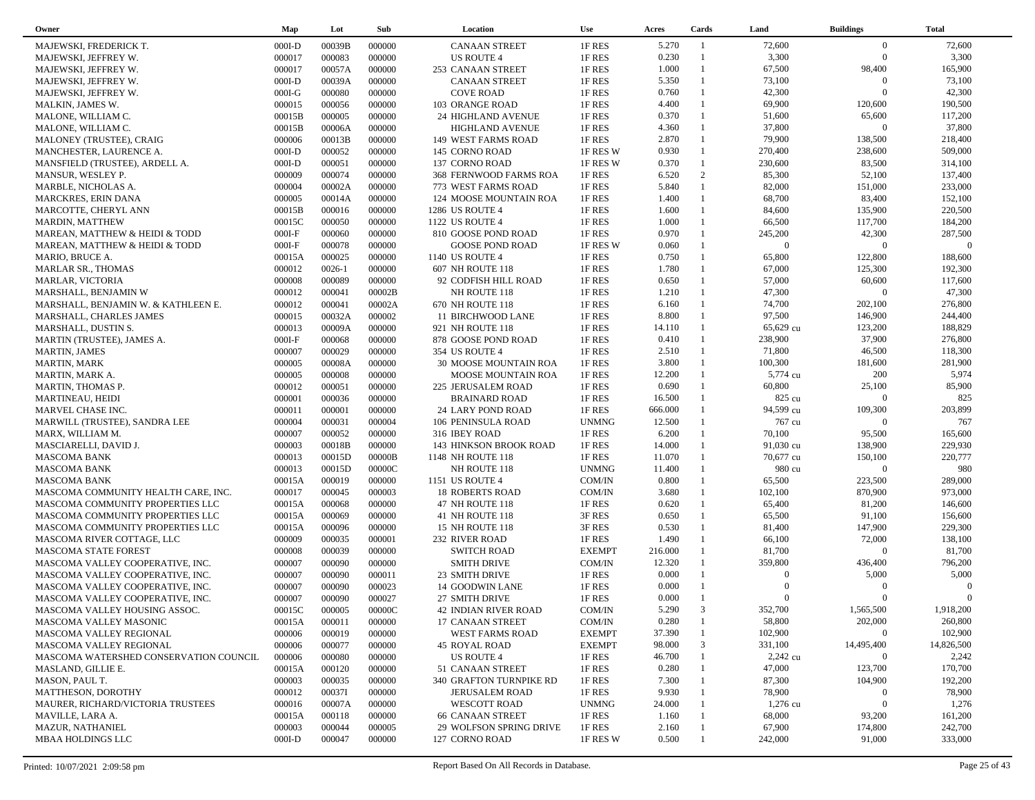| Owner | Map | Lot | Sub | Location | Use | Acres | Cards | Land | Buildings | Total |
|---|---|---|---|---|---|---|---|---|---|---|
| MAJEWSKI, FREDERICK T. | 000I-D | 00039B | 000000 | CANAAN STREET | 1F RES | 5.270 | 1 | 72,600 | 0 | 72,600 |
| MAJEWSKI, JEFFREY W. | 000017 | 000083 | 000000 | US ROUTE 4 | 1F RES | 0.230 | 1 | 3,300 | 0 | 3,300 |
| MAJEWSKI, JEFFREY W. | 000017 | 00057A | 000000 | 253 CANAAN STREET | 1F RES | 1.000 | 1 | 67,500 | 98,400 | 165,900 |
| MAJEWSKI, JEFFREY W. | 000I-D | 00039A | 000000 | CANAAN STREET | 1F RES | 5.350 | 1 | 73,100 | 0 | 73,100 |
| MAJEWSKI, JEFFREY W. | 000I-G | 000080 | 000000 | COVE ROAD | 1F RES | 0.760 | 1 | 42,300 | 0 | 42,300 |
| MALKIN, JAMES W. | 000015 | 000056 | 000000 | 103 ORANGE ROAD | 1F RES | 4.400 | 1 | 69,900 | 120,600 | 190,500 |
| MALONE, WILLIAM C. | 00015B | 000005 | 000000 | 24 HIGHLAND AVENUE | 1F RES | 0.370 | 1 | 51,600 | 65,600 | 117,200 |
| MALONE, WILLIAM C. | 00015B | 00006A | 000000 | HIGHLAND AVENUE | 1F RES | 4.360 | 1 | 37,800 | 0 | 37,800 |
| MALONEY (TRUSTEE), CRAIG | 000006 | 00013B | 000000 | 149 WEST FARMS ROAD | 1F RES | 2.870 | 1 | 79,900 | 138,500 | 218,400 |
| MANCHESTER, LAURENCE A. | 000I-D | 000052 | 000000 | 145 CORNO ROAD | 1F RES W | 0.930 | 1 | 270,400 | 238,600 | 509,000 |
| MANSFIELD (TRUSTEE), ARDELL A. | 000I-D | 000051 | 000000 | 137 CORNO ROAD | 1F RES W | 0.370 | 1 | 230,600 | 83,500 | 314,100 |
| MANSUR, WESLEY P. | 000009 | 000074 | 000000 | 368 FERNWOOD FARMS ROA | 1F RES | 6.520 | 2 | 85,300 | 52,100 | 137,400 |
| MARBLE, NICHOLAS A. | 000004 | 00002A | 000000 | 773 WEST FARMS ROAD | 1F RES | 5.840 | 1 | 82,000 | 151,000 | 233,000 |
| MARCKRES, ERIN DANA | 000005 | 00014A | 000000 | 124 MOOSE MOUNTAIN ROA | 1F RES | 1.400 | 1 | 68,700 | 83,400 | 152,100 |
| MARCOTTE, CHERYL ANN | 00015B | 000016 | 000000 | 1286 US ROUTE 4 | 1F RES | 1.600 | 1 | 84,600 | 135,900 | 220,500 |
| MARDIN, MATTHEW | 00015C | 000050 | 000000 | 1122 US ROUTE 4 | 1F RES | 1.000 | 1 | 66,500 | 117,700 | 184,200 |
| MAREAN, MATTHEW & HEIDI & TODD | 000I-F | 000060 | 000000 | 810 GOOSE POND ROAD | 1F RES | 0.970 | 1 | 245,200 | 42,300 | 287,500 |
| MAREAN, MATTHEW & HEIDI & TODD | 000I-F | 000078 | 000000 | GOOSE POND ROAD | 1F RES W | 0.060 | 1 | 0 | 0 | 0 |
| MARIO, BRUCE A. | 00015A | 000025 | 000000 | 1140 US ROUTE 4 | 1F RES | 0.750 | 1 | 65,800 | 122,800 | 188,600 |
| MARLAR SR., THOMAS | 000012 | 0026-1 | 000000 | 607 NH ROUTE 118 | 1F RES | 1.780 | 1 | 67,000 | 125,300 | 192,300 |
| MARLAR, VICTORIA | 000008 | 000089 | 000000 | 92 CODFISH HILL ROAD | 1F RES | 0.650 | 1 | 57,000 | 60,600 | 117,600 |
| MARSHALL, BENJAMIN W | 000012 | 000041 | 00002B | NH ROUTE 118 | 1F RES | 1.210 | 1 | 47,300 | 0 | 47,300 |
| MARSHALL, BENJAMIN W. & KATHLEEN E. | 000012 | 000041 | 00002A | 670 NH ROUTE 118 | 1F RES | 6.160 | 1 | 74,700 | 202,100 | 276,800 |
| MARSHALL, CHARLES JAMES | 000015 | 00032A | 000002 | 11 BIRCHWOOD LANE | 1F RES | 8.800 | 1 | 97,500 | 146,900 | 244,400 |
| MARSHALL, DUSTIN S. | 000013 | 00009A | 000000 | 921 NH ROUTE 118 | 1F RES | 14.110 | 1 | 65,629 cu | 123,200 | 188,829 |
| MARTIN (TRUSTEE), JAMES A. | 000I-F | 000068 | 000000 | 878 GOOSE POND ROAD | 1F RES | 0.410 | 1 | 238,900 | 37,900 | 276,800 |
| MARTIN, JAMES | 000007 | 000029 | 000000 | 354 US ROUTE 4 | 1F RES | 2.510 | 1 | 71,800 | 46,500 | 118,300 |
| MARTIN, MARK | 000005 | 00008A | 000000 | 30 MOOSE MOUNTAIN ROA | 1F RES | 3.800 | 1 | 100,300 | 181,600 | 281,900 |
| MARTIN, MARK A. | 000005 | 000008 | 000000 | MOOSE MOUNTAIN ROA | 1F RES | 12.200 | 1 | 5,774 cu | 200 | 5,974 |
| MARTIN, THOMAS P. | 000012 | 000051 | 000000 | 225 JERUSALEM ROAD | 1F RES | 0.690 | 1 | 60,800 | 25,100 | 85,900 |
| MARTINEAU, HEIDI | 000001 | 000036 | 000000 | BRAINARD ROAD | 1F RES | 16.500 | 1 | 825 cu | 0 | 825 |
| MARVEL CHASE INC. | 000011 | 000001 | 000000 | 24 LARY POND ROAD | 1F RES | 666.000 | 1 | 94,599 cu | 109,300 | 203,899 |
| MARWILL (TRUSTEE), SANDRA LEE | 000004 | 000031 | 000004 | 106 PENINSULA ROAD | UNMNG | 12.500 | 1 | 767 cu | 0 | 767 |
| MARX, WILLIAM M. | 000007 | 000052 | 000000 | 316 IBEY ROAD | 1F RES | 6.200 | 1 | 70,100 | 95,500 | 165,600 |
| MASCIARELLI, DAVID J. | 000003 | 00018B | 000000 | 143 HINKSON BROOK ROAD | 1F RES | 14.000 | 1 | 91,030 cu | 138,900 | 229,930 |
| MASCOMA BANK | 000013 | 00015D | 00000B | 1148 NH ROUTE 118 | 1F RES | 11.070 | 1 | 70,677 cu | 150,100 | 220,777 |
| MASCOMA BANK | 000013 | 00015D | 00000C | NH ROUTE 118 | UNMNG | 11.400 | 1 | 980 cu | 0 | 980 |
| MASCOMA BANK | 00015A | 000019 | 000000 | 1151 US ROUTE 4 | COM/IN | 0.800 | 1 | 65,500 | 223,500 | 289,000 |
| MASCOMA COMMUNITY HEALTH CARE, INC. | 000017 | 000045 | 000003 | 18 ROBERTS ROAD | COM/IN | 3.680 | 1 | 102,100 | 870,900 | 973,000 |
| MASCOMA COMMUNITY PROPERTIES LLC | 00015A | 000068 | 000000 | 47 NH ROUTE 118 | 1F RES | 0.620 | 1 | 65,400 | 81,200 | 146,600 |
| MASCOMA COMMUNITY PROPERTIES LLC | 00015A | 000069 | 000000 | 41 NH ROUTE 118 | 3F RES | 0.650 | 1 | 65,500 | 91,100 | 156,600 |
| MASCOMA COMMUNITY PROPERTIES LLC | 00015A | 000096 | 000000 | 15 NH ROUTE 118 | 3F RES | 0.530 | 1 | 81,400 | 147,900 | 229,300 |
| MASCOMA RIVER COTTAGE, LLC | 000009 | 000035 | 000001 | 232 RIVER ROAD | 1F RES | 1.490 | 1 | 66,100 | 72,000 | 138,100 |
| MASCOMA STATE FOREST | 000008 | 000039 | 000000 | SWITCH ROAD | EXEMPT | 216.000 | 1 | 81,700 | 0 | 81,700 |
| MASCOMA VALLEY COOPERATIVE, INC. | 000007 | 000090 | 000000 | SMITH DRIVE | COM/IN | 12.320 | 1 | 359,800 | 436,400 | 796,200 |
| MASCOMA VALLEY COOPERATIVE, INC. | 000007 | 000090 | 000011 | 23 SMITH DRIVE | 1F RES | 0.000 | 1 | 0 | 5,000 | 5,000 |
| MASCOMA VALLEY COOPERATIVE, INC. | 000007 | 000090 | 000023 | 14 GOODWIN LANE | 1F RES | 0.000 | 1 | 0 | 0 | 0 |
| MASCOMA VALLEY COOPERATIVE, INC. | 000007 | 000090 | 000027 | 27 SMITH DRIVE | 1F RES | 0.000 | 1 | 0 | 0 | 0 |
| MASCOMA VALLEY HOUSING ASSOC. | 00015C | 000005 | 00000C | 42 INDIAN RIVER ROAD | COM/IN | 5.290 | 3 | 352,700 | 1,565,500 | 1,918,200 |
| MASCOMA VALLEY MASONIC | 00015A | 000011 | 000000 | 17 CANAAN STREET | COM/IN | 0.280 | 1 | 58,800 | 202,000 | 260,800 |
| MASCOMA VALLEY REGIONAL | 000006 | 000019 | 000000 | WEST FARMS ROAD | EXEMPT | 37.390 | 1 | 102,900 | 0 | 102,900 |
| MASCOMA VALLEY REGIONAL | 000006 | 000077 | 000000 | 45 ROYAL ROAD | EXEMPT | 98.000 | 3 | 331,100 | 14,495,400 | 14,826,500 |
| MASCOMA WATERSHED CONSERVATION COUNCIL | 000006 | 000080 | 000000 | US ROUTE 4 | 1F RES | 46.700 | 1 | 2,242 cu | 0 | 2,242 |
| MASLAND, GILLIE E. | 00015A | 000120 | 000000 | 51 CANAAN STREET | 1F RES | 0.280 | 1 | 47,000 | 123,700 | 170,700 |
| MASON, PAUL T. | 000003 | 000035 | 000000 | 340 GRAFTON TURNPIKE RD | 1F RES | 7.300 | 1 | 87,300 | 104,900 | 192,200 |
| MATTHESON, DOROTHY | 000012 | 00037I | 000000 | JERUSALEM ROAD | 1F RES | 9.930 | 1 | 78,900 | 0 | 78,900 |
| MAURER, RICHARD/VICTORIA TRUSTEES | 000016 | 00007A | 000000 | WESCOTT ROAD | UNMNG | 24.000 | 1 | 1,276 cu | 0 | 1,276 |
| MAVILLE, LARA A. | 00015A | 000118 | 000000 | 66 CANAAN STREET | 1F RES | 1.160 | 1 | 68,000 | 93,200 | 161,200 |
| MAZUR, NATHANIEL | 000003 | 000044 | 000005 | 29 WOLFSON SPRING DRIVE | 1F RES | 2.160 | 1 | 67,900 | 174,800 | 242,700 |
| MBAA HOLDINGS LLC | 000I-D | 000047 | 000000 | 127 CORNO ROAD | 1F RES W | 0.500 | 1 | 242,000 | 91,000 | 333,000 |

Printed: 10/07/2021 2:09:58 pm — Report Based On All Records in Database.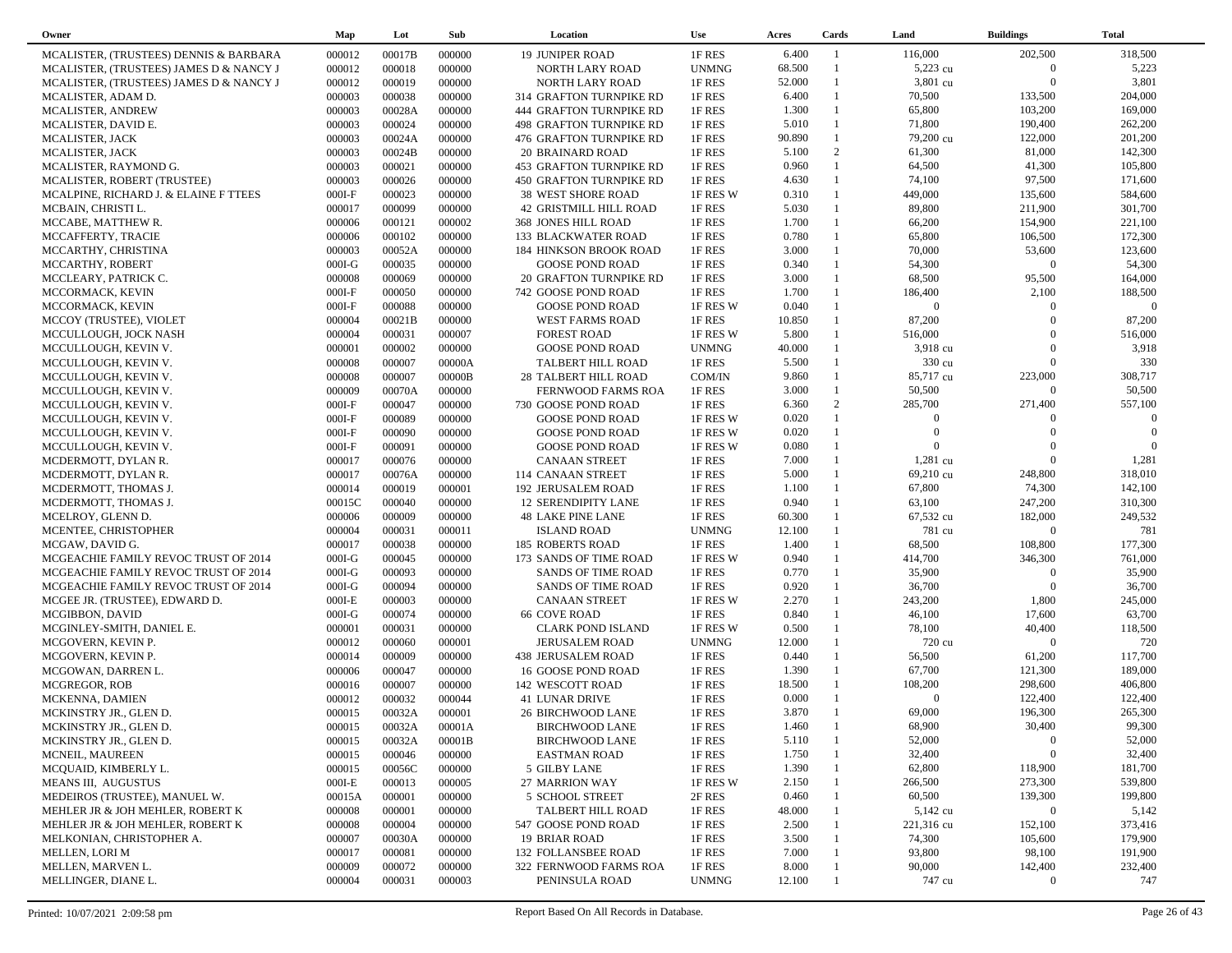| Owner | Map | Lot | Sub | Location | Use | Acres | Cards | Land | Buildings | Total |
|---|---|---|---|---|---|---|---|---|---|---|
| MCALISTER, (TRUSTEES) DENNIS & BARBARA | 000012 | 00017B | 000000 | 19 JUNIPER ROAD | 1F RES | 6.400 | 1 | 116,000 | 202,500 | 318,500 |
| MCALISTER, (TRUSTEES) JAMES D & NANCY J | 000012 | 000018 | 000000 | NORTH LARY ROAD | UNMNG | 68.500 | 1 | 5,223 cu | 0 | 5,223 |
| MCALISTER, (TRUSTEES) JAMES D & NANCY J | 000012 | 000019 | 000000 | NORTH LARY ROAD | 1F RES | 52.000 | 1 | 3,801 cu | 0 | 3,801 |
| MCALISTER, ADAM D. | 000003 | 000038 | 000000 | 314 GRAFTON TURNPIKE RD | 1F RES | 6.400 | 1 | 70,500 | 133,500 | 204,000 |
| MCALISTER, ANDREW | 000003 | 00028A | 000000 | 444 GRAFTON TURNPIKE RD | 1F RES | 1.300 | 1 | 65,800 | 103,200 | 169,000 |
| MCALISTER, DAVID E. | 000003 | 000024 | 000000 | 498 GRAFTON TURNPIKE RD | 1F RES | 5.010 | 1 | 71,800 | 190,400 | 262,200 |
| MCALISTER, JACK | 000003 | 00024A | 000000 | 476 GRAFTON TURNPIKE RD | 1F RES | 90.890 | 1 | 79,200 cu | 122,000 | 201,200 |
| MCALISTER, JACK | 000003 | 00024B | 000000 | 20 BRAINARD ROAD | 1F RES | 5.100 | 2 | 61,300 | 81,000 | 142,300 |
| MCALISTER, RAYMOND G. | 000003 | 000021 | 000000 | 453 GRAFTON TURNPIKE RD | 1F RES | 0.960 | 1 | 64,500 | 41,300 | 105,800 |
| MCALISTER, ROBERT (TRUSTEE) | 000003 | 000026 | 000000 | 450 GRAFTON TURNPIKE RD | 1F RES | 4.630 | 1 | 74,100 | 97,500 | 171,600 |
| MCALPINE, RICHARD J. & ELAINE F TTEES | 000I-F | 000023 | 000000 | 38 WEST SHORE ROAD | 1F RES W | 0.310 | 1 | 449,000 | 135,600 | 584,600 |
| MCBAIN, CHRISTI L. | 000017 | 000099 | 000000 | 42 GRISTMILL HILL ROAD | 1F RES | 5.030 | 1 | 89,800 | 211,900 | 301,700 |
| MCCABE, MATTHEW R. | 000006 | 000121 | 000002 | 368 JONES HILL ROAD | 1F RES | 1.700 | 1 | 66,200 | 154,900 | 221,100 |
| MCCAFFERTY, TRACIE | 000006 | 000102 | 000000 | 133 BLACKWATER ROAD | 1F RES | 0.780 | 1 | 65,800 | 106,500 | 172,300 |
| MCCARTHY, CHRISTINA | 000003 | 00052A | 000000 | 184 HINKSON BROOK ROAD | 1F RES | 3.000 | 1 | 70,000 | 53,600 | 123,600 |
| MCCARTHY, ROBERT | 000I-G | 000035 | 000000 | GOOSE POND ROAD | 1F RES | 0.340 | 1 | 54,300 | 0 | 54,300 |
| MCCLEARY, PATRICK C. | 000008 | 000069 | 000000 | 20 GRAFTON TURNPIKE RD | 1F RES | 3.000 | 1 | 68,500 | 95,500 | 164,000 |
| MCCORMACK, KEVIN | 000I-F | 000050 | 000000 | 742 GOOSE POND ROAD | 1F RES | 1.700 | 1 | 186,400 | 2,100 | 188,500 |
| MCCORMACK, KEVIN | 000I-F | 000088 | 000000 | GOOSE POND ROAD | 1F RES W | 0.040 | 1 | 0 | 0 | 0 |
| MCCOY (TRUSTEE), VIOLET | 000004 | 00021B | 000000 | WEST FARMS ROAD | 1F RES | 10.850 | 1 | 87,200 | 0 | 87,200 |
| MCCULLOUGH, JOCK NASH | 000004 | 000031 | 000007 | FOREST ROAD | 1F RES W | 5.800 | 1 | 516,000 | 0 | 516,000 |
| MCCULLOUGH, KEVIN V. | 000001 | 000002 | 000000 | GOOSE POND ROAD | UNMNG | 40.000 | 1 | 3,918 cu | 0 | 3,918 |
| MCCULLOUGH, KEVIN V. | 000008 | 000007 | 00000A | TALBERT HILL ROAD | 1F RES | 5.500 | 1 | 330 cu | 0 | 330 |
| MCCULLOUGH, KEVIN V. | 000008 | 000007 | 00000B | 28 TALBERT HILL ROAD | COM/IN | 9.860 | 1 | 85,717 cu | 223,000 | 308,717 |
| MCCULLOUGH, KEVIN V. | 000009 | 00070A | 000000 | FERNWOOD FARMS ROA | 1F RES | 3.000 | 1 | 50,500 | 0 | 50,500 |
| MCCULLOUGH, KEVIN V. | 000I-F | 000047 | 000000 | 730 GOOSE POND ROAD | 1F RES | 6.360 | 2 | 285,700 | 271,400 | 557,100 |
| MCCULLOUGH, KEVIN V. | 000I-F | 000089 | 000000 | GOOSE POND ROAD | 1F RES W | 0.020 | 1 | 0 | 0 | 0 |
| MCCULLOUGH, KEVIN V. | 000I-F | 000090 | 000000 | GOOSE POND ROAD | 1F RES W | 0.020 | 1 | 0 | 0 | 0 |
| MCCULLOUGH, KEVIN V. | 000I-F | 000091 | 000000 | GOOSE POND ROAD | 1F RES W | 0.080 | 1 | 0 | 0 | 0 |
| MCDERMOTT, DYLAN R. | 000017 | 000076 | 000000 | CANAAN STREET | 1F RES | 7.000 | 1 | 1,281 cu | 0 | 1,281 |
| MCDERMOTT, DYLAN R. | 000017 | 00076A | 000000 | 114 CANAAN STREET | 1F RES | 5.000 | 1 | 69,210 cu | 248,800 | 318,010 |
| MCDERMOTT, THOMAS J. | 000014 | 000019 | 000001 | 192 JERUSALEM ROAD | 1F RES | 1.100 | 1 | 67,800 | 74,300 | 142,100 |
| MCDERMOTT, THOMAS J. | 00015C | 000040 | 000000 | 12 SERENDIPITY LANE | 1F RES | 0.940 | 1 | 63,100 | 247,200 | 310,300 |
| MCELROY, GLENN D. | 000006 | 000009 | 000000 | 48 LAKE PINE LANE | 1F RES | 60.300 | 1 | 67,532 cu | 182,000 | 249,532 |
| MCENTEE, CHRISTOPHER | 000004 | 000031 | 000011 | ISLAND ROAD | UNMNG | 12.100 | 1 | 781 cu | 0 | 781 |
| MCGAW, DAVID G. | 000017 | 000038 | 000000 | 185 ROBERTS ROAD | 1F RES | 1.400 | 1 | 68,500 | 108,800 | 177,300 |
| MCGEACHIE FAMILY REVOC TRUST OF 2014 | 000I-G | 000045 | 000000 | 173 SANDS OF TIME ROAD | 1F RES W | 0.940 | 1 | 414,700 | 346,300 | 761,000 |
| MCGEACHIE FAMILY REVOC TRUST OF 2014 | 000I-G | 000093 | 000000 | SANDS OF TIME ROAD | 1F RES | 0.770 | 1 | 35,900 | 0 | 35,900 |
| MCGEACHIE FAMILY REVOC TRUST OF 2014 | 000I-G | 000094 | 000000 | SANDS OF TIME ROAD | 1F RES | 0.920 | 1 | 36,700 | 0 | 36,700 |
| MCGEE JR. (TRUSTEE), EDWARD D. | 000I-E | 000003 | 000000 | CANAAN STREET | 1F RES W | 2.270 | 1 | 243,200 | 1,800 | 245,000 |
| MCGIBBON, DAVID | 000I-G | 000074 | 000000 | 66 COVE ROAD | 1F RES | 0.840 | 1 | 46,100 | 17,600 | 63,700 |
| MCGINLEY-SMITH, DANIEL E. | 000001 | 000031 | 000000 | CLARK POND ISLAND | 1F RES W | 0.500 | 1 | 78,100 | 40,400 | 118,500 |
| MCGOVERN, KEVIN P. | 000012 | 000060 | 000001 | JERUSALEM ROAD | UNMNG | 12.000 | 1 | 720 cu | 0 | 720 |
| MCGOVERN, KEVIN P. | 000014 | 000009 | 000000 | 438 JERUSALEM ROAD | 1F RES | 0.440 | 1 | 56,500 | 61,200 | 117,700 |
| MCGOWAN, DARREN L. | 000006 | 000047 | 000000 | 16 GOOSE POND ROAD | 1F RES | 1.390 | 1 | 67,700 | 121,300 | 189,000 |
| MCGREGOR, ROB | 000016 | 000007 | 000000 | 142 WESCOTT ROAD | 1F RES | 18.500 | 1 | 108,200 | 298,600 | 406,800 |
| MCKENNA, DAMIEN | 000012 | 000032 | 000044 | 41 LUNAR DRIVE | 1F RES | 0.000 | 1 | 0 | 122,400 | 122,400 |
| MCKINSTRY JR., GLEN D. | 000015 | 00032A | 000001 | 26 BIRCHWOOD LANE | 1F RES | 3.870 | 1 | 69,000 | 196,300 | 265,300 |
| MCKINSTRY JR., GLEN D. | 000015 | 00032A | 00001A | BIRCHWOOD LANE | 1F RES | 1.460 | 1 | 68,900 | 30,400 | 99,300 |
| MCKINSTRY JR., GLEN D. | 000015 | 00032A | 00001B | BIRCHWOOD LANE | 1F RES | 5.110 | 1 | 52,000 | 0 | 52,000 |
| MCNEIL, MAUREEN | 000015 | 000046 | 000000 | EASTMAN ROAD | 1F RES | 1.750 | 1 | 32,400 | 0 | 32,400 |
| MCQUAID, KIMBERLY L. | 000015 | 00056C | 000000 | 5 GILBY LANE | 1F RES | 1.390 | 1 | 62,800 | 118,900 | 181,700 |
| MEANS III, AUGUSTUS | 000I-E | 000013 | 000005 | 27 MARRION WAY | 1F RES W | 2.150 | 1 | 266,500 | 273,300 | 539,800 |
| MEDEIROS (TRUSTEE), MANUEL W. | 00015A | 000001 | 000000 | 5 SCHOOL STREET | 2F RES | 0.460 | 1 | 60,500 | 139,300 | 199,800 |
| MEHLER JR & JOH MEHLER, ROBERT K | 000008 | 000001 | 000000 | TALBERT HILL ROAD | 1F RES | 48.000 | 1 | 5,142 cu | 0 | 5,142 |
| MEHLER JR & JOH MEHLER, ROBERT K | 000008 | 000004 | 000000 | 547 GOOSE POND ROAD | 1F RES | 2.500 | 1 | 221,316 cu | 152,100 | 373,416 |
| MELKONIAN, CHRISTOPHER A. | 000007 | 00030A | 000000 | 19 BRIAR ROAD | 1F RES | 3.500 | 1 | 74,300 | 105,600 | 179,900 |
| MELLEN, LORI M | 000017 | 000081 | 000000 | 132 FOLLANSBEE ROAD | 1F RES | 7.000 | 1 | 93,800 | 98,100 | 191,900 |
| MELLEN, MARVEN L. | 000009 | 000072 | 000000 | 322 FERNWOOD FARMS ROA | 1F RES | 8.000 | 1 | 90,000 | 142,400 | 232,400 |
| MELLINGER, DIANE L. | 000004 | 000031 | 000003 | PENINSULA ROAD | UNMNG | 12.100 | 1 | 747 cu | 0 | 747 |

Printed: 10/07/2021 2:09:58 pm — Report Based On All Records in Database.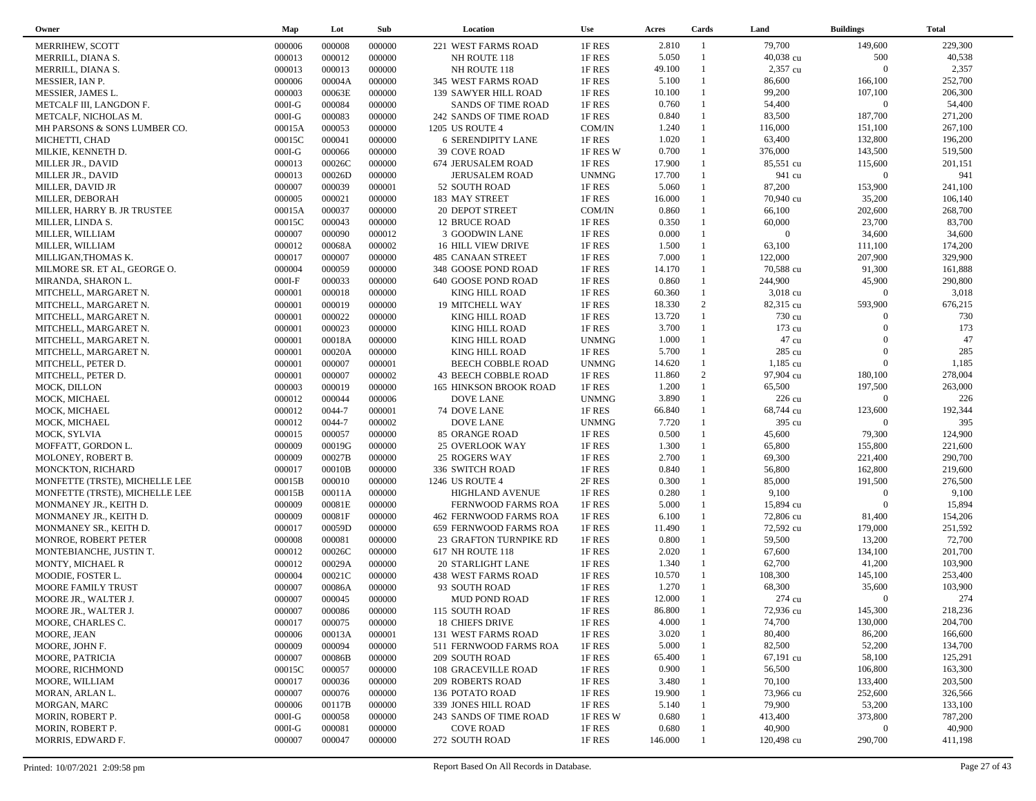| Owner | Map | Lot | Sub | Location | Use | Acres | Cards | Land | Buildings | Total |
|---|---|---|---|---|---|---|---|---|---|---|
| MERRIHEW, SCOTT | 000006 | 000008 | 000000 | 221 WEST FARMS ROAD | 1F RES | 2.810 | 1 | 79,700 | 149,600 | 229,300 |
| MERRILL, DIANA S. | 000013 | 000012 | 000000 | NH ROUTE 118 | 1F RES | 5.050 | 1 | 40,038 cu | 500 | 40,538 |
| MERRILL, DIANA S. | 000013 | 000013 | 000000 | NH ROUTE 118 | 1F RES | 49.100 | 1 | 2,357 cu | 0 | 2,357 |
| MESSIER, IAN P. | 000006 | 00004A | 000000 | 345 WEST FARMS ROAD | 1F RES | 5.100 | 1 | 86,600 | 166,100 | 252,700 |
| MESSIER, JAMES L. | 000003 | 00063E | 000000 | 139 SAWYER HILL ROAD | 1F RES | 10.100 | 1 | 99,200 | 107,100 | 206,300 |
| METCALF III, LANGDON F. | 000I-G | 000084 | 000000 | SANDS OF TIME ROAD | 1F RES | 0.760 | 1 | 54,400 | 0 | 54,400 |
| METCALF, NICHOLAS M. | 000I-G | 000083 | 000000 | 242 SANDS OF TIME ROAD | 1F RES | 0.840 | 1 | 83,500 | 187,700 | 271,200 |
| MH PARSONS & SONS LUMBER CO. | 00015A | 000053 | 000000 | 1205 US ROUTE 4 | COM/IN | 1.240 | 1 | 116,000 | 151,100 | 267,100 |
| MICHETTI, CHAD | 00015C | 000041 | 000000 | 6 SERENDIPITY LANE | 1F RES | 1.020 | 1 | 63,400 | 132,800 | 196,200 |
| MILKIE, KENNETH D. | 000I-G | 000066 | 000000 | 39 COVE ROAD | 1F RES W | 0.700 | 1 | 376,000 | 143,500 | 519,500 |
| MILLER JR., DAVID | 000013 | 00026C | 000000 | 674 JERUSALEM ROAD | 1F RES | 17.900 | 1 | 85,551 cu | 115,600 | 201,151 |
| MILLER JR., DAVID | 000013 | 00026D | 000000 | JERUSALEM ROAD | UNMNG | 17.700 | 1 | 941 cu | 0 | 941 |
| MILLER, DAVID JR | 000007 | 000039 | 000001 | 52 SOUTH ROAD | 1F RES | 5.060 | 1 | 87,200 | 153,900 | 241,100 |
| MILLER, DEBORAH | 000005 | 000021 | 000000 | 183 MAY STREET | 1F RES | 16.000 | 1 | 70,940 cu | 35,200 | 106,140 |
| MILLER, HARRY B. JR TRUSTEE | 00015A | 000037 | 000000 | 20 DEPOT STREET | COM/IN | 0.860 | 1 | 66,100 | 202,600 | 268,700 |
| MILLER, LINDA S. | 00015C | 000043 | 000000 | 12 BRUCE ROAD | 1F RES | 0.350 | 1 | 60,000 | 23,700 | 83,700 |
| MILLER, WILLIAM | 000007 | 000090 | 000012 | 3 GOODWIN LANE | 1F RES | 0.000 | 1 | 0 | 34,600 | 34,600 |
| MILLER, WILLIAM | 000012 | 00068A | 000002 | 16 HILL VIEW DRIVE | 1F RES | 1.500 | 1 | 63,100 | 111,100 | 174,200 |
| MILLIGAN,THOMAS K. | 000017 | 000007 | 000000 | 485 CANAAN STREET | 1F RES | 7.000 | 1 | 122,000 | 207,900 | 329,900 |
| MILMORE SR. ET AL, GEORGE O. | 000004 | 000059 | 000000 | 348 GOOSE POND ROAD | 1F RES | 14.170 | 1 | 70,588 cu | 91,300 | 161,888 |
| MIRANDA, SHARON L. | 000I-F | 000033 | 000000 | 640 GOOSE POND ROAD | 1F RES | 0.860 | 1 | 244,900 | 45,900 | 290,800 |
| MITCHELL, MARGARET N. | 000001 | 000018 | 000000 | KING HILL ROAD | 1F RES | 60.360 | 1 | 3,018 cu | 0 | 3,018 |
| MITCHELL, MARGARET N. | 000001 | 000019 | 000000 | 19 MITCHELL WAY | 1F RES | 18.330 | 2 | 82,315 cu | 593,900 | 676,215 |
| MITCHELL, MARGARET N. | 000001 | 000022 | 000000 | KING HILL ROAD | 1F RES | 13.720 | 1 | 730 cu | 0 | 730 |
| MITCHELL, MARGARET N. | 000001 | 000023 | 000000 | KING HILL ROAD | 1F RES | 3.700 | 1 | 173 cu | 0 | 173 |
| MITCHELL, MARGARET N. | 000001 | 00018A | 000000 | KING HILL ROAD | UNMNG | 1.000 | 1 | 47 cu | 0 | 47 |
| MITCHELL, MARGARET N. | 000001 | 00020A | 000000 | KING HILL ROAD | 1F RES | 5.700 | 1 | 285 cu | 0 | 285 |
| MITCHELL, PETER D. | 000001 | 000007 | 000001 | BEECH COBBLE ROAD | UNMNG | 14.620 | 1 | 1,185 cu | 0 | 1,185 |
| MITCHELL, PETER D. | 000001 | 000007 | 000002 | 43 BEECH COBBLE ROAD | 1F RES | 11.860 | 2 | 97,904 cu | 180,100 | 278,004 |
| MOCK, DILLON | 000003 | 000019 | 000000 | 165 HINKSON BROOK ROAD | 1F RES | 1.200 | 1 | 65,500 | 197,500 | 263,000 |
| MOCK, MICHAEL | 000012 | 000044 | 000006 | DOVE LANE | UNMNG | 3.890 | 1 | 226 cu | 0 | 226 |
| MOCK, MICHAEL | 000012 | 0044-7 | 000001 | 74 DOVE LANE | 1F RES | 66.840 | 1 | 68,744 cu | 123,600 | 192,344 |
| MOCK, MICHAEL | 000012 | 0044-7 | 000002 | DOVE LANE | UNMNG | 7.720 | 1 | 395 cu | 0 | 395 |
| MOCK, SYLVIA | 000015 | 000057 | 000000 | 85 ORANGE ROAD | 1F RES | 0.500 | 1 | 45,600 | 79,300 | 124,900 |
| MOFFATT, GORDON L. | 000009 | 00019G | 000000 | 25 OVERLOOK WAY | 1F RES | 1.300 | 1 | 65,800 | 155,800 | 221,600 |
| MOLONEY, ROBERT B. | 000009 | 00027B | 000000 | 25 ROGERS WAY | 1F RES | 2.700 | 1 | 69,300 | 221,400 | 290,700 |
| MONCKTON, RICHARD | 000017 | 00010B | 000000 | 336 SWITCH ROAD | 1F RES | 0.840 | 1 | 56,800 | 162,800 | 219,600 |
| MONFETTE (TRSTE), MICHELLE LEE | 00015B | 000010 | 000000 | 1246 US ROUTE 4 | 2F RES | 0.300 | 1 | 85,000 | 191,500 | 276,500 |
| MONFETTE (TRSTE), MICHELLE LEE | 00015B | 00011A | 000000 | HIGHLAND AVENUE | 1F RES | 0.280 | 1 | 9,100 | 0 | 9,100 |
| MONMANEY JR., KEITH D. | 000009 | 00081E | 000000 | FERNWOOD FARMS ROA | 1F RES | 5.000 | 1 | 15,894 cu | 0 | 15,894 |
| MONMANEY JR., KEITH D. | 000009 | 00081F | 000000 | 462 FERNWOOD FARMS ROA | 1F RES | 6.100 | 1 | 72,806 cu | 81,400 | 154,206 |
| MONMANEY SR., KEITH D. | 000017 | 00059D | 000000 | 659 FERNWOOD FARMS ROA | 1F RES | 11.490 | 1 | 72,592 cu | 179,000 | 251,592 |
| MONROE, ROBERT PETER | 000008 | 000081 | 000000 | 23 GRAFTON TURNPIKE RD | 1F RES | 0.800 | 1 | 59,500 | 13,200 | 72,700 |
| MONTEBIANCHE, JUSTIN T. | 000012 | 00026C | 000000 | 617 NH ROUTE 118 | 1F RES | 2.020 | 1 | 67,600 | 134,100 | 201,700 |
| MONTY, MICHAEL R | 000012 | 00029A | 000000 | 20 STARLIGHT LANE | 1F RES | 1.340 | 1 | 62,700 | 41,200 | 103,900 |
| MOODIE, FOSTER L. | 000004 | 00021C | 000000 | 438 WEST FARMS ROAD | 1F RES | 10.570 | 1 | 108,300 | 145,100 | 253,400 |
| MOORE FAMILY TRUST | 000007 | 00086A | 000000 | 93 SOUTH ROAD | 1F RES | 1.270 | 1 | 68,300 | 35,600 | 103,900 |
| MOORE JR., WALTER J. | 000007 | 000045 | 000000 | MUD POND ROAD | 1F RES | 12.000 | 1 | 274 cu | 0 | 274 |
| MOORE JR., WALTER J. | 000007 | 000086 | 000000 | 115 SOUTH ROAD | 1F RES | 86.800 | 1 | 72,936 cu | 145,300 | 218,236 |
| MOORE, CHARLES C. | 000017 | 000075 | 000000 | 18 CHIEFS DRIVE | 1F RES | 4.000 | 1 | 74,700 | 130,000 | 204,700 |
| MOORE, JEAN | 000006 | 00013A | 000001 | 131 WEST FARMS ROAD | 1F RES | 3.020 | 1 | 80,400 | 86,200 | 166,600 |
| MOORE, JOHN F. | 000009 | 000094 | 000000 | 511 FERNWOOD FARMS ROA | 1F RES | 5.000 | 1 | 82,500 | 52,200 | 134,700 |
| MOORE, PATRICIA | 000007 | 00086B | 000000 | 209 SOUTH ROAD | 1F RES | 65.400 | 1 | 67,191 cu | 58,100 | 125,291 |
| MOORE, RICHMOND | 00015C | 000057 | 000000 | 108 GRACEVILLE ROAD | 1F RES | 0.900 | 1 | 56,500 | 106,800 | 163,300 |
| MOORE, WILLIAM | 000017 | 000036 | 000000 | 209 ROBERTS ROAD | 1F RES | 3.480 | 1 | 70,100 | 133,400 | 203,500 |
| MORAN, ARLAN L. | 000007 | 000076 | 000000 | 136 POTATO ROAD | 1F RES | 19.900 | 1 | 73,966 cu | 252,600 | 326,566 |
| MORGAN, MARC | 000006 | 00117B | 000000 | 339 JONES HILL ROAD | 1F RES | 5.140 | 1 | 79,900 | 53,200 | 133,100 |
| MORIN, ROBERT P. | 000I-G | 000058 | 000000 | 243 SANDS OF TIME ROAD | 1F RES W | 0.680 | 1 | 413,400 | 373,800 | 787,200 |
| MORIN, ROBERT P. | 000I-G | 000081 | 000000 | COVE ROAD | 1F RES | 0.680 | 1 | 40,900 | 0 | 40,900 |
| MORRIS, EDWARD F. | 000007 | 000047 | 000000 | 272 SOUTH ROAD | 1F RES | 146.000 | 1 | 120,498 cu | 290,700 | 411,198 |

Printed: 10/07/2021 2:09:58 pm — Report Based On All Records in Database.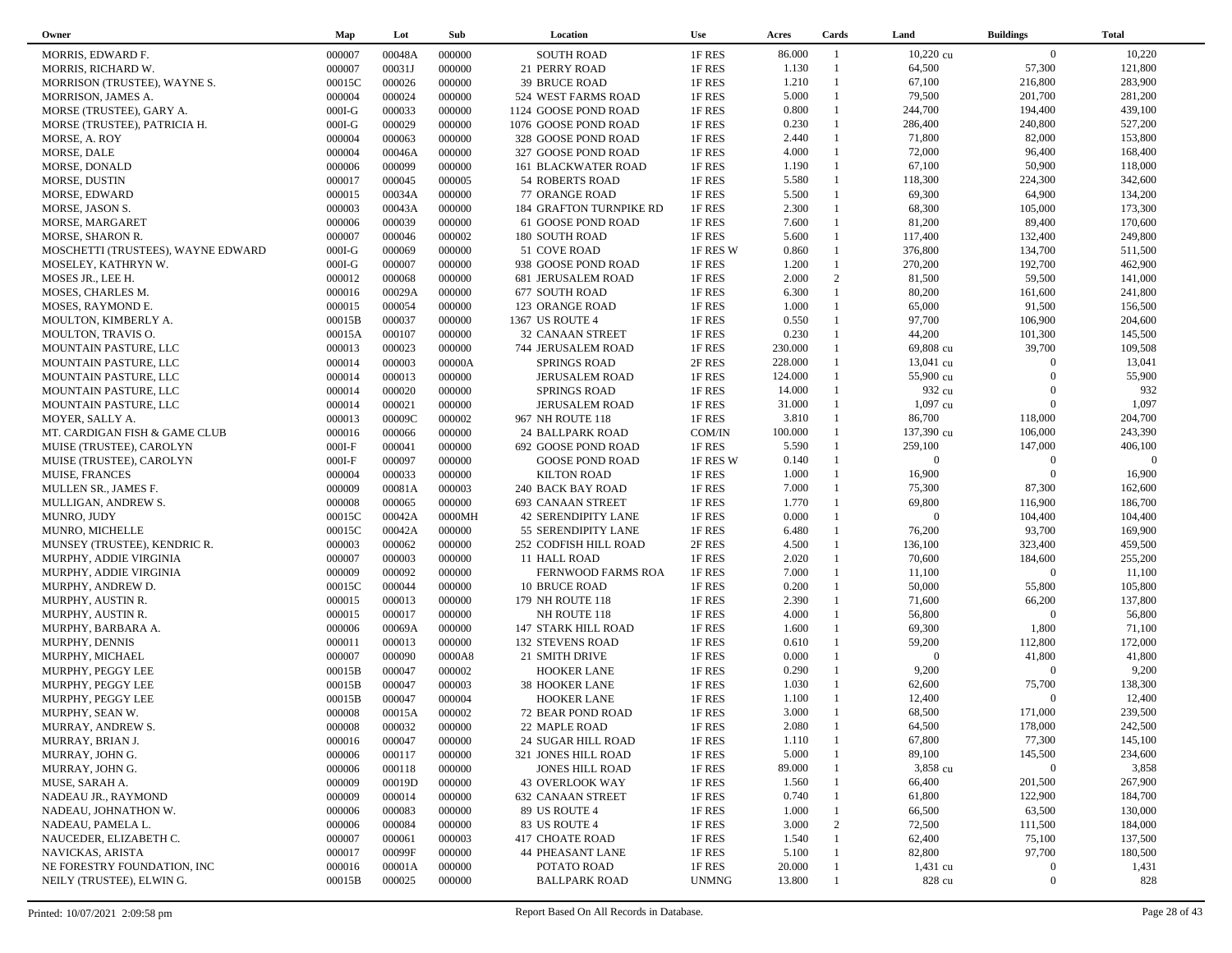| Owner | Map | Lot | Sub | Location | Use | Acres | Cards | Land | Buildings | Total |
|---|---|---|---|---|---|---|---|---|---|---|
| MORRIS, EDWARD F. | 000007 | 00048A | 000000 | SOUTH ROAD | 1F RES | 86.000 | 1 | 10,220 cu | 0 | 10,220 |
| MORRIS, RICHARD W. | 000007 | 00031J | 000000 | 21 PERRY ROAD | 1F RES | 1.130 | 1 | 64,500 | 57,300 | 121,800 |
| MORRISON (TRUSTEE), WAYNE S. | 00015C | 000026 | 000000 | 39 BRUCE ROAD | 1F RES | 1.210 | 1 | 67,100 | 216,800 | 283,900 |
| MORRISON, JAMES A. | 000004 | 000024 | 000000 | 524 WEST FARMS ROAD | 1F RES | 5.000 | 1 | 79,500 | 201,700 | 281,200 |
| MORSE (TRUSTEE), GARY A. | 000I-G | 000033 | 000000 | 1124 GOOSE POND ROAD | 1F RES | 0.800 | 1 | 244,700 | 194,400 | 439,100 |
| MORSE (TRUSTEE), PATRICIA H. | 000I-G | 000029 | 000000 | 1076 GOOSE POND ROAD | 1F RES | 0.230 | 1 | 286,400 | 240,800 | 527,200 |
| MORSE, A. ROY | 000004 | 000063 | 000000 | 328 GOOSE POND ROAD | 1F RES | 2.440 | 1 | 71,800 | 82,000 | 153,800 |
| MORSE, DALE | 000004 | 00046A | 000000 | 327 GOOSE POND ROAD | 1F RES | 4.000 | 1 | 72,000 | 96,400 | 168,400 |
| MORSE, DONALD | 000006 | 000099 | 000000 | 161 BLACKWATER ROAD | 1F RES | 1.190 | 1 | 67,100 | 50,900 | 118,000 |
| MORSE, DUSTIN | 000017 | 000045 | 000005 | 54 ROBERTS ROAD | 1F RES | 5.580 | 1 | 118,300 | 224,300 | 342,600 |
| MORSE, EDWARD | 000015 | 00034A | 000000 | 77 ORANGE ROAD | 1F RES | 5.500 | 1 | 69,300 | 64,900 | 134,200 |
| MORSE, JASON S. | 000003 | 00043A | 000000 | 184 GRAFTON TURNPIKE RD | 1F RES | 2.300 | 1 | 68,300 | 105,000 | 173,300 |
| MORSE, MARGARET | 000006 | 000039 | 000000 | 61 GOOSE POND ROAD | 1F RES | 7.600 | 1 | 81,200 | 89,400 | 170,600 |
| MORSE, SHARON R. | 000007 | 000046 | 000002 | 180 SOUTH ROAD | 1F RES | 5.600 | 1 | 117,400 | 132,400 | 249,800 |
| MOSCHETTI (TRUSTEES), WAYNE EDWARD | 000I-G | 000069 | 000000 | 51 COVE ROAD | 1F RES W | 0.860 | 1 | 376,800 | 134,700 | 511,500 |
| MOSELEY, KATHRYN W. | 000I-G | 000007 | 000000 | 938 GOOSE POND ROAD | 1F RES | 1.200 | 1 | 270,200 | 192,700 | 462,900 |
| MOSES JR., LEE H. | 000012 | 000068 | 000000 | 681 JERUSALEM ROAD | 1F RES | 2.000 | 2 | 81,500 | 59,500 | 141,000 |
| MOSES, CHARLES M. | 000016 | 00029A | 000000 | 677 SOUTH ROAD | 1F RES | 6.300 | 1 | 80,200 | 161,600 | 241,800 |
| MOSES, RAYMOND E. | 000015 | 000054 | 000000 | 123 ORANGE ROAD | 1F RES | 1.000 | 1 | 65,000 | 91,500 | 156,500 |
| MOULTON, KIMBERLY A. | 00015B | 000037 | 000000 | 1367 US ROUTE 4 | 1F RES | 0.550 | 1 | 97,700 | 106,900 | 204,600 |
| MOULTON, TRAVIS O. | 00015A | 000107 | 000000 | 32 CANAAN STREET | 1F RES | 0.230 | 1 | 44,200 | 101,300 | 145,500 |
| MOUNTAIN PASTURE, LLC | 000013 | 000023 | 000000 | 744 JERUSALEM ROAD | 1F RES | 230.000 | 1 | 69,808 cu | 39,700 | 109,508 |
| MOUNTAIN PASTURE, LLC | 000014 | 000003 | 00000A | SPRINGS ROAD | 2F RES | 228.000 | 1 | 13,041 cu | 0 | 13,041 |
| MOUNTAIN PASTURE, LLC | 000014 | 000013 | 000000 | JERUSALEM ROAD | 1F RES | 124.000 | 1 | 55,900 cu | 0 | 55,900 |
| MOUNTAIN PASTURE, LLC | 000014 | 000020 | 000000 | SPRINGS ROAD | 1F RES | 14.000 | 1 | 932 cu | 0 | 932 |
| MOUNTAIN PASTURE, LLC | 000014 | 000021 | 000000 | JERUSALEM ROAD | 1F RES | 31.000 | 1 | 1,097 cu | 0 | 1,097 |
| MOYER, SALLY A. | 000013 | 00009C | 000002 | 967 NH ROUTE 118 | 1F RES | 3.810 | 1 | 86,700 | 118,000 | 204,700 |
| MT. CARDIGAN FISH & GAME CLUB | 000016 | 000066 | 000000 | 24 BALLPARK ROAD | COM/IN | 100.000 | 1 | 137,390 cu | 106,000 | 243,390 |
| MUISE (TRUSTEE), CAROLYN | 000I-F | 000041 | 000000 | 692 GOOSE POND ROAD | 1F RES | 5.590 | 1 | 259,100 | 147,000 | 406,100 |
| MUISE (TRUSTEE), CAROLYN | 000I-F | 000097 | 000000 | GOOSE POND ROAD | 1F RES W | 0.140 | 1 | 0 | 0 | 0 |
| MUISE, FRANCES | 000004 | 000033 | 000000 | KILTON ROAD | 1F RES | 1.000 | 1 | 16,900 | 0 | 16,900 |
| MULLEN SR., JAMES F. | 000009 | 00081A | 000003 | 240 BACK BAY ROAD | 1F RES | 7.000 | 1 | 75,300 | 87,300 | 162,600 |
| MULLIGAN, ANDREW S. | 000008 | 000065 | 000000 | 693 CANAAN STREET | 1F RES | 1.770 | 1 | 69,800 | 116,900 | 186,700 |
| MUNRO, JUDY | 00015C | 00042A | 0000MH | 42 SERENDIPITY LANE | 1F RES | 0.000 | 1 | 0 | 104,400 | 104,400 |
| MUNRO, MICHELLE | 00015C | 00042A | 000000 | 55 SERENDIPITY LANE | 1F RES | 6.480 | 1 | 76,200 | 93,700 | 169,900 |
| MUNSEY (TRUSTEE), KENDRIC R. | 000003 | 000062 | 000000 | 252 CODFISH HILL ROAD | 2F RES | 4.500 | 1 | 136,100 | 323,400 | 459,500 |
| MURPHY, ADDIE VIRGINIA | 000007 | 000003 | 000000 | 11 HALL ROAD | 1F RES | 2.020 | 1 | 70,600 | 184,600 | 255,200 |
| MURPHY, ADDIE VIRGINIA | 000009 | 000092 | 000000 | FERNWOOD FARMS ROA | 1F RES | 7.000 | 1 | 11,100 | 0 | 11,100 |
| MURPHY, ANDREW D. | 00015C | 000044 | 000000 | 10 BRUCE ROAD | 1F RES | 0.200 | 1 | 50,000 | 55,800 | 105,800 |
| MURPHY, AUSTIN R. | 000015 | 000013 | 000000 | 179 NH ROUTE 118 | 1F RES | 2.390 | 1 | 71,600 | 66,200 | 137,800 |
| MURPHY, AUSTIN R. | 000015 | 000017 | 000000 | NH ROUTE 118 | 1F RES | 4.000 | 1 | 56,800 | 0 | 56,800 |
| MURPHY, BARBARA A. | 000006 | 00069A | 000000 | 147 STARK HILL ROAD | 1F RES | 1.600 | 1 | 69,300 | 1,800 | 71,100 |
| MURPHY, DENNIS | 000011 | 000013 | 000000 | 132 STEVENS ROAD | 1F RES | 0.610 | 1 | 59,200 | 112,800 | 172,000 |
| MURPHY, MICHAEL | 000007 | 000090 | 0000A8 | 21 SMITH DRIVE | 1F RES | 0.000 | 1 | 0 | 41,800 | 41,800 |
| MURPHY, PEGGY LEE | 00015B | 000047 | 000002 | HOOKER LANE | 1F RES | 0.290 | 1 | 9,200 | 0 | 9,200 |
| MURPHY, PEGGY LEE | 00015B | 000047 | 000003 | 38 HOOKER LANE | 1F RES | 1.030 | 1 | 62,600 | 75,700 | 138,300 |
| MURPHY, PEGGY LEE | 00015B | 000047 | 000004 | HOOKER LANE | 1F RES | 1.100 | 1 | 12,400 | 0 | 12,400 |
| MURPHY, SEAN W. | 000008 | 00015A | 000002 | 72 BEAR POND ROAD | 1F RES | 3.000 | 1 | 68,500 | 171,000 | 239,500 |
| MURRAY, ANDREW S. | 000008 | 000032 | 000000 | 22 MAPLE ROAD | 1F RES | 2.080 | 1 | 64,500 | 178,000 | 242,500 |
| MURRAY, BRIAN J. | 000016 | 000047 | 000000 | 24 SUGAR HILL ROAD | 1F RES | 1.110 | 1 | 67,800 | 77,300 | 145,100 |
| MURRAY, JOHN G. | 000006 | 000117 | 000000 | 321 JONES HILL ROAD | 1F RES | 5.000 | 1 | 89,100 | 145,500 | 234,600 |
| MURRAY, JOHN G. | 000006 | 000118 | 000000 | JONES HILL ROAD | 1F RES | 89.000 | 1 | 3,858 cu | 0 | 3,858 |
| MUSE, SARAH A. | 000009 | 00019D | 000000 | 43 OVERLOOK WAY | 1F RES | 1.560 | 1 | 66,400 | 201,500 | 267,900 |
| NADEAU JR., RAYMOND | 000009 | 000014 | 000000 | 632 CANAAN STREET | 1F RES | 0.740 | 1 | 61,800 | 122,900 | 184,700 |
| NADEAU, JOHNATHON W. | 000006 | 000083 | 000000 | 89 US ROUTE 4 | 1F RES | 1.000 | 1 | 66,500 | 63,500 | 130,000 |
| NADEAU, PAMELA L. | 000006 | 000084 | 000000 | 83 US ROUTE 4 | 1F RES | 3.000 | 2 | 72,500 | 111,500 | 184,000 |
| NAUCEDER, ELIZABETH C. | 000007 | 000061 | 000003 | 417 CHOATE ROAD | 1F RES | 1.540 | 1 | 62,400 | 75,100 | 137,500 |
| NAVICKAS, ARISTA | 000017 | 00099F | 000000 | 44 PHEASANT LANE | 1F RES | 5.100 | 1 | 82,800 | 97,700 | 180,500 |
| NE FORESTRY FOUNDATION, INC | 000016 | 00001A | 000000 | POTATO ROAD | 1F RES | 20.000 | 1 | 1,431 cu | 0 | 1,431 |
| NEILY (TRUSTEE), ELWIN G. | 00015B | 000025 | 000000 | BALLPARK ROAD | UNMNG | 13.800 | 1 | 828 cu | 0 | 828 |

Printed: 10/07/2021 2:09:58 pm

Report Based On All Records in Database.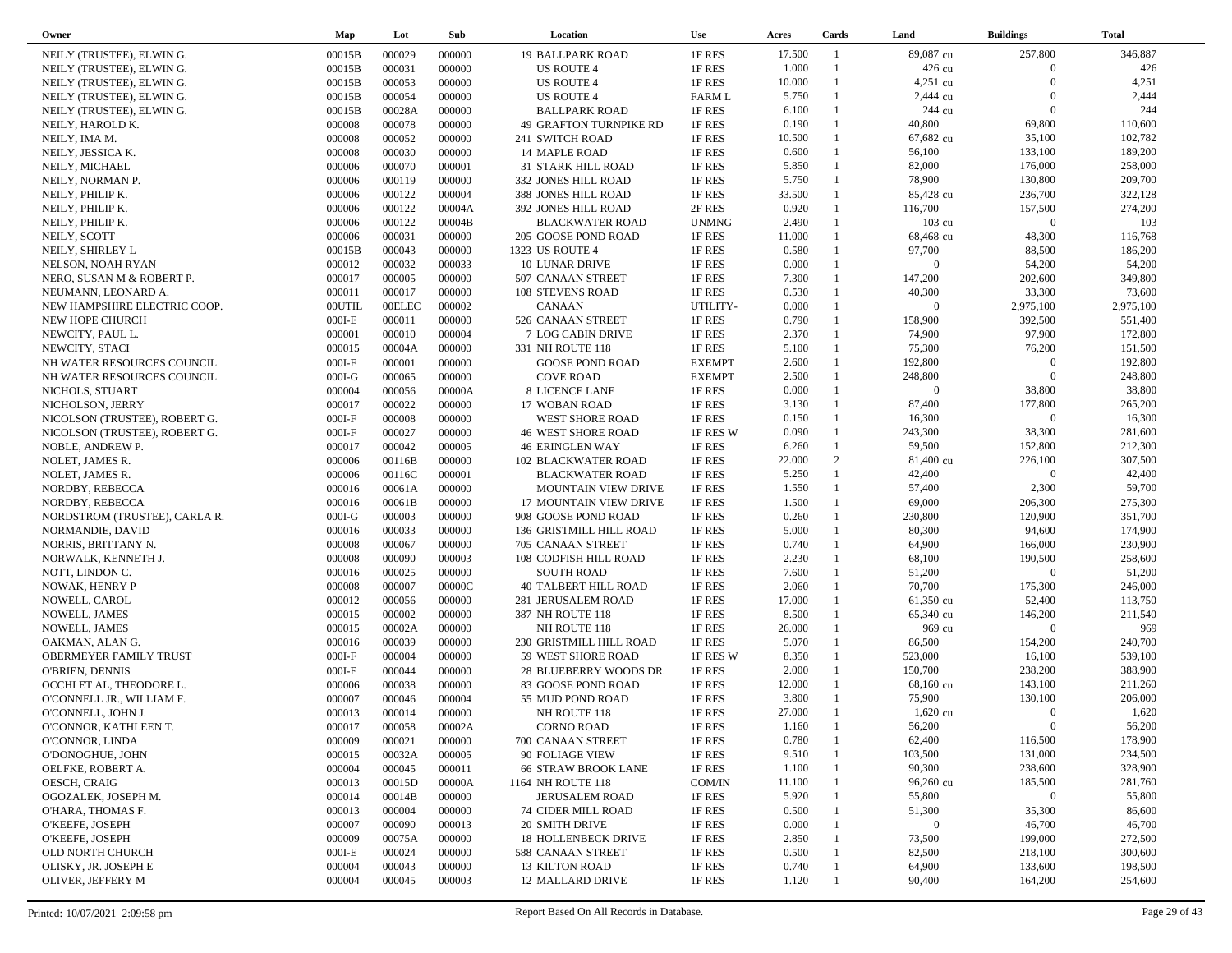| Owner | Map | Lot | Sub | Location | Use | Acres | Cards | Land | Buildings | Total |
|---|---|---|---|---|---|---|---|---|---|---|
| NEILY (TRUSTEE), ELWIN G. | 00015B | 000029 | 000000 | 19 BALLPARK ROAD | 1F RES | 17.500 | 1 | 89,087 cu | 257,800 | 346,887 |
| NEILY (TRUSTEE), ELWIN G. | 00015B | 000031 | 000000 | US ROUTE 4 | 1F RES | 1.000 | 1 | 426 cu | 0 | 426 |
| NEILY (TRUSTEE), ELWIN G. | 00015B | 000053 | 000000 | US ROUTE 4 | 1F RES | 10.000 | 1 | 4,251 cu | 0 | 4,251 |
| NEILY (TRUSTEE), ELWIN G. | 00015B | 000054 | 000000 | US ROUTE 4 | FARM L | 5.750 | 1 | 2,444 cu | 0 | 2,444 |
| NEILY (TRUSTEE), ELWIN G. | 00015B | 00028A | 000000 | BALLPARK ROAD | 1F RES | 6.100 | 1 | 244 cu | 0 | 244 |
| NEILY, HAROLD K. | 000008 | 000078 | 000000 | 49 GRAFTON TURNPIKE RD | 1F RES | 0.190 | 1 | 40,800 | 69,800 | 110,600 |
| NEILY, IMA M. | 000008 | 000052 | 000000 | 241 SWITCH ROAD | 1F RES | 10.500 | 1 | 67,682 cu | 35,100 | 102,782 |
| NEILY, JESSICA K. | 000008 | 000030 | 000000 | 14 MAPLE ROAD | 1F RES | 0.600 | 1 | 56,100 | 133,100 | 189,200 |
| NEILY, MICHAEL | 000006 | 000070 | 000001 | 31 STARK HILL ROAD | 1F RES | 5.850 | 1 | 82,000 | 176,000 | 258,000 |
| NEILY, NORMAN P. | 000006 | 000119 | 000000 | 332 JONES HILL ROAD | 1F RES | 5.750 | 1 | 78,900 | 130,800 | 209,700 |
| NEILY, PHILIP K. | 000006 | 000122 | 000004 | 388 JONES HILL ROAD | 1F RES | 33.500 | 1 | 85,428 cu | 236,700 | 322,128 |
| NEILY, PHILIP K. | 000006 | 000122 | 00004A | 392 JONES HILL ROAD | 2F RES | 0.920 | 1 | 116,700 | 157,500 | 274,200 |
| NEILY, PHILIP K. | 000006 | 000122 | 00004B | BLACKWATER ROAD | UNMNG | 2.490 | 1 | 103 cu | 0 | 103 |
| NEILY, SCOTT | 000006 | 000031 | 000000 | 205 GOOSE POND ROAD | 1F RES | 11.000 | 1 | 68,468 cu | 48,300 | 116,768 |
| NEILY, SHIRLEY L | 00015B | 000043 | 000000 | 1323 US ROUTE 4 | 1F RES | 0.580 | 1 | 97,700 | 88,500 | 186,200 |
| NELSON, NOAH RYAN | 000012 | 000032 | 000033 | 10 LUNAR DRIVE | 1F RES | 0.000 | 1 | 0 | 54,200 | 54,200 |
| NERO, SUSAN M & ROBERT P. | 000017 | 000005 | 000000 | 507 CANAAN STREET | 1F RES | 7.300 | 1 | 147,200 | 202,600 | 349,800 |
| NEUMANN, LEONARD A. | 000011 | 000017 | 000000 | 108 STEVENS ROAD | 1F RES | 0.530 | 1 | 40,300 | 33,300 | 73,600 |
| NEW HAMPSHIRE ELECTRIC COOP. | 00UTIL | 00ELEC | 000002 | CANAAN | UTILITY- | 0.000 | 1 | 0 | 2,975,100 | 2,975,100 |
| NEW HOPE CHURCH | 000I-E | 000011 | 000000 | 526 CANAAN STREET | 1F RES | 0.790 | 1 | 158,900 | 392,500 | 551,400 |
| NEWCITY, PAUL L. | 000001 | 000010 | 000004 | 7 LOG CABIN DRIVE | 1F RES | 2.370 | 1 | 74,900 | 97,900 | 172,800 |
| NEWCITY, STACI | 000015 | 00004A | 000000 | 331 NH ROUTE 118 | 1F RES | 5.100 | 1 | 75,300 | 76,200 | 151,500 |
| NH WATER RESOURCES COUNCIL | 000I-F | 000001 | 000000 | GOOSE POND ROAD | EXEMPT | 2.600 | 1 | 192,800 | 0 | 192,800 |
| NH WATER RESOURCES COUNCIL | 000I-G | 000065 | 000000 | COVE ROAD | EXEMPT | 2.500 | 1 | 248,800 | 0 | 248,800 |
| NICHOLS, STUART | 000004 | 000056 | 00000A | 8 LICENCE LANE | 1F RES | 0.000 | 1 | 0 | 38,800 | 38,800 |
| NICHOLSON, JERRY | 000017 | 000022 | 000000 | 17 WOBAN ROAD | 1F RES | 3.130 | 1 | 87,400 | 177,800 | 265,200 |
| NICOLSON (TRUSTEE), ROBERT G. | 000I-F | 000008 | 000000 | WEST SHORE ROAD | 1F RES | 0.150 | 1 | 16,300 | 0 | 16,300 |
| NICOLSON (TRUSTEE), ROBERT G. | 000I-F | 000027 | 000000 | 46 WEST SHORE ROAD | 1F RES W | 0.090 | 1 | 243,300 | 38,300 | 281,600 |
| NOBLE, ANDREW P. | 000017 | 000042 | 000005 | 46 ERINGLEN WAY | 1F RES | 6.260 | 1 | 59,500 | 152,800 | 212,300 |
| NOLET, JAMES R. | 000006 | 00116B | 000000 | 102 BLACKWATER ROAD | 1F RES | 22.000 | 2 | 81,400 cu | 226,100 | 307,500 |
| NOLET, JAMES R. | 000006 | 00116C | 000001 | BLACKWATER ROAD | 1F RES | 5.250 | 1 | 42,400 | 0 | 42,400 |
| NORDBY, REBECCA | 000016 | 00061A | 000000 | MOUNTAIN VIEW DRIVE | 1F RES | 1.550 | 1 | 57,400 | 2,300 | 59,700 |
| NORDBY, REBECCA | 000016 | 00061B | 000000 | 17 MOUNTAIN VIEW DRIVE | 1F RES | 1.500 | 1 | 69,000 | 206,300 | 275,300 |
| NORDSTROM (TRUSTEE), CARLA R. | 000I-G | 000003 | 000000 | 908 GOOSE POND ROAD | 1F RES | 0.260 | 1 | 230,800 | 120,900 | 351,700 |
| NORMANDIE, DAVID | 000016 | 000033 | 000000 | 136 GRISTMILL HILL ROAD | 1F RES | 5.000 | 1 | 80,300 | 94,600 | 174,900 |
| NORRIS, BRITTANY N. | 000008 | 000067 | 000000 | 705 CANAAN STREET | 1F RES | 0.740 | 1 | 64,900 | 166,000 | 230,900 |
| NORWALK, KENNETH J. | 000008 | 000090 | 000003 | 108 CODFISH HILL ROAD | 1F RES | 2.230 | 1 | 68,100 | 190,500 | 258,600 |
| NOTT, LINDON C. | 000016 | 000025 | 000000 | SOUTH ROAD | 1F RES | 7.600 | 1 | 51,200 | 0 | 51,200 |
| NOWAK, HENRY P | 000008 | 000007 | 00000C | 40 TALBERT HILL ROAD | 1F RES | 2.060 | 1 | 70,700 | 175,300 | 246,000 |
| NOWELL, CAROL | 000012 | 000056 | 000000 | 281 JERUSALEM ROAD | 1F RES | 17.000 | 1 | 61,350 cu | 52,400 | 113,750 |
| NOWELL, JAMES | 000015 | 000002 | 000000 | 387 NH ROUTE 118 | 1F RES | 8.500 | 1 | 65,340 cu | 146,200 | 211,540 |
| NOWELL, JAMES | 000015 | 00002A | 000000 | NH ROUTE 118 | 1F RES | 26.000 | 1 | 969 cu | 0 | 969 |
| OAKMAN, ALAN G. | 000016 | 000039 | 000000 | 230 GRISTMILL HILL ROAD | 1F RES | 5.070 | 1 | 86,500 | 154,200 | 240,700 |
| OBERMEYER FAMILY TRUST | 000I-F | 000004 | 000000 | 59 WEST SHORE ROAD | 1F RES W | 8.350 | 1 | 523,000 | 16,100 | 539,100 |
| O'BRIEN, DENNIS | 000I-E | 000044 | 000000 | 28 BLUEBERRY WOODS DR. | 1F RES | 2.000 | 1 | 150,700 | 238,200 | 388,900 |
| OCCHI ET AL, THEODORE L. | 000006 | 000038 | 000000 | 83 GOOSE POND ROAD | 1F RES | 12.000 | 1 | 68,160 cu | 143,100 | 211,260 |
| O'CONNELL JR., WILLIAM F. | 000007 | 000046 | 000004 | 55 MUD POND ROAD | 1F RES | 3.800 | 1 | 75,900 | 130,100 | 206,000 |
| O'CONNELL, JOHN J. | 000013 | 000014 | 000000 | NH ROUTE 118 | 1F RES | 27.000 | 1 | 1,620 cu | 0 | 1,620 |
| O'CONNOR, KATHLEEN T. | 000017 | 000058 | 00002A | CORNO ROAD | 1F RES | 1.160 | 1 | 56,200 | 0 | 56,200 |
| O'CONNOR, LINDA | 000009 | 000021 | 000000 | 700 CANAAN STREET | 1F RES | 0.780 | 1 | 62,400 | 116,500 | 178,900 |
| O'DONOGHUE, JOHN | 000015 | 00032A | 000005 | 90 FOLIAGE VIEW | 1F RES | 9.510 | 1 | 103,500 | 131,000 | 234,500 |
| OELFKE, ROBERT A. | 000004 | 000045 | 000011 | 66 STRAW BROOK LANE | 1F RES | 1.100 | 1 | 90,300 | 238,600 | 328,900 |
| OESCH, CRAIG | 000013 | 00015D | 00000A | 1164 NH ROUTE 118 | COM/IN | 11.100 | 1 | 96,260 cu | 185,500 | 281,760 |
| OGOZALEK, JOSEPH M. | 000014 | 00014B | 000000 | JERUSALEM ROAD | 1F RES | 5.920 | 1 | 55,800 | 0 | 55,800 |
| O'HARA, THOMAS F. | 000013 | 000004 | 000000 | 74 CIDER MILL ROAD | 1F RES | 0.500 | 1 | 51,300 | 35,300 | 86,600 |
| O'KEEFE, JOSEPH | 000007 | 000090 | 000013 | 20 SMITH DRIVE | 1F RES | 0.000 | 1 | 0 | 46,700 | 46,700 |
| O'KEEFE, JOSEPH | 000009 | 00075A | 000000 | 18 HOLLENBECK DRIVE | 1F RES | 2.850 | 1 | 73,500 | 199,000 | 272,500 |
| OLD NORTH CHURCH | 000I-E | 000024 | 000000 | 588 CANAAN STREET | 1F RES | 0.500 | 1 | 82,500 | 218,100 | 300,600 |
| OLISKY, JR. JOSEPH E | 000004 | 000043 | 000000 | 13 KILTON ROAD | 1F RES | 0.740 | 1 | 64,900 | 133,600 | 198,500 |
| OLIVER, JEFFERY M | 000004 | 000045 | 000003 | 12 MALLARD DRIVE | 1F RES | 1.120 | 1 | 90,400 | 164,200 | 254,600 |

Printed: 10/07/2021 2:09:58 pm — Report Based On All Records in Database.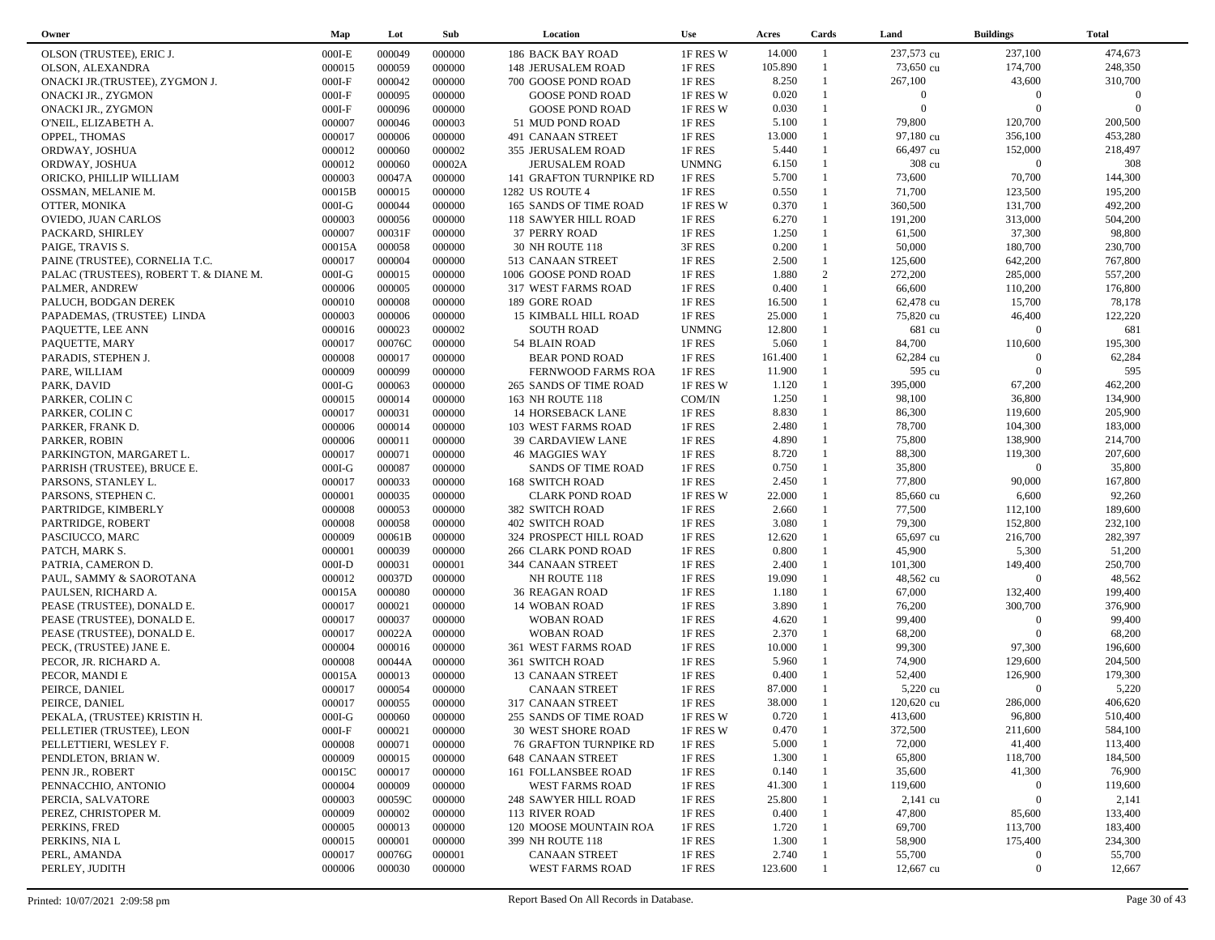| Owner | Map | Lot | Sub | Location | Use | Acres | Cards | Land | Buildings | Total |
|---|---|---|---|---|---|---|---|---|---|---|
| OLSON (TRUSTEE), ERIC J. | 000I-E | 000049 | 000000 | 186 BACK BAY ROAD | 1F RES W | 14.000 | 1 | 237,573 cu | 237,100 | 474,673 |
| OLSON, ALEXANDRA | 000015 | 000059 | 000000 | 148 JERUSALEM ROAD | 1F RES | 105.890 | 1 | 73,650 cu | 174,700 | 248,350 |
| ONACKI JR.(TRUSTEE), ZYGMON J. | 000I-F | 000042 | 000000 | 700 GOOSE POND ROAD | 1F RES | 8.250 | 1 | 267,100 | 43,600 | 310,700 |
| ONACKI JR., ZYGMON | 000I-F | 000095 | 000000 | GOOSE POND ROAD | 1F RES W | 0.020 | 1 | 0 | 0 | 0 |
| ONACKI JR., ZYGMON | 000I-F | 000096 | 000000 | GOOSE POND ROAD | 1F RES W | 0.030 | 1 | 0 | 0 | 0 |
| O'NEIL, ELIZABETH A. | 000007 | 000046 | 000003 | 51 MUD POND ROAD | 1F RES | 5.100 | 1 | 79,800 | 120,700 | 200,500 |
| OPPEL, THOMAS | 000017 | 000006 | 000000 | 491 CANAAN STREET | 1F RES | 13.000 | 1 | 97,180 cu | 356,100 | 453,280 |
| ORDWAY, JOSHUA | 000012 | 000060 | 000002 | 355 JERUSALEM ROAD | 1F RES | 5.440 | 1 | 66,497 cu | 152,000 | 218,497 |
| ORDWAY, JOSHUA | 000012 | 000060 | 00002A | JERUSALEM ROAD | UNMNG | 6.150 | 1 | 308 cu | 0 | 308 |
| ORICKO, PHILLIP WILLIAM | 000003 | 00047A | 000000 | 141 GRAFTON TURNPIKE RD | 1F RES | 5.700 | 1 | 73,600 | 70,700 | 144,300 |
| OSSMAN, MELANIE M. | 00015B | 000015 | 000000 | 1282 US ROUTE 4 | 1F RES | 0.550 | 1 | 71,700 | 123,500 | 195,200 |
| OTTER, MONIKA | 000I-G | 000044 | 000000 | 165 SANDS OF TIME ROAD | 1F RES W | 0.370 | 1 | 360,500 | 131,700 | 492,200 |
| OVIEDO, JUAN CARLOS | 000003 | 000056 | 000000 | 118 SAWYER HILL ROAD | 1F RES | 6.270 | 1 | 191,200 | 313,000 | 504,200 |
| PACKARD, SHIRLEY | 000007 | 00031F | 000000 | 37 PERRY ROAD | 1F RES | 1.250 | 1 | 61,500 | 37,300 | 98,800 |
| PAIGE, TRAVIS S. | 00015A | 000058 | 000000 | 30 NH ROUTE 118 | 3F RES | 0.200 | 1 | 50,000 | 180,700 | 230,700 |
| PAINE (TRUSTEE), CORNELIA T.C. | 000017 | 000004 | 000000 | 513 CANAAN STREET | 1F RES | 2.500 | 1 | 125,600 | 642,200 | 767,800 |
| PALAC (TRUSTEES), ROBERT T. & DIANE M. | 000I-G | 000015 | 000000 | 1006 GOOSE POND ROAD | 1F RES | 1.880 | 2 | 272,200 | 285,000 | 557,200 |
| PALMER, ANDREW | 000006 | 000005 | 000000 | 317 WEST FARMS ROAD | 1F RES | 0.400 | 1 | 66,600 | 110,200 | 176,800 |
| PALUCH, BODGAN DEREK | 000010 | 000008 | 000000 | 189 GORE ROAD | 1F RES | 16.500 | 1 | 62,478 cu | 15,700 | 78,178 |
| PAPADEMAS, (TRUSTEE) LINDA | 000003 | 000006 | 000000 | 15 KIMBALL HILL ROAD | 1F RES | 25.000 | 1 | 75,820 cu | 46,400 | 122,220 |
| PAQUETTE, LEE ANN | 000016 | 000023 | 000002 | SOUTH ROAD | UNMNG | 12.800 | 1 | 681 cu | 0 | 681 |
| PAQUETTE, MARY | 000017 | 00076C | 000000 | 54 BLAIN ROAD | 1F RES | 5.060 | 1 | 84,700 | 110,600 | 195,300 |
| PARADIS, STEPHEN J. | 000008 | 000017 | 000000 | BEAR POND ROAD | 1F RES | 161.400 | 1 | 62,284 cu | 0 | 62,284 |
| PARE, WILLIAM | 000009 | 000099 | 000000 | FERNWOOD FARMS ROA | 1F RES | 11.900 | 1 | 595 cu | 0 | 595 |
| PARK, DAVID | 000I-G | 000063 | 000000 | 265 SANDS OF TIME ROAD | 1F RES W | 1.120 | 1 | 395,000 | 67,200 | 462,200 |
| PARKER, COLIN C | 000015 | 000014 | 000000 | 163 NH ROUTE 118 | COM/IN | 1.250 | 1 | 98,100 | 36,800 | 134,900 |
| PARKER, COLIN C | 000017 | 000031 | 000000 | 14 HORSEBACK LANE | 1F RES | 8.830 | 1 | 86,300 | 119,600 | 205,900 |
| PARKER, FRANK D. | 000006 | 000014 | 000000 | 103 WEST FARMS ROAD | 1F RES | 2.480 | 1 | 78,700 | 104,300 | 183,000 |
| PARKER, ROBIN | 000006 | 000011 | 000000 | 39 CARDAVIEW LANE | 1F RES | 4.890 | 1 | 75,800 | 138,900 | 214,700 |
| PARKINGTON, MARGARET L. | 000017 | 000071 | 000000 | 46 MAGGIES WAY | 1F RES | 8.720 | 1 | 88,300 | 119,300 | 207,600 |
| PARRISH (TRUSTEE), BRUCE E. | 000I-G | 000087 | 000000 | SANDS OF TIME ROAD | 1F RES | 0.750 | 1 | 35,800 | 0 | 35,800 |
| PARSONS, STANLEY L. | 000017 | 000033 | 000000 | 168 SWITCH ROAD | 1F RES | 2.450 | 1 | 77,800 | 90,000 | 167,800 |
| PARSONS, STEPHEN C. | 000001 | 000035 | 000000 | CLARK POND ROAD | 1F RES W | 22.000 | 1 | 85,660 cu | 6,600 | 92,260 |
| PARTRIDGE, KIMBERLY | 000008 | 000053 | 000000 | 382 SWITCH ROAD | 1F RES | 2.660 | 1 | 77,500 | 112,100 | 189,600 |
| PARTRIDGE, ROBERT | 000008 | 000058 | 000000 | 402 SWITCH ROAD | 1F RES | 3.080 | 1 | 79,300 | 152,800 | 232,100 |
| PASCIUCCO, MARC | 000009 | 00061B | 000000 | 324 PROSPECT HILL ROAD | 1F RES | 12.620 | 1 | 65,697 cu | 216,700 | 282,397 |
| PATCH, MARK S. | 000001 | 000039 | 000000 | 266 CLARK POND ROAD | 1F RES | 0.800 | 1 | 45,900 | 5,300 | 51,200 |
| PATRIA, CAMERON D. | 000I-D | 000031 | 000001 | 344 CANAAN STREET | 1F RES | 2.400 | 1 | 101,300 | 149,400 | 250,700 |
| PAUL, SAMMY & SAOROTANA | 000012 | 00037D | 000000 | NH ROUTE 118 | 1F RES | 19.090 | 1 | 48,562 cu | 0 | 48,562 |
| PAULSEN, RICHARD A. | 00015A | 000080 | 000000 | 36 REAGAN ROAD | 1F RES | 1.180 | 1 | 67,000 | 132,400 | 199,400 |
| PEASE (TRUSTEE), DONALD E. | 000017 | 000021 | 000000 | 14 WOBAN ROAD | 1F RES | 3.890 | 1 | 76,200 | 300,700 | 376,900 |
| PEASE (TRUSTEE), DONALD E. | 000017 | 000037 | 000000 | WOBAN ROAD | 1F RES | 4.620 | 1 | 99,400 | 0 | 99,400 |
| PEASE (TRUSTEE), DONALD E. | 000017 | 00022A | 000000 | WOBAN ROAD | 1F RES | 2.370 | 1 | 68,200 | 0 | 68,200 |
| PECK, (TRUSTEE) JANE E. | 000004 | 000016 | 000000 | 361 WEST FARMS ROAD | 1F RES | 10.000 | 1 | 99,300 | 97,300 | 196,600 |
| PECOR, JR. RICHARD A. | 000008 | 00044A | 000000 | 361 SWITCH ROAD | 1F RES | 5.960 | 1 | 74,900 | 129,600 | 204,500 |
| PECOR, MANDI E | 00015A | 000013 | 000000 | 13 CANAAN STREET | 1F RES | 0.400 | 1 | 52,400 | 126,900 | 179,300 |
| PEIRCE, DANIEL | 000017 | 000054 | 000000 | CANAAN STREET | 1F RES | 87.000 | 1 | 5,220 cu | 0 | 5,220 |
| PEIRCE, DANIEL | 000017 | 000055 | 000000 | 317 CANAAN STREET | 1F RES | 38.000 | 1 | 120,620 cu | 286,000 | 406,620 |
| PEKALA, (TRUSTEE) KRISTIN H. | 000I-G | 000060 | 000000 | 255 SANDS OF TIME ROAD | 1F RES W | 0.720 | 1 | 413,600 | 96,800 | 510,400 |
| PELLETIER (TRUSTEE), LEON | 000I-F | 000021 | 000000 | 30 WEST SHORE ROAD | 1F RES W | 0.470 | 1 | 372,500 | 211,600 | 584,100 |
| PELLETTIERI, WESLEY F. | 000008 | 000071 | 000000 | 76 GRAFTON TURNPIKE RD | 1F RES | 5.000 | 1 | 72,000 | 41,400 | 113,400 |
| PENDLETON, BRIAN W. | 000009 | 000015 | 000000 | 648 CANAAN STREET | 1F RES | 1.300 | 1 | 65,800 | 118,700 | 184,500 |
| PENN JR., ROBERT | 00015C | 000017 | 000000 | 161 FOLLANSBEE ROAD | 1F RES | 0.140 | 1 | 35,600 | 41,300 | 76,900 |
| PENNACCHIO, ANTONIO | 000004 | 000009 | 000000 | WEST FARMS ROAD | 1F RES | 41.300 | 1 | 119,600 | 0 | 119,600 |
| PERCIA, SALVATORE | 000003 | 00059C | 000000 | 248 SAWYER HILL ROAD | 1F RES | 25.800 | 1 | 2,141 cu | 0 | 2,141 |
| PEREZ, CHRISTOPER M. | 000009 | 000002 | 000000 | 113 RIVER ROAD | 1F RES | 0.400 | 1 | 47,800 | 85,600 | 133,400 |
| PERKINS, FRED | 000005 | 000013 | 000000 | 120 MOOSE MOUNTAIN ROA | 1F RES | 1.720 | 1 | 69,700 | 113,700 | 183,400 |
| PERKINS, NIA L | 000015 | 000001 | 000000 | 399 NH ROUTE 118 | 1F RES | 1.300 | 1 | 58,900 | 175,400 | 234,300 |
| PERL, AMANDA | 000017 | 00076G | 000001 | CANAAN STREET | 1F RES | 2.740 | 1 | 55,700 | 0 | 55,700 |
| PERLEY, JUDITH | 000006 | 000030 | 000000 | WEST FARMS ROAD | 1F RES | 123.600 | 1 | 12,667 cu | 0 | 12,667 |

Printed: 10/07/2021 2:09:58 pm    Report Based On All Records in Database.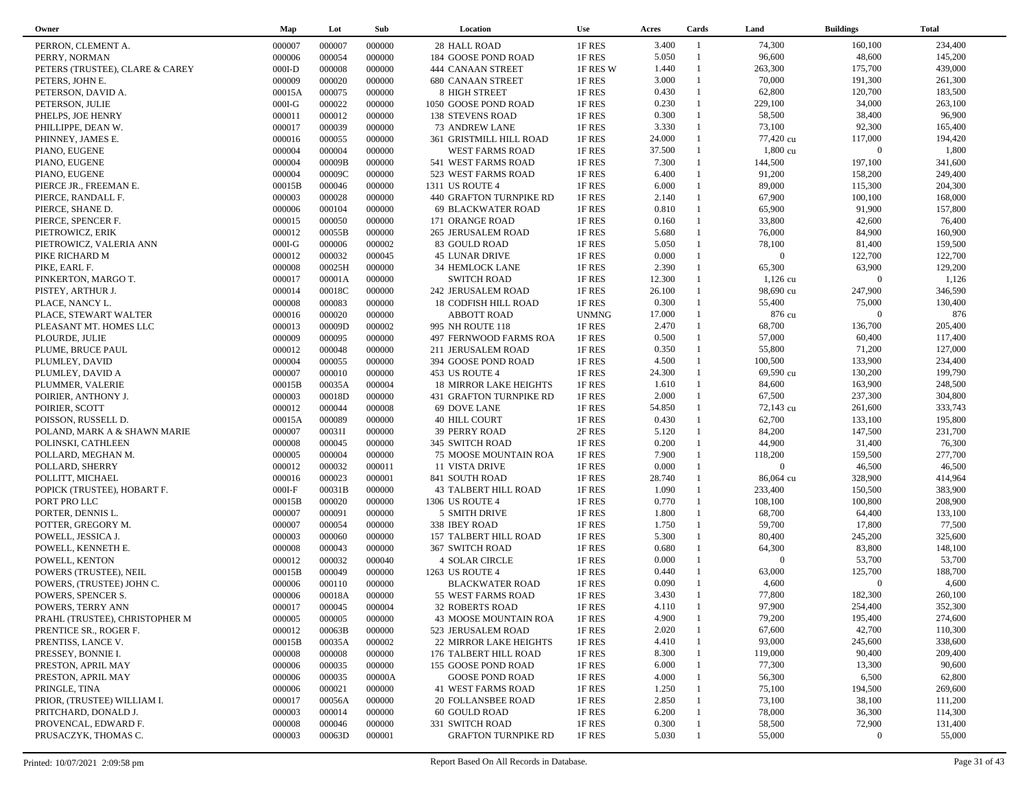| Owner | Map | Lot | Sub | Location | Use | Acres | Cards | Land | Buildings | Total |
|---|---|---|---|---|---|---|---|---|---|---|
| PERRON, CLEMENT A. | 000007 | 000007 | 000000 | 28 HALL ROAD | 1F RES | 3.400 | 1 | 74,300 | 160,100 | 234,400 |
| PERRY, NORMAN | 000006 | 000054 | 000000 | 184 GOOSE POND ROAD | 1F RES | 5.050 | 1 | 96,600 | 48,600 | 145,200 |
| PETERS (TRUSTEE), CLARE & CAREY | 000I-D | 000008 | 000000 | 444 CANAAN STREET | 1F RES W | 1.440 | 1 | 263,300 | 175,700 | 439,000 |
| PETERS, JOHN E. | 000009 | 000020 | 000000 | 680 CANAAN STREET | 1F RES | 3.000 | 1 | 70,000 | 191,300 | 261,300 |
| PETERSON, DAVID A. | 00015A | 000075 | 000000 | 8 HIGH STREET | 1F RES | 0.430 | 1 | 62,800 | 120,700 | 183,500 |
| PETERSON, JULIE | 000I-G | 000022 | 000000 | 1050 GOOSE POND ROAD | 1F RES | 0.230 | 1 | 229,100 | 34,000 | 263,100 |
| PHELPS, JOE HENRY | 000011 | 000012 | 000000 | 138 STEVENS ROAD | 1F RES | 0.300 | 1 | 58,500 | 38,400 | 96,900 |
| PHILLIPPE, DEAN W. | 000017 | 000039 | 000000 | 73 ANDREW LANE | 1F RES | 3.330 | 1 | 73,100 | 92,300 | 165,400 |
| PHINNEY, JAMES E. | 000016 | 000055 | 000000 | 361 GRISTMILL HILL ROAD | 1F RES | 24.000 | 1 | 77,420 cu | 117,000 | 194,420 |
| PIANO, EUGENE | 000004 | 000004 | 000000 | WEST FARMS ROAD | 1F RES | 37.500 | 1 | 1,800 cu | 0 | 1,800 |
| PIANO, EUGENE | 000004 | 00009B | 000000 | 541 WEST FARMS ROAD | 1F RES | 7.300 | 1 | 144,500 | 197,100 | 341,600 |
| PIANO, EUGENE | 000004 | 00009C | 000000 | 523 WEST FARMS ROAD | 1F RES | 6.400 | 1 | 91,200 | 158,200 | 249,400 |
| PIERCE JR., FREEMAN E. | 00015B | 000046 | 000000 | 1311 US ROUTE 4 | 1F RES | 6.000 | 1 | 89,000 | 115,300 | 204,300 |
| PIERCE, RANDALL F. | 000003 | 000028 | 000000 | 440 GRAFTON TURNPIKE RD | 1F RES | 2.140 | 1 | 67,900 | 100,100 | 168,000 |
| PIERCE, SHANE D. | 000006 | 000104 | 000000 | 69 BLACKWATER ROAD | 1F RES | 0.810 | 1 | 65,900 | 91,900 | 157,800 |
| PIERCE, SPENCER F. | 000015 | 000050 | 000000 | 171 ORANGE ROAD | 1F RES | 0.160 | 1 | 33,800 | 42,600 | 76,400 |
| PIETROWICZ, ERIK | 000012 | 00055B | 000000 | 265 JERUSALEM ROAD | 1F RES | 5.680 | 1 | 76,000 | 84,900 | 160,900 |
| PIETROWICZ, VALERIA ANN | 000I-G | 000006 | 000002 | 83 GOULD ROAD | 1F RES | 5.050 | 1 | 78,100 | 81,400 | 159,500 |
| PIKE RICHARD M | 000012 | 000032 | 000045 | 45 LUNAR DRIVE | 1F RES | 0.000 | 1 | 0 | 122,700 | 122,700 |
| PIKE, EARL F. | 000008 | 00025H | 000000 | 34 HEMLOCK LANE | 1F RES | 2.390 | 1 | 65,300 | 63,900 | 129,200 |
| PINKERTON, MARGO T. | 000017 | 00001A | 000000 | SWITCH ROAD | 1F RES | 12.300 | 1 | 1,126 cu | 0 | 1,126 |
| PISTEY, ARTHUR J. | 000014 | 00018C | 000000 | 242 JERUSALEM ROAD | 1F RES | 26.100 | 1 | 98,690 cu | 247,900 | 346,590 |
| PLACE, NANCY L. | 000008 | 000083 | 000000 | 18 CODFISH HILL ROAD | 1F RES | 0.300 | 1 | 55,400 | 75,000 | 130,400 |
| PLACE, STEWART WALTER | 000016 | 000020 | 000000 | ABBOTT ROAD | UNMNG | 17.000 | 1 | 876 cu | 0 | 876 |
| PLEASANT MT. HOMES LLC | 000013 | 00009D | 000002 | 995 NH ROUTE 118 | 1F RES | 2.470 | 1 | 68,700 | 136,700 | 205,400 |
| PLOURDE, JULIE | 000009 | 000095 | 000000 | 497 FERNWOOD FARMS ROA | 1F RES | 0.500 | 1 | 57,000 | 60,400 | 117,400 |
| PLUME, BRUCE PAUL | 000012 | 000048 | 000000 | 211 JERUSALEM ROAD | 1F RES | 0.350 | 1 | 55,800 | 71,200 | 127,000 |
| PLUMLEY, DAVID | 000004 | 000055 | 000000 | 394 GOOSE POND ROAD | 1F RES | 4.500 | 1 | 100,500 | 133,900 | 234,400 |
| PLUMLEY, DAVID A | 000007 | 000010 | 000000 | 453 US ROUTE 4 | 1F RES | 24.300 | 1 | 69,590 cu | 130,200 | 199,790 |
| PLUMMER, VALERIE | 00015B | 00035A | 000004 | 18 MIRROR LAKE HEIGHTS | 1F RES | 1.610 | 1 | 84,600 | 163,900 | 248,500 |
| POIRIER, ANTHONY J. | 000003 | 00018D | 000000 | 431 GRAFTON TURNPIKE RD | 1F RES | 2.000 | 1 | 67,500 | 237,300 | 304,800 |
| POIRIER, SCOTT | 000012 | 000044 | 000008 | 69 DOVE LANE | 1F RES | 54.850 | 1 | 72,143 cu | 261,600 | 333,743 |
| POISSON, RUSSELL D. | 00015A | 000089 | 000000 | 40 HILL COURT | 1F RES | 0.430 | 1 | 62,700 | 133,100 | 195,800 |
| POLAND, MARK A & SHAWN MARIE | 000007 | 00031I | 000000 | 39 PERRY ROAD | 2F RES | 5.120 | 1 | 84,200 | 147,500 | 231,700 |
| POLINSKI, CATHLEEN | 000008 | 000045 | 000000 | 345 SWITCH ROAD | 1F RES | 0.200 | 1 | 44,900 | 31,400 | 76,300 |
| POLLARD, MEGHAN M. | 000005 | 000004 | 000000 | 75 MOOSE MOUNTAIN ROA | 1F RES | 7.900 | 1 | 118,200 | 159,500 | 277,700 |
| POLLARD, SHERRY | 000012 | 000032 | 000011 | 11 VISTA DRIVE | 1F RES | 0.000 | 1 | 0 | 46,500 | 46,500 |
| POLLITT, MICHAEL | 000016 | 000023 | 000001 | 841 SOUTH ROAD | 1F RES | 28.740 | 1 | 86,064 cu | 328,900 | 414,964 |
| POPICK (TRUSTEE), HOBART F. | 000I-F | 00031B | 000000 | 43 TALBERT HILL ROAD | 1F RES | 1.090 | 1 | 233,400 | 150,500 | 383,900 |
| PORT PRO LLC | 00015B | 000020 | 000000 | 1306 US ROUTE 4 | 1F RES | 0.770 | 1 | 108,100 | 100,800 | 208,900 |
| PORTER, DENNIS L. | 000007 | 000091 | 000000 | 5 SMITH DRIVE | 1F RES | 1.800 | 1 | 68,700 | 64,400 | 133,100 |
| POTTER, GREGORY M. | 000007 | 000054 | 000000 | 338 IBEY ROAD | 1F RES | 1.750 | 1 | 59,700 | 17,800 | 77,500 |
| POWELL, JESSICA J. | 000003 | 000060 | 000000 | 157 TALBERT HILL ROAD | 1F RES | 5.300 | 1 | 80,400 | 245,200 | 325,600 |
| POWELL, KENNETH E. | 000008 | 000043 | 000000 | 367 SWITCH ROAD | 1F RES | 0.680 | 1 | 64,300 | 83,800 | 148,100 |
| POWELL, KENTON | 000012 | 000032 | 000040 | 4 SOLAR CIRCLE | 1F RES | 0.000 | 1 | 0 | 53,700 | 53,700 |
| POWERS (TRUSTEE), NEIL | 00015B | 000049 | 000000 | 1263 US ROUTE 4 | 1F RES | 0.440 | 1 | 63,000 | 125,700 | 188,700 |
| POWERS, (TRUSTEE) JOHN C. | 000006 | 000110 | 000000 | BLACKWATER ROAD | 1F RES | 0.090 | 1 | 4,600 | 0 | 4,600 |
| POWERS, SPENCER S. | 000006 | 00018A | 000000 | 55 WEST FARMS ROAD | 1F RES | 3.430 | 1 | 77,800 | 182,300 | 260,100 |
| POWERS, TERRY ANN | 000017 | 000045 | 000004 | 32 ROBERTS ROAD | 1F RES | 4.110 | 1 | 97,900 | 254,400 | 352,300 |
| PRAHL (TRUSTEE), CHRISTOPHER M | 000005 | 000005 | 000000 | 43 MOOSE MOUNTAIN ROA | 1F RES | 4.900 | 1 | 79,200 | 195,400 | 274,600 |
| PRENTICE SR., ROGER F. | 000012 | 00063B | 000000 | 523 JERUSALEM ROAD | 1F RES | 2.020 | 1 | 67,600 | 42,700 | 110,300 |
| PRENTISS, LANCE V. | 00015B | 00035A | 000002 | 22 MIRROR LAKE HEIGHTS | 1F RES | 4.410 | 1 | 93,000 | 245,600 | 338,600 |
| PRESSEY, BONNIE I. | 000008 | 000008 | 000000 | 176 TALBERT HILL ROAD | 1F RES | 8.300 | 1 | 119,000 | 90,400 | 209,400 |
| PRESTON, APRIL MAY | 000006 | 000035 | 000000 | 155 GOOSE POND ROAD | 1F RES | 6.000 | 1 | 77,300 | 13,300 | 90,600 |
| PRESTON, APRIL MAY | 000006 | 000035 | 00000A | GOOSE POND ROAD | 1F RES | 4.000 | 1 | 56,300 | 6,500 | 62,800 |
| PRINGLE, TINA | 000006 | 000021 | 000000 | 41 WEST FARMS ROAD | 1F RES | 1.250 | 1 | 75,100 | 194,500 | 269,600 |
| PRIOR, (TRUSTEE) WILLIAM I. | 000017 | 00056A | 000000 | 20 FOLLANSBEE ROAD | 1F RES | 2.850 | 1 | 73,100 | 38,100 | 111,200 |
| PRITCHARD, DONALD J. | 000003 | 000014 | 000000 | 60 GOULD ROAD | 1F RES | 6.200 | 1 | 78,000 | 36,300 | 114,300 |
| PROVENCAL, EDWARD F. | 000008 | 000046 | 000000 | 331 SWITCH ROAD | 1F RES | 0.300 | 1 | 58,500 | 72,900 | 131,400 |
| PRUSACZYK, THOMAS C. | 000003 | 00063D | 000001 | GRAFTON TURNPIKE RD | 1F RES | 5.030 | 1 | 55,000 | 0 | 55,000 |

Printed: 10/07/2021 2:09:58 pm — Report Based On All Records in Database.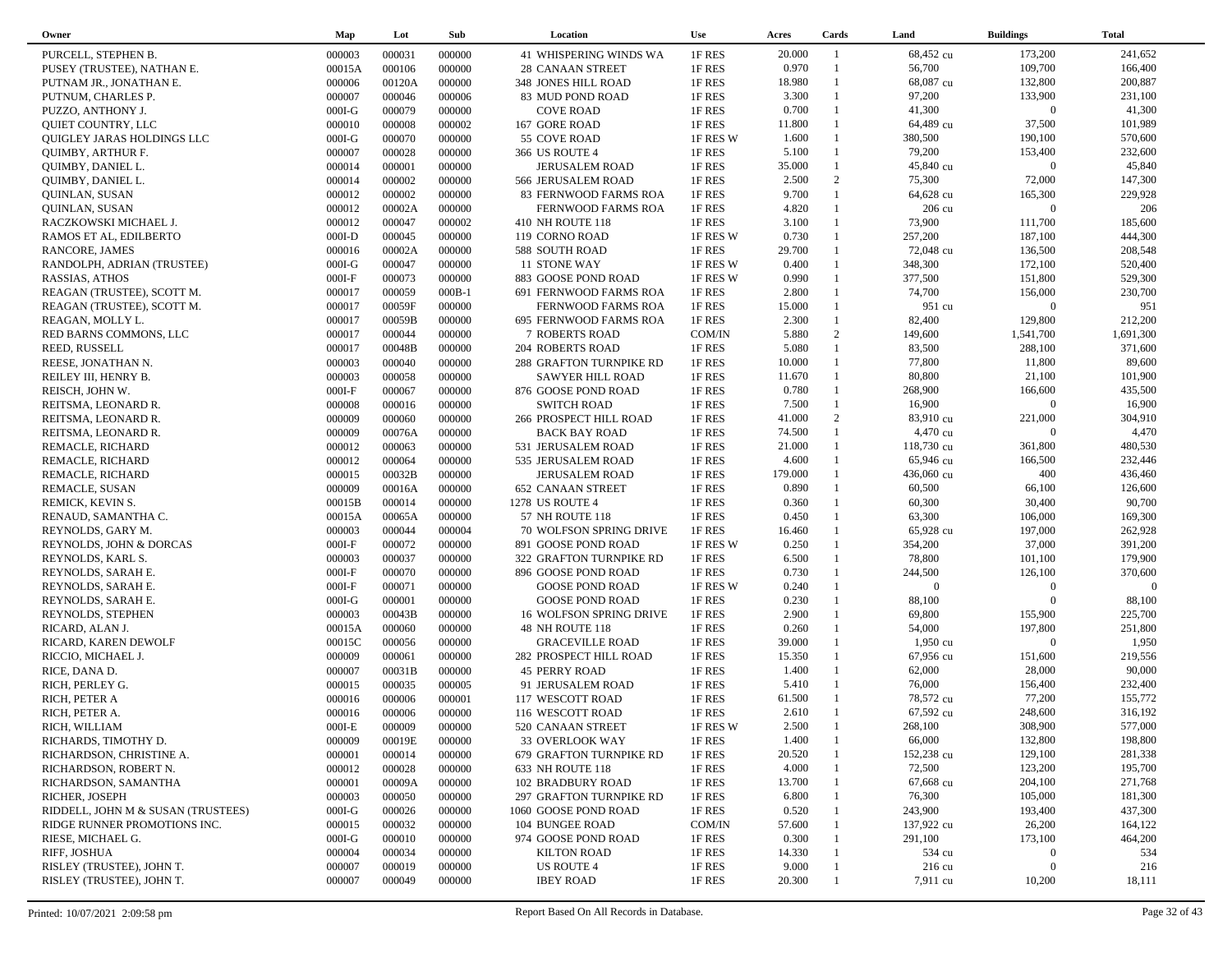| Owner | Map | Lot | Sub | Location | Use | Acres | Cards | Land | Buildings | Total |
|---|---|---|---|---|---|---|---|---|---|---|
| PURCELL, STEPHEN B. | 000003 | 000031 | 000000 | 41 WHISPERING WINDS WA | 1F RES | 20.000 | 1 | 68,452 cu | 173,200 | 241,652 |
| PUSEY (TRUSTEE), NATHAN E. | 00015A | 000106 | 000000 | 28 CANAAN STREET | 1F RES | 0.970 | 1 | 56,700 | 109,700 | 166,400 |
| PUTNAM JR., JONATHAN E. | 000006 | 00120A | 000000 | 348 JONES HILL ROAD | 1F RES | 18.980 | 1 | 68,087 cu | 132,800 | 200,887 |
| PUTNUM, CHARLES P. | 000007 | 000046 | 000006 | 83 MUD POND ROAD | 1F RES | 3.300 | 1 | 97,200 | 133,900 | 231,100 |
| PUZZO, ANTHONY J. | 000I-G | 000079 | 000000 | COVE ROAD | 1F RES | 0.700 | 1 | 41,300 | 0 | 41,300 |
| QUIET COUNTRY, LLC | 000010 | 000008 | 000002 | 167 GORE ROAD | 1F RES | 11.800 | 1 | 64,489 cu | 37,500 | 101,989 |
| QUIGLEY JARAS HOLDINGS LLC | 000I-G | 000070 | 000000 | 55 COVE ROAD | 1F RES W | 1.600 | 1 | 380,500 | 190,100 | 570,600 |
| QUIMBY, ARTHUR F. | 000007 | 000028 | 000000 | 366 US ROUTE 4 | 1F RES | 5.100 | 1 | 79,200 | 153,400 | 232,600 |
| QUIMBY, DANIEL L. | 000014 | 000001 | 000000 | JERUSALEM ROAD | 1F RES | 35.000 | 1 | 45,840 cu | 0 | 45,840 |
| QUIMBY, DANIEL L. | 000014 | 000002 | 000000 | 566 JERUSALEM ROAD | 1F RES | 2.500 | 2 | 75,300 | 72,000 | 147,300 |
| QUINLAN, SUSAN | 000012 | 000002 | 000000 | 83 FERNWOOD FARMS ROA | 1F RES | 9.700 | 1 | 64,628 cu | 165,300 | 229,928 |
| QUINLAN, SUSAN | 000012 | 00002A | 000000 | FERNWOOD FARMS ROA | 1F RES | 4.820 | 1 | 206 cu | 0 | 206 |
| RACZKOWSKI MICHAEL J. | 000012 | 000047 | 000002 | 410 NH ROUTE 118 | 1F RES | 3.100 | 1 | 73,900 | 111,700 | 185,600 |
| RAMOS ET AL, EDILBERTO | 000I-D | 000045 | 000000 | 119 CORNO ROAD | 1F RES W | 0.730 | 1 | 257,200 | 187,100 | 444,300 |
| RANCORE, JAMES | 000016 | 00002A | 000000 | 588 SOUTH ROAD | 1F RES | 29.700 | 1 | 72,048 cu | 136,500 | 208,548 |
| RANDOLPH, ADRIAN (TRUSTEE) | 000I-G | 000047 | 000000 | 11 STONE WAY | 1F RES W | 0.400 | 1 | 348,300 | 172,100 | 520,400 |
| RASSIAS, ATHOS | 000I-F | 000073 | 000000 | 883 GOOSE POND ROAD | 1F RES W | 0.990 | 1 | 377,500 | 151,800 | 529,300 |
| REAGAN (TRUSTEE), SCOTT M. | 000017 | 000059 | 000B-1 | 691 FERNWOOD FARMS ROA | 1F RES | 2.800 | 1 | 74,700 | 156,000 | 230,700 |
| REAGAN (TRUSTEE), SCOTT M. | 000017 | 00059F | 000000 | FERNWOOD FARMS ROA | 1F RES | 15.000 | 1 | 951 cu | 0 | 951 |
| REAGAN, MOLLY L. | 000017 | 00059B | 000000 | 695 FERNWOOD FARMS ROA | 1F RES | 2.300 | 1 | 82,400 | 129,800 | 212,200 |
| RED BARNS COMMONS, LLC | 000017 | 000044 | 000000 | 7 ROBERTS ROAD | COM/IN | 5.880 | 2 | 149,600 | 1,541,700 | 1,691,300 |
| REED, RUSSELL | 000017 | 00048B | 000000 | 204 ROBERTS ROAD | 1F RES | 5.080 | 1 | 83,500 | 288,100 | 371,600 |
| REESE, JONATHAN N. | 000003 | 000040 | 000000 | 288 GRAFTON TURNPIKE RD | 1F RES | 10.000 | 1 | 77,800 | 11,800 | 89,600 |
| REILEY III, HENRY B. | 000003 | 000058 | 000000 | SAWYER HILL ROAD | 1F RES | 11.670 | 1 | 80,800 | 21,100 | 101,900 |
| REISCH, JOHN W. | 000I-F | 000067 | 000000 | 876 GOOSE POND ROAD | 1F RES | 0.780 | 1 | 268,900 | 166,600 | 435,500 |
| REITSMA, LEONARD R. | 000008 | 000016 | 000000 | SWITCH ROAD | 1F RES | 7.500 | 1 | 16,900 | 0 | 16,900 |
| REITSMA, LEONARD R. | 000009 | 000060 | 000000 | 266 PROSPECT HILL ROAD | 1F RES | 41.000 | 2 | 83,910 cu | 221,000 | 304,910 |
| REITSMA, LEONARD R. | 000009 | 00076A | 000000 | BACK BAY ROAD | 1F RES | 74.500 | 1 | 4,470 cu | 0 | 4,470 |
| REMACLE, RICHARD | 000012 | 000063 | 000000 | 531 JERUSALEM ROAD | 1F RES | 21.000 | 1 | 118,730 cu | 361,800 | 480,530 |
| REMACLE, RICHARD | 000012 | 000064 | 000000 | 535 JERUSALEM ROAD | 1F RES | 4.600 | 1 | 65,946 cu | 166,500 | 232,446 |
| REMACLE, RICHARD | 000015 | 00032B | 000000 | JERUSALEM ROAD | 1F RES | 179.000 | 1 | 436,060 cu | 400 | 436,460 |
| REMACLE, SUSAN | 000009 | 00016A | 000000 | 652 CANAAN STREET | 1F RES | 0.890 | 1 | 60,500 | 66,100 | 126,600 |
| REMICK, KEVIN S. | 00015B | 000014 | 000000 | 1278 US ROUTE 4 | 1F RES | 0.360 | 1 | 60,300 | 30,400 | 90,700 |
| RENAUD, SAMANTHA C. | 00015A | 00065A | 000000 | 57 NH ROUTE 118 | 1F RES | 0.450 | 1 | 63,300 | 106,000 | 169,300 |
| REYNOLDS, GARY M. | 000003 | 000044 | 000004 | 70 WOLFSON SPRING DRIVE | 1F RES | 16.460 | 1 | 65,928 cu | 197,000 | 262,928 |
| REYNOLDS, JOHN & DORCAS | 000I-F | 000072 | 000000 | 891 GOOSE POND ROAD | 1F RES W | 0.250 | 1 | 354,200 | 37,000 | 391,200 |
| REYNOLDS, KARL S. | 000003 | 000037 | 000000 | 322 GRAFTON TURNPIKE RD | 1F RES | 6.500 | 1 | 78,800 | 101,100 | 179,900 |
| REYNOLDS, SARAH E. | 000I-F | 000070 | 000000 | 896 GOOSE POND ROAD | 1F RES | 0.730 | 1 | 244,500 | 126,100 | 370,600 |
| REYNOLDS, SARAH E. | 000I-F | 000071 | 000000 | GOOSE POND ROAD | 1F RES W | 0.240 | 1 | 0 | 0 | 0 |
| REYNOLDS, SARAH E. | 000I-G | 000001 | 000000 | GOOSE POND ROAD | 1F RES | 0.230 | 1 | 88,100 | 0 | 88,100 |
| REYNOLDS, STEPHEN | 000003 | 00043B | 000000 | 16 WOLFSON SPRING DRIVE | 1F RES | 2.900 | 1 | 69,800 | 155,900 | 225,700 |
| RICARD, ALAN J. | 00015A | 000060 | 000000 | 48 NH ROUTE 118 | 1F RES | 0.260 | 1 | 54,000 | 197,800 | 251,800 |
| RICARD, KAREN DEWOLF | 00015C | 000056 | 000000 | GRACEVILLE ROAD | 1F RES | 39.000 | 1 | 1,950 cu | 0 | 1,950 |
| RICCIO, MICHAEL J. | 000009 | 000061 | 000000 | 282 PROSPECT HILL ROAD | 1F RES | 15.350 | 1 | 67,956 cu | 151,600 | 219,556 |
| RICE, DANA D. | 000007 | 00031B | 000000 | 45 PERRY ROAD | 1F RES | 1.400 | 1 | 62,000 | 28,000 | 90,000 |
| RICH, PERLEY G. | 000015 | 000035 | 000005 | 91 JERUSALEM ROAD | 1F RES | 5.410 | 1 | 76,000 | 156,400 | 232,400 |
| RICH, PETER A | 000016 | 000006 | 000001 | 117 WESCOTT ROAD | 1F RES | 61.500 | 1 | 78,572 cu | 77,200 | 155,772 |
| RICH, PETER A. | 000016 | 000006 | 000000 | 116 WESCOTT ROAD | 1F RES | 2.610 | 1 | 67,592 cu | 248,600 | 316,192 |
| RICH, WILLIAM | 000I-E | 000009 | 000000 | 520 CANAAN STREET | 1F RES W | 2.500 | 1 | 268,100 | 308,900 | 577,000 |
| RICHARDS, TIMOTHY D. | 000009 | 00019E | 000000 | 33 OVERLOOK WAY | 1F RES | 1.400 | 1 | 66,000 | 132,800 | 198,800 |
| RICHARDSON, CHRISTINE A. | 000001 | 000014 | 000000 | 679 GRAFTON TURNPIKE RD | 1F RES | 20.520 | 1 | 152,238 cu | 129,100 | 281,338 |
| RICHARDSON, ROBERT N. | 000012 | 000028 | 000000 | 633 NH ROUTE 118 | 1F RES | 4.000 | 1 | 72,500 | 123,200 | 195,700 |
| RICHARDSON, SAMANTHA | 000001 | 00009A | 000000 | 102 BRADBURY ROAD | 1F RES | 13.700 | 1 | 67,668 cu | 204,100 | 271,768 |
| RICHER, JOSEPH | 000003 | 000050 | 000000 | 297 GRAFTON TURNPIKE RD | 1F RES | 6.800 | 1 | 76,300 | 105,000 | 181,300 |
| RIDDELL, JOHN M & SUSAN (TRUSTEES) | 000I-G | 000026 | 000000 | 1060 GOOSE POND ROAD | 1F RES | 0.520 | 1 | 243,900 | 193,400 | 437,300 |
| RIDGE RUNNER PROMOTIONS INC. | 000015 | 000032 | 000000 | 104 BUNGEE ROAD | COM/IN | 57.600 | 1 | 137,922 cu | 26,200 | 164,122 |
| RIESE, MICHAEL G. | 000I-G | 000010 | 000000 | 974 GOOSE POND ROAD | 1F RES | 0.300 | 1 | 291,100 | 173,100 | 464,200 |
| RIFF, JOSHUA | 000004 | 000034 | 000000 | KILTON ROAD | 1F RES | 14.330 | 1 | 534 cu | 0 | 534 |
| RISLEY (TRUSTEE), JOHN T. | 000007 | 000019 | 000000 | US ROUTE 4 | 1F RES | 9.000 | 1 | 216 cu | 0 | 216 |
| RISLEY (TRUSTEE), JOHN T. | 000007 | 000049 | 000000 | IBEY ROAD | 1F RES | 20.300 | 1 | 7,911 cu | 10,200 | 18,111 |

Printed: 10/07/2021 2:09:58 pm — Report Based On All Records in Database.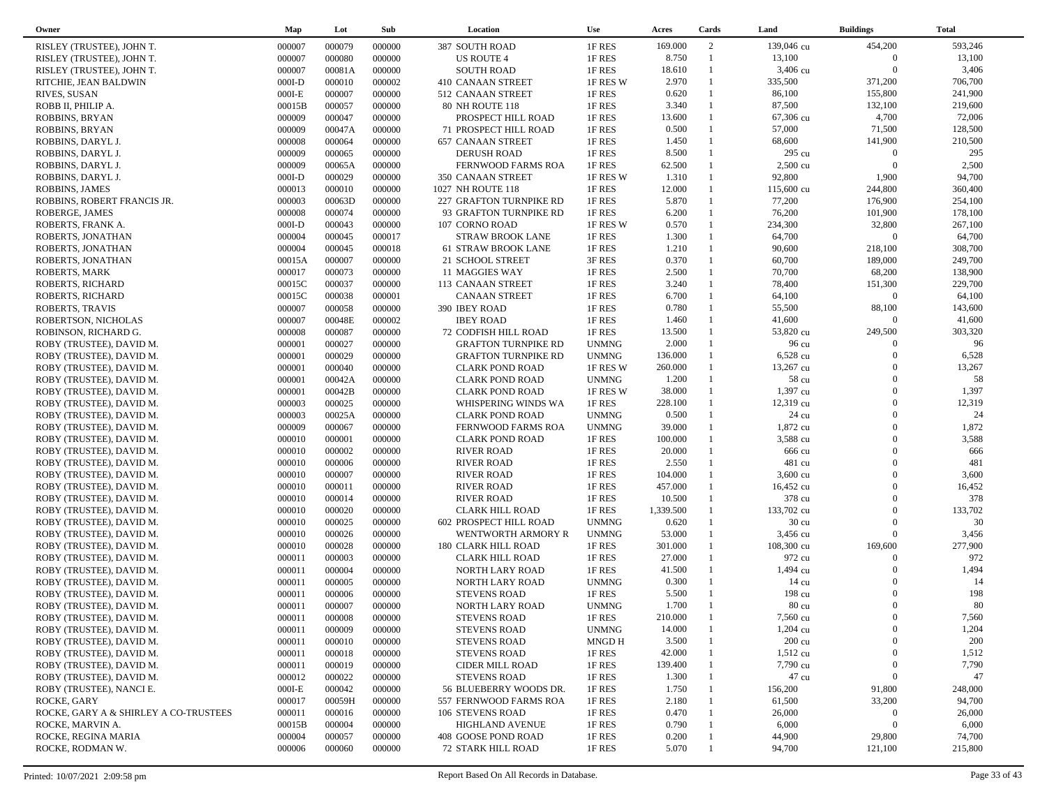| Owner | Map | Lot | Sub | Location | Use | Acres | Cards | Land | Buildings | Total |
|---|---|---|---|---|---|---|---|---|---|---|
| RISLEY (TRUSTEE), JOHN T. | 000007 | 000079 | 000000 | 387 SOUTH ROAD | 1F RES | 169.000 | 2 | 139,046 cu | 454,200 | 593,246 |
| RISLEY (TRUSTEE), JOHN T. | 000007 | 000080 | 000000 | US ROUTE 4 | 1F RES | 8.750 | 1 | 13,100 | 0 | 13,100 |
| RISLEY (TRUSTEE), JOHN T. | 000007 | 00081A | 000000 | SOUTH ROAD | 1F RES | 18.610 | 1 | 3,406 cu | 0 | 3,406 |
| RITCHIE, JEAN BALDWIN | 000I-D | 000010 | 000002 | 410 CANAAN STREET | 1F RES W | 2.970 | 1 | 335,500 | 371,200 | 706,700 |
| RIVES, SUSAN | 000I-E | 000007 | 000000 | 512 CANAAN STREET | 1F RES | 0.620 | 1 | 86,100 | 155,800 | 241,900 |
| ROBB II, PHILIP A. | 00015B | 000057 | 000000 | 80 NH ROUTE 118 | 1F RES | 3.340 | 1 | 87,500 | 132,100 | 219,600 |
| ROBBINS, BRYAN | 000009 | 000047 | 000000 | PROSPECT HILL ROAD | 1F RES | 13.600 | 1 | 67,306 cu | 4,700 | 72,006 |
| ROBBINS, BRYAN | 000009 | 00047A | 000000 | 71 PROSPECT HILL ROAD | 1F RES | 0.500 | 1 | 57,000 | 71,500 | 128,500 |
| ROBBINS, DARYL J. | 000008 | 000064 | 000000 | 657 CANAAN STREET | 1F RES | 1.450 | 1 | 68,600 | 141,900 | 210,500 |
| ROBBINS, DARYL J. | 000009 | 000065 | 000000 | DERUSH ROAD | 1F RES | 8.500 | 1 | 295 cu | 0 | 295 |
| ROBBINS, DARYL J. | 000009 | 00065A | 000000 | FERNWOOD FARMS ROA | 1F RES | 62.500 | 1 | 2,500 cu | 0 | 2,500 |
| ROBBINS, DARYL J. | 000I-D | 000029 | 000000 | 350 CANAAN STREET | 1F RES W | 1.310 | 1 | 92,800 | 1,900 | 94,700 |
| ROBBINS, JAMES | 000013 | 000010 | 000000 | 1027 NH ROUTE 118 | 1F RES | 12.000 | 1 | 115,600 cu | 244,800 | 360,400 |
| ROBBINS, ROBERT FRANCIS JR. | 000003 | 00063D | 000000 | 227 GRAFTON TURNPIKE RD | 1F RES | 5.870 | 1 | 77,200 | 176,900 | 254,100 |
| ROBERGE, JAMES | 000008 | 000074 | 000000 | 93 GRAFTON TURNPIKE RD | 1F RES | 6.200 | 1 | 76,200 | 101,900 | 178,100 |
| ROBERTS, FRANK A. | 000I-D | 000043 | 000000 | 107 CORNO ROAD | 1F RES W | 0.570 | 1 | 234,300 | 32,800 | 267,100 |
| ROBERTS, JONATHAN | 000004 | 000045 | 000017 | STRAW BROOK LANE | 1F RES | 1.300 | 1 | 64,700 | 0 | 64,700 |
| ROBERTS, JONATHAN | 000004 | 000045 | 000018 | 61 STRAW BROOK LANE | 1F RES | 1.210 | 1 | 90,600 | 218,100 | 308,700 |
| ROBERTS, JONATHAN | 00015A | 000007 | 000000 | 21 SCHOOL STREET | 3F RES | 0.370 | 1 | 60,700 | 189,000 | 249,700 |
| ROBERTS, MARK | 000017 | 000073 | 000000 | 11 MAGGIES WAY | 1F RES | 2.500 | 1 | 70,700 | 68,200 | 138,900 |
| ROBERTS, RICHARD | 00015C | 000037 | 000000 | 113 CANAAN STREET | 1F RES | 3.240 | 1 | 78,400 | 151,300 | 229,700 |
| ROBERTS, RICHARD | 00015C | 000038 | 000001 | CANAAN STREET | 1F RES | 6.700 | 1 | 64,100 | 0 | 64,100 |
| ROBERTS, TRAVIS | 000007 | 000058 | 000000 | 390 IBEY ROAD | 1F RES | 0.780 | 1 | 55,500 | 88,100 | 143,600 |
| ROBERTSON, NICHOLAS | 000007 | 00048E | 000002 | IBEY ROAD | 1F RES | 1.460 | 1 | 41,600 | 0 | 41,600 |
| ROBINSON, RICHARD G. | 000008 | 000087 | 000000 | 72 CODFISH HILL ROAD | 1F RES | 13.500 | 1 | 53,820 cu | 249,500 | 303,320 |
| ROBY (TRUSTEE), DAVID M. | 000001 | 000027 | 000000 | GRAFTON TURNPIKE RD | UNMNG | 2.000 | 1 | 96 cu | 0 | 96 |
| ROBY (TRUSTEE), DAVID M. | 000001 | 000029 | 000000 | GRAFTON TURNPIKE RD | UNMNG | 136.000 | 1 | 6,528 cu | 0 | 6,528 |
| ROBY (TRUSTEE), DAVID M. | 000001 | 000040 | 000000 | CLARK POND ROAD | 1F RES W | 260.000 | 1 | 13,267 cu | 0 | 13,267 |
| ROBY (TRUSTEE), DAVID M. | 000001 | 00042A | 000000 | CLARK POND ROAD | UNMNG | 1.200 | 1 | 58 cu | 0 | 58 |
| ROBY (TRUSTEE), DAVID M. | 000001 | 00042B | 000000 | CLARK POND ROAD | 1F RES W | 38.000 | 1 | 1,397 cu | 0 | 1,397 |
| ROBY (TRUSTEE), DAVID M. | 000003 | 000025 | 000000 | WHISPERING WINDS WA | 1F RES | 228.100 | 1 | 12,319 cu | 0 | 12,319 |
| ROBY (TRUSTEE), DAVID M. | 000003 | 00025A | 000000 | CLARK POND ROAD | UNMNG | 0.500 | 1 | 24 cu | 0 | 24 |
| ROBY (TRUSTEE), DAVID M. | 000009 | 000067 | 000000 | FERNWOOD FARMS ROA | UNMNG | 39.000 | 1 | 1,872 cu | 0 | 1,872 |
| ROBY (TRUSTEE), DAVID M. | 000010 | 000001 | 000000 | CLARK POND ROAD | 1F RES | 100.000 | 1 | 3,588 cu | 0 | 3,588 |
| ROBY (TRUSTEE), DAVID M. | 000010 | 000002 | 000000 | RIVER ROAD | 1F RES | 20.000 | 1 | 666 cu | 0 | 666 |
| ROBY (TRUSTEE), DAVID M. | 000010 | 000006 | 000000 | RIVER ROAD | 1F RES | 2.550 | 1 | 481 cu | 0 | 481 |
| ROBY (TRUSTEE), DAVID M. | 000010 | 000007 | 000000 | RIVER ROAD | 1F RES | 104.000 | 1 | 3,600 cu | 0 | 3,600 |
| ROBY (TRUSTEE), DAVID M. | 000010 | 000011 | 000000 | RIVER ROAD | 1F RES | 457.000 | 1 | 16,452 cu | 0 | 16,452 |
| ROBY (TRUSTEE), DAVID M. | 000010 | 000014 | 000000 | RIVER ROAD | 1F RES | 10.500 | 1 | 378 cu | 0 | 378 |
| ROBY (TRUSTEE), DAVID M. | 000010 | 000020 | 000000 | CLARK HILL ROAD | 1F RES | 1,339.500 | 1 | 133,702 cu | 0 | 133,702 |
| ROBY (TRUSTEE), DAVID M. | 000010 | 000025 | 000000 | 602 PROSPECT HILL ROAD | UNMNG | 0.620 | 1 | 30 cu | 0 | 30 |
| ROBY (TRUSTEE), DAVID M. | 000010 | 000026 | 000000 | WENTWORTH ARMORY R | UNMNG | 53.000 | 1 | 3,456 cu | 0 | 3,456 |
| ROBY (TRUSTEE), DAVID M. | 000010 | 000028 | 000000 | 180 CLARK HILL ROAD | 1F RES | 301.000 | 1 | 108,300 cu | 169,600 | 277,900 |
| ROBY (TRUSTEE), DAVID M. | 000011 | 000003 | 000000 | CLARK HILL ROAD | 1F RES | 27.000 | 1 | 972 cu | 0 | 972 |
| ROBY (TRUSTEE), DAVID M. | 000011 | 000004 | 000000 | NORTH LARY ROAD | 1F RES | 41.500 | 1 | 1,494 cu | 0 | 1,494 |
| ROBY (TRUSTEE), DAVID M. | 000011 | 000005 | 000000 | NORTH LARY ROAD | UNMNG | 0.300 | 1 | 14 cu | 0 | 14 |
| ROBY (TRUSTEE), DAVID M. | 000011 | 000006 | 000000 | STEVENS ROAD | 1F RES | 5.500 | 1 | 198 cu | 0 | 198 |
| ROBY (TRUSTEE), DAVID M. | 000011 | 000007 | 000000 | NORTH LARY ROAD | UNMNG | 1.700 | 1 | 80 cu | 0 | 80 |
| ROBY (TRUSTEE), DAVID M. | 000011 | 000008 | 000000 | STEVENS ROAD | 1F RES | 210.000 | 1 | 7,560 cu | 0 | 7,560 |
| ROBY (TRUSTEE), DAVID M. | 000011 | 000009 | 000000 | STEVENS ROAD | UNMNG | 14.000 | 1 | 1,204 cu | 0 | 1,204 |
| ROBY (TRUSTEE), DAVID M. | 000011 | 000010 | 000000 | STEVENS ROAD | MNGD H | 3.500 | 1 | 200 cu | 0 | 200 |
| ROBY (TRUSTEE), DAVID M. | 000011 | 000018 | 000000 | STEVENS ROAD | 1F RES | 42.000 | 1 | 1,512 cu | 0 | 1,512 |
| ROBY (TRUSTEE), DAVID M. | 000011 | 000019 | 000000 | CIDER MILL ROAD | 1F RES | 139.400 | 1 | 7,790 cu | 0 | 7,790 |
| ROBY (TRUSTEE), DAVID M. | 000012 | 000022 | 000000 | STEVENS ROAD | 1F RES | 1.300 | 1 | 47 cu | 0 | 47 |
| ROBY (TRUSTEE), NANCI E. | 000I-E | 000042 | 000000 | 56 BLUEBERRY WOODS DR. | 1F RES | 1.750 | 1 | 156,200 | 91,800 | 248,000 |
| ROCKE, GARY | 000017 | 00059H | 000000 | 557 FERNWOOD FARMS ROA | 1F RES | 2.180 | 1 | 61,500 | 33,200 | 94,700 |
| ROCKE, GARY A & SHIRLEY A CO-TRUSTEES | 000011 | 000016 | 000000 | 106 STEVENS ROAD | 1F RES | 0.470 | 1 | 26,000 | 0 | 26,000 |
| ROCKE, MARVIN A. | 00015B | 000004 | 000000 | HIGHLAND AVENUE | 1F RES | 0.790 | 1 | 6,000 | 0 | 6,000 |
| ROCKE, REGINA MARIA | 000004 | 000057 | 000000 | 408 GOOSE POND ROAD | 1F RES | 0.200 | 1 | 44,900 | 29,800 | 74,700 |
| ROCKE, RODMAN W. | 000006 | 000060 | 000000 | 72 STARK HILL ROAD | 1F RES | 5.070 | 1 | 94,700 | 121,100 | 215,800 |

Printed: 10/07/2021 2:09:58 pm — Report Based On All Records in Database.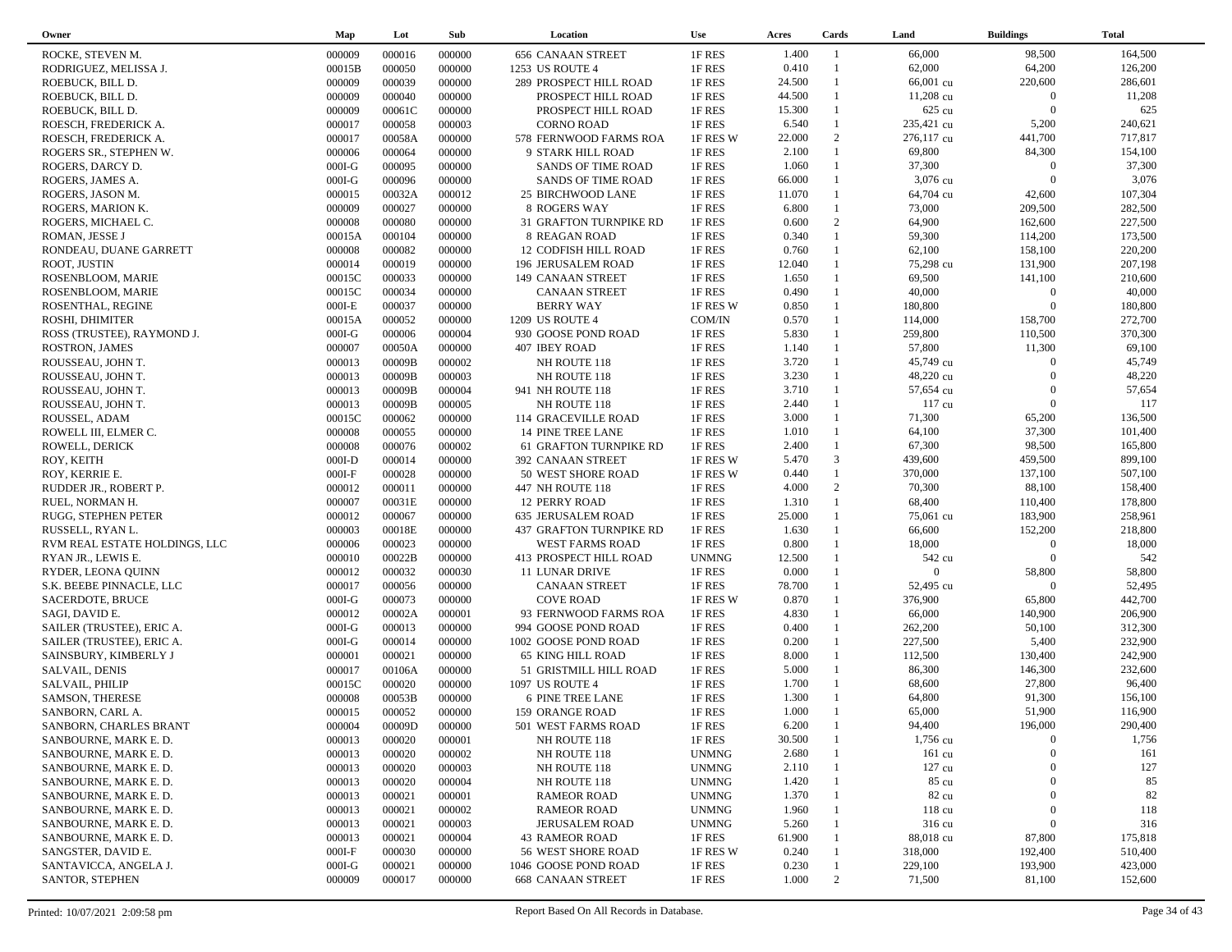| Owner | Map | Lot | Sub | Location | Use | Acres | Cards | Land | Buildings | Total |
|---|---|---|---|---|---|---|---|---|---|---|
| ROCKE, STEVEN M. | 000009 | 000016 | 000000 | 656 CANAAN STREET | 1F RES | 1.400 | 1 | 66,000 | 98,500 | 164,500 |
| RODRIGUEZ, MELISSA J. | 00015B | 000050 | 000000 | 1253 US ROUTE 4 | 1F RES | 0.410 | 1 | 62,000 | 64,200 | 126,200 |
| ROEBUCK, BILL D. | 000009 | 000039 | 000000 | 289 PROSPECT HILL ROAD | 1F RES | 24.500 | 1 | 66,001 cu | 220,600 | 286,601 |
| ROEBUCK, BILL D. | 000009 | 000040 | 000000 | PROSPECT HILL ROAD | 1F RES | 44.500 | 1 | 11,208 cu | 0 | 11,208 |
| ROEBUCK, BILL D. | 000009 | 00061C | 000000 | PROSPECT HILL ROAD | 1F RES | 15.300 | 1 | 625 cu | 0 | 625 |
| ROESCH, FREDERICK A. | 000017 | 000058 | 000003 | CORNO ROAD | 1F RES | 6.540 | 1 | 235,421 cu | 5,200 | 240,621 |
| ROESCH, FREDERICK A. | 000017 | 00058A | 000000 | 578 FERNWOOD FARMS ROA | 1F RES W | 22.000 | 2 | 276,117 cu | 441,700 | 717,817 |
| ROGERS SR., STEPHEN W. | 000006 | 000064 | 000000 | 9 STARK HILL ROAD | 1F RES | 2.100 | 1 | 69,800 | 84,300 | 154,100 |
| ROGERS, DARCY D. | 000I-G | 000095 | 000000 | SANDS OF TIME ROAD | 1F RES | 1.060 | 1 | 37,300 | 0 | 37,300 |
| ROGERS, JAMES A. | 000I-G | 000096 | 000000 | SANDS OF TIME ROAD | 1F RES | 66.000 | 1 | 3,076 cu | 0 | 3,076 |
| ROGERS, JASON M. | 000015 | 00032A | 000012 | 25 BIRCHWOOD LANE | 1F RES | 11.070 | 1 | 64,704 cu | 42,600 | 107,304 |
| ROGERS, MARION K. | 000009 | 000027 | 000000 | 8 ROGERS WAY | 1F RES | 6.800 | 1 | 73,000 | 209,500 | 282,500 |
| ROGERS, MICHAEL C. | 000008 | 000080 | 000000 | 31 GRAFTON TURNPIKE RD | 1F RES | 0.600 | 2 | 64,900 | 162,600 | 227,500 |
| ROMAN, JESSE J | 00015A | 000104 | 000000 | 8 REAGAN ROAD | 1F RES | 0.340 | 1 | 59,300 | 114,200 | 173,500 |
| RONDEAU, DUANE GARRETT | 000008 | 000082 | 000000 | 12 CODFISH HILL ROAD | 1F RES | 0.760 | 1 | 62,100 | 158,100 | 220,200 |
| ROOT, JUSTIN | 000014 | 000019 | 000000 | 196 JERUSALEM ROAD | 1F RES | 12.040 | 1 | 75,298 cu | 131,900 | 207,198 |
| ROSENBLOOM, MARIE | 00015C | 000033 | 000000 | 149 CANAAN STREET | 1F RES | 1.650 | 1 | 69,500 | 141,100 | 210,600 |
| ROSENBLOOM, MARIE | 00015C | 000034 | 000000 | CANAAN STREET | 1F RES | 0.490 | 1 | 40,000 | 0 | 40,000 |
| ROSENTHAL, REGINE | 000I-E | 000037 | 000000 | BERRY WAY | 1F RES W | 0.850 | 1 | 180,800 | 0 | 180,800 |
| ROSHI, DHIMITER | 00015A | 000052 | 000000 | 1209 US ROUTE 4 | COM/IN | 0.570 | 1 | 114,000 | 158,700 | 272,700 |
| ROSS (TRUSTEE), RAYMOND J. | 000I-G | 000006 | 000004 | 930 GOOSE POND ROAD | 1F RES | 5.830 | 1 | 259,800 | 110,500 | 370,300 |
| ROSTRON, JAMES | 000007 | 00050A | 000000 | 407 IBEY ROAD | 1F RES | 1.140 | 1 | 57,800 | 11,300 | 69,100 |
| ROUSSEAU, JOHN T. | 000013 | 00009B | 000002 | NH ROUTE 118 | 1F RES | 3.720 | 1 | 45,749 cu | 0 | 45,749 |
| ROUSSEAU, JOHN T. | 000013 | 00009B | 000003 | NH ROUTE 118 | 1F RES | 3.230 | 1 | 48,220 cu | 0 | 48,220 |
| ROUSSEAU, JOHN T. | 000013 | 00009B | 000004 | 941 NH ROUTE 118 | 1F RES | 3.710 | 1 | 57,654 cu | 0 | 57,654 |
| ROUSSEAU, JOHN T. | 000013 | 00009B | 000005 | NH ROUTE 118 | 1F RES | 2.440 | 1 | 117 cu | 0 | 117 |
| ROUSSEL, ADAM | 00015C | 000062 | 000000 | 114 GRACEVILLE ROAD | 1F RES | 3.000 | 1 | 71,300 | 65,200 | 136,500 |
| ROWELL III, ELMER C. | 000008 | 000055 | 000000 | 14 PINE TREE LANE | 1F RES | 1.010 | 1 | 64,100 | 37,300 | 101,400 |
| ROWELL, DERICK | 000008 | 000076 | 000002 | 61 GRAFTON TURNPIKE RD | 1F RES | 2.400 | 1 | 67,300 | 98,500 | 165,800 |
| ROY, KEITH | 000I-D | 000014 | 000000 | 392 CANAAN STREET | 1F RES W | 5.470 | 3 | 439,600 | 459,500 | 899,100 |
| ROY, KERRIE E. | 000I-F | 000028 | 000000 | 50 WEST SHORE ROAD | 1F RES W | 0.440 | 1 | 370,000 | 137,100 | 507,100 |
| RUDDER JR., ROBERT P. | 000012 | 000011 | 000000 | 447 NH ROUTE 118 | 1F RES | 4.000 | 2 | 70,300 | 88,100 | 158,400 |
| RUEL, NORMAN H. | 000007 | 00031E | 000000 | 12 PERRY ROAD | 1F RES | 1.310 | 1 | 68,400 | 110,400 | 178,800 |
| RUGG, STEPHEN PETER | 000012 | 000067 | 000000 | 635 JERUSALEM ROAD | 1F RES | 25.000 | 1 | 75,061 cu | 183,900 | 258,961 |
| RUSSELL, RYAN L. | 000003 | 00018E | 000000 | 437 GRAFTON TURNPIKE RD | 1F RES | 1.630 | 1 | 66,600 | 152,200 | 218,800 |
| RVM REAL ESTATE HOLDINGS, LLC | 000006 | 000023 | 000000 | WEST FARMS ROAD | 1F RES | 0.800 | 1 | 18,000 | 0 | 18,000 |
| RYAN JR., LEWIS E. | 000010 | 00022B | 000000 | 413 PROSPECT HILL ROAD | UNMNG | 12.500 | 1 | 542 cu | 0 | 542 |
| RYDER, LEONA QUINN | 000012 | 000032 | 000030 | 11 LUNAR DRIVE | 1F RES | 0.000 | 1 | 0 | 58,800 | 58,800 |
| S.K. BEEBE PINNACLE, LLC | 000017 | 000056 | 000000 | CANAAN STREET | 1F RES | 78.700 | 1 | 52,495 cu | 0 | 52,495 |
| SACERDOTE, BRUCE | 000I-G | 000073 | 000000 | COVE ROAD | 1F RES W | 0.870 | 1 | 376,900 | 65,800 | 442,700 |
| SAGI, DAVID E. | 000012 | 00002A | 000001 | 93 FERNWOOD FARMS ROA | 1F RES | 4.830 | 1 | 66,000 | 140,900 | 206,900 |
| SAILER (TRUSTEE), ERIC A. | 000I-G | 000013 | 000000 | 994 GOOSE POND ROAD | 1F RES | 0.400 | 1 | 262,200 | 50,100 | 312,300 |
| SAILER (TRUSTEE), ERIC A. | 000I-G | 000014 | 000000 | 1002 GOOSE POND ROAD | 1F RES | 0.200 | 1 | 227,500 | 5,400 | 232,900 |
| SAINSBURY, KIMBERLY J | 000001 | 000021 | 000000 | 65 KING HILL ROAD | 1F RES | 8.000 | 1 | 112,500 | 130,400 | 242,900 |
| SALVAIL, DENIS | 000017 | 00106A | 000000 | 51 GRISTMILL HILL ROAD | 1F RES | 5.000 | 1 | 86,300 | 146,300 | 232,600 |
| SALVAIL, PHILIP | 00015C | 000020 | 000000 | 1097 US ROUTE 4 | 1F RES | 1.700 | 1 | 68,600 | 27,800 | 96,400 |
| SAMSON, THERESE | 000008 | 00053B | 000000 | 6 PINE TREE LANE | 1F RES | 1.300 | 1 | 64,800 | 91,300 | 156,100 |
| SANBORN, CARL A. | 000015 | 000052 | 000000 | 159 ORANGE ROAD | 1F RES | 1.000 | 1 | 65,000 | 51,900 | 116,900 |
| SANBORN, CHARLES BRANT | 000004 | 00009D | 000000 | 501 WEST FARMS ROAD | 1F RES | 6.200 | 1 | 94,400 | 196,000 | 290,400 |
| SANBOURNE, MARK E. D. | 000013 | 000020 | 000001 | NH ROUTE 118 | 1F RES | 30.500 | 1 | 1,756 cu | 0 | 1,756 |
| SANBOURNE, MARK E. D. | 000013 | 000020 | 000002 | NH ROUTE 118 | UNMNG | 2.680 | 1 | 161 cu | 0 | 161 |
| SANBOURNE, MARK E. D. | 000013 | 000020 | 000003 | NH ROUTE 118 | UNMNG | 2.110 | 1 | 127 cu | 0 | 127 |
| SANBOURNE, MARK E. D. | 000013 | 000020 | 000004 | NH ROUTE 118 | UNMNG | 1.420 | 1 | 85 cu | 0 | 85 |
| SANBOURNE, MARK E. D. | 000013 | 000021 | 000001 | RAMEOR ROAD | UNMNG | 1.370 | 1 | 82 cu | 0 | 82 |
| SANBOURNE, MARK E. D. | 000013 | 000021 | 000002 | RAMEOR ROAD | UNMNG | 1.960 | 1 | 118 cu | 0 | 118 |
| SANBOURNE, MARK E. D. | 000013 | 000021 | 000003 | JERUSALEM ROAD | UNMNG | 5.260 | 1 | 316 cu | 0 | 316 |
| SANBOURNE, MARK E. D. | 000013 | 000021 | 000004 | 43 RAMEOR ROAD | 1F RES | 61.900 | 1 | 88,018 cu | 87,800 | 175,818 |
| SANGSTER, DAVID E. | 000I-F | 000030 | 000000 | 56 WEST SHORE ROAD | 1F RES W | 0.240 | 1 | 318,000 | 192,400 | 510,400 |
| SANTAVICCA, ANGELA J. | 000I-G | 000021 | 000000 | 1046 GOOSE POND ROAD | 1F RES | 0.230 | 1 | 229,100 | 193,900 | 423,000 |
| SANTOR, STEPHEN | 000009 | 000017 | 000000 | 668 CANAAN STREET | 1F RES | 1.000 | 2 | 71,500 | 81,100 | 152,600 |

Printed: 10/07/2021 2:09:58 pm

Report Based On All Records in Database.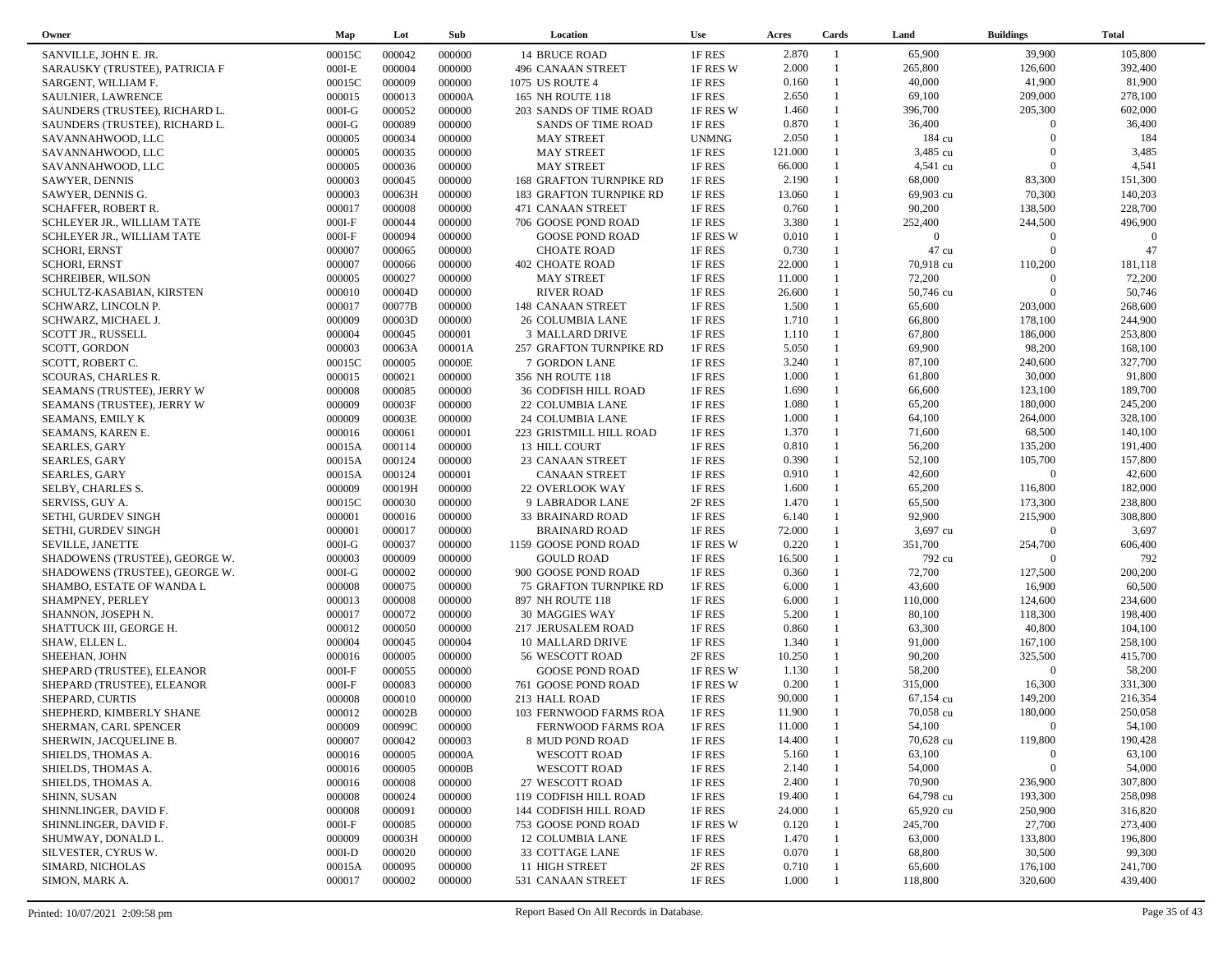| Owner | Map | Lot | Sub | Location | Use | Acres | Cards | Land | Buildings | Total |
|---|---|---|---|---|---|---|---|---|---|---|
| SANVILLE, JOHN E. JR. | 00015C | 000042 | 000000 | 14 BRUCE ROAD | 1F RES | 2.870 | 1 | 65,900 | 39,900 | 105,800 |
| SARAUSKY (TRUSTEE), PATRICIA F | 000I-E | 000004 | 000000 | 496 CANAAN STREET | 1F RES W | 2.000 | 1 | 265,800 | 126,600 | 392,400 |
| SARGENT, WILLIAM F. | 00015C | 000009 | 000000 | 1075 US ROUTE 4 | 1F RES | 0.160 | 1 | 40,000 | 41,900 | 81,900 |
| SAULNIER, LAWRENCE | 000015 | 000013 | 00000A | 165 NH ROUTE 118 | 1F RES | 2.650 | 1 | 69,100 | 209,000 | 278,100 |
| SAUNDERS (TRUSTEE), RICHARD L. | 000I-G | 000052 | 000000 | 203 SANDS OF TIME ROAD | 1F RES W | 1.460 | 1 | 396,700 | 205,300 | 602,000 |
| SAUNDERS (TRUSTEE), RICHARD L. | 000I-G | 000089 | 000000 | SANDS OF TIME ROAD | 1F RES | 0.870 | 1 | 36,400 | 0 | 36,400 |
| SAVANNAHWOOD, LLC | 000005 | 000034 | 000000 | MAY STREET | UNMNG | 2.050 | 1 | 184 cu | 0 | 184 |
| SAVANNAHWOOD, LLC | 000005 | 000035 | 000000 | MAY STREET | 1F RES | 121.000 | 1 | 3,485 cu | 0 | 3,485 |
| SAVANNAHWOOD, LLC | 000005 | 000036 | 000000 | MAY STREET | 1F RES | 66.000 | 1 | 4,541 cu | 0 | 4,541 |
| SAWYER, DENNIS | 000003 | 000045 | 000000 | 168 GRAFTON TURNPIKE RD | 1F RES | 2.190 | 1 | 68,000 | 83,300 | 151,300 |
| SAWYER, DENNIS G. | 000003 | 00063H | 000000 | 183 GRAFTON TURNPIKE RD | 1F RES | 13.060 | 1 | 69,903 cu | 70,300 | 140,203 |
| SCHAFFER, ROBERT R. | 000017 | 000008 | 000000 | 471 CANAAN STREET | 1F RES | 0.760 | 1 | 90,200 | 138,500 | 228,700 |
| SCHLEYER JR., WILLIAM TATE | 000I-F | 000044 | 000000 | 706 GOOSE POND ROAD | 1F RES | 3.380 | 1 | 252,400 | 244,500 | 496,900 |
| SCHLEYER JR., WILLIAM TATE | 000I-F | 000094 | 000000 | GOOSE POND ROAD | 1F RES W | 0.010 | 1 | 0 | 0 | 0 |
| SCHORI, ERNST | 000007 | 000065 | 000000 | CHOATE ROAD | 1F RES | 0.730 | 1 | 47 cu | 0 | 47 |
| SCHORI, ERNST | 000007 | 000066 | 000000 | 402 CHOATE ROAD | 1F RES | 22.000 | 1 | 70,918 cu | 110,200 | 181,118 |
| SCHREIBER, WILSON | 000005 | 000027 | 000000 | MAY STREET | 1F RES | 11.000 | 1 | 72,200 | 0 | 72,200 |
| SCHULTZ-KASABIAN, KIRSTEN | 000010 | 00004D | 000000 | RIVER ROAD | 1F RES | 26.600 | 1 | 50,746 cu | 0 | 50,746 |
| SCHWARZ, LINCOLN P. | 000017 | 00077B | 000000 | 148 CANAAN STREET | 1F RES | 1.500 | 1 | 65,600 | 203,000 | 268,600 |
| SCHWARZ, MICHAEL J. | 000009 | 00003D | 000000 | 26 COLUMBIA LANE | 1F RES | 1.710 | 1 | 66,800 | 178,100 | 244,900 |
| SCOTT JR., RUSSELL | 000004 | 000045 | 000001 | 3 MALLARD DRIVE | 1F RES | 1.110 | 1 | 67,800 | 186,000 | 253,800 |
| SCOTT, GORDON | 000003 | 00063A | 00001A | 257 GRAFTON TURNPIKE RD | 1F RES | 5.050 | 1 | 69,900 | 98,200 | 168,100 |
| SCOTT, ROBERT C. | 00015C | 000005 | 00000E | 7 GORDON LANE | 1F RES | 3.240 | 1 | 87,100 | 240,600 | 327,700 |
| SCOURAS, CHARLES R. | 000015 | 000021 | 000000 | 356 NH ROUTE 118 | 1F RES | 1.000 | 1 | 61,800 | 30,000 | 91,800 |
| SEAMANS (TRUSTEE), JERRY W | 000008 | 000085 | 000000 | 36 CODFISH HILL ROAD | 1F RES | 1.690 | 1 | 66,600 | 123,100 | 189,700 |
| SEAMANS (TRUSTEE), JERRY W | 000009 | 00003F | 000000 | 22 COLUMBIA LANE | 1F RES | 1.080 | 1 | 65,200 | 180,000 | 245,200 |
| SEAMANS, EMILY K | 000009 | 00003E | 000000 | 24 COLUMBIA LANE | 1F RES | 1.000 | 1 | 64,100 | 264,000 | 328,100 |
| SEAMANS, KAREN E. | 000016 | 000061 | 000001 | 223 GRISTMILL HILL ROAD | 1F RES | 1.370 | 1 | 71,600 | 68,500 | 140,100 |
| SEARLES, GARY | 00015A | 000114 | 000000 | 13 HILL COURT | 1F RES | 0.810 | 1 | 56,200 | 135,200 | 191,400 |
| SEARLES, GARY | 00015A | 000124 | 000000 | 23 CANAAN STREET | 1F RES | 0.390 | 1 | 52,100 | 105,700 | 157,800 |
| SEARLES, GARY | 00015A | 000124 | 000001 | CANAAN STREET | 1F RES | 0.910 | 1 | 42,600 | 0 | 42,600 |
| SELBY, CHARLES S. | 000009 | 00019H | 000000 | 22 OVERLOOK WAY | 1F RES | 1.600 | 1 | 65,200 | 116,800 | 182,000 |
| SERVISS, GUY A. | 00015C | 000030 | 000000 | 9 LABRADOR LANE | 2F RES | 1.470 | 1 | 65,500 | 173,300 | 238,800 |
| SETHI, GURDEV SINGH | 000001 | 000016 | 000000 | 33 BRAINARD ROAD | 1F RES | 6.140 | 1 | 92,900 | 215,900 | 308,800 |
| SETHI, GURDEV SINGH | 000001 | 000017 | 000000 | BRAINARD ROAD | 1F RES | 72.000 | 1 | 3,697 cu | 0 | 3,697 |
| SEVILLE, JANETTE | 000I-G | 000037 | 000000 | 1159 GOOSE POND ROAD | 1F RES W | 0.220 | 1 | 351,700 | 254,700 | 606,400 |
| SHADOWENS (TRUSTEE), GEORGE W. | 000003 | 000009 | 000000 | GOULD ROAD | 1F RES | 16.500 | 1 | 792 cu | 0 | 792 |
| SHADOWENS (TRUSTEE), GEORGE W. | 000I-G | 000002 | 000000 | 900 GOOSE POND ROAD | 1F RES | 0.360 | 1 | 72,700 | 127,500 | 200,200 |
| SHAMBO, ESTATE OF WANDA L | 000008 | 000075 | 000000 | 75 GRAFTON TURNPIKE RD | 1F RES | 6.000 | 1 | 43,600 | 16,900 | 60,500 |
| SHAMPNEY, PERLEY | 000013 | 000008 | 000000 | 897 NH ROUTE 118 | 1F RES | 6.000 | 1 | 110,000 | 124,600 | 234,600 |
| SHANNON, JOSEPH N. | 000017 | 000072 | 000000 | 30 MAGGIES WAY | 1F RES | 5.200 | 1 | 80,100 | 118,300 | 198,400 |
| SHATTUCK III, GEORGE H. | 000012 | 000050 | 000000 | 217 JERUSALEM ROAD | 1F RES | 0.860 | 1 | 63,300 | 40,800 | 104,100 |
| SHAW, ELLEN L. | 000004 | 000045 | 000004 | 10 MALLARD DRIVE | 1F RES | 1.340 | 1 | 91,000 | 167,100 | 258,100 |
| SHEEHAN, JOHN | 000016 | 000005 | 000000 | 56 WESCOTT ROAD | 2F RES | 10.250 | 1 | 90,200 | 325,500 | 415,700 |
| SHEPARD (TRUSTEE), ELEANOR | 000I-F | 000055 | 000000 | GOOSE POND ROAD | 1F RES W | 1.130 | 1 | 58,200 | 0 | 58,200 |
| SHEPARD (TRUSTEE), ELEANOR | 000I-F | 000083 | 000000 | 761 GOOSE POND ROAD | 1F RES W | 0.200 | 1 | 315,000 | 16,300 | 331,300 |
| SHEPARD, CURTIS | 000008 | 000010 | 000000 | 213 HALL ROAD | 1F RES | 90.000 | 1 | 67,154 cu | 149,200 | 216,354 |
| SHEPHERD, KIMBERLY SHANE | 000012 | 00002B | 000000 | 103 FERNWOOD FARMS ROA | 1F RES | 11.900 | 1 | 70,058 cu | 180,000 | 250,058 |
| SHERMAN, CARL SPENCER | 000009 | 00099C | 000000 | FERNWOOD FARMS ROA | 1F RES | 11.000 | 1 | 54,100 | 0 | 54,100 |
| SHERWIN, JACQUELINE B. | 000007 | 000042 | 000003 | 8 MUD POND ROAD | 1F RES | 14.400 | 1 | 70,628 cu | 119,800 | 190,428 |
| SHIELDS, THOMAS A. | 000016 | 000005 | 00000A | WESCOTT ROAD | 1F RES | 5.160 | 1 | 63,100 | 0 | 63,100 |
| SHIELDS, THOMAS A. | 000016 | 000005 | 00000B | WESCOTT ROAD | 1F RES | 2.140 | 1 | 54,000 | 0 | 54,000 |
| SHIELDS, THOMAS A. | 000016 | 000008 | 000000 | 27 WESCOTT ROAD | 1F RES | 2.400 | 1 | 70,900 | 236,900 | 307,800 |
| SHINN, SUSAN | 000008 | 000024 | 000000 | 119 CODFISH HILL ROAD | 1F RES | 19.400 | 1 | 64,798 cu | 193,300 | 258,098 |
| SHINNLINGER, DAVID F. | 000008 | 000091 | 000000 | 144 CODFISH HILL ROAD | 1F RES | 24.000 | 1 | 65,920 cu | 250,900 | 316,820 |
| SHINNLINGER, DAVID F. | 000I-F | 000085 | 000000 | 753 GOOSE POND ROAD | 1F RES W | 0.120 | 1 | 245,700 | 27,700 | 273,400 |
| SHUMWAY, DONALD L. | 000009 | 00003H | 000000 | 12 COLUMBIA LANE | 1F RES | 1.470 | 1 | 63,000 | 133,800 | 196,800 |
| SILVESTER, CYRUS W. | 000I-D | 000020 | 000000 | 33 COTTAGE LANE | 1F RES | 0.070 | 1 | 68,800 | 30,500 | 99,300 |
| SIMARD, NICHOLAS | 00015A | 000095 | 000000 | 11 HIGH STREET | 2F RES | 0.710 | 1 | 65,600 | 176,100 | 241,700 |
| SIMON, MARK A. | 000017 | 000002 | 000000 | 531 CANAAN STREET | 1F RES | 1.000 | 1 | 118,800 | 320,600 | 439,400 |

Printed: 10/07/2021 2:09:58 pm    Report Based On All Records in Database.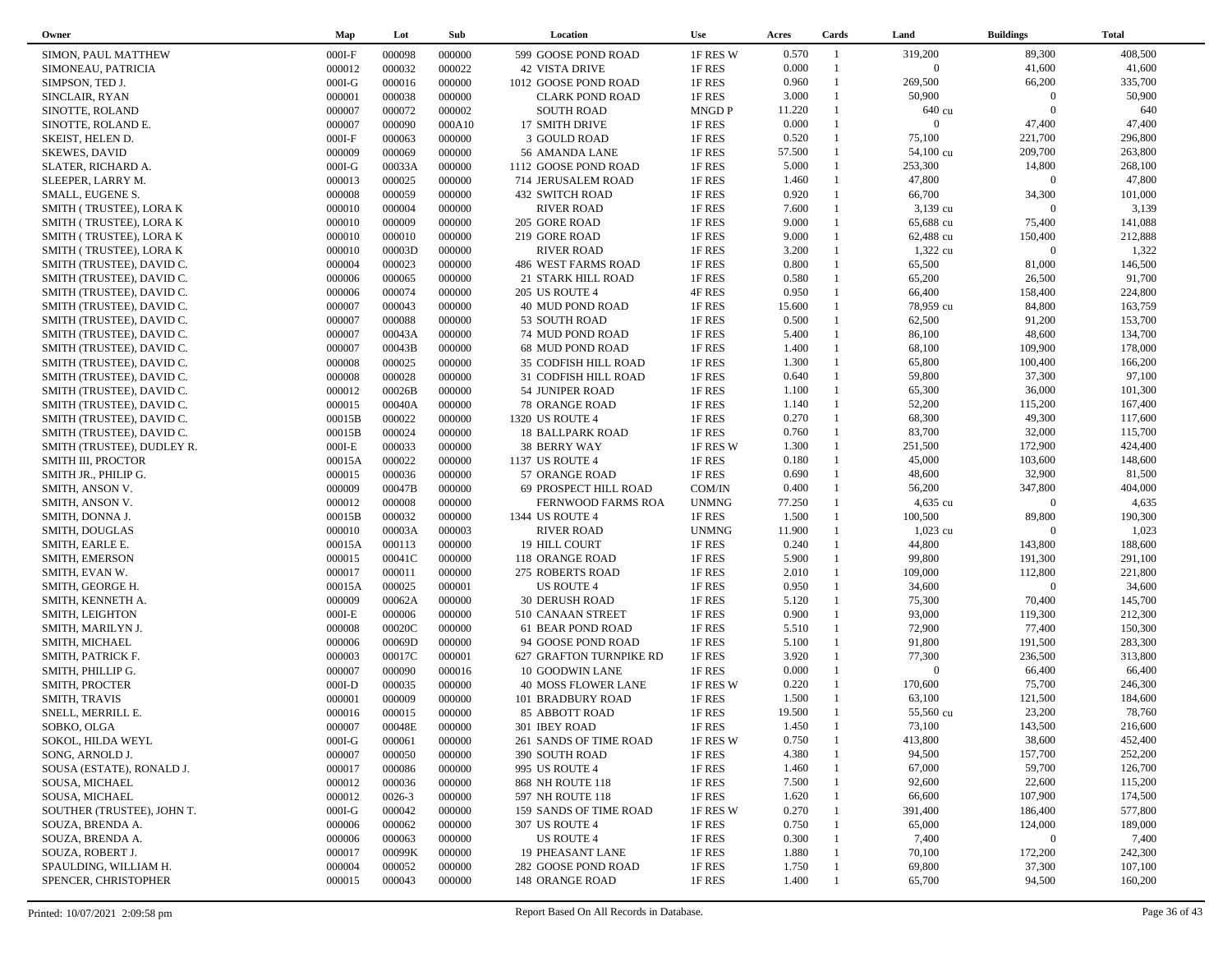| Owner | Map | Lot | Sub | Location | Use | Acres | Cards | Land | Buildings | Total |
|---|---|---|---|---|---|---|---|---|---|---|
| SIMON, PAUL MATTHEW | 000I-F | 000098 | 000000 | 599 GOOSE POND ROAD | 1F RES W | 0.570 | 1 | 319,200 | 89,300 | 408,500 |
| SIMONEAU, PATRICIA | 000012 | 000032 | 000022 | 42 VISTA DRIVE | 1F RES | 0.000 | 1 | 0 | 41,600 | 41,600 |
| SIMPSON, TED J. | 000I-G | 000016 | 000000 | 1012 GOOSE POND ROAD | 1F RES | 0.960 | 1 | 269,500 | 66,200 | 335,700 |
| SINCLAIR, RYAN | 000001 | 000038 | 000000 | CLARK POND ROAD | 1F RES | 3.000 | 1 | 50,900 | 0 | 50,900 |
| SINOTTE, ROLAND | 000007 | 000072 | 000002 | SOUTH ROAD | MNGD P | 11.220 | 1 | 640 cu | 0 | 640 |
| SINOTTE, ROLAND E. | 000007 | 000090 | 000A10 | 17 SMITH DRIVE | 1F RES | 0.000 | 1 | 0 | 47,400 | 47,400 |
| SKEIST, HELEN D. | 000I-F | 000063 | 000000 | 3 GOULD ROAD | 1F RES | 0.520 | 1 | 75,100 | 221,700 | 296,800 |
| SKEWES, DAVID | 000009 | 000069 | 000000 | 56 AMANDA LANE | 1F RES | 57.500 | 1 | 54,100 cu | 209,700 | 263,800 |
| SLATER, RICHARD A. | 000I-G | 00033A | 000000 | 1112 GOOSE POND ROAD | 1F RES | 5.000 | 1 | 253,300 | 14,800 | 268,100 |
| SLEEPER, LARRY M. | 000013 | 000025 | 000000 | 714 JERUSALEM ROAD | 1F RES | 1.460 | 1 | 47,800 | 0 | 47,800 |
| SMALL, EUGENE S. | 000008 | 000059 | 000000 | 432 SWITCH ROAD | 1F RES | 0.920 | 1 | 66,700 | 34,300 | 101,000 |
| SMITH ( TRUSTEE), LORA K | 000010 | 000004 | 000000 | RIVER ROAD | 1F RES | 7.600 | 1 | 3,139 cu | 0 | 3,139 |
| SMITH ( TRUSTEE), LORA K | 000010 | 000009 | 000000 | 205 GORE ROAD | 1F RES | 9.000 | 1 | 65,688 cu | 75,400 | 141,088 |
| SMITH ( TRUSTEE), LORA K | 000010 | 000010 | 000000 | 219 GORE ROAD | 1F RES | 9.000 | 1 | 62,488 cu | 150,400 | 212,888 |
| SMITH ( TRUSTEE), LORA K | 000010 | 00003D | 000000 | RIVER ROAD | 1F RES | 3.200 | 1 | 1,322 cu | 0 | 1,322 |
| SMITH (TRUSTEE), DAVID C. | 000004 | 000023 | 000000 | 486 WEST FARMS ROAD | 1F RES | 0.800 | 1 | 65,500 | 81,000 | 146,500 |
| SMITH (TRUSTEE), DAVID C. | 000006 | 000065 | 000000 | 21 STARK HILL ROAD | 1F RES | 0.580 | 1 | 65,200 | 26,500 | 91,700 |
| SMITH (TRUSTEE), DAVID C. | 000006 | 000074 | 000000 | 205 US ROUTE 4 | 4F RES | 0.950 | 1 | 66,400 | 158,400 | 224,800 |
| SMITH (TRUSTEE), DAVID C. | 000007 | 000043 | 000000 | 40 MUD POND ROAD | 1F RES | 15.600 | 1 | 78,959 cu | 84,800 | 163,759 |
| SMITH (TRUSTEE), DAVID C. | 000007 | 000088 | 000000 | 53 SOUTH ROAD | 1F RES | 0.500 | 1 | 62,500 | 91,200 | 153,700 |
| SMITH (TRUSTEE), DAVID C. | 000007 | 00043A | 000000 | 74 MUD POND ROAD | 1F RES | 5.400 | 1 | 86,100 | 48,600 | 134,700 |
| SMITH (TRUSTEE), DAVID C. | 000007 | 00043B | 000000 | 68 MUD POND ROAD | 1F RES | 1.400 | 1 | 68,100 | 109,900 | 178,000 |
| SMITH (TRUSTEE), DAVID C. | 000008 | 000025 | 000000 | 35 CODFISH HILL ROAD | 1F RES | 1.300 | 1 | 65,800 | 100,400 | 166,200 |
| SMITH (TRUSTEE), DAVID C. | 000008 | 000028 | 000000 | 31 CODFISH HILL ROAD | 1F RES | 0.640 | 1 | 59,800 | 37,300 | 97,100 |
| SMITH (TRUSTEE), DAVID C. | 000012 | 00026B | 000000 | 54 JUNIPER ROAD | 1F RES | 1.100 | 1 | 65,300 | 36,000 | 101,300 |
| SMITH (TRUSTEE), DAVID C. | 000015 | 00040A | 000000 | 78 ORANGE ROAD | 1F RES | 1.140 | 1 | 52,200 | 115,200 | 167,400 |
| SMITH (TRUSTEE), DAVID C. | 00015B | 000022 | 000000 | 1320 US ROUTE 4 | 1F RES | 0.270 | 1 | 68,300 | 49,300 | 117,600 |
| SMITH (TRUSTEE), DAVID C. | 00015B | 000024 | 000000 | 18 BALLPARK ROAD | 1F RES | 0.760 | 1 | 83,700 | 32,000 | 115,700 |
| SMITH (TRUSTEE), DUDLEY R. | 000I-E | 000033 | 000000 | 38 BERRY WAY | 1F RES W | 1.300 | 1 | 251,500 | 172,900 | 424,400 |
| SMITH III, PROCTOR | 00015A | 000022 | 000000 | 1137 US ROUTE 4 | 1F RES | 0.180 | 1 | 45,000 | 103,600 | 148,600 |
| SMITH JR., PHILIP G. | 000015 | 000036 | 000000 | 57 ORANGE ROAD | 1F RES | 0.690 | 1 | 48,600 | 32,900 | 81,500 |
| SMITH, ANSON V. | 000009 | 00047B | 000000 | 69 PROSPECT HILL ROAD | COM/IN | 0.400 | 1 | 56,200 | 347,800 | 404,000 |
| SMITH, ANSON V. | 000012 | 000008 | 000000 | FERNWOOD FARMS ROA | UNMNG | 77.250 | 1 | 4,635 cu | 0 | 4,635 |
| SMITH, DONNA J. | 00015B | 000032 | 000000 | 1344 US ROUTE 4 | 1F RES | 1.500 | 1 | 100,500 | 89,800 | 190,300 |
| SMITH, DOUGLAS | 000010 | 00003A | 000003 | RIVER ROAD | UNMNG | 11.900 | 1 | 1,023 cu | 0 | 1,023 |
| SMITH, EARLE E. | 00015A | 000113 | 000000 | 19 HILL COURT | 1F RES | 0.240 | 1 | 44,800 | 143,800 | 188,600 |
| SMITH, EMERSON | 000015 | 00041C | 000000 | 118 ORANGE ROAD | 1F RES | 5.900 | 1 | 99,800 | 191,300 | 291,100 |
| SMITH, EVAN W. | 000017 | 000011 | 000000 | 275 ROBERTS ROAD | 1F RES | 2.010 | 1 | 109,000 | 112,800 | 221,800 |
| SMITH, GEORGE H. | 00015A | 000025 | 000001 | US ROUTE 4 | 1F RES | 0.950 | 1 | 34,600 | 0 | 34,600 |
| SMITH, KENNETH A. | 000009 | 00062A | 000000 | 30 DERUSH ROAD | 1F RES | 5.120 | 1 | 75,300 | 70,400 | 145,700 |
| SMITH, LEIGHTON | 000I-E | 000006 | 000000 | 510 CANAAN STREET | 1F RES | 0.900 | 1 | 93,000 | 119,300 | 212,300 |
| SMITH, MARILYN J. | 000008 | 00020C | 000000 | 61 BEAR POND ROAD | 1F RES | 5.510 | 1 | 72,900 | 77,400 | 150,300 |
| SMITH, MICHAEL | 000006 | 00069D | 000000 | 94 GOOSE POND ROAD | 1F RES | 5.100 | 1 | 91,800 | 191,500 | 283,300 |
| SMITH, PATRICK F. | 000003 | 00017C | 000001 | 627 GRAFTON TURNPIKE RD | 1F RES | 3.920 | 1 | 77,300 | 236,500 | 313,800 |
| SMITH, PHILLIP G. | 000007 | 000090 | 000016 | 10 GOODWIN LANE | 1F RES | 0.000 | 1 | 0 | 66,400 | 66,400 |
| SMITH, PROCTER | 000I-D | 000035 | 000000 | 40 MOSS FLOWER LANE | 1F RES W | 0.220 | 1 | 170,600 | 75,700 | 246,300 |
| SMITH, TRAVIS | 000001 | 000009 | 000000 | 101 BRADBURY ROAD | 1F RES | 1.500 | 1 | 63,100 | 121,500 | 184,600 |
| SNELL, MERRILL E. | 000016 | 000015 | 000000 | 85 ABBOTT ROAD | 1F RES | 19.500 | 1 | 55,560 cu | 23,200 | 78,760 |
| SOBKO, OLGA | 000007 | 00048E | 000000 | 301 IBEY ROAD | 1F RES | 1.450 | 1 | 73,100 | 143,500 | 216,600 |
| SOKOL, HILDA WEYL | 000I-G | 000061 | 000000 | 261 SANDS OF TIME ROAD | 1F RES W | 0.750 | 1 | 413,800 | 38,600 | 452,400 |
| SONG, ARNOLD J. | 000007 | 000050 | 000000 | 390 SOUTH ROAD | 1F RES | 4.380 | 1 | 94,500 | 157,700 | 252,200 |
| SOUSA (ESTATE), RONALD J. | 000017 | 000086 | 000000 | 995 US ROUTE 4 | 1F RES | 1.460 | 1 | 67,000 | 59,700 | 126,700 |
| SOUSA, MICHAEL | 000012 | 000036 | 000000 | 868 NH ROUTE 118 | 1F RES | 7.500 | 1 | 92,600 | 22,600 | 115,200 |
| SOUSA, MICHAEL | 000012 | 0026-3 | 000000 | 597 NH ROUTE 118 | 1F RES | 1.620 | 1 | 66,600 | 107,900 | 174,500 |
| SOUTHER (TRUSTEE), JOHN T. | 000I-G | 000042 | 000000 | 159 SANDS OF TIME ROAD | 1F RES W | 0.270 | 1 | 391,400 | 186,400 | 577,800 |
| SOUZA, BRENDA A. | 000006 | 000062 | 000000 | 307 US ROUTE 4 | 1F RES | 0.750 | 1 | 65,000 | 124,000 | 189,000 |
| SOUZA, BRENDA A. | 000006 | 000063 | 000000 | US ROUTE 4 | 1F RES | 0.300 | 1 | 7,400 | 0 | 7,400 |
| SOUZA, ROBERT J. | 000017 | 00099K | 000000 | 19 PHEASANT LANE | 1F RES | 1.880 | 1 | 70,100 | 172,200 | 242,300 |
| SPAULDING, WILLIAM H. | 000004 | 000052 | 000000 | 282 GOOSE POND ROAD | 1F RES | 1.750 | 1 | 69,800 | 37,300 | 107,100 |
| SPENCER, CHRISTOPHER | 000015 | 000043 | 000000 | 148 ORANGE ROAD | 1F RES | 1.400 | 1 | 65,700 | 94,500 | 160,200 |

Printed: 10/07/2021 2:09:58 pm

Report Based On All Records in Database.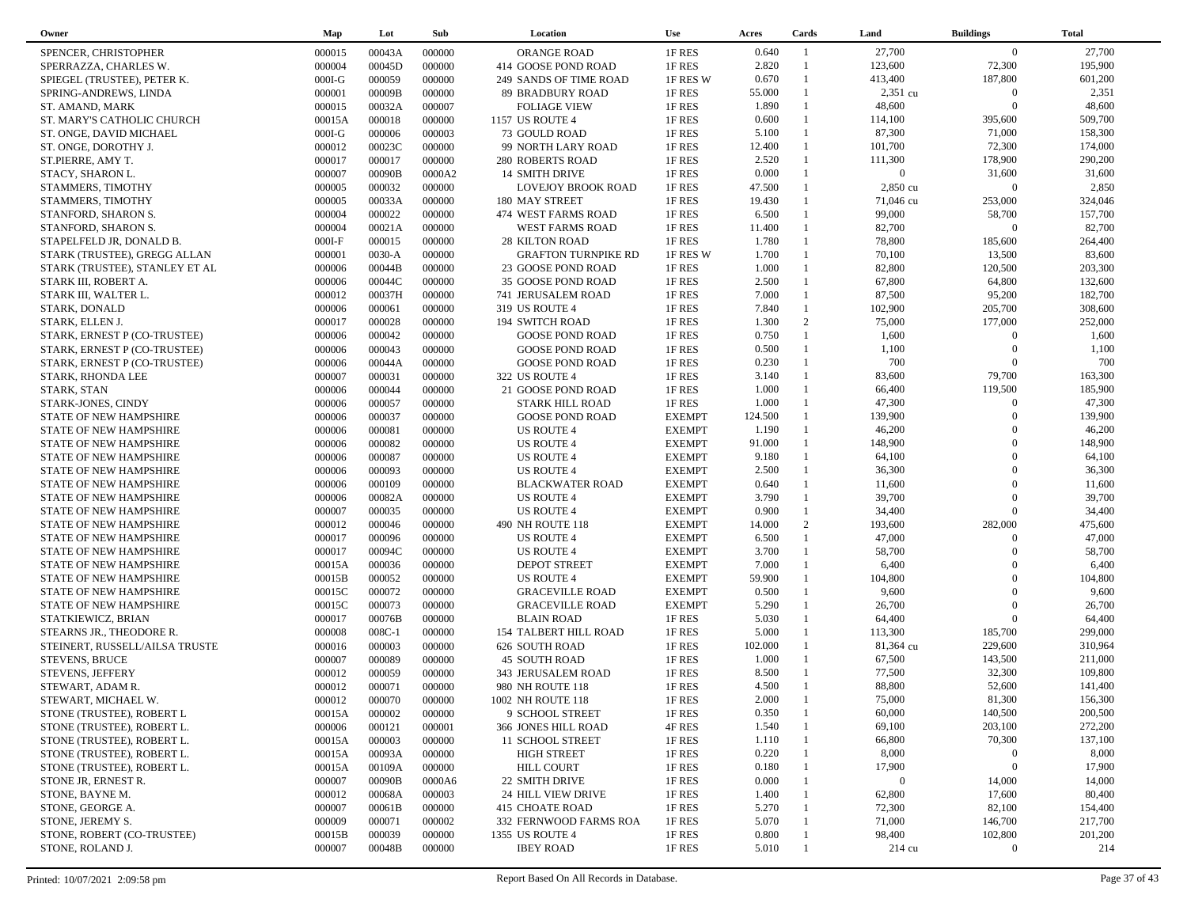| Owner | Map | Lot | Sub | Location | Use | Acres | Cards | Land | Buildings | Total |
|---|---|---|---|---|---|---|---|---|---|---|
| SPENCER, CHRISTOPHER | 000015 | 00043A | 000000 | ORANGE ROAD | 1F RES | 0.640 | 1 | 27,700 | 0 | 27,700 |
| SPERRAZZA, CHARLES W. | 000004 | 00045D | 000000 | 414 GOOSE POND ROAD | 1F RES | 2.820 | 1 | 123,600 | 72,300 | 195,900 |
| SPIEGEL (TRUSTEE), PETER K. | 000I-G | 000059 | 000000 | 249 SANDS OF TIME ROAD | 1F RES W | 0.670 | 1 | 413,400 | 187,800 | 601,200 |
| SPRING-ANDREWS, LINDA | 000001 | 00009B | 000000 | 89 BRADBURY ROAD | 1F RES | 55.000 | 1 | 2,351 cu | 0 | 2,351 |
| ST. AMAND, MARK | 000015 | 00032A | 000007 | FOLIAGE VIEW | 1F RES | 1.890 | 1 | 48,600 | 0 | 48,600 |
| ST. MARY'S CATHOLIC CHURCH | 00015A | 000018 | 000000 | 1157 US ROUTE 4 | 1F RES | 0.600 | 1 | 114,100 | 395,600 | 509,700 |
| ST. ONGE, DAVID MICHAEL | 000I-G | 000006 | 000003 | 73 GOULD ROAD | 1F RES | 5.100 | 1 | 87,300 | 71,000 | 158,300 |
| ST. ONGE, DOROTHY J. | 000012 | 00023C | 000000 | 99 NORTH LARY ROAD | 1F RES | 12.400 | 1 | 101,700 | 72,300 | 174,000 |
| ST.PIERRE, AMY T. | 000017 | 000017 | 000000 | 280 ROBERTS ROAD | 1F RES | 2.520 | 1 | 111,300 | 178,900 | 290,200 |
| STACY, SHARON L. | 000007 | 00090B | 0000A2 | 14 SMITH DRIVE | 1F RES | 0.000 | 1 | 0 | 31,600 | 31,600 |
| STAMMERS, TIMOTHY | 000005 | 000032 | 000000 | LOVEJOY BROOK ROAD | 1F RES | 47.500 | 1 | 2,850 cu | 0 | 2,850 |
| STAMMERS, TIMOTHY | 000005 | 00033A | 000000 | 180 MAY STREET | 1F RES | 19.430 | 1 | 71,046 cu | 253,000 | 324,046 |
| STANFORD, SHARON S. | 000004 | 000022 | 000000 | 474 WEST FARMS ROAD | 1F RES | 6.500 | 1 | 99,000 | 58,700 | 157,700 |
| STANFORD, SHARON S. | 000004 | 00021A | 000000 | WEST FARMS ROAD | 1F RES | 11.400 | 1 | 82,700 | 0 | 82,700 |
| STAPELFELD JR, DONALD B. | 000I-F | 000015 | 000000 | 28 KILTON ROAD | 1F RES | 1.780 | 1 | 78,800 | 185,600 | 264,400 |
| STARK (TRUSTEE), GREGG ALLAN | 000001 | 0030-A | 000000 | GRAFTON TURNPIKE RD | 1F RES W | 1.700 | 1 | 70,100 | 13,500 | 83,600 |
| STARK (TRUSTEE), STANLEY ET AL | 000006 | 00044B | 000000 | 23 GOOSE POND ROAD | 1F RES | 1.000 | 1 | 82,800 | 120,500 | 203,300 |
| STARK III, ROBERT A. | 000006 | 00044C | 000000 | 35 GOOSE POND ROAD | 1F RES | 2.500 | 1 | 67,800 | 64,800 | 132,600 |
| STARK III, WALTER L. | 000012 | 00037H | 000000 | 741 JERUSALEM ROAD | 1F RES | 7.000 | 1 | 87,500 | 95,200 | 182,700 |
| STARK, DONALD | 000006 | 000061 | 000000 | 319 US ROUTE 4 | 1F RES | 7.840 | 1 | 102,900 | 205,700 | 308,600 |
| STARK, ELLEN J. | 000017 | 000028 | 000000 | 194 SWITCH ROAD | 1F RES | 1.300 | 2 | 75,000 | 177,000 | 252,000 |
| STARK, ERNEST P (CO-TRUSTEE) | 000006 | 000042 | 000000 | GOOSE POND ROAD | 1F RES | 0.750 | 1 | 1,600 | 0 | 1,600 |
| STARK, ERNEST P (CO-TRUSTEE) | 000006 | 000043 | 000000 | GOOSE POND ROAD | 1F RES | 0.500 | 1 | 1,100 | 0 | 1,100 |
| STARK, ERNEST P (CO-TRUSTEE) | 000006 | 00044A | 000000 | GOOSE POND ROAD | 1F RES | 0.230 | 1 | 700 | 0 | 700 |
| STARK, RHONDA LEE | 000007 | 000031 | 000000 | 322 US ROUTE 4 | 1F RES | 3.140 | 1 | 83,600 | 79,700 | 163,300 |
| STARK, STAN | 000006 | 000044 | 000000 | 21 GOOSE POND ROAD | 1F RES | 1.000 | 1 | 66,400 | 119,500 | 185,900 |
| STARK-JONES, CINDY | 000006 | 000057 | 000000 | STARK HILL ROAD | 1F RES | 1.000 | 1 | 47,300 | 0 | 47,300 |
| STATE OF NEW HAMPSHIRE | 000006 | 000037 | 000000 | GOOSE POND ROAD | EXEMPT | 124.500 | 1 | 139,900 | 0 | 139,900 |
| STATE OF NEW HAMPSHIRE | 000006 | 000081 | 000000 | US ROUTE 4 | EXEMPT | 1.190 | 1 | 46,200 | 0 | 46,200 |
| STATE OF NEW HAMPSHIRE | 000006 | 000082 | 000000 | US ROUTE 4 | EXEMPT | 91.000 | 1 | 148,900 | 0 | 148,900 |
| STATE OF NEW HAMPSHIRE | 000006 | 000087 | 000000 | US ROUTE 4 | EXEMPT | 9.180 | 1 | 64,100 | 0 | 64,100 |
| STATE OF NEW HAMPSHIRE | 000006 | 000093 | 000000 | US ROUTE 4 | EXEMPT | 2.500 | 1 | 36,300 | 0 | 36,300 |
| STATE OF NEW HAMPSHIRE | 000006 | 000109 | 000000 | BLACKWATER ROAD | EXEMPT | 0.640 | 1 | 11,600 | 0 | 11,600 |
| STATE OF NEW HAMPSHIRE | 000006 | 00082A | 000000 | US ROUTE 4 | EXEMPT | 3.790 | 1 | 39,700 | 0 | 39,700 |
| STATE OF NEW HAMPSHIRE | 000007 | 000035 | 000000 | US ROUTE 4 | EXEMPT | 0.900 | 1 | 34,400 | 0 | 34,400 |
| STATE OF NEW HAMPSHIRE | 000012 | 000046 | 000000 | 490 NH ROUTE 118 | EXEMPT | 14.000 | 2 | 193,600 | 282,000 | 475,600 |
| STATE OF NEW HAMPSHIRE | 000017 | 000096 | 000000 | US ROUTE 4 | EXEMPT | 6.500 | 1 | 47,000 | 0 | 47,000 |
| STATE OF NEW HAMPSHIRE | 000017 | 00094C | 000000 | US ROUTE 4 | EXEMPT | 3.700 | 1 | 58,700 | 0 | 58,700 |
| STATE OF NEW HAMPSHIRE | 00015A | 000036 | 000000 | DEPOT STREET | EXEMPT | 7.000 | 1 | 6,400 | 0 | 6,400 |
| STATE OF NEW HAMPSHIRE | 00015B | 000052 | 000000 | US ROUTE 4 | EXEMPT | 59.900 | 1 | 104,800 | 0 | 104,800 |
| STATE OF NEW HAMPSHIRE | 00015C | 000072 | 000000 | GRACEVILLE ROAD | EXEMPT | 0.500 | 1 | 9,600 | 0 | 9,600 |
| STATE OF NEW HAMPSHIRE | 00015C | 000073 | 000000 | GRACEVILLE ROAD | EXEMPT | 5.290 | 1 | 26,700 | 0 | 26,700 |
| STATKIEWICZ, BRIAN | 000017 | 00076B | 000000 | BLAIN ROAD | 1F RES | 5.030 | 1 | 64,400 | 0 | 64,400 |
| STEARNS JR., THEODORE R. | 000008 | 008C-1 | 000000 | 154 TALBERT HILL ROAD | 1F RES | 5.000 | 1 | 113,300 | 185,700 | 299,000 |
| STEINERT, RUSSELL/AILSA TRUSTE | 000016 | 000003 | 000000 | 626 SOUTH ROAD | 1F RES | 102.000 | 1 | 81,364 cu | 229,600 | 310,964 |
| STEVENS, BRUCE | 000007 | 000089 | 000000 | 45 SOUTH ROAD | 1F RES | 1.000 | 1 | 67,500 | 143,500 | 211,000 |
| STEVENS, JEFFERY | 000012 | 000059 | 000000 | 343 JERUSALEM ROAD | 1F RES | 8.500 | 1 | 77,500 | 32,300 | 109,800 |
| STEWART, ADAM R. | 000012 | 000071 | 000000 | 980 NH ROUTE 118 | 1F RES | 4.500 | 1 | 88,800 | 52,600 | 141,400 |
| STEWART, MICHAEL W. | 000012 | 000070 | 000000 | 1002 NH ROUTE 118 | 1F RES | 2.000 | 1 | 75,000 | 81,300 | 156,300 |
| STONE (TRUSTEE), ROBERT L | 00015A | 000002 | 000000 | 9 SCHOOL STREET | 1F RES | 0.350 | 1 | 60,000 | 140,500 | 200,500 |
| STONE (TRUSTEE), ROBERT L. | 000006 | 000121 | 000001 | 366 JONES HILL ROAD | 4F RES | 1.540 | 1 | 69,100 | 203,100 | 272,200 |
| STONE (TRUSTEE), ROBERT L. | 00015A | 000003 | 000000 | 11 SCHOOL STREET | 1F RES | 1.110 | 1 | 66,800 | 70,300 | 137,100 |
| STONE (TRUSTEE), ROBERT L. | 00015A | 00093A | 000000 | HIGH STREET | 1F RES | 0.220 | 1 | 8,000 | 0 | 8,000 |
| STONE (TRUSTEE), ROBERT L. | 00015A | 00109A | 000000 | HILL COURT | 1F RES | 0.180 | 1 | 17,900 | 0 | 17,900 |
| STONE JR, ERNEST R. | 000007 | 00090B | 0000A6 | 22 SMITH DRIVE | 1F RES | 0.000 | 1 | 0 | 14,000 | 14,000 |
| STONE, BAYNE M. | 000012 | 00068A | 000003 | 24 HILL VIEW DRIVE | 1F RES | 1.400 | 1 | 62,800 | 17,600 | 80,400 |
| STONE, GEORGE A. | 000007 | 00061B | 000000 | 415 CHOATE ROAD | 1F RES | 5.270 | 1 | 72,300 | 82,100 | 154,400 |
| STONE, JEREMY S. | 000009 | 000071 | 000002 | 332 FERNWOOD FARMS ROA | 1F RES | 5.070 | 1 | 71,000 | 146,700 | 217,700 |
| STONE, ROBERT (CO-TRUSTEE) | 00015B | 000039 | 000000 | 1355 US ROUTE 4 | 1F RES | 0.800 | 1 | 98,400 | 102,800 | 201,200 |
| STONE, ROLAND J. | 000007 | 00048B | 000000 | IBEY ROAD | 1F RES | 5.010 | 1 | 214 cu | 0 | 214 |

Printed: 10/07/2021 2:09:58 pm    Report Based On All Records in Database.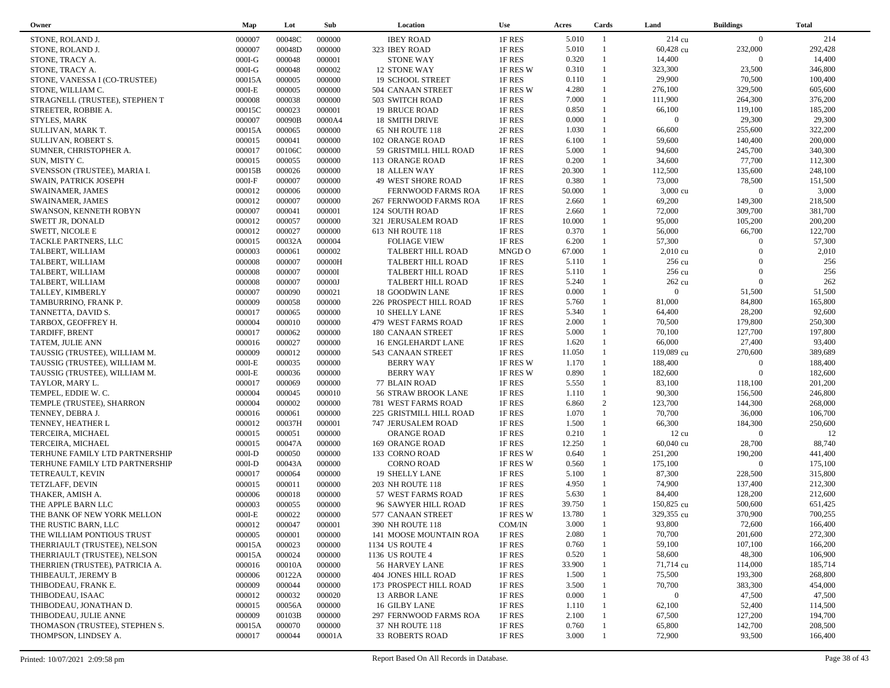| Owner | Map | Lot | Sub | Location | Use | Acres | Cards | Land | Buildings | Total |
|---|---|---|---|---|---|---|---|---|---|---|
| STONE, ROLAND J. | 000007 | 00048C | 000000 | IBEY ROAD | 1F RES | 5.010 | 1 | 214 cu | 0 | 214 |
| STONE, ROLAND J. | 000007 | 00048D | 000000 | 323 IBEY ROAD | 1F RES | 5.010 | 1 | 60,428 cu | 232,000 | 292,428 |
| STONE, TRACY A. | 000I-G | 000048 | 000001 | STONE WAY | 1F RES | 0.320 | 1 | 14,400 | 0 | 14,400 |
| STONE, TRACY A. | 000I-G | 000048 | 000002 | 12 STONE WAY | 1F RES W | 0.310 | 1 | 323,300 | 23,500 | 346,800 |
| STONE, VANESSA I (CO-TRUSTEE) | 00015A | 000005 | 000000 | 19 SCHOOL STREET | 1F RES | 0.110 | 1 | 29,900 | 70,500 | 100,400 |
| STONE, WILLIAM C. | 000I-E | 000005 | 000000 | 504 CANAAN STREET | 1F RES W | 4.280 | 1 | 276,100 | 329,500 | 605,600 |
| STRAGNELL (TRUSTEE), STEPHEN T | 000008 | 000038 | 000000 | 503 SWITCH ROAD | 1F RES | 7.000 | 1 | 111,900 | 264,300 | 376,200 |
| STREETER, ROBBIE A. | 00015C | 000023 | 000001 | 19 BRUCE ROAD | 1F RES | 0.850 | 1 | 66,100 | 119,100 | 185,200 |
| STYLES, MARK | 000007 | 00090B | 0000A4 | 18 SMITH DRIVE | 1F RES | 0.000 | 1 | 0 | 29,300 | 29,300 |
| SULLIVAN, MARK T. | 00015A | 000065 | 000000 | 65 NH ROUTE 118 | 2F RES | 1.030 | 1 | 66,600 | 255,600 | 322,200 |
| SULLIVAN, ROBERT S. | 000015 | 000041 | 000000 | 102 ORANGE ROAD | 1F RES | 6.100 | 1 | 59,600 | 140,400 | 200,000 |
| SUMNER, CHRISTOPHER A. | 000017 | 00106C | 000000 | 59 GRISTMILL HILL ROAD | 1F RES | 5.000 | 1 | 94,600 | 245,700 | 340,300 |
| SUN, MISTY C. | 000015 | 000055 | 000000 | 113 ORANGE ROAD | 1F RES | 0.200 | 1 | 34,600 | 77,700 | 112,300 |
| SVENSSON (TRUSTEE), MARIA I. | 00015B | 000026 | 000000 | 18 ALLEN WAY | 1F RES | 20.300 | 1 | 112,500 | 135,600 | 248,100 |
| SWAIN, PATRICK JOSEPH | 000I-F | 000007 | 000000 | 49 WEST SHORE ROAD | 1F RES | 0.380 | 1 | 73,000 | 78,500 | 151,500 |
| SWAINAMER, JAMES | 000012 | 000006 | 000000 | FERNWOOD FARMS ROA | 1F RES | 50.000 | 1 | 3,000 cu | 0 | 3,000 |
| SWAINAMER, JAMES | 000012 | 000007 | 000000 | 267 FERNWOOD FARMS ROA | 1F RES | 2.660 | 1 | 69,200 | 149,300 | 218,500 |
| SWANSON, KENNETH ROBYN | 000007 | 000041 | 000001 | 124 SOUTH ROAD | 1F RES | 2.660 | 1 | 72,000 | 309,700 | 381,700 |
| SWETT JR, DONALD | 000012 | 000057 | 000000 | 321 JERUSALEM ROAD | 1F RES | 10.000 | 1 | 95,000 | 105,200 | 200,200 |
| SWETT, NICOLE E | 000012 | 000027 | 000000 | 613 NH ROUTE 118 | 1F RES | 0.370 | 1 | 56,000 | 66,700 | 122,700 |
| TACKLE PARTNERS, LLC | 000015 | 00032A | 000004 | FOLIAGE VIEW | 1F RES | 6.200 | 1 | 57,300 | 0 | 57,300 |
| TALBERT, WILLIAM | 000003 | 000061 | 000002 | TALBERT HILL ROAD | MNGD O | 67.000 | 1 | 2,010 cu | 0 | 2,010 |
| TALBERT, WILLIAM | 000008 | 000007 | 00000H | TALBERT HILL ROAD | 1F RES | 5.110 | 1 | 256 cu | 0 | 256 |
| TALBERT, WILLIAM | 000008 | 000007 | 00000I | TALBERT HILL ROAD | 1F RES | 5.110 | 1 | 256 cu | 0 | 256 |
| TALBERT, WILLIAM | 000008 | 000007 | 00000J | TALBERT HILL ROAD | 1F RES | 5.240 | 1 | 262 cu | 0 | 262 |
| TALLEY, KIMBERLY | 000007 | 000090 | 000021 | 18 GOODWIN LANE | 1F RES | 0.000 | 1 | 0 | 51,500 | 51,500 |
| TAMBURRINO, FRANK P. | 000009 | 000058 | 000000 | 226 PROSPECT HILL ROAD | 1F RES | 5.760 | 1 | 81,000 | 84,800 | 165,800 |
| TANNETTA, DAVID S. | 000017 | 000065 | 000000 | 10 SHELLY LANE | 1F RES | 5.340 | 1 | 64,400 | 28,200 | 92,600 |
| TARBOX, GEOFFREY H. | 000004 | 000010 | 000000 | 479 WEST FARMS ROAD | 1F RES | 2.000 | 1 | 70,500 | 179,800 | 250,300 |
| TARDIFF, BRENT | 000017 | 000062 | 000000 | 180 CANAAN STREET | 1F RES | 5.000 | 1 | 70,100 | 127,700 | 197,800 |
| TATEM, JULIE ANN | 000016 | 000027 | 000000 | 16 ENGLEHARDT LANE | 1F RES | 1.620 | 1 | 66,000 | 27,400 | 93,400 |
| TAUSSIG (TRUSTEE), WILLIAM M. | 000009 | 000012 | 000000 | 543 CANAAN STREET | 1F RES | 11.050 | 1 | 119,089 cu | 270,600 | 389,689 |
| TAUSSIG (TRUSTEE), WILLIAM M. | 000I-E | 000035 | 000000 | BERRY WAY | 1F RES W | 1.170 | 1 | 188,400 | 0 | 188,400 |
| TAUSSIG (TRUSTEE), WILLIAM M. | 000I-E | 000036 | 000000 | BERRY WAY | 1F RES W | 0.890 | 1 | 182,600 | 0 | 182,600 |
| TAYLOR, MARY L. | 000017 | 000069 | 000000 | 77 BLAIN ROAD | 1F RES | 5.550 | 1 | 83,100 | 118,100 | 201,200 |
| TEMPEL, EDDIE W. C. | 000004 | 000045 | 000010 | 56 STRAW BROOK LANE | 1F RES | 1.110 | 1 | 90,300 | 156,500 | 246,800 |
| TEMPLE (TRUSTEE), SHARRON | 000004 | 000002 | 000000 | 781 WEST FARMS ROAD | 1F RES | 6.860 | 2 | 123,700 | 144,300 | 268,000 |
| TENNEY, DEBRA J. | 000016 | 000061 | 000000 | 225 GRISTMILL HILL ROAD | 1F RES | 1.070 | 1 | 70,700 | 36,000 | 106,700 |
| TENNEY, HEATHER L | 000012 | 00037H | 000001 | 747 JERUSALEM ROAD | 1F RES | 1.500 | 1 | 66,300 | 184,300 | 250,600 |
| TERCEIRA, MICHAEL | 000015 | 000051 | 000000 | ORANGE ROAD | 1F RES | 0.210 | 1 | 12 cu | 0 | 12 |
| TERCEIRA, MICHAEL | 000015 | 00047A | 000000 | 169 ORANGE ROAD | 1F RES | 12.250 | 1 | 60,040 cu | 28,700 | 88,740 |
| TERHUNE FAMILY LTD PARTNERSHIP | 000I-D | 000050 | 000000 | 133 CORNO ROAD | 1F RES W | 0.640 | 1 | 251,200 | 190,200 | 441,400 |
| TERHUNE FAMILY LTD PARTNERSHIP | 000I-D | 00043A | 000000 | CORNO ROAD | 1F RES W | 0.560 | 1 | 175,100 | 0 | 175,100 |
| TETREAULT, KEVIN | 000017 | 000064 | 000000 | 19 SHELLY LANE | 1F RES | 5.100 | 1 | 87,300 | 228,500 | 315,800 |
| TETZLAFF, DEVIN | 000015 | 000011 | 000000 | 203 NH ROUTE 118 | 1F RES | 4.950 | 1 | 74,900 | 137,400 | 212,300 |
| THAKER, AMISH A. | 000006 | 000018 | 000000 | 57 WEST FARMS ROAD | 1F RES | 5.630 | 1 | 84,400 | 128,200 | 212,600 |
| THE APPLE BARN LLC | 000003 | 000055 | 000000 | 96 SAWYER HILL ROAD | 1F RES | 39.750 | 1 | 150,825 cu | 500,600 | 651,425 |
| THE BANK OF NEW YORK MELLON | 000I-E | 000022 | 000000 | 577 CANAAN STREET | 1F RES W | 13.780 | 1 | 329,355 cu | 370,900 | 700,255 |
| THE RUSTIC BARN, LLC | 000012 | 000047 | 000001 | 390 NH ROUTE 118 | COM/IN | 3.000 | 1 | 93,800 | 72,600 | 166,400 |
| THE WILLIAM PONTIOUS TRUST | 000005 | 000001 | 000000 | 141 MOOSE MOUNTAIN ROA | 1F RES | 2.080 | 1 | 70,700 | 201,600 | 272,300 |
| THERRIAULT (TRUSTEE), NELSON | 00015A | 000023 | 000000 | 1134 US ROUTE 4 | 1F RES | 0.760 | 1 | 59,100 | 107,100 | 166,200 |
| THERRIAULT (TRUSTEE), NELSON | 00015A | 000024 | 000000 | 1136 US ROUTE 4 | 1F RES | 0.520 | 1 | 58,600 | 48,300 | 106,900 |
| THERRIEN (TRUSTEE), PATRICIA A. | 000016 | 00010A | 000000 | 56 HARVEY LANE | 1F RES | 33.900 | 1 | 71,714 cu | 114,000 | 185,714 |
| THIBEAULT, JEREMY B | 000006 | 00122A | 000000 | 404 JONES HILL ROAD | 1F RES | 1.500 | 1 | 75,500 | 193,300 | 268,800 |
| THIBODEAU, FRANK E. | 000009 | 000044 | 000000 | 173 PROSPECT HILL ROAD | 1F RES | 3.500 | 1 | 70,700 | 383,300 | 454,000 |
| THIBODEAU, ISAAC | 000012 | 000032 | 000020 | 13 ARBOR LANE | 1F RES | 0.000 | 1 | 0 | 47,500 | 47,500 |
| THIBODEAU, JONATHAN D. | 000015 | 00056A | 000000 | 16 GILBY LANE | 1F RES | 1.110 | 1 | 62,100 | 52,400 | 114,500 |
| THIBODEAU, JULIE ANNE | 000009 | 00103B | 000000 | 297 FERNWOOD FARMS ROA | 1F RES | 2.100 | 1 | 67,500 | 127,200 | 194,700 |
| THOMASON (TRUSTEE), STEPHEN S. | 00015A | 000070 | 000000 | 37 NH ROUTE 118 | 1F RES | 0.760 | 1 | 65,800 | 142,700 | 208,500 |
| THOMPSON, LINDSEY A. | 000017 | 000044 | 00001A | 33 ROBERTS ROAD | 1F RES | 3.000 | 1 | 72,900 | 93,500 | 166,400 |

Printed: 10/07/2021 2:09:58 pm | Report Based On All Records in Database.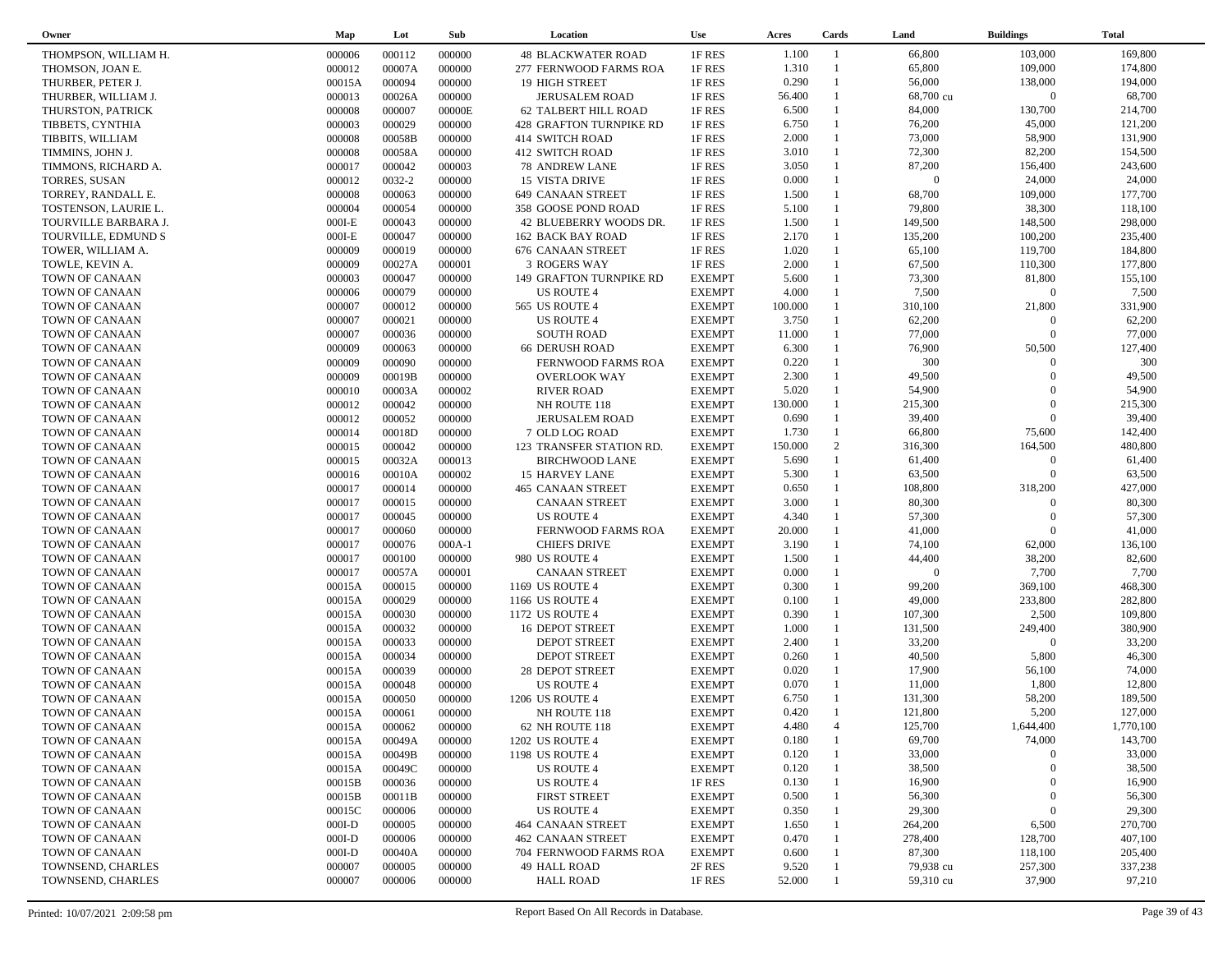| Owner | Map | Lot | Sub | Location | Use | Acres | Cards | Land | Buildings | Total |
|---|---|---|---|---|---|---|---|---|---|---|
| THOMPSON, WILLIAM H. | 000006 | 000112 | 000000 | 48 BLACKWATER ROAD | 1F RES | 1.100 | 1 | 66,800 | 103,000 | 169,800 |
| THOMSON, JOAN E. | 000012 | 00007A | 000000 | 277 FERNWOOD FARMS ROA | 1F RES | 1.310 | 1 | 65,800 | 109,000 | 174,800 |
| THURBER, PETER J. | 00015A | 000094 | 000000 | 19 HIGH STREET | 1F RES | 0.290 | 1 | 56,000 | 138,000 | 194,000 |
| THURBER, WILLIAM J. | 000013 | 00026A | 000000 | JERUSALEM ROAD | 1F RES | 56.400 | 1 | 68,700 cu | 0 | 68,700 |
| THURSTON, PATRICK | 000008 | 000007 | 00000E | 62 TALBERT HILL ROAD | 1F RES | 6.500 | 1 | 84,000 | 130,700 | 214,700 |
| TIBBETS, CYNTHIA | 000003 | 000029 | 000000 | 428 GRAFTON TURNPIKE RD | 1F RES | 6.750 | 1 | 76,200 | 45,000 | 121,200 |
| TIBBITS, WILLIAM | 000008 | 00058B | 000000 | 414 SWITCH ROAD | 1F RES | 2.000 | 1 | 73,000 | 58,900 | 131,900 |
| TIMMINS, JOHN J. | 000008 | 00058A | 000000 | 412 SWITCH ROAD | 1F RES | 3.010 | 1 | 72,300 | 82,200 | 154,500 |
| TIMMONS, RICHARD A. | 000017 | 000042 | 000003 | 78 ANDREW LANE | 1F RES | 3.050 | 1 | 87,200 | 156,400 | 243,600 |
| TORRES, SUSAN | 000012 | 0032-2 | 000000 | 15 VISTA DRIVE | 1F RES | 0.000 | 1 | 0 | 24,000 | 24,000 |
| TORREY, RANDALL E. | 000008 | 000063 | 000000 | 649 CANAAN STREET | 1F RES | 1.500 | 1 | 68,700 | 109,000 | 177,700 |
| TOSTENSON, LAURIE L. | 000004 | 000054 | 000000 | 358 GOOSE POND ROAD | 1F RES | 5.100 | 1 | 79,800 | 38,300 | 118,100 |
| TOURVILLE BARBARA J. | 000I-E | 000043 | 000000 | 42 BLUEBERRY WOODS DR. | 1F RES | 1.500 | 1 | 149,500 | 148,500 | 298,000 |
| TOURVILLE, EDMUND S | 000I-E | 000047 | 000000 | 162 BACK BAY ROAD | 1F RES | 2.170 | 1 | 135,200 | 100,200 | 235,400 |
| TOWER, WILLIAM A. | 000009 | 000019 | 000000 | 676 CANAAN STREET | 1F RES | 1.020 | 1 | 65,100 | 119,700 | 184,800 |
| TOWLE, KEVIN A. | 000009 | 00027A | 000001 | 3 ROGERS WAY | 1F RES | 2.000 | 1 | 67,500 | 110,300 | 177,800 |
| TOWN OF CANAAN | 000003 | 000047 | 000000 | 149 GRAFTON TURNPIKE RD | EXEMPT | 5.600 | 1 | 73,300 | 81,800 | 155,100 |
| TOWN OF CANAAN | 000006 | 000079 | 000000 | US ROUTE 4 | EXEMPT | 4.000 | 1 | 7,500 | 0 | 7,500 |
| TOWN OF CANAAN | 000007 | 000012 | 000000 | 565 US ROUTE 4 | EXEMPT | 100.000 | 1 | 310,100 | 21,800 | 331,900 |
| TOWN OF CANAAN | 000007 | 000021 | 000000 | US ROUTE 4 | EXEMPT | 3.750 | 1 | 62,200 | 0 | 62,200 |
| TOWN OF CANAAN | 000007 | 000036 | 000000 | SOUTH ROAD | EXEMPT | 11.000 | 1 | 77,000 | 0 | 77,000 |
| TOWN OF CANAAN | 000009 | 000063 | 000000 | 66 DERUSH ROAD | EXEMPT | 6.300 | 1 | 76,900 | 50,500 | 127,400 |
| TOWN OF CANAAN | 000009 | 000090 | 000000 | FERNWOOD FARMS ROA | EXEMPT | 0.220 | 1 | 300 | 0 | 300 |
| TOWN OF CANAAN | 000009 | 00019B | 000000 | OVERLOOK WAY | EXEMPT | 2.300 | 1 | 49,500 | 0 | 49,500 |
| TOWN OF CANAAN | 000010 | 00003A | 000002 | RIVER ROAD | EXEMPT | 5.020 | 1 | 54,900 | 0 | 54,900 |
| TOWN OF CANAAN | 000012 | 000042 | 000000 | NH ROUTE 118 | EXEMPT | 130.000 | 1 | 215,300 | 0 | 215,300 |
| TOWN OF CANAAN | 000012 | 000052 | 000000 | JERUSALEM ROAD | EXEMPT | 0.690 | 1 | 39,400 | 0 | 39,400 |
| TOWN OF CANAAN | 000014 | 00018D | 000000 | 7 OLD LOG ROAD | EXEMPT | 1.730 | 1 | 66,800 | 75,600 | 142,400 |
| TOWN OF CANAAN | 000015 | 000042 | 000000 | 123 TRANSFER STATION RD. | EXEMPT | 150.000 | 2 | 316,300 | 164,500 | 480,800 |
| TOWN OF CANAAN | 000015 | 00032A | 000013 | BIRCHWOOD LANE | EXEMPT | 5.690 | 1 | 61,400 | 0 | 61,400 |
| TOWN OF CANAAN | 000016 | 00010A | 000002 | 15 HARVEY LANE | EXEMPT | 5.300 | 1 | 63,500 | 0 | 63,500 |
| TOWN OF CANAAN | 000017 | 000014 | 000000 | 465 CANAAN STREET | EXEMPT | 0.650 | 1 | 108,800 | 318,200 | 427,000 |
| TOWN OF CANAAN | 000017 | 000015 | 000000 | CANAAN STREET | EXEMPT | 3.000 | 1 | 80,300 | 0 | 80,300 |
| TOWN OF CANAAN | 000017 | 000045 | 000000 | US ROUTE 4 | EXEMPT | 4.340 | 1 | 57,300 | 0 | 57,300 |
| TOWN OF CANAAN | 000017 | 000060 | 000000 | FERNWOOD FARMS ROA | EXEMPT | 20.000 | 1 | 41,000 | 0 | 41,000 |
| TOWN OF CANAAN | 000017 | 000076 | 000A-1 | CHIEFS DRIVE | EXEMPT | 3.190 | 1 | 74,100 | 62,000 | 136,100 |
| TOWN OF CANAAN | 000017 | 000100 | 000000 | 980 US ROUTE 4 | EXEMPT | 1.500 | 1 | 44,400 | 38,200 | 82,600 |
| TOWN OF CANAAN | 000017 | 00057A | 000001 | CANAAN STREET | EXEMPT | 0.000 | 1 | 0 | 7,700 | 7,700 |
| TOWN OF CANAAN | 00015A | 000015 | 000000 | 1169 US ROUTE 4 | EXEMPT | 0.300 | 1 | 99,200 | 369,100 | 468,300 |
| TOWN OF CANAAN | 00015A | 000029 | 000000 | 1166 US ROUTE 4 | EXEMPT | 0.100 | 1 | 49,000 | 233,800 | 282,800 |
| TOWN OF CANAAN | 00015A | 000030 | 000000 | 1172 US ROUTE 4 | EXEMPT | 0.390 | 1 | 107,300 | 2,500 | 109,800 |
| TOWN OF CANAAN | 00015A | 000032 | 000000 | 16 DEPOT STREET | EXEMPT | 1.000 | 1 | 131,500 | 249,400 | 380,900 |
| TOWN OF CANAAN | 00015A | 000033 | 000000 | DEPOT STREET | EXEMPT | 2.400 | 1 | 33,200 | 0 | 33,200 |
| TOWN OF CANAAN | 00015A | 000034 | 000000 | DEPOT STREET | EXEMPT | 0.260 | 1 | 40,500 | 5,800 | 46,300 |
| TOWN OF CANAAN | 00015A | 000039 | 000000 | 28 DEPOT STREET | EXEMPT | 0.020 | 1 | 17,900 | 56,100 | 74,000 |
| TOWN OF CANAAN | 00015A | 000048 | 000000 | US ROUTE 4 | EXEMPT | 0.070 | 1 | 11,000 | 1,800 | 12,800 |
| TOWN OF CANAAN | 00015A | 000050 | 000000 | 1206 US ROUTE 4 | EXEMPT | 6.750 | 1 | 131,300 | 58,200 | 189,500 |
| TOWN OF CANAAN | 00015A | 000061 | 000000 | NH ROUTE 118 | EXEMPT | 0.420 | 1 | 121,800 | 5,200 | 127,000 |
| TOWN OF CANAAN | 00015A | 000062 | 000000 | 62 NH ROUTE 118 | EXEMPT | 4.480 | 4 | 125,700 | 1,644,400 | 1,770,100 |
| TOWN OF CANAAN | 00015A | 00049A | 000000 | 1202 US ROUTE 4 | EXEMPT | 0.180 | 1 | 69,700 | 74,000 | 143,700 |
| TOWN OF CANAAN | 00015A | 00049B | 000000 | 1198 US ROUTE 4 | EXEMPT | 0.120 | 1 | 33,000 | 0 | 33,000 |
| TOWN OF CANAAN | 00015A | 00049C | 000000 | US ROUTE 4 | EXEMPT | 0.120 | 1 | 38,500 | 0 | 38,500 |
| TOWN OF CANAAN | 00015B | 000036 | 000000 | US ROUTE 4 | 1F RES | 0.130 | 1 | 16,900 | 0 | 16,900 |
| TOWN OF CANAAN | 00015B | 00011B | 000000 | FIRST STREET | EXEMPT | 0.500 | 1 | 56,300 | 0 | 56,300 |
| TOWN OF CANAAN | 00015C | 000006 | 000000 | US ROUTE 4 | EXEMPT | 0.350 | 1 | 29,300 | 0 | 29,300 |
| TOWN OF CANAAN | 000I-D | 000005 | 000000 | 464 CANAAN STREET | EXEMPT | 1.650 | 1 | 264,200 | 6,500 | 270,700 |
| TOWN OF CANAAN | 000I-D | 000006 | 000000 | 462 CANAAN STREET | EXEMPT | 0.470 | 1 | 278,400 | 128,700 | 407,100 |
| TOWN OF CANAAN | 000I-D | 00040A | 000000 | 704 FERNWOOD FARMS ROA | EXEMPT | 0.600 | 1 | 87,300 | 118,100 | 205,400 |
| TOWNSEND, CHARLES | 000007 | 000005 | 000000 | 49 HALL ROAD | 2F RES | 9.520 | 1 | 79,938 cu | 257,300 | 337,238 |
| TOWNSEND, CHARLES | 000007 | 000006 | 000000 | HALL ROAD | 1F RES | 52.000 | 1 | 59,310 cu | 37,900 | 97,210 |

Printed: 10/07/2021 2:09:58 pm

Report Based On All Records in Database.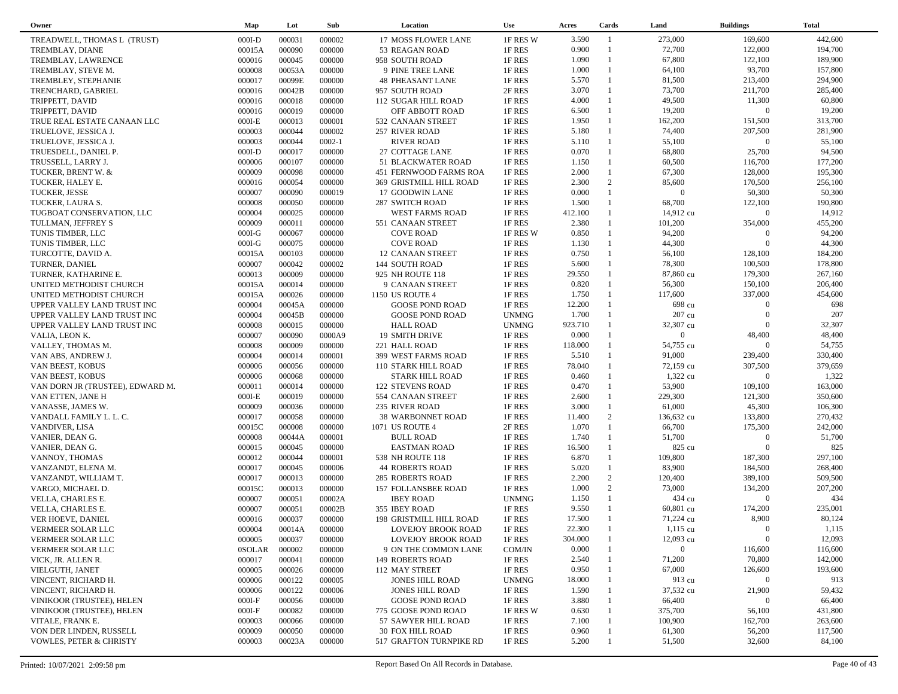| Owner | Map | Lot | Sub | Location | Use | Acres | Cards | Land | Buildings | Total |
|---|---|---|---|---|---|---|---|---|---|---|
| TREADWELL, THOMAS L (TRUST) | 000I-D | 000031 | 000002 | 17 MOSS FLOWER LANE | 1F RES W | 3.590 | 1 | 273,000 | 169,600 | 442,600 |
| TREMBLAY, DIANE | 00015A | 000090 | 000000 | 53 REAGAN ROAD | 1F RES | 0.900 | 1 | 72,700 | 122,000 | 194,700 |
| TREMBLAY, LAWRENCE | 000016 | 000045 | 000000 | 958 SOUTH ROAD | 1F RES | 1.090 | 1 | 67,800 | 122,100 | 189,900 |
| TREMBLAY, STEVE M. | 000008 | 00053A | 000000 | 9 PINE TREE LANE | 1F RES | 1.000 | 1 | 64,100 | 93,700 | 157,800 |
| TREMBLEY, STEPHANIE | 000017 | 00099E | 000000 | 48 PHEASANT LANE | 1F RES | 5.570 | 1 | 81,500 | 213,400 | 294,900 |
| TRENCHARD, GABRIEL | 000016 | 00042B | 000000 | 957 SOUTH ROAD | 2F RES | 3.070 | 1 | 73,700 | 211,700 | 285,400 |
| TRIPPETT, DAVID | 000016 | 000018 | 000000 | 112 SUGAR HILL ROAD | 1F RES | 4.000 | 1 | 49,500 | 11,300 | 60,800 |
| TRIPPETT, DAVID | 000016 | 000019 | 000000 | OFF ABBOTT ROAD | 1F RES | 6.500 | 1 | 19,200 | 0 | 19,200 |
| TRUE REAL ESTATE CANAAN LLC | 000I-E | 000013 | 000001 | 532 CANAAN STREET | 1F RES | 1.950 | 1 | 162,200 | 151,500 | 313,700 |
| TRUELOVE, JESSICA J. | 000003 | 000044 | 000002 | 257 RIVER ROAD | 1F RES | 5.180 | 1 | 74,400 | 207,500 | 281,900 |
| TRUELOVE, JESSICA J. | 000003 | 000044 | 0002-1 | RIVER ROAD | 1F RES | 5.110 | 1 | 55,100 | 0 | 55,100 |
| TRUESDELL, DANIEL P. | 000I-D | 000017 | 000000 | 27 COTTAGE LANE | 1F RES | 0.070 | 1 | 68,800 | 25,700 | 94,500 |
| TRUSSELL, LARRY J. | 000006 | 000107 | 000000 | 51 BLACKWATER ROAD | 1F RES | 1.150 | 1 | 60,500 | 116,700 | 177,200 |
| TUCKER, BRENT W. & | 000009 | 000098 | 000000 | 451 FERNWOOD FARMS ROA | 1F RES | 2.000 | 1 | 67,300 | 128,000 | 195,300 |
| TUCKER, HALEY E. | 000016 | 000054 | 000000 | 369 GRISTMILL HILL ROAD | 1F RES | 2.300 | 2 | 85,600 | 170,500 | 256,100 |
| TUCKER, JESSE | 000007 | 000090 | 000019 | 17 GOODWIN LANE | 1F RES | 0.000 | 1 | 0 | 50,300 | 50,300 |
| TUCKER, LAURA S. | 000008 | 000050 | 000000 | 287 SWITCH ROAD | 1F RES | 1.500 | 1 | 68,700 | 122,100 | 190,800 |
| TUGBOAT CONSERVATION, LLC | 000004 | 000025 | 000000 | WEST FARMS ROAD | 1F RES | 412.100 | 1 | 14,912 cu | 0 | 14,912 |
| TULLMAN, JEFFREY S | 000009 | 000011 | 000000 | 551 CANAAN STREET | 1F RES | 2.380 | 1 | 101,200 | 354,000 | 455,200 |
| TUNIS TIMBER, LLC | 000I-G | 000067 | 000000 | COVE ROAD | 1F RES W | 0.850 | 1 | 94,200 | 0 | 94,200 |
| TUNIS TIMBER, LLC | 000I-G | 000075 | 000000 | COVE ROAD | 1F RES | 1.130 | 1 | 44,300 | 0 | 44,300 |
| TURCOTTE, DAVID A. | 00015A | 000103 | 000000 | 12 CANAAN STREET | 1F RES | 0.750 | 1 | 56,100 | 128,100 | 184,200 |
| TURNER, DANIEL | 000007 | 000042 | 000002 | 144 SOUTH ROAD | 1F RES | 5.600 | 1 | 78,300 | 100,500 | 178,800 |
| TURNER, KATHARINE E. | 000013 | 000009 | 000000 | 925 NH ROUTE 118 | 1F RES | 29.550 | 1 | 87,860 cu | 179,300 | 267,160 |
| UNITED METHODIST CHURCH | 00015A | 000014 | 000000 | 9 CANAAN STREET | 1F RES | 0.820 | 1 | 56,300 | 150,100 | 206,400 |
| UNITED METHODIST CHURCH | 00015A | 000026 | 000000 | 1150 US ROUTE 4 | 1F RES | 1.750 | 1 | 117,600 | 337,000 | 454,600 |
| UPPER VALLEY LAND TRUST INC | 000004 | 00045A | 000000 | GOOSE POND ROAD | 1F RES | 12.200 | 1 | 698 cu | 0 | 698 |
| UPPER VALLEY LAND TRUST INC | 000004 | 00045B | 000000 | GOOSE POND ROAD | UNMNG | 1.700 | 1 | 207 cu | 0 | 207 |
| UPPER VALLEY LAND TRUST INC | 000008 | 000015 | 000000 | HALL ROAD | UNMNG | 923.710 | 1 | 32,307 cu | 0 | 32,307 |
| VALIA, LEON K. | 000007 | 000090 | 0000A9 | 19 SMITH DRIVE | 1F RES | 0.000 | 1 | 0 | 48,400 | 48,400 |
| VALLEY, THOMAS M. | 000008 | 000009 | 000000 | 221 HALL ROAD | 1F RES | 118.000 | 1 | 54,755 cu | 0 | 54,755 |
| VAN ABS, ANDREW J. | 000004 | 000014 | 000001 | 399 WEST FARMS ROAD | 1F RES | 5.510 | 1 | 91,000 | 239,400 | 330,400 |
| VAN BEEST, KOBUS | 000006 | 000056 | 000000 | 110 STARK HILL ROAD | 1F RES | 78.040 | 1 | 72,159 cu | 307,500 | 379,659 |
| VAN BEEST, KOBUS | 000006 | 000068 | 000000 | STARK HILL ROAD | 1F RES | 0.460 | 1 | 1,322 cu | 0 | 1,322 |
| VAN DORN JR (TRUSTEE), EDWARD M. | 000011 | 000014 | 000000 | 122 STEVENS ROAD | 1F RES | 0.470 | 1 | 53,900 | 109,100 | 163,000 |
| VAN ETTEN, JANE H | 000I-E | 000019 | 000000 | 554 CANAAN STREET | 1F RES | 2.600 | 1 | 229,300 | 121,300 | 350,600 |
| VANASSE, JAMES W. | 000009 | 000036 | 000000 | 235 RIVER ROAD | 1F RES | 3.000 | 1 | 61,000 | 45,300 | 106,300 |
| VANDALL FAMILY L. L. C. | 000017 | 000058 | 000000 | 38 WARBONNET ROAD | 1F RES | 11.400 | 2 | 136,632 cu | 133,800 | 270,432 |
| VANDIVER, LISA | 00015C | 000008 | 000000 | 1071 US ROUTE 4 | 2F RES | 1.070 | 1 | 66,700 | 175,300 | 242,000 |
| VANIER, DEAN G. | 000008 | 00044A | 000001 | BULL ROAD | 1F RES | 1.740 | 1 | 51,700 | 0 | 51,700 |
| VANIER, DEAN G. | 000015 | 000045 | 000000 | EASTMAN ROAD | 1F RES | 16.500 | 1 | 825 cu | 0 | 825 |
| VANNOY, THOMAS | 000012 | 000044 | 000001 | 538 NH ROUTE 118 | 1F RES | 6.870 | 1 | 109,800 | 187,300 | 297,100 |
| VANZANDT, ELENA M. | 000017 | 000045 | 000006 | 44 ROBERTS ROAD | 1F RES | 5.020 | 1 | 83,900 | 184,500 | 268,400 |
| VANZANDT, WILLIAM T. | 000017 | 000013 | 000000 | 285 ROBERTS ROAD | 1F RES | 2.200 | 2 | 120,400 | 389,100 | 509,500 |
| VARGO, MICHAEL D. | 00015C | 000013 | 000000 | 157 FOLLANSBEE ROAD | 1F RES | 1.000 | 2 | 73,000 | 134,200 | 207,200 |
| VELLA, CHARLES E. | 000007 | 000051 | 00002A | IBEY ROAD | UNMNG | 1.150 | 1 | 434 cu | 0 | 434 |
| VELLA, CHARLES E. | 000007 | 000051 | 00002B | 355 IBEY ROAD | 1F RES | 9.550 | 1 | 60,801 cu | 174,200 | 235,001 |
| VER HOEVE, DANIEL | 000016 | 000037 | 000000 | 198 GRISTMILL HILL ROAD | 1F RES | 17.500 | 1 | 71,224 cu | 8,900 | 80,124 |
| VERMEER SOLAR LLC | 000004 | 00014A | 000000 | LOVEJOY BROOK ROAD | 1F RES | 22.300 | 1 | 1,115 cu | 0 | 1,115 |
| VERMEER SOLAR LLC | 000005 | 000037 | 000000 | LOVEJOY BROOK ROAD | 1F RES | 304.000 | 1 | 12,093 cu | 0 | 12,093 |
| VERMEER SOLAR LLC | 0SOLAR | 000002 | 000000 | 9 ON THE COMMON LANE | COM/IN | 0.000 | 1 | 0 | 116,600 | 116,600 |
| VICK, JR. ALLEN R. | 000017 | 000041 | 000000 | 149 ROBERTS ROAD | 1F RES | 2.540 | 1 | 71,200 | 70,800 | 142,000 |
| VIELGUTH, JANET | 000005 | 000026 | 000000 | 112 MAY STREET | 1F RES | 0.950 | 1 | 67,000 | 126,600 | 193,600 |
| VINCENT, RICHARD H. | 000006 | 000122 | 000005 | JONES HILL ROAD | UNMNG | 18.000 | 1 | 913 cu | 0 | 913 |
| VINCENT, RICHARD H. | 000006 | 000122 | 000006 | JONES HILL ROAD | 1F RES | 1.590 | 1 | 37,532 cu | 21,900 | 59,432 |
| VINIKOOR (TRUSTEE), HELEN | 000I-F | 000056 | 000000 | GOOSE POND ROAD | 1F RES | 3.880 | 1 | 66,400 | 0 | 66,400 |
| VINIKOOR (TRUSTEE), HELEN | 000I-F | 000082 | 000000 | 775 GOOSE POND ROAD | 1F RES W | 0.630 | 1 | 375,700 | 56,100 | 431,800 |
| VITALE, FRANK E. | 000003 | 000066 | 000000 | 57 SAWYER HILL ROAD | 1F RES | 7.100 | 1 | 100,900 | 162,700 | 263,600 |
| VON DER LINDEN, RUSSELL | 000009 | 000050 | 000000 | 30 FOX HILL ROAD | 1F RES | 0.960 | 1 | 61,300 | 56,200 | 117,500 |
| VOWLES, PETER & CHRISTY | 000003 | 00023A | 000000 | 517 GRAFTON TURNPIKE RD | 1F RES | 5.200 | 1 | 51,500 | 32,600 | 84,100 |

Printed: 10/07/2021 2:09:58 pm Report Based On All Records in Database.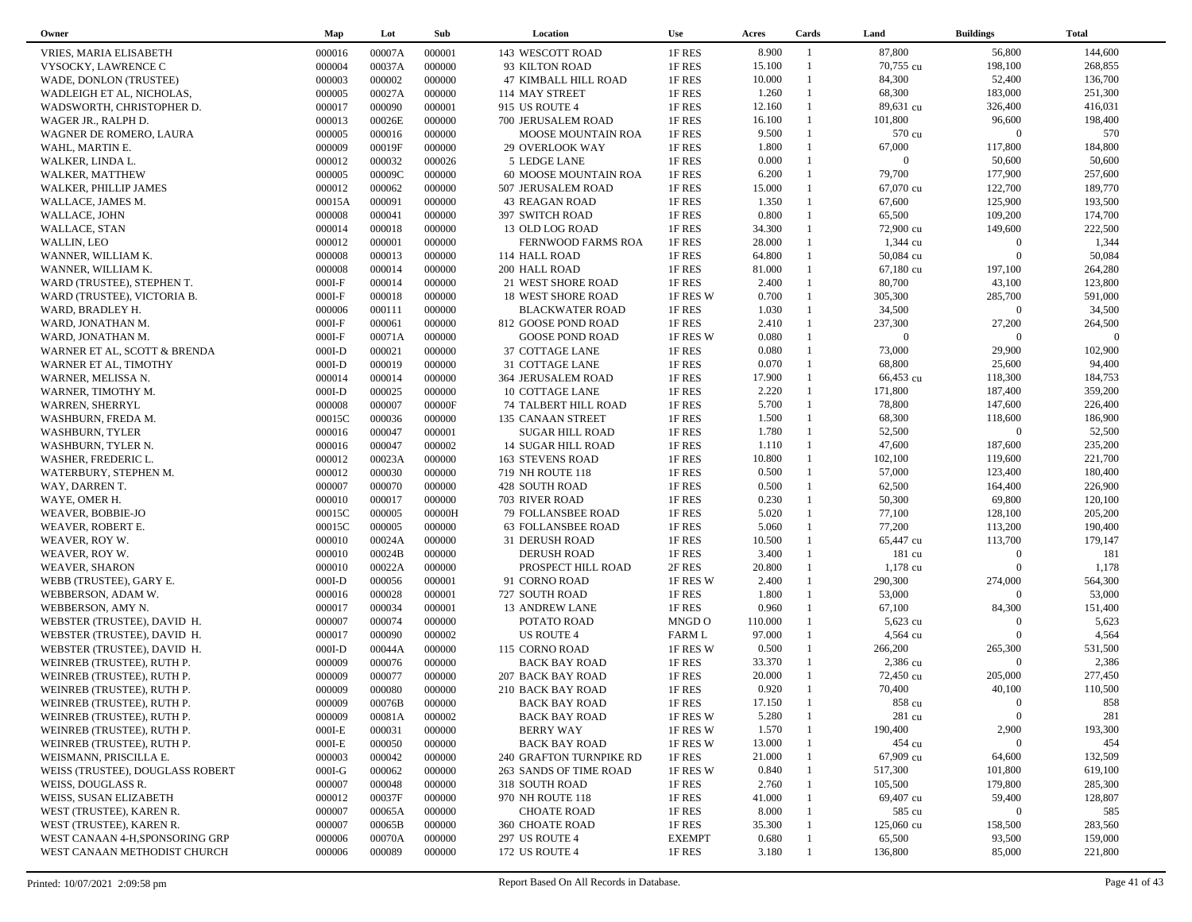| Owner | Map | Lot | Sub | Location | Use | Acres | Cards | Land | Buildings | Total |
|---|---|---|---|---|---|---|---|---|---|---|
| VRIES, MARIA ELISABETH | 000016 | 00007A | 000001 | 143 WESCOTT ROAD | 1F RES | 8.900 | 1 | 87,800 | 56,800 | 144,600 |
| VYSOCKY, LAWRENCE C | 000004 | 00037A | 000000 | 93 KILTON ROAD | 1F RES | 15.100 | 1 | 70,755 cu | 198,100 | 268,855 |
| WADE, DONLON (TRUSTEE) | 000003 | 000002 | 000000 | 47 KIMBALL HILL ROAD | 1F RES | 10.000 | 1 | 84,300 | 52,400 | 136,700 |
| WADLEIGH ET AL, NICHOLAS, | 000005 | 00027A | 000000 | 114 MAY STREET | 1F RES | 1.260 | 1 | 68,300 | 183,000 | 251,300 |
| WADSWORTH, CHRISTOPHER D. | 000017 | 000090 | 000001 | 915 US ROUTE 4 | 1F RES | 12.160 | 1 | 89,631 cu | 326,400 | 416,031 |
| WAGER JR., RALPH D. | 000013 | 00026E | 000000 | 700 JERUSALEM ROAD | 1F RES | 16.100 | 1 | 101,800 | 96,600 | 198,400 |
| WAGNER DE ROMERO, LAURA | 000005 | 000016 | 000000 | MOOSE MOUNTAIN ROA | 1F RES | 9.500 | 1 | 570 cu | 0 | 570 |
| WAHL, MARTIN E. | 000009 | 00019F | 000000 | 29 OVERLOOK WAY | 1F RES | 1.800 | 1 | 67,000 | 117,800 | 184,800 |
| WALKER, LINDA L. | 000012 | 000032 | 000026 | 5 LEDGE LANE | 1F RES | 0.000 | 1 | 0 | 50,600 | 50,600 |
| WALKER, MATTHEW | 000005 | 00009C | 000000 | 60 MOOSE MOUNTAIN ROA | 1F RES | 6.200 | 1 | 79,700 | 177,900 | 257,600 |
| WALKER, PHILLIP JAMES | 000012 | 000062 | 000000 | 507 JERUSALEM ROAD | 1F RES | 15.000 | 1 | 67,070 cu | 122,700 | 189,770 |
| WALLACE, JAMES M. | 00015A | 000091 | 000000 | 43 REAGAN ROAD | 1F RES | 1.350 | 1 | 67,600 | 125,900 | 193,500 |
| WALLACE, JOHN | 000008 | 000041 | 000000 | 397 SWITCH ROAD | 1F RES | 0.800 | 1 | 65,500 | 109,200 | 174,700 |
| WALLACE, STAN | 000014 | 000018 | 000000 | 13 OLD LOG ROAD | 1F RES | 34.300 | 1 | 72,900 cu | 149,600 | 222,500 |
| WALLIN, LEO | 000012 | 000001 | 000000 | FERNWOOD FARMS ROA | 1F RES | 28.000 | 1 | 1,344 cu | 0 | 1,344 |
| WANNER, WILLIAM K. | 000008 | 000013 | 000000 | 114 HALL ROAD | 1F RES | 64.800 | 1 | 50,084 cu | 0 | 50,084 |
| WANNER, WILLIAM K. | 000008 | 000014 | 000000 | 200 HALL ROAD | 1F RES | 81.000 | 1 | 67,180 cu | 197,100 | 264,280 |
| WARD (TRUSTEE), STEPHEN T. | 000I-F | 000014 | 000000 | 21 WEST SHORE ROAD | 1F RES | 2.400 | 1 | 80,700 | 43,100 | 123,800 |
| WARD (TRUSTEE), VICTORIA B. | 000I-F | 000018 | 000000 | 18 WEST SHORE ROAD | 1F RES W | 0.700 | 1 | 305,300 | 285,700 | 591,000 |
| WARD, BRADLEY H. | 000006 | 000111 | 000000 | BLACKWATER ROAD | 1F RES | 1.030 | 1 | 34,500 | 0 | 34,500 |
| WARD, JONATHAN M. | 000I-F | 000061 | 000000 | 812 GOOSE POND ROAD | 1F RES | 2.410 | 1 | 237,300 | 27,200 | 264,500 |
| WARD, JONATHAN M. | 000I-F | 00071A | 000000 | GOOSE POND ROAD | 1F RES W | 0.080 | 1 | 0 | 0 | 0 |
| WARNER ET AL, SCOTT & BRENDA | 000I-D | 000021 | 000000 | 37 COTTAGE LANE | 1F RES | 0.080 | 1 | 73,000 | 29,900 | 102,900 |
| WARNER ET AL, TIMOTHY | 000I-D | 000019 | 000000 | 31 COTTAGE LANE | 1F RES | 0.070 | 1 | 68,800 | 25,600 | 94,400 |
| WARNER, MELISSA N. | 000014 | 000014 | 000000 | 364 JERUSALEM ROAD | 1F RES | 17.900 | 1 | 66,453 cu | 118,300 | 184,753 |
| WARNER, TIMOTHY M. | 000I-D | 000025 | 000000 | 10 COTTAGE LANE | 1F RES | 2.220 | 1 | 171,800 | 187,400 | 359,200 |
| WARREN, SHERRYL | 000008 | 000007 | 00000F | 74 TALBERT HILL ROAD | 1F RES | 5.700 | 1 | 78,800 | 147,600 | 226,400 |
| WASHBURN, FREDA M. | 00015C | 000036 | 000000 | 135 CANAAN STREET | 1F RES | 1.500 | 1 | 68,300 | 118,600 | 186,900 |
| WASHBURN, TYLER | 000016 | 000047 | 000001 | SUGAR HILL ROAD | 1F RES | 1.780 | 1 | 52,500 | 0 | 52,500 |
| WASHBURN, TYLER N. | 000016 | 000047 | 000002 | 14 SUGAR HILL ROAD | 1F RES | 1.110 | 1 | 47,600 | 187,600 | 235,200 |
| WASHER, FREDERIC L. | 000012 | 00023A | 000000 | 163 STEVENS ROAD | 1F RES | 10.800 | 1 | 102,100 | 119,600 | 221,700 |
| WATERBURY, STEPHEN M. | 000012 | 000030 | 000000 | 719 NH ROUTE 118 | 1F RES | 0.500 | 1 | 57,000 | 123,400 | 180,400 |
| WAY, DARREN T. | 000007 | 000070 | 000000 | 428 SOUTH ROAD | 1F RES | 0.500 | 1 | 62,500 | 164,400 | 226,900 |
| WAYE, OMER H. | 000010 | 000017 | 000000 | 703 RIVER ROAD | 1F RES | 0.230 | 1 | 50,300 | 69,800 | 120,100 |
| WEAVER, BOBBIE-JO | 00015C | 000005 | 00000H | 79 FOLLANSBEE ROAD | 1F RES | 5.020 | 1 | 77,100 | 128,100 | 205,200 |
| WEAVER, ROBERT E. | 00015C | 000005 | 000000 | 63 FOLLANSBEE ROAD | 1F RES | 5.060 | 1 | 77,200 | 113,200 | 190,400 |
| WEAVER, ROY W. | 000010 | 00024A | 000000 | 31 DERUSH ROAD | 1F RES | 10.500 | 1 | 65,447 cu | 113,700 | 179,147 |
| WEAVER, ROY W. | 000010 | 00024B | 000000 | DERUSH ROAD | 1F RES | 3.400 | 1 | 181 cu | 0 | 181 |
| WEAVER, SHARON | 000010 | 00022A | 000000 | PROSPECT HILL ROAD | 2F RES | 20.800 | 1 | 1,178 cu | 0 | 1,178 |
| WEBB (TRUSTEE), GARY E. | 000I-D | 000056 | 000001 | 91 CORNO ROAD | 1F RES W | 2.400 | 1 | 290,300 | 274,000 | 564,300 |
| WEBBERSON, ADAM W. | 000016 | 000028 | 000001 | 727 SOUTH ROAD | 1F RES | 1.800 | 1 | 53,000 | 0 | 53,000 |
| WEBBERSON, AMY N. | 000017 | 000034 | 000001 | 13 ANDREW LANE | 1F RES | 0.960 | 1 | 67,100 | 84,300 | 151,400 |
| WEBSTER (TRUSTEE), DAVID H. | 000007 | 000074 | 000000 | POTATO ROAD | MNGD O | 110.000 | 1 | 5,623 cu | 0 | 5,623 |
| WEBSTER (TRUSTEE), DAVID H. | 000017 | 000090 | 000002 | US ROUTE 4 | FARM L | 97.000 | 1 | 4,564 cu | 0 | 4,564 |
| WEBSTER (TRUSTEE), DAVID H. | 000I-D | 00044A | 000000 | 115 CORNO ROAD | 1F RES W | 0.500 | 1 | 266,200 | 265,300 | 531,500 |
| WEINREB (TRUSTEE), RUTH P. | 000009 | 000076 | 000000 | BACK BAY ROAD | 1F RES | 33.370 | 1 | 2,386 cu | 0 | 2,386 |
| WEINREB (TRUSTEE), RUTH P. | 000009 | 000077 | 000000 | 207 BACK BAY ROAD | 1F RES | 20.000 | 1 | 72,450 cu | 205,000 | 277,450 |
| WEINREB (TRUSTEE), RUTH P. | 000009 | 000080 | 000000 | 210 BACK BAY ROAD | 1F RES | 0.920 | 1 | 70,400 | 40,100 | 110,500 |
| WEINREB (TRUSTEE), RUTH P. | 000009 | 00076B | 000000 | BACK BAY ROAD | 1F RES | 17.150 | 1 | 858 cu | 0 | 858 |
| WEINREB (TRUSTEE), RUTH P. | 000009 | 00081A | 000002 | BACK BAY ROAD | 1F RES W | 5.280 | 1 | 281 cu | 0 | 281 |
| WEINREB (TRUSTEE), RUTH P. | 000I-E | 000031 | 000000 | BERRY WAY | 1F RES W | 1.570 | 1 | 190,400 | 2,900 | 193,300 |
| WEINREB (TRUSTEE), RUTH P. | 000I-E | 000050 | 000000 | BACK BAY ROAD | 1F RES W | 13.000 | 1 | 454 cu | 0 | 454 |
| WEISMANN, PRISCILLA E. | 000003 | 000042 | 000000 | 240 GRAFTON TURNPIKE RD | 1F RES | 21.000 | 1 | 67,909 cu | 64,600 | 132,509 |
| WEISS (TRUSTEE), DOUGLASS ROBERT | 000I-G | 000062 | 000000 | 263 SANDS OF TIME ROAD | 1F RES W | 0.840 | 1 | 517,300 | 101,800 | 619,100 |
| WEISS, DOUGLASS R. | 000007 | 000048 | 000000 | 318 SOUTH ROAD | 1F RES | 2.760 | 1 | 105,500 | 179,800 | 285,300 |
| WEISS, SUSAN ELIZABETH | 000012 | 00037F | 000000 | 970 NH ROUTE 118 | 1F RES | 41.000 | 1 | 69,407 cu | 59,400 | 128,807 |
| WEST (TRUSTEE), KAREN R. | 000007 | 00065A | 000000 | CHOATE ROAD | 1F RES | 8.000 | 1 | 585 cu | 0 | 585 |
| WEST (TRUSTEE), KAREN R. | 000007 | 00065B | 000000 | 360 CHOATE ROAD | 1F RES | 35.300 | 1 | 125,060 cu | 158,500 | 283,560 |
| WEST CANAAN 4-H,SPONSORING GRP | 000006 | 00070A | 000000 | 297 US ROUTE 4 | EXEMPT | 0.680 | 1 | 65,500 | 93,500 | 159,000 |
| WEST CANAAN METHODIST CHURCH | 000006 | 000089 | 000000 | 172 US ROUTE 4 | 1F RES | 3.180 | 1 | 136,800 | 85,000 | 221,800 |

Printed: 10/07/2021 2:09:58 pm — Report Based On All Records in Database.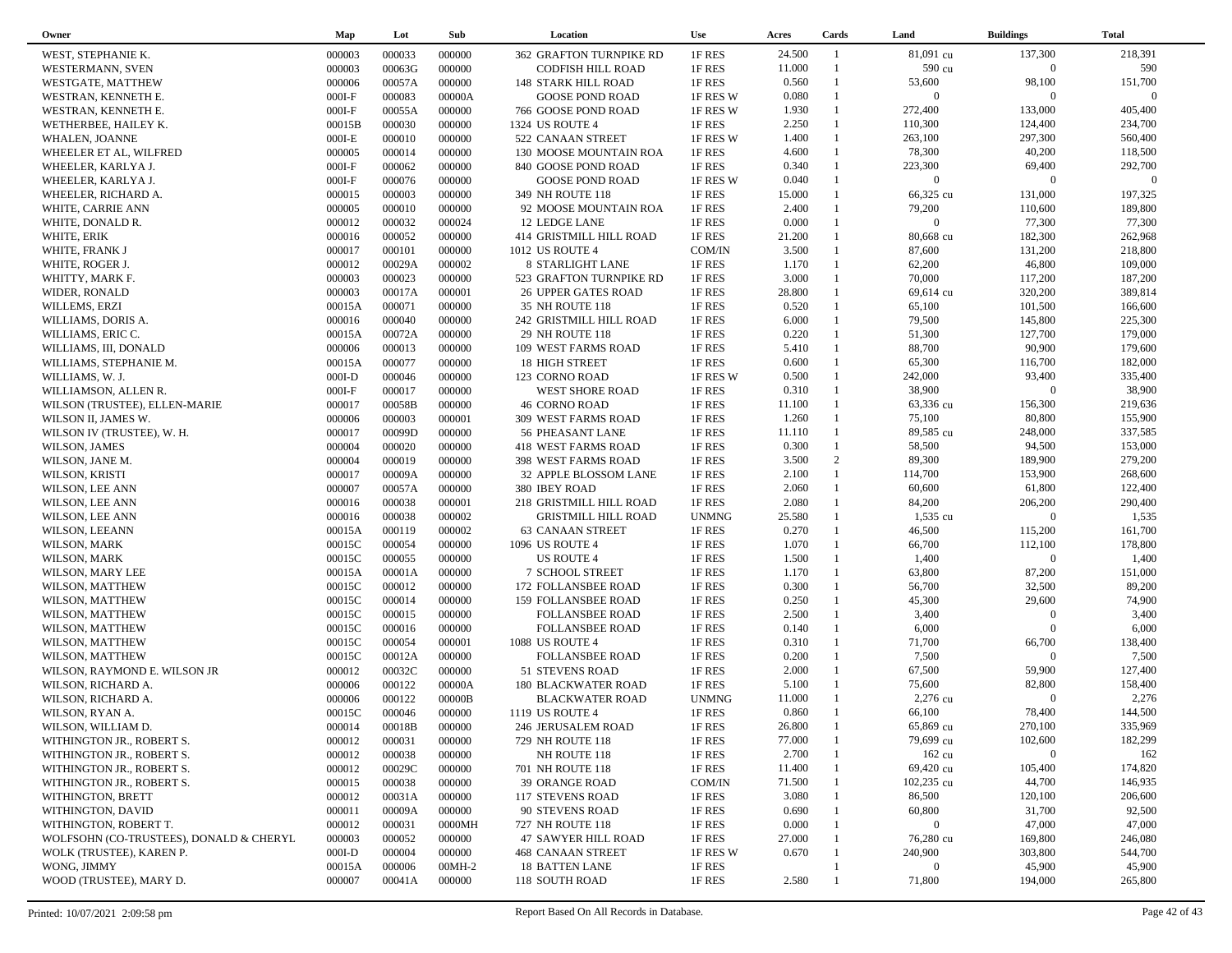| Owner | Map | Lot | Sub | Location | Use | Acres | Cards | Land | Buildings | Total |
|---|---|---|---|---|---|---|---|---|---|---|
| WEST, STEPHANIE K. | 000003 | 000033 | 000000 | 362 GRAFTON TURNPIKE RD | 1F RES | 24.500 | 1 | 81,091 cu | 137,300 | 218,391 |
| WESTERMANN, SVEN | 000003 | 00063G | 000000 | CODFISH HILL ROAD | 1F RES | 11.000 | 1 | 590 cu | 0 | 590 |
| WESTGATE, MATTHEW | 000006 | 00057A | 000000 | 148 STARK HILL ROAD | 1F RES | 0.560 | 1 | 53,600 | 98,100 | 151,700 |
| WESTRAN, KENNETH E. | 000I-F | 000083 | 00000A | GOOSE POND ROAD | 1F RES W | 0.080 | 1 | 0 | 0 | 0 |
| WESTRAN, KENNETH E. | 000I-F | 00055A | 000000 | 766 GOOSE POND ROAD | 1F RES W | 1.930 | 1 | 272,400 | 133,000 | 405,400 |
| WETHERBEE, HAILEY K. | 00015B | 000030 | 000000 | 1324 US ROUTE 4 | 1F RES | 2.250 | 1 | 110,300 | 124,400 | 234,700 |
| WHALEN, JOANNE | 000I-E | 000010 | 000000 | 522 CANAAN STREET | 1F RES W | 1.400 | 1 | 263,100 | 297,300 | 560,400 |
| WHEELER ET AL, WILFRED | 000005 | 000014 | 000000 | 130 MOOSE MOUNTAIN ROA | 1F RES | 4.600 | 1 | 78,300 | 40,200 | 118,500 |
| WHEELER, KARLYA J. | 000I-F | 000062 | 000000 | 840 GOOSE POND ROAD | 1F RES | 0.340 | 1 | 223,300 | 69,400 | 292,700 |
| WHEELER, KARLYA J. | 000I-F | 000076 | 000000 | GOOSE POND ROAD | 1F RES W | 0.040 | 1 | 0 | 0 | 0 |
| WHEELER, RICHARD A. | 000015 | 000003 | 000000 | 349 NH ROUTE 118 | 1F RES | 15.000 | 1 | 66,325 cu | 131,000 | 197,325 |
| WHITE, CARRIE ANN | 000005 | 000010 | 000000 | 92 MOOSE MOUNTAIN ROA | 1F RES | 2.400 | 1 | 79,200 | 110,600 | 189,800 |
| WHITE, DONALD R. | 000012 | 000032 | 000024 | 12 LEDGE LANE | 1F RES | 0.000 | 1 | 0 | 77,300 | 77,300 |
| WHITE, ERIK | 000016 | 000052 | 000000 | 414 GRISTMILL HILL ROAD | 1F RES | 21.200 | 1 | 80,668 cu | 182,300 | 262,968 |
| WHITE, FRANK J | 000017 | 000101 | 000000 | 1012 US ROUTE 4 | COM/IN | 3.500 | 1 | 87,600 | 131,200 | 218,800 |
| WHITE, ROGER J. | 000012 | 00029A | 000002 | 8 STARLIGHT LANE | 1F RES | 1.170 | 1 | 62,200 | 46,800 | 109,000 |
| WHITTY, MARK F. | 000003 | 000023 | 000000 | 523 GRAFTON TURNPIKE RD | 1F RES | 3.000 | 1 | 70,000 | 117,200 | 187,200 |
| WIDER, RONALD | 000003 | 00017A | 000001 | 26 UPPER GATES ROAD | 1F RES | 28.800 | 1 | 69,614 cu | 320,200 | 389,814 |
| WILLEMS, ERZI | 00015A | 000071 | 000000 | 35 NH ROUTE 118 | 1F RES | 0.520 | 1 | 65,100 | 101,500 | 166,600 |
| WILLIAMS, DORIS A. | 000016 | 000040 | 000000 | 242 GRISTMILL HILL ROAD | 1F RES | 6.000 | 1 | 79,500 | 145,800 | 225,300 |
| WILLIAMS, ERIC C. | 00015A | 00072A | 000000 | 29 NH ROUTE 118 | 1F RES | 0.220 | 1 | 51,300 | 127,700 | 179,000 |
| WILLIAMS, III, DONALD | 000006 | 000013 | 000000 | 109 WEST FARMS ROAD | 1F RES | 5.410 | 1 | 88,700 | 90,900 | 179,600 |
| WILLIAMS, STEPHANIE M. | 00015A | 000077 | 000000 | 18 HIGH STREET | 1F RES | 0.600 | 1 | 65,300 | 116,700 | 182,000 |
| WILLIAMS, W. J. | 000I-D | 000046 | 000000 | 123 CORNO ROAD | 1F RES W | 0.500 | 1 | 242,000 | 93,400 | 335,400 |
| WILLIAMSON, ALLEN R. | 000I-F | 000017 | 000000 | WEST SHORE ROAD | 1F RES | 0.310 | 1 | 38,900 | 0 | 38,900 |
| WILSON (TRUSTEE), ELLEN-MARIE | 000017 | 00058B | 000000 | 46 CORNO ROAD | 1F RES | 11.100 | 1 | 63,336 cu | 156,300 | 219,636 |
| WILSON II, JAMES W. | 000006 | 000003 | 000001 | 309 WEST FARMS ROAD | 1F RES | 1.260 | 1 | 75,100 | 80,800 | 155,900 |
| WILSON IV (TRUSTEE), W. H. | 000017 | 00099D | 000000 | 56 PHEASANT LANE | 1F RES | 11.110 | 1 | 89,585 cu | 248,000 | 337,585 |
| WILSON, JAMES | 000004 | 000020 | 000000 | 418 WEST FARMS ROAD | 1F RES | 0.300 | 1 | 58,500 | 94,500 | 153,000 |
| WILSON, JANE M. | 000004 | 000019 | 000000 | 398 WEST FARMS ROAD | 1F RES | 3.500 | 2 | 89,300 | 189,900 | 279,200 |
| WILSON, KRISTI | 000017 | 00009A | 000000 | 32 APPLE BLOSSOM LANE | 1F RES | 2.100 | 1 | 114,700 | 153,900 | 268,600 |
| WILSON, LEE ANN | 000007 | 00057A | 000000 | 380 IBEY ROAD | 1F RES | 2.060 | 1 | 60,600 | 61,800 | 122,400 |
| WILSON, LEE ANN | 000016 | 000038 | 000001 | 218 GRISTMILL HILL ROAD | 1F RES | 2.080 | 1 | 84,200 | 206,200 | 290,400 |
| WILSON, LEE ANN | 000016 | 000038 | 000002 | GRISTMILL HILL ROAD | UNMNG | 25.580 | 1 | 1,535 cu | 0 | 1,535 |
| WILSON, LEEANN | 00015A | 000119 | 000002 | 63 CANAAN STREET | 1F RES | 0.270 | 1 | 46,500 | 115,200 | 161,700 |
| WILSON, MARK | 00015C | 000054 | 000000 | 1096 US ROUTE 4 | 1F RES | 1.070 | 1 | 66,700 | 112,100 | 178,800 |
| WILSON, MARK | 00015C | 000055 | 000000 | US ROUTE 4 | 1F RES | 1.500 | 1 | 1,400 | 0 | 1,400 |
| WILSON, MARY LEE | 00015A | 00001A | 000000 | 7 SCHOOL STREET | 1F RES | 1.170 | 1 | 63,800 | 87,200 | 151,000 |
| WILSON, MATTHEW | 00015C | 000012 | 000000 | 172 FOLLANSBEE ROAD | 1F RES | 0.300 | 1 | 56,700 | 32,500 | 89,200 |
| WILSON, MATTHEW | 00015C | 000014 | 000000 | 159 FOLLANSBEE ROAD | 1F RES | 0.250 | 1 | 45,300 | 29,600 | 74,900 |
| WILSON, MATTHEW | 00015C | 000015 | 000000 | FOLLANSBEE ROAD | 1F RES | 2.500 | 1 | 3,400 | 0 | 3,400 |
| WILSON, MATTHEW | 00015C | 000016 | 000000 | FOLLANSBEE ROAD | 1F RES | 0.140 | 1 | 6,000 | 0 | 6,000 |
| WILSON, MATTHEW | 00015C | 000054 | 000001 | 1088 US ROUTE 4 | 1F RES | 0.310 | 1 | 71,700 | 66,700 | 138,400 |
| WILSON, MATTHEW | 00015C | 00012A | 000000 | FOLLANSBEE ROAD | 1F RES | 0.200 | 1 | 7,500 | 0 | 7,500 |
| WILSON, RAYMOND E. WILSON JR | 000012 | 00032C | 000000 | 51 STEVENS ROAD | 1F RES | 2.000 | 1 | 67,500 | 59,900 | 127,400 |
| WILSON, RICHARD A. | 000006 | 000122 | 00000A | 180 BLACKWATER ROAD | 1F RES | 5.100 | 1 | 75,600 | 82,800 | 158,400 |
| WILSON, RICHARD A. | 000006 | 000122 | 00000B | BLACKWATER ROAD | UNMNG | 11.000 | 1 | 2,276 cu | 0 | 2,276 |
| WILSON, RYAN A. | 00015C | 000046 | 000000 | 1119 US ROUTE 4 | 1F RES | 0.860 | 1 | 66,100 | 78,400 | 144,500 |
| WILSON, WILLIAM D. | 000014 | 00018B | 000000 | 246 JERUSALEM ROAD | 1F RES | 26.800 | 1 | 65,869 cu | 270,100 | 335,969 |
| WITHINGTON JR., ROBERT S. | 000012 | 000031 | 000000 | 729 NH ROUTE 118 | 1F RES | 77.000 | 1 | 79,699 cu | 102,600 | 182,299 |
| WITHINGTON JR., ROBERT S. | 000012 | 000038 | 000000 | NH ROUTE 118 | 1F RES | 2.700 | 1 | 162 cu | 0 | 162 |
| WITHINGTON JR., ROBERT S. | 000012 | 00029C | 000000 | 701 NH ROUTE 118 | 1F RES | 11.400 | 1 | 69,420 cu | 105,400 | 174,820 |
| WITHINGTON JR., ROBERT S. | 000015 | 000038 | 000000 | 39 ORANGE ROAD | COM/IN | 71.500 | 1 | 102,235 cu | 44,700 | 146,935 |
| WITHINGTON, BRETT | 000012 | 00031A | 000000 | 117 STEVENS ROAD | 1F RES | 3.080 | 1 | 86,500 | 120,100 | 206,600 |
| WITHINGTON, DAVID | 000011 | 00009A | 000000 | 90 STEVENS ROAD | 1F RES | 0.690 | 1 | 60,800 | 31,700 | 92,500 |
| WITHINGTON, ROBERT T. | 000012 | 000031 | 0000MH | 727 NH ROUTE 118 | 1F RES | 0.000 | 1 | 0 | 47,000 | 47,000 |
| WOLFSOHN (CO-TRUSTEES), DONALD & CHERYL | 000003 | 000052 | 000000 | 47 SAWYER HILL ROAD | 1F RES | 27.000 | 1 | 76,280 cu | 169,800 | 246,080 |
| WOLK (TRUSTEE), KAREN P. | 000I-D | 000004 | 000000 | 468 CANAAN STREET | 1F RES W | 0.670 | 1 | 240,900 | 303,800 | 544,700 |
| WONG, JIMMY | 00015A | 000006 | 00MH-2 | 18 BATTEN LANE | 1F RES | | 1 | 0 | 45,900 | 45,900 |
| WOOD (TRUSTEE), MARY D. | 000007 | 00041A | 000000 | 118 SOUTH ROAD | 1F RES | 2.580 | 1 | 71,800 | 194,000 | 265,800 |

Printed: 10/07/2021 2:09:58 pm — Report Based On All Records in Database.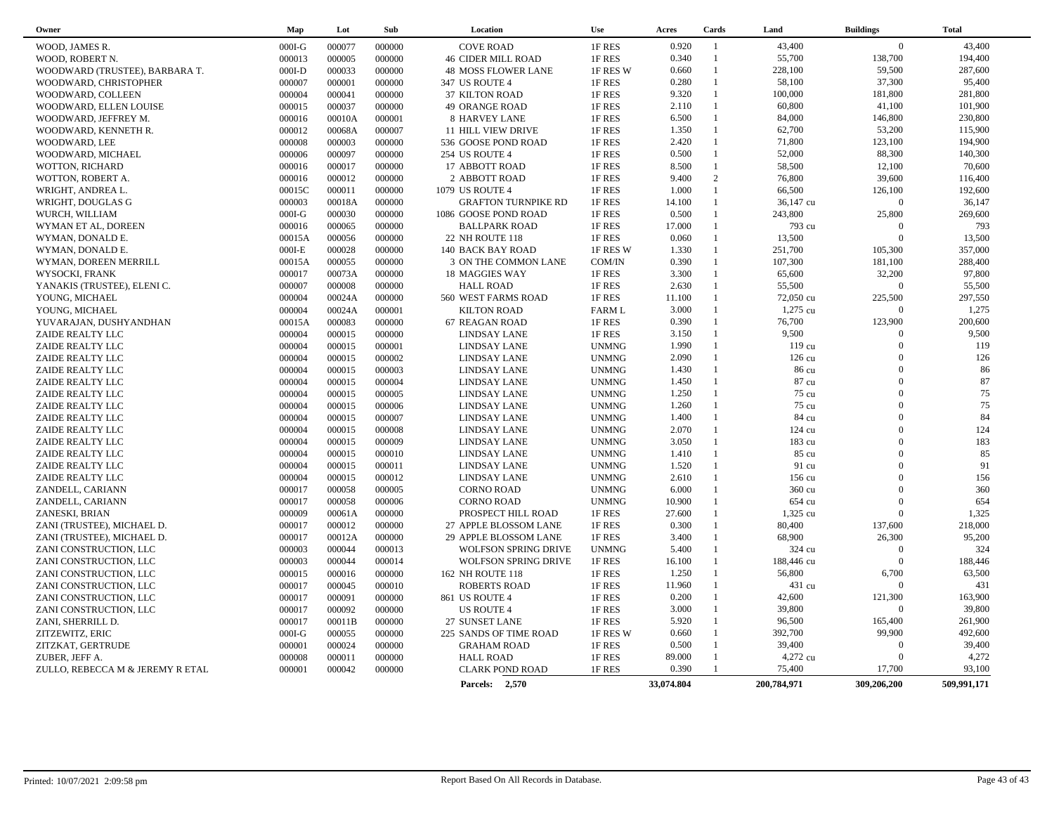| Owner | Map | Lot | Sub | Location | Use | Acres | Cards | Land | Buildings | Total |
|---|---|---|---|---|---|---|---|---|---|---|
| WOOD, JAMES R. | 000I-G | 000077 | 000000 | COVE ROAD | 1F RES | 0.920 | 1 | 43,400 | 0 | 43,400 |
| WOOD, ROBERT N. | 000013 | 000005 | 000000 | 46 CIDER MILL ROAD | 1F RES | 0.340 | 1 | 55,700 | 138,700 | 194,400 |
| WOODWARD (TRUSTEE), BARBARA T. | 000I-D | 000033 | 000000 | 48 MOSS FLOWER LANE | 1F RES W | 0.660 | 1 | 228,100 | 59,500 | 287,600 |
| WOODWARD, CHRISTOPHER | 000007 | 000001 | 000000 | 347 US ROUTE 4 | 1F RES | 0.280 | 1 | 58,100 | 37,300 | 95,400 |
| WOODWARD, COLLEEN | 000004 | 000041 | 000000 | 37 KILTON ROAD | 1F RES | 9.320 | 1 | 100,000 | 181,800 | 281,800 |
| WOODWARD, ELLEN LOUISE | 000015 | 000037 | 000000 | 49 ORANGE ROAD | 1F RES | 2.110 | 1 | 60,800 | 41,100 | 101,900 |
| WOODWARD, JEFFREY M. | 000016 | 00010A | 000001 | 8 HARVEY LANE | 1F RES | 6.500 | 1 | 84,000 | 146,800 | 230,800 |
| WOODWARD, KENNETH R. | 000012 | 00068A | 000007 | 11 HILL VIEW DRIVE | 1F RES | 1.350 | 1 | 62,700 | 53,200 | 115,900 |
| WOODWARD, LEE | 000008 | 000003 | 000000 | 536 GOOSE POND ROAD | 1F RES | 2.420 | 1 | 71,800 | 123,100 | 194,900 |
| WOODWARD, MICHAEL | 000006 | 000097 | 000000 | 254 US ROUTE 4 | 1F RES | 0.500 | 1 | 52,000 | 88,300 | 140,300 |
| WOTTON, RICHARD | 000016 | 000017 | 000000 | 17 ABBOTT ROAD | 1F RES | 8.500 | 1 | 58,500 | 12,100 | 70,600 |
| WOTTON, ROBERT A. | 000016 | 000012 | 000000 | 2 ABBOTT ROAD | 1F RES | 9.400 | 2 | 76,800 | 39,600 | 116,400 |
| WRIGHT, ANDREA L. | 00015C | 000011 | 000000 | 1079 US ROUTE 4 | 1F RES | 1.000 | 1 | 66,500 | 126,100 | 192,600 |
| WRIGHT, DOUGLAS G | 000003 | 00018A | 000000 | GRAFTON TURNPIKE RD | 1F RES | 14.100 | 1 | 36,147 cu | 0 | 36,147 |
| WURCH, WILLIAM | 000I-G | 000030 | 000000 | 1086 GOOSE POND ROAD | 1F RES | 0.500 | 1 | 243,800 | 25,800 | 269,600 |
| WYMAN ET AL, DOREEN | 000016 | 000065 | 000000 | BALLPARK ROAD | 1F RES | 17.000 | 1 | 793 cu | 0 | 793 |
| WYMAN, DONALD E. | 00015A | 000056 | 000000 | 22 NH ROUTE 118 | 1F RES | 0.060 | 1 | 13,500 | 0 | 13,500 |
| WYMAN, DONALD E. | 000I-E | 000028 | 000000 | 140 BACK BAY ROAD | 1F RES W | 1.330 | 1 | 251,700 | 105,300 | 357,000 |
| WYMAN, DOREEN MERRILL | 00015A | 000055 | 000000 | 3 ON THE COMMON LANE | COM/IN | 0.390 | 1 | 107,300 | 181,100 | 288,400 |
| WYSOCKI, FRANK | 000017 | 00073A | 000000 | 18 MAGGIES WAY | 1F RES | 3.300 | 1 | 65,600 | 32,200 | 97,800 |
| YANAKIS (TRUSTEE), ELENI C. | 000007 | 000008 | 000000 | HALL ROAD | 1F RES | 2.630 | 1 | 55,500 | 0 | 55,500 |
| YOUNG, MICHAEL | 000004 | 00024A | 000000 | 560 WEST FARMS ROAD | 1F RES | 11.100 | 1 | 72,050 cu | 225,500 | 297,550 |
| YOUNG, MICHAEL | 000004 | 00024A | 000001 | KILTON ROAD | FARM L | 3.000 | 1 | 1,275 cu | 0 | 1,275 |
| YUVARAJAN, DUSHYANDHAN | 00015A | 000083 | 000000 | 67 REAGAN ROAD | 1F RES | 0.390 | 1 | 76,700 | 123,900 | 200,600 |
| ZAIDE REALTY LLC | 000004 | 000015 | 000000 | LINDSAY LANE | 1F RES | 3.150 | 1 | 9,500 | 0 | 9,500 |
| ZAIDE REALTY LLC | 000004 | 000015 | 000001 | LINDSAY LANE | UNMNG | 1.990 | 1 | 119 cu | 0 | 119 |
| ZAIDE REALTY LLC | 000004 | 000015 | 000002 | LINDSAY LANE | UNMNG | 2.090 | 1 | 126 cu | 0 | 126 |
| ZAIDE REALTY LLC | 000004 | 000015 | 000003 | LINDSAY LANE | UNMNG | 1.430 | 1 | 86 cu | 0 | 86 |
| ZAIDE REALTY LLC | 000004 | 000015 | 000004 | LINDSAY LANE | UNMNG | 1.450 | 1 | 87 cu | 0 | 87 |
| ZAIDE REALTY LLC | 000004 | 000015 | 000005 | LINDSAY LANE | UNMNG | 1.250 | 1 | 75 cu | 0 | 75 |
| ZAIDE REALTY LLC | 000004 | 000015 | 000006 | LINDSAY LANE | UNMNG | 1.260 | 1 | 75 cu | 0 | 75 |
| ZAIDE REALTY LLC | 000004 | 000015 | 000007 | LINDSAY LANE | UNMNG | 1.400 | 1 | 84 cu | 0 | 84 |
| ZAIDE REALTY LLC | 000004 | 000015 | 000008 | LINDSAY LANE | UNMNG | 2.070 | 1 | 124 cu | 0 | 124 |
| ZAIDE REALTY LLC | 000004 | 000015 | 000009 | LINDSAY LANE | UNMNG | 3.050 | 1 | 183 cu | 0 | 183 |
| ZAIDE REALTY LLC | 000004 | 000015 | 000010 | LINDSAY LANE | UNMNG | 1.410 | 1 | 85 cu | 0 | 85 |
| ZAIDE REALTY LLC | 000004 | 000015 | 000011 | LINDSAY LANE | UNMNG | 1.520 | 1 | 91 cu | 0 | 91 |
| ZAIDE REALTY LLC | 000004 | 000015 | 000012 | LINDSAY LANE | UNMNG | 2.610 | 1 | 156 cu | 0 | 156 |
| ZANDELL, CARIANN | 000017 | 000058 | 000005 | CORNO ROAD | UNMNG | 6.000 | 1 | 360 cu | 0 | 360 |
| ZANDELL, CARIANN | 000017 | 000058 | 000006 | CORNO ROAD | UNMNG | 10.900 | 1 | 654 cu | 0 | 654 |
| ZANESKI, BRIAN | 000009 | 00061A | 000000 | PROSPECT HILL ROAD | 1F RES | 27.600 | 1 | 1,325 cu | 0 | 1,325 |
| ZANI (TRUSTEE), MICHAEL D. | 000017 | 000012 | 000000 | 27 APPLE BLOSSOM LANE | 1F RES | 0.300 | 1 | 80,400 | 137,600 | 218,000 |
| ZANI (TRUSTEE), MICHAEL D. | 000017 | 00012A | 000000 | 29 APPLE BLOSSOM LANE | 1F RES | 3.400 | 1 | 68,900 | 26,300 | 95,200 |
| ZANI CONSTRUCTION, LLC | 000003 | 000044 | 000013 | WOLFSON SPRING DRIVE | UNMNG | 5.400 | 1 | 324 cu | 0 | 324 |
| ZANI CONSTRUCTION, LLC | 000003 | 000044 | 000014 | WOLFSON SPRING DRIVE | 1F RES | 16.100 | 1 | 188,446 cu | 0 | 188,446 |
| ZANI CONSTRUCTION, LLC | 000015 | 000016 | 000000 | 162 NH ROUTE 118 | 1F RES | 1.250 | 1 | 56,800 | 6,700 | 63,500 |
| ZANI CONSTRUCTION, LLC | 000017 | 000045 | 000010 | ROBERTS ROAD | 1F RES | 11.960 | 1 | 431 cu | 0 | 431 |
| ZANI CONSTRUCTION, LLC | 000017 | 000091 | 000000 | 861 US ROUTE 4 | 1F RES | 0.200 | 1 | 42,600 | 121,300 | 163,900 |
| ZANI CONSTRUCTION, LLC | 000017 | 000092 | 000000 | US ROUTE 4 | 1F RES | 3.000 | 1 | 39,800 | 0 | 39,800 |
| ZANI, SHERRILL D. | 000017 | 00011B | 000000 | 27 SUNSET LANE | 1F RES | 5.920 | 1 | 96,500 | 165,400 | 261,900 |
| ZITZEWITZ, ERIC | 000I-G | 000055 | 000000 | 225 SANDS OF TIME ROAD | 1F RES W | 0.660 | 1 | 392,700 | 99,900 | 492,600 |
| ZITZKAT, GERTRUDE | 000001 | 000024 | 000000 | GRAHAM ROAD | 1F RES | 0.500 | 1 | 39,400 | 0 | 39,400 |
| ZUBER, JEFF A. | 000008 | 000011 | 000000 | HALL ROAD | 1F RES | 89.000 | 1 | 4,272 cu | 0 | 4,272 |
| ZULLO, REBECCA M & JEREMY R ETAL | 000001 | 000042 | 000000 | CLARK POND ROAD | 1F RES | 0.390 | 1 | 75,400 | 17,700 | 93,100 |
| | | | | **Parcels: 2,570** | | **33,074.804** | | **200,784,971** | **309,206,200** | **509,991,171** |

Printed: 10/07/2021 2:09:58 pm

Report Based On All Records in Database.